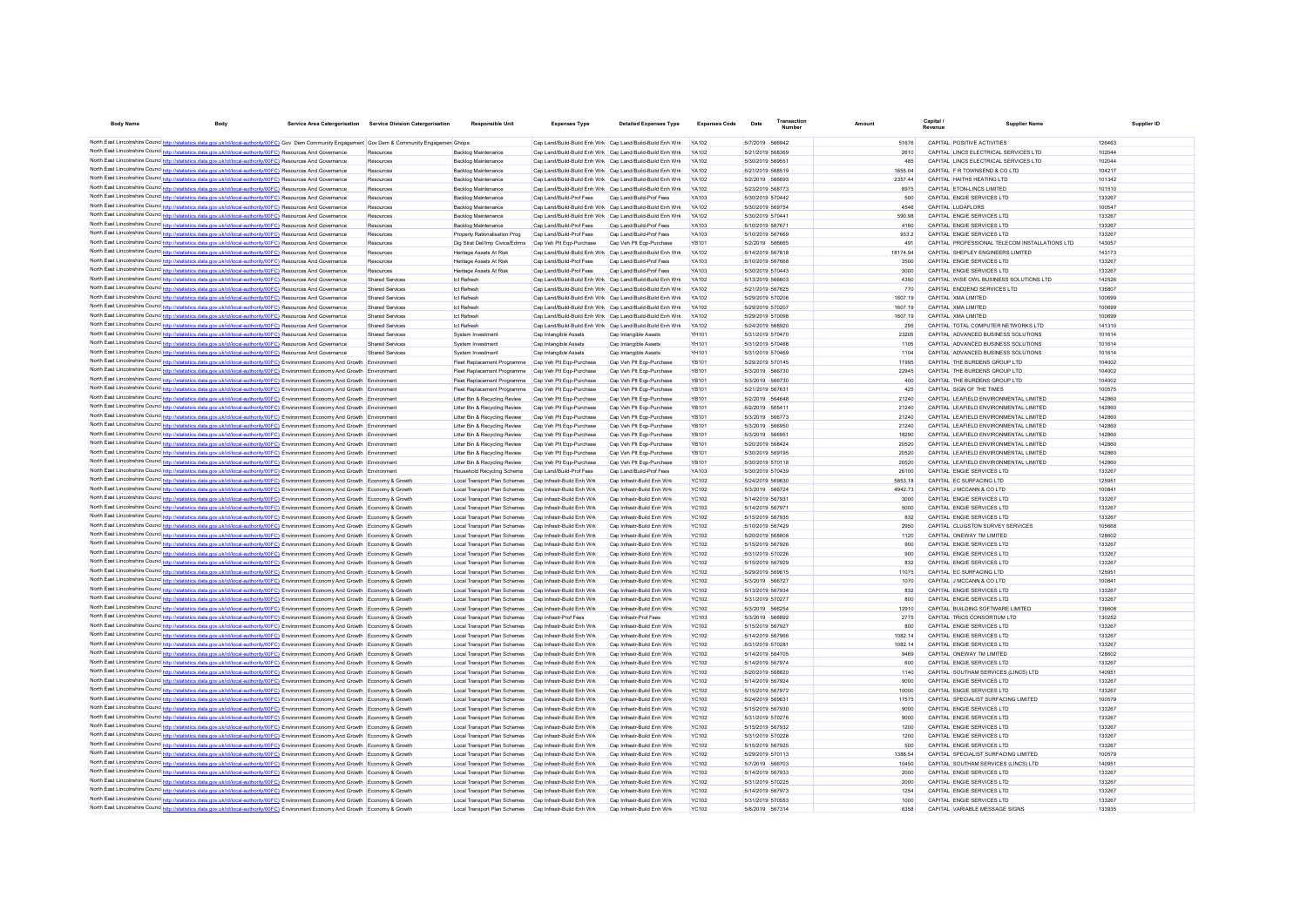| Body Name | Body | Service Area Catergorisation | Service Division Catergorisation | Responsible Unit | Expenses Type | Detailed Expenses Type | Expenses Code | Date | Transaction Number | Amount | Capital / Revenue | Supplier Name | Supplier ID |
|---|---|---|---|---|---|---|---|---|---|---|---|---|---|
| North East Lincolnshire Council | http://statistics.data.gov.uk/id/local-authority/00FC) | Gov Dem Community Engagement | Gov Dem & Community Engagement | Ghops | Cap Land/Build-Build Enh Wrk | Cap Land/Build-Build Enh Wrk | YA102 | 5/7/2019 | 566942 | 51676 | CAPITAL | POSITIVE ACTIVITIES | 126463 |
| North East Lincolnshire Council | http://statistics.data.gov.uk/id/local-authority/00FC) | Resources And Governance | Resources | Backlog Maintenance | Cap Land/Build-Build Enh Wrk | Cap Land/Build-Build Enh Wrk | YA102 | 5/21/2019 | 568369 | 2610 | CAPITAL | LINCS ELECTRICAL SERVICES LTD | 102044 |
| North East Lincolnshire Council | http://statistics.data.gov.uk/id/local-authority/00FC) | Resources And Governance | Resources | Backlog Maintenance | Cap Land/Build-Build Enh Wrk | Cap Land/Build-Build Enh Wrk | YA102 | 5/30/2019 | 569551 | 485 | CAPITAL | LINCS ELECTRICAL SERVICES LTD | 102044 |
| North East Lincolnshire Council | http://statistics.data.gov.uk/id/local-authority/00FC) | Resources And Governance | Resources | Backlog Maintenance | Cap Land/Build-Build Enh Wrk | Cap Land/Build-Build Enh Wrk | YA102 | 5/21/2019 | 568519 | 1655.04 | CAPITAL | F R TOWNSEND & CO LTD | 104217 |
| North East Lincolnshire Council | http://statistics.data.gov.uk/id/local-authority/00FC) | Resources And Governance | Resources | Backlog Maintenance | Cap Land/Build-Build Enh Wrk | Cap Land/Build-Build Enh Wrk | YA102 | 5/2/2019 | 566693 | 2357.44 | CAPITAL | HAITHS HEATING LTD | 101342 |
| North East Lincolnshire Council | http://statistics.data.gov.uk/id/local-authority/00FC) | Resources And Governance | Resources | Backlog Maintenance | Cap Land/Build-Build Enh Wrk | Cap Land/Build-Build Enh Wrk | YA102 | 5/23/2019 | 568773 | 8975 | CAPITAL | ETON-LINCS LIMITED | 101510 |
| North East Lincolnshire Council | http://statistics.data.gov.uk/id/local-authority/00FC) | Resources And Governance | Resources | Backlog Maintenance | Cap Land/Build-Prof Fees | Cap Land/Build-Prof Fees | YA103 | 5/30/2019 | 570442 | 500 | CAPITAL | ENGIE SERVICES LTD | 133267 |
| North East Lincolnshire Council | http://statistics.data.gov.uk/id/local-authority/00FC) | Resources And Governance | Resources | Backlog Maintenance | Cap Land/Build-Build Enh Wrk | Cap Land/Build-Build Enh Wrk | YA102 | 5/30/2019 | 569754 | 4546 | CAPITAL | LUDAFLORS | 100547 |
| North East Lincolnshire Council | http://statistics.data.gov.uk/id/local-authority/00FC) | Resources And Governance | Resources | Backlog Maintenance | Cap Land/Build-Build Enh Wrk | Cap Land/Build-Build Enh Wrk | YA102 | 5/30/2019 | 570441 | 590.98 | CAPITAL | ENGIE SERVICES LTD | 133267 |
| North East Lincolnshire Council | http://statistics.data.gov.uk/id/local-authority/00FC) | Resources And Governance | Resources | Backlog Maintenance | Cap Land/Build-Prof Fees | Cap Land/Build-Prof Fees | YA103 | 5/10/2019 | 567671 | 4160 | CAPITAL | ENGIE SERVICES LTD | 133267 |
| North East Lincolnshire Council | http://statistics.data.gov.uk/id/local-authority/00FC) | Resources And Governance | Resources | Property Rationalisation Prog | Cap Land/Build-Prof Fees | Cap Land/Build-Prof Fees | YA103 | 5/10/2019 | 567669 | 933.2 | CAPITAL | ENGIE SERVICES LTD | 133267 |
| North East Lincolnshire Council | http://statistics.data.gov.uk/id/local-authority/00FC) | Resources And Governance | Resources | Dig Strat Del/Imp Civica/Edrms | Cap Veh Plt Eqp-Purchase | Cap Veh Plt Eqp-Purchase | YB101 | 5/2/2019 | 566665 | 491 | CAPITAL | PROFESSIONAL TELECOM INSTALLATIONS LTD | 143057 |
| North East Lincolnshire Council | http://statistics.data.gov.uk/id/local-authority/00FC) | Resources And Governance | Resources | Heritage Assets At Risk | Cap Land/Build-Build Enh Wrk | Cap Land/Build-Build Enh Wrk | YA102 | 5/14/2019 | 567818 | 18174.94 | CAPITAL | SHEPLEY ENGINEERS LIMITED | 143173 |
| North East Lincolnshire Council | http://statistics.data.gov.uk/id/local-authority/00FC) | Resources And Governance | Resources | Heritage Assets At Risk | Cap Land/Build-Prof Fees | Cap Land/Build-Prof Fees | YA103 | 5/10/2019 | 567668 | 3500 | CAPITAL | ENGIE SERVICES LTD | 133267 |
| North East Lincolnshire Council | http://statistics.data.gov.uk/id/local-authority/00FC) | Resources And Governance | Resources | Heritage Assets At Risk | Cap Land/Build-Prof Fees | Cap Land/Build-Prof Fees | YA103 | 5/30/2019 | 570443 | 3000 | CAPITAL | ENGIE SERVICES LTD | 133267 |
| North East Lincolnshire Council | http://statistics.data.gov.uk/id/local-authority/00FC) | Resources And Governance | Shared Services | Ict Refresh | Cap Land/Build-Build Enh Wrk | Cap Land/Build-Build Enh Wrk | YA102 | 5/13/2019 | 566603 | 4350 | CAPITAL | WISE OWL BUSINESS SOLUTIONS LTD | 142526 |
| North East Lincolnshire Council | http://statistics.data.gov.uk/id/local-authority/00FC) | Resources And Governance | Shared Services | Ict Refresh | Cap Land/Build-Build Enh Wrk | Cap Land/Build-Build Enh Wrk | YA102 | 5/21/2019 | 567825 | 770 | CAPITAL | END2END SERVICES LTD | 136807 |
| North East Lincolnshire Council | http://statistics.data.gov.uk/id/local-authority/00FC) | Resources And Governance | Shared Services | Ict Refresh | Cap Land/Build-Build Enh Wrk | Cap Land/Build-Build Enh Wrk | YA102 | 5/29/2019 | 570206 | 1607.19 | CAPITAL | XMA LIMITED | 100699 |
| North East Lincolnshire Council | http://statistics.data.gov.uk/id/local-authority/00FC) | Resources And Governance | Shared Services | Ict Refresh | Cap Land/Build-Build Enh Wrk | Cap Land/Build-Build Enh Wrk | YA102 | 5/29/2019 | 570207 | 1607.19 | CAPITAL | XMA LIMITED | 100699 |
| North East Lincolnshire Council | http://statistics.data.gov.uk/id/local-authority/00FC) | Resources And Governance | Shared Services | Ict Refresh | Cap Land/Build-Build Enh Wrk | Cap Land/Build-Build Enh Wrk | YA102 | 5/29/2019 | 570098 | 1607.19 | CAPITAL | XMA LIMITED | 100699 |
| North East Lincolnshire Council | http://statistics.data.gov.uk/id/local-authority/00FC) | Resources And Governance | Shared Services | Ict Refresh | Cap Land/Build-Build Enh Wrk | Cap Land/Build-Build Enh Wrk | YA102 | 5/24/2019 | 568920 | 295 | CAPITAL | TOTAL COMPUTER NETWORKS LTD | 141310 |
| North East Lincolnshire Council | http://statistics.data.gov.uk/id/local-authority/00FC) | Resources And Governance | Shared Services | System Investment | Cap Intangible Assets | Cap Intangible Assets | YH101 | 5/31/2019 | 570470 | 23205 | CAPITAL | ADVANCED BUSINESS SOLUTIONS | 101614 |
| North East Lincolnshire Council | http://statistics.data.gov.uk/id/local-authority/00FC) | Resources And Governance | Shared Services | System Investment | Cap Intangible Assets | Cap Intangible Assets | YH101 | 5/31/2019 | 570468 | 1105 | CAPITAL | ADVANCED BUSINESS SOLUTIONS | 101614 |
| North East Lincolnshire Council | http://statistics.data.gov.uk/id/local-authority/00FC) | Resources And Governance | Shared Services | System Investment | Cap Intangible Assets | Cap Intangible Assets | YH101 | 5/31/2019 | 570469 | 1104 | CAPITAL | ADVANCED BUSINESS SOLUTIONS | 101614 |
| North East Lincolnshire Council | http://statistics.data.gov.uk/id/local-authority/00FC) | Environment Economy And Growth | Environment | Fleet Replacement Programme | Cap Veh Plt Eqp-Purchase | Cap Veh Plt Eqp-Purchase | YB101 | 5/29/2019 | 570145 | 11995 | CAPITAL | THE BURDENS GROUP LTD | 104002 |
| North East Lincolnshire Council | http://statistics.data.gov.uk/id/local-authority/00FC) | Environment Economy And Growth | Environment | Fleet Replacement Programme | Cap Veh Plt Eqp-Purchase | Cap Veh Plt Eqp-Purchase | YB101 | 5/3/2019 | 566730 | 22945 | CAPITAL | THE BURDENS GROUP LTD | 104002 |
| North East Lincolnshire Council | http://statistics.data.gov.uk/id/local-authority/00FC) | Environment Economy And Growth | Environment | Fleet Replacement Programme | Cap Veh Plt Eqp-Purchase | Cap Veh Plt Eqp-Purchase | YB101 | 5/3/2019 | 566730 | 400 | CAPITAL | THE BURDENS GROUP LTD | 104002 |
| North East Lincolnshire Council | http://statistics.data.gov.uk/id/local-authority/00FC) | Environment Economy And Growth | Environment | Fleet Replacement Programme | Cap Veh Plt Eqp-Purchase | Cap Veh Plt Eqp-Purchase | YB101 | 5/21/2019 | 567631 | 425 | CAPITAL | SIGN OF THE TIMES | 100575 |
| North East Lincolnshire Council | http://statistics.data.gov.uk/id/local-authority/00FC) | Environment Economy And Growth | Environment | Litter Bin & Recycling Review | Cap Veh Plt Eqp-Purchase | Cap Veh Plt Eqp-Purchase | YB101 | 5/2/2019 | 564648 | 21240 | CAPITAL | LEAFIELD ENVIRONMENTAL LIMITED | 142860 |
| North East Lincolnshire Council | http://statistics.data.gov.uk/id/local-authority/00FC) | Environment Economy And Growth | Environment | Litter Bin & Recycling Review | Cap Veh Plt Eqp-Purchase | Cap Veh Plt Eqp-Purchase | YB101 | 5/2/2019 | 565411 | 21240 | CAPITAL | LEAFIELD ENVIRONMENTAL LIMITED | 142860 |
| North East Lincolnshire Council | http://statistics.data.gov.uk/id/local-authority/00FC) | Environment Economy And Growth | Environment | Litter Bin & Recycling Review | Cap Veh Plt Eqp-Purchase | Cap Veh Plt Eqp-Purchase | YB101 | 5/3/2019 | 566773 | 21240 | CAPITAL | LEAFIELD ENVIRONMENTAL LIMITED | 142860 |
| North East Lincolnshire Council | http://statistics.data.gov.uk/id/local-authority/00FC) | Environment Economy And Growth | Environment | Litter Bin & Recycling Review | Cap Veh Plt Eqp-Purchase | Cap Veh Plt Eqp-Purchase | YB101 | 5/3/2019 | 566950 | 21240 | CAPITAL | LEAFIELD ENVIRONMENTAL LIMITED | 142860 |
| North East Lincolnshire Council | http://statistics.data.gov.uk/id/local-authority/00FC) | Environment Economy And Growth | Environment | Litter Bin & Recycling Review | Cap Veh Plt Eqp-Purchase | Cap Veh Plt Eqp-Purchase | YB101 | 5/3/2019 | 566951 | 18290 | CAPITAL | LEAFIELD ENVIRONMENTAL LIMITED | 142860 |
| North East Lincolnshire Council | http://statistics.data.gov.uk/id/local-authority/00FC) | Environment Economy And Growth | Environment | Litter Bin & Recycling Review | Cap Veh Plt Eqp-Purchase | Cap Veh Plt Eqp-Purchase | YB101 | 5/20/2019 | 568424 | 20520 | CAPITAL | LEAFIELD ENVIRONMENTAL LIMITED | 142860 |
| North East Lincolnshire Council | http://statistics.data.gov.uk/id/local-authority/00FC) | Environment Economy And Growth | Environment | Litter Bin & Recycling Review | Cap Veh Plt Eqp-Purchase | Cap Veh Plt Eqp-Purchase | YB101 | 5/30/2019 | 569195 | 20520 | CAPITAL | LEAFIELD ENVIRONMENTAL LIMITED | 142860 |
| North East Lincolnshire Council | http://statistics.data.gov.uk/id/local-authority/00FC) | Environment Economy And Growth | Environment | Litter Bin & Recycling Review | Cap Veh Plt Eqp-Purchase | Cap Veh Plt Eqp-Purchase | YB101 | 5/30/2019 | 570118 | 20520 | CAPITAL | LEAFIELD ENVIRONMENTAL LIMITED | 142860 |
| North East Lincolnshire Council | http://statistics.data.gov.uk/id/local-authority/00FC) | Environment Economy And Growth | Environment | Household Recycling Scheme | Cap Land/Build-Prof Fees | Cap Land/Build-Prof Fees | YA103 | 5/30/2019 | 570439 | 26100 | CAPITAL | ENGIE SERVICES LTD | 133267 |
| North East Lincolnshire Council | http://statistics.data.gov.uk/id/local-authority/00FC) | Environment Economy And Growth | Economy & Growth | Local Transport Plan Schemes | Cap Infrastr-Build Enh Wrk | Cap Infrastr-Build Enh Wrk | YC102 | 5/24/2019 | 569630 | 5853.18 | CAPITAL | EC SURFACING LTD | 125951 |
| North East Lincolnshire Council | http://statistics.data.gov.uk/id/local-authority/00FC) | Environment Economy And Growth | Economy & Growth | Local Transport Plan Schemes | Cap Infrastr-Build Enh Wrk | Cap Infrastr-Build Enh Wrk | YC102 | 5/3/2019 | 566724 | 4942.73 | CAPITAL | J MCCANN & CO LTD | 100841 |
| North East Lincolnshire Council | http://statistics.data.gov.uk/id/local-authority/00FC) | Environment Economy And Growth | Economy & Growth | Local Transport Plan Schemes | Cap Infrastr-Build Enh Wrk | Cap Infrastr-Build Enh Wrk | YC102 | 5/14/2019 | 567931 | 3000 | CAPITAL | ENGIE SERVICES LTD | 133267 |
| North East Lincolnshire Council | http://statistics.data.gov.uk/id/local-authority/00FC) | Environment Economy And Growth | Economy & Growth | Local Transport Plan Schemes | Cap Infrastr-Build Enh Wrk | Cap Infrastr-Build Enh Wrk | YC102 | 5/14/2019 | 567971 | 5000 | CAPITAL | ENGIE SERVICES LTD | 133267 |
| North East Lincolnshire Council | http://statistics.data.gov.uk/id/local-authority/00FC) | Environment Economy And Growth | Economy & Growth | Local Transport Plan Schemes | Cap Infrastr-Build Enh Wrk | Cap Infrastr-Build Enh Wrk | YC102 | 5/15/2019 | 567935 | 832 | CAPITAL | ENGIE SERVICES LTD | 133267 |
| North East Lincolnshire Council | http://statistics.data.gov.uk/id/local-authority/00FC) | Environment Economy And Growth | Economy & Growth | Local Transport Plan Schemes | Cap Infrastr-Build Enh Wrk | Cap Infrastr-Build Enh Wrk | YC102 | 5/10/2019 | 567429 | 2950 | CAPITAL | CLUGSTON SURVEY SERVICES | 105668 |
| North East Lincolnshire Council | http://statistics.data.gov.uk/id/local-authority/00FC) | Environment Economy And Growth | Economy & Growth | Local Transport Plan Schemes | Cap Infrastr-Build Enh Wrk | Cap Infrastr-Build Enh Wrk | YC102 | 5/20/2019 | 568808 | 1120 | CAPITAL | ONEWAY TM LIMITED | 128602 |
| North East Lincolnshire Council | http://statistics.data.gov.uk/id/local-authority/00FC) | Environment Economy And Growth | Economy & Growth | Local Transport Plan Schemes | Cap Infrastr-Build Enh Wrk | Cap Infrastr-Build Enh Wrk | YC102 | 5/15/2019 | 567926 | 900 | CAPITAL | ENGIE SERVICES LTD | 133267 |
| North East Lincolnshire Council | http://statistics.data.gov.uk/id/local-authority/00FC) | Environment Economy And Growth | Economy & Growth | Local Transport Plan Schemes | Cap Infrastr-Build Enh Wrk | Cap Infrastr-Build Enh Wrk | YC102 | 5/31/2019 | 570226 | 900 | CAPITAL | ENGIE SERVICES LTD | 133267 |
| North East Lincolnshire Council | http://statistics.data.gov.uk/id/local-authority/00FC) | Environment Economy And Growth | Economy & Growth | Local Transport Plan Schemes | Cap Infrastr-Build Enh Wrk | Cap Infrastr-Build Enh Wrk | YC102 | 5/15/2019 | 567929 | 832 | CAPITAL | ENGIE SERVICES LTD | 133267 |
| North East Lincolnshire Council | http://statistics.data.gov.uk/id/local-authority/00FC) | Environment Economy And Growth | Economy & Growth | Local Transport Plan Schemes | Cap Infrastr-Build Enh Wrk | Cap Infrastr-Build Enh Wrk | YC102 | 5/29/2019 | 569615 | 11075 | CAPITAL | EC SURFACING LTD | 125951 |
| North East Lincolnshire Council | http://statistics.data.gov.uk/id/local-authority/00FC) | Environment Economy And Growth | Economy & Growth | Local Transport Plan Schemes | Cap Infrastr-Build Enh Wrk | Cap Infrastr-Build Enh Wrk | YC102 | 5/3/2019 | 566727 | 1070 | CAPITAL | J MCCANN & CO LTD | 100841 |
| North East Lincolnshire Council | http://statistics.data.gov.uk/id/local-authority/00FC) | Environment Economy And Growth | Economy & Growth | Local Transport Plan Schemes | Cap Infrastr-Build Enh Wrk | Cap Infrastr-Build Enh Wrk | YC102 | 5/13/2019 | 567934 | 832 | CAPITAL | ENGIE SERVICES LTD | 133267 |
| North East Lincolnshire Council | http://statistics.data.gov.uk/id/local-authority/00FC) | Environment Economy And Growth | Economy & Growth | Local Transport Plan Schemes | Cap Infrastr-Build Enh Wrk | Cap Infrastr-Build Enh Wrk | YC102 | 5/31/2019 | 570277 | 800 | CAPITAL | ENGIE SERVICES LTD | 133267 |
| North East Lincolnshire Council | http://statistics.data.gov.uk/id/local-authority/00FC) | Environment Economy And Growth | Economy & Growth | Local Transport Plan Schemes | Cap Infrastr-Build Enh Wrk | Cap Infrastr-Build Enh Wrk | YC102 | 5/3/2019 | 566254 | 12910 | CAPITAL | BUILDING SOFTWARE LIMITED | 136608 |
| North East Lincolnshire Council | http://statistics.data.gov.uk/id/local-authority/00FC) | Environment Economy And Growth | Economy & Growth | Local Transport Plan Schemes | Cap Infrastr-Prof Fees | Cap Infrastr-Prof Fees | YC103 | 5/3/2019 | 566892 | 2775 | CAPITAL | TRICS CONSORTIUM LTD | 130252 |
| North East Lincolnshire Council | http://statistics.data.gov.uk/id/local-authority/00FC) | Environment Economy And Growth | Economy & Growth | Local Transport Plan Schemes | Cap Infrastr-Build Enh Wrk | Cap Infrastr-Build Enh Wrk | YC102 | 5/15/2019 | 567927 | 800 | CAPITAL | ENGIE SERVICES LTD | 133267 |
| North East Lincolnshire Council | http://statistics.data.gov.uk/id/local-authority/00FC) | Environment Economy And Growth | Economy & Growth | Local Transport Plan Schemes | Cap Infrastr-Build Enh Wrk | Cap Infrastr-Build Enh Wrk | YC102 | 5/14/2019 | 567966 | 1082.14 | CAPITAL | ENGIE SERVICES LTD | 133267 |
| North East Lincolnshire Council | http://statistics.data.gov.uk/id/local-authority/00FC) | Environment Economy And Growth | Economy & Growth | Local Transport Plan Schemes | Cap Infrastr-Build Enh Wrk | Cap Infrastr-Build Enh Wrk | YC102 | 5/31/2019 | 570281 | 1082.14 | CAPITAL | ENGIE SERVICES LTD | 133267 |
| North East Lincolnshire Council | http://statistics.data.gov.uk/id/local-authority/00FC) | Environment Economy And Growth | Economy & Growth | Local Transport Plan Schemes | Cap Infrastr-Build Enh Wrk | Cap Infrastr-Build Enh Wrk | YC102 | 5/14/2019 | 564705 | 9469 | CAPITAL | ONEWAY TM LIMITED | 128602 |
| North East Lincolnshire Council | http://statistics.data.gov.uk/id/local-authority/00FC) | Environment Economy And Growth | Economy & Growth | Local Transport Plan Schemes | Cap Infrastr-Build Enh Wrk | Cap Infrastr-Build Enh Wrk | YC102 | 5/14/2019 | 567974 | 600 | CAPITAL | ENGIE SERVICES LTD | 133267 |
| North East Lincolnshire Council | http://statistics.data.gov.uk/id/local-authority/00FC) | Environment Economy And Growth | Economy & Growth | Local Transport Plan Schemes | Cap Infrastr-Build Enh Wrk | Cap Infrastr-Build Enh Wrk | YC102 | 5/20/2019 | 568820 | 1140 | CAPITAL | SOUTHAM SERVICES (LINCS) LTD | 140951 |
| North East Lincolnshire Council | http://statistics.data.gov.uk/id/local-authority/00FC) | Environment Economy And Growth | Economy & Growth | Local Transport Plan Schemes | Cap Infrastr-Build Enh Wrk | Cap Infrastr-Build Enh Wrk | YC102 | 5/14/2019 | 567924 | 9000 | CAPITAL | ENGIE SERVICES LTD | 133267 |
| North East Lincolnshire Council | http://statistics.data.gov.uk/id/local-authority/00FC) | Environment Economy And Growth | Economy & Growth | Local Transport Plan Schemes | Cap Infrastr-Build Enh Wrk | Cap Infrastr-Build Enh Wrk | YC102 | 5/15/2019 | 567972 | 10000 | CAPITAL | ENGIE SERVICES LTD | 133267 |
| North East Lincolnshire Council | http://statistics.data.gov.uk/id/local-authority/00FC) | Environment Economy And Growth | Economy & Growth | Local Transport Plan Schemes | Cap Infrastr-Build Enh Wrk | Cap Infrastr-Build Enh Wrk | YC102 | 5/24/2019 | 569631 | 17575 | CAPITAL | SPECIALIST SURFACING LIMITED | 100579 |
| North East Lincolnshire Council | http://statistics.data.gov.uk/id/local-authority/00FC) | Environment Economy And Growth | Economy & Growth | Local Transport Plan Schemes | Cap Infrastr-Build Enh Wrk | Cap Infrastr-Build Enh Wrk | YC102 | 5/15/2019 | 567930 | 9000 | CAPITAL | ENGIE SERVICES LTD | 133267 |
| North East Lincolnshire Council | http://statistics.data.gov.uk/id/local-authority/00FC) | Environment Economy And Growth | Economy & Growth | Local Transport Plan Schemes | Cap Infrastr-Build Enh Wrk | Cap Infrastr-Build Enh Wrk | YC102 | 5/31/2019 | 570278 | 9000 | CAPITAL | ENGIE SERVICES LTD | 133267 |
| North East Lincolnshire Council | http://statistics.data.gov.uk/id/local-authority/00FC) | Environment Economy And Growth | Economy & Growth | Local Transport Plan Schemes | Cap Infrastr-Build Enh Wrk | Cap Infrastr-Build Enh Wrk | YC102 | 5/15/2019 | 567932 | 1200 | CAPITAL | ENGIE SERVICES LTD | 133267 |
| North East Lincolnshire Council | http://statistics.data.gov.uk/id/local-authority/00FC) | Environment Economy And Growth | Economy & Growth | Local Transport Plan Schemes | Cap Infrastr-Build Enh Wrk | Cap Infrastr-Build Enh Wrk | YC102 | 5/31/2019 | 570228 | 1200 | CAPITAL | ENGIE SERVICES LTD | 133267 |
| North East Lincolnshire Council | http://statistics.data.gov.uk/id/local-authority/00FC) | Environment Economy And Growth | Economy & Growth | Local Transport Plan Schemes | Cap Infrastr-Build Enh Wrk | Cap Infrastr-Build Enh Wrk | YC102 | 5/15/2019 | 567925 | 500 | CAPITAL | ENGIE SERVICES LTD | 133267 |
| North East Lincolnshire Council | http://statistics.data.gov.uk/id/local-authority/00FC) | Environment Economy And Growth | Economy & Growth | Local Transport Plan Schemes | Cap Infrastr-Build Enh Wrk | Cap Infrastr-Build Enh Wrk | YC102 | 5/29/2019 | 570113 | 1388.54 | CAPITAL | SPECIALIST SURFACING LIMITED | 100579 |
| North East Lincolnshire Council | http://statistics.data.gov.uk/id/local-authority/00FC) | Environment Economy And Growth | Economy & Growth | Local Transport Plan Schemes | Cap Infrastr-Build Enh Wrk | Cap Infrastr-Build Enh Wrk | YC102 | 5/7/2019 | 566703 | 10450 | CAPITAL | SOUTHAM SERVICES (LINCS) LTD | 140951 |
| North East Lincolnshire Council | http://statistics.data.gov.uk/id/local-authority/00FC) | Environment Economy And Growth | Economy & Growth | Local Transport Plan Schemes | Cap Infrastr-Build Enh Wrk | Cap Infrastr-Build Enh Wrk | YC102 | 5/14/2019 | 567933 | 2000 | CAPITAL | ENGIE SERVICES LTD | 133267 |
| North East Lincolnshire Council | http://statistics.data.gov.uk/id/local-authority/00FC) | Environment Economy And Growth | Economy & Growth | Local Transport Plan Schemes | Cap Infrastr-Build Enh Wrk | Cap Infrastr-Build Enh Wrk | YC102 | 5/31/2019 | 570225 | 2000 | CAPITAL | ENGIE SERVICES LTD | 133267 |
| North East Lincolnshire Council | http://statistics.data.gov.uk/id/local-authority/00FC) | Environment Economy And Growth | Economy & Growth | Local Transport Plan Schemes | Cap Infrastr-Build Enh Wrk | Cap Infrastr-Build Enh Wrk | YC102 | 5/14/2019 | 567973 | 1254 | CAPITAL | ENGIE SERVICES LTD | 133267 |
| North East Lincolnshire Council | http://statistics.data.gov.uk/id/local-authority/00FC) | Environment Economy And Growth | Economy & Growth | Local Transport Plan Schemes | Cap Infrastr-Build Enh Wrk | Cap Infrastr-Build Enh Wrk | YC102 | 5/31/2019 | 570553 | 1000 | CAPITAL | ENGIE SERVICES LTD | 133267 |
| North East Lincolnshire Council | http://statistics.data.gov.uk/id/local-authority/00FC) | Environment Economy And Growth | Economy & Growth | Local Transport Plan Schemes | Cap Infrastr-Build Enh Wrk | Cap Infrastr-Build Enh Wrk | YC102 | 5/8/2019 | 567314 | 6358 | CAPITAL | VARIABLE MESSAGE SIGNS | 133935 |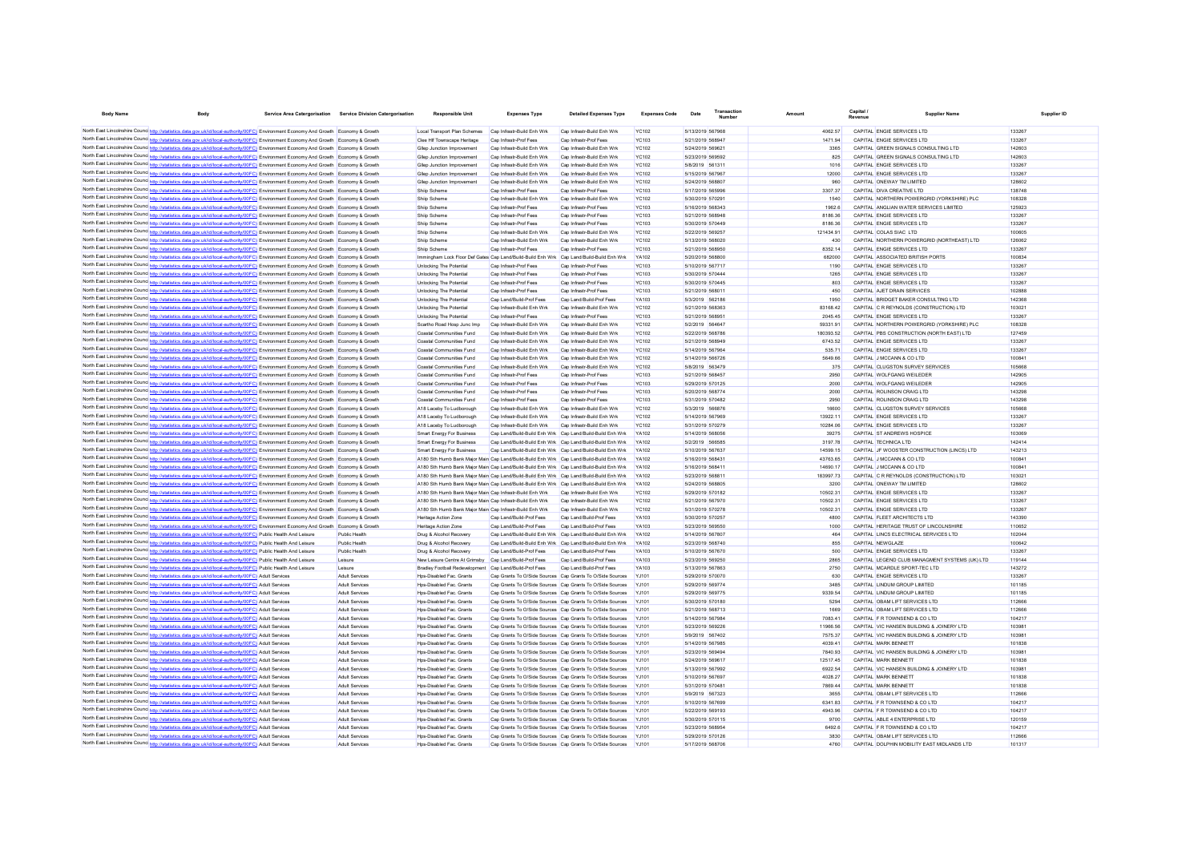| Body Name | Body | Service Area Catergorisation | Service Division Catergorisation | Responsible Unit | Expenses Type | Detailed Expenses Type | Expenses Code | Date | Transaction Number | Amount | Capital / Revenue | Supplier Name | Supplier ID |
|---|---|---|---|---|---|---|---|---|---|---|---|---|---|
| North East Lincolnshire Council | http://statistics.data.gov.uk/id/local-authority/00FC) | Environment Economy And Growth | Economy & Growth | Local Transport Plan Schemes | Cap Infrastr-Build Enh Wrk | Cap Infrastr-Build Enh Wrk | YC102 | 5/13/2019 | 567968 | 4062.57 | CAPITAL | ENGIE SERVICES LTD | 133267 |
| North East Lincolnshire Council | http://statistics.data.gov.uk/id/local-authority/00FC) | Environment Economy And Growth | Economy & Growth | Clee Hf Townscape Heritage | Cap Infrastr-Prof Fees | Cap Infrastr-Prof Fees | YC103 | 5/21/2019 | 568947 | 1471.94 | CAPITAL | ENGIE SERVICES LTD | 133267 |
| North East Lincolnshire Council | http://statistics.data.gov.uk/id/local-authority/00FC) | Environment Economy And Growth | Economy & Growth | Gilep Junction Improvement | Cap Infrastr-Build Enh Wrk | Cap Infrastr-Build Enh Wrk | YC102 | 5/24/2019 | 569621 | 3365 | CAPITAL | GREEN SIGNALS CONSULTING LTD | 142603 |
| North East Lincolnshire Council | http://statistics.data.gov.uk/id/local-authority/00FC) | Environment Economy And Growth | Economy & Growth | Gilep Junction Improvement | Cap Infrastr-Build Enh Wrk | Cap Infrastr-Build Enh Wrk | YC102 | 5/23/2019 | 569592 | 825 | CAPITAL | GREEN SIGNALS CONSULTING LTD | 142603 |
| North East Lincolnshire Council | http://statistics.data.gov.uk/id/local-authority/00FC) | Environment Economy And Growth | Economy & Growth | Gilep Junction Improvement | Cap Infrastr-Build Enh Wrk | Cap Infrastr-Build Enh Wrk | YC102 | 5/8/2019 | 561311 | 1016 | CAPITAL | ENGIE SERVICES LTD | 133267 |
| North East Lincolnshire Council | http://statistics.data.gov.uk/id/local-authority/00FC) | Environment Economy And Growth | Economy & Growth | Gilep Junction Improvement | Cap Infrastr-Build Enh Wrk | Cap Infrastr-Build Enh Wrk | YC102 | 5/15/2019 | 567967 | 12000 | CAPITAL | ENGIE SERVICES LTD | 133267 |
| North East Lincolnshire Council | http://statistics.data.gov.uk/id/local-authority/00FC) | Environment Economy And Growth | Economy & Growth | Gilep Junction Improvement | Cap Infrastr-Build Enh Wrk | Cap Infrastr-Build Enh Wrk | YC102 | 5/24/2019 | 568807 | 960 | CAPITAL | ONEWAY TM LIMITED | 128602 |
| North East Lincolnshire Council | http://statistics.data.gov.uk/id/local-authority/00FC) | Environment Economy And Growth | Economy & Growth | Shiip Scheme | Cap Infrastr-Prof Fees | Cap Infrastr-Prof Fees | YC103 | 5/17/2019 | 565996 | 3307.37 | CAPITAL | DIVA CREATIVE LTD | 138748 |
| North East Lincolnshire Council | http://statistics.data.gov.uk/id/local-authority/00FC) | Environment Economy And Growth | Economy & Growth | Shiip Scheme | Cap Infrastr-Build Enh Wrk | Cap Infrastr-Build Enh Wrk | YC102 | 5/30/2019 | 570291 | 1540 | CAPITAL | NORTHERN POWERGRID (YORKSHIRE) PLC | 108328 |
| North East Lincolnshire Council | http://statistics.data.gov.uk/id/local-authority/00FC) | Environment Economy And Growth | Economy & Growth | Shiip Scheme | Cap Infrastr-Prof Fees | Cap Infrastr-Prof Fees | YC103 | 5/16/2019 | 568343 | 1962.6 | CAPITAL | ANGLIAN WATER SERVICES LIMITED | 125923 |
| North East Lincolnshire Council | http://statistics.data.gov.uk/id/local-authority/00FC) | Environment Economy And Growth | Economy & Growth | Shiip Scheme | Cap Infrastr-Prof Fees | Cap Infrastr-Prof Fees | YC103 | 5/21/2019 | 568948 | 8188.36 | CAPITAL | ENGIE SERVICES LTD | 133267 |
| North East Lincolnshire Council | http://statistics.data.gov.uk/id/local-authority/00FC) | Environment Economy And Growth | Economy & Growth | Shiip Scheme | Cap Infrastr-Prof Fees | Cap Infrastr-Prof Fees | YC103 | 5/30/2019 | 570449 | 8188.36 | CAPITAL | ENGIE SERVICES LTD | 133267 |
| North East Lincolnshire Council | http://statistics.data.gov.uk/id/local-authority/00FC) | Environment Economy And Growth | Economy & Growth | Shiip Scheme | Cap Infrastr-Build Enh Wrk | Cap Infrastr-Build Enh Wrk | YC102 | 5/22/2019 | 569257 | 121434.91 | CAPITAL | COLAS SIAC LTD | 100605 |
| North East Lincolnshire Council | http://statistics.data.gov.uk/id/local-authority/00FC) | Environment Economy And Growth | Economy & Growth | Shiip Scheme | Cap Infrastr-Build Enh Wrk | Cap Infrastr-Build Enh Wrk | YC102 | 5/13/2019 | 568020 | 430 | CAPITAL | NORTHERN POWERGRID (NORTHEAST) LTD | 126062 |
| North East Lincolnshire Council | http://statistics.data.gov.uk/id/local-authority/00FC) | Environment Economy And Growth | Economy & Growth | Shiip Scheme | Cap Infrastr-Prof Fees | Cap Infrastr-Prof Fees | YC103 | 5/21/2019 | 568950 | 8352.14 | CAPITAL | ENGIE SERVICES LTD | 133267 |
| North East Lincolnshire Council | http://statistics.data.gov.uk/id/local-authority/00FC) | Environment Economy And Growth | Economy & Growth | Immingham Lock Floor Def Gates | Cap Land/Build-Build Enh Wrk | Cap Land/Build-Build Enh Wrk | YA102 | 5/20/2019 | 568800 | 682000 | CAPITAL | ASSOCIATED BRITISH PORTS | 100834 |
| North East Lincolnshire Council | http://statistics.data.gov.uk/id/local-authority/00FC) | Environment Economy And Growth | Economy & Growth | Unlocking The Potential | Cap Infrastr-Prof Fees | Cap Infrastr-Prof Fees | YC103 | 5/10/2019 | 567717 | 1190 | CAPITAL | ENGIE SERVICES LTD | 133267 |
| North East Lincolnshire Council | http://statistics.data.gov.uk/id/local-authority/00FC) | Environment Economy And Growth | Economy & Growth | Unlocking The Potential | Cap Infrastr-Prof Fees | Cap Infrastr-Prof Fees | YC103 | 5/30/2019 | 570444 | 1265 | CAPITAL | ENGIE SERVICES LTD | 133267 |
| North East Lincolnshire Council | http://statistics.data.gov.uk/id/local-authority/00FC) | Environment Economy And Growth | Economy & Growth | Unlocking The Potential | Cap Infrastr-Prof Fees | Cap Infrastr-Prof Fees | YC103 | 5/30/2019 | 570445 | 803 | CAPITAL | ENGIE SERVICES LTD | 133267 |
| North East Lincolnshire Council | http://statistics.data.gov.uk/id/local-authority/00FC) | Environment Economy And Growth | Economy & Growth | Unlocking The Potential | Cap Infrastr-Prof Fees | Cap Infrastr-Prof Fees | YC103 | 5/21/2019 | 568011 | 450 | CAPITAL | AJET DRAIN SERVICES | 102888 |
| North East Lincolnshire Council | http://statistics.data.gov.uk/id/local-authority/00FC) | Environment Economy And Growth | Economy & Growth | Unlocking The Potential | Cap Land/Build-Prof Fees | Cap Land/Build-Prof Fees | YA103 | 5/3/2019 | 562186 | 1950 | CAPITAL | BRIDGET BAKER CONSULTING LTD | 142368 |
| North East Lincolnshire Council | http://statistics.data.gov.uk/id/local-authority/00FC) | Environment Economy And Growth | Economy & Growth | Unlocking The Potential | Cap Infrastr-Build Enh Wrk | Cap Infrastr-Build Enh Wrk | YC102 | 5/21/2019 | 568363 | 83168.42 | CAPITAL | C R REYNOLDS (CONSTRUCTION) LTD | 103021 |
| North East Lincolnshire Council | http://statistics.data.gov.uk/id/local-authority/00FC) | Environment Economy And Growth | Economy & Growth | Unlocking The Potential | Cap Infrastr-Prof Fees | Cap Infrastr-Prof Fees | YC103 | 5/21/2019 | 568951 | 2045.45 | CAPITAL | ENGIE SERVICES LTD | 133267 |
| North East Lincolnshire Council | http://statistics.data.gov.uk/id/local-authority/00FC) | Environment Economy And Growth | Economy & Growth | Scartho Road Hosp Junc Imp | Cap Infrastr-Build Enh Wrk | Cap Infrastr-Build Enh Wrk | YC102 | 5/2/2019 | 564647 | 59331.91 | CAPITAL | NORTHERN POWERGRID (YORKSHIRE) PLC | 108328 |
| North East Lincolnshire Council | http://statistics.data.gov.uk/id/local-authority/00FC) | Environment Economy And Growth | Economy & Growth | Coastal Communities Fund | Cap Infrastr-Build Enh Wrk | Cap Infrastr-Build Enh Wrk | YC102 | 5/22/2019 | 568786 | 180393.52 | CAPITAL | PBS CONSTRUCTION (NORTH EAST) LTD | 127459 |
| North East Lincolnshire Council | http://statistics.data.gov.uk/id/local-authority/00FC) | Environment Economy And Growth | Economy & Growth | Coastal Communities Fund | Cap Infrastr-Build Enh Wrk | Cap Infrastr-Build Enh Wrk | YC102 | 5/21/2019 | 568949 | 6743.52 | CAPITAL | ENGIE SERVICES LTD | 133267 |
| North East Lincolnshire Council | http://statistics.data.gov.uk/id/local-authority/00FC) | Environment Economy And Growth | Economy & Growth | Coastal Communities Fund | Cap Infrastr-Build Enh Wrk | Cap Infrastr-Build Enh Wrk | YC102 | 5/14/2019 | 567964 | 535.71 | CAPITAL | ENGIE SERVICES LTD | 133267 |
| North East Lincolnshire Council | http://statistics.data.gov.uk/id/local-authority/00FC) | Environment Economy And Growth | Economy & Growth | Coastal Communities Fund | Cap Infrastr-Build Enh Wrk | Cap Infrastr-Build Enh Wrk | YC102 | 5/14/2019 | 566726 | 5649.66 | CAPITAL | J MCCANN & CO LTD | 100841 |
| North East Lincolnshire Council | http://statistics.data.gov.uk/id/local-authority/00FC) | Environment Economy And Growth | Economy & Growth | Coastal Communities Fund | Cap Infrastr-Build Enh Wrk | Cap Infrastr-Build Enh Wrk | YC102 | 5/8/2019 | 563479 | 375 | CAPITAL | CLUGSTON SURVEY SERVICES | 105668 |
| North East Lincolnshire Council | http://statistics.data.gov.uk/id/local-authority/00FC) | Environment Economy And Growth | Economy & Growth | Coastal Communities Fund | Cap Infrastr-Prof Fees | Cap Infrastr-Prof Fees | YC103 | 5/21/2019 | 568457 | 2950 | CAPITAL | WOLFGANG WEILEDER | 142905 |
| North East Lincolnshire Council | http://statistics.data.gov.uk/id/local-authority/00FC) | Environment Economy And Growth | Economy & Growth | Coastal Communities Fund | Cap Infrastr-Prof Fees | Cap Infrastr-Prof Fees | YC103 | 5/29/2019 | 570125 | 2000 | CAPITAL | WOLFGANG WEILEDER | 142905 |
| North East Lincolnshire Council | http://statistics.data.gov.uk/id/local-authority/00FC) | Environment Economy And Growth | Economy & Growth | Coastal Communities Fund | Cap Infrastr-Prof Fees | Cap Infrastr-Prof Fees | YC103 | 5/20/2019 | 568774 | 2000 | CAPITAL | ROLINSON CRAIG LTD | 143298 |
| North East Lincolnshire Council | http://statistics.data.gov.uk/id/local-authority/00FC) | Environment Economy And Growth | Economy & Growth | Coastal Communities Fund | Cap Infrastr-Prof Fees | Cap Infrastr-Prof Fees | YC103 | 5/31/2019 | 570482 | 2950 | CAPITAL | ROLINSON CRAIG LTD | 143298 |
| North East Lincolnshire Council | http://statistics.data.gov.uk/id/local-authority/00FC) | Environment Economy And Growth | Economy & Growth | A18 Laceby To Ludborough | Cap Infrastr-Build Enh Wrk | Cap Infrastr-Build Enh Wrk | YC102 | 5/3/2019 | 566876 | 16600 | CAPITAL | CLUGSTON SURVEY SERVICES | 105668 |
| North East Lincolnshire Council | http://statistics.data.gov.uk/id/local-authority/00FC) | Environment Economy And Growth | Economy & Growth | A18 Laceby To Ludborough | Cap Infrastr-Build Enh Wrk | Cap Infrastr-Build Enh Wrk | YC102 | 5/14/2019 | 567969 | 13922.11 | CAPITAL | ENGIE SERVICES LTD | 133267 |
| North East Lincolnshire Council | http://statistics.data.gov.uk/id/local-authority/00FC) | Environment Economy And Growth | Economy & Growth | A18 Laceby To Ludborough | Cap Infrastr-Build Enh Wrk | Cap Infrastr-Build Enh Wrk | YC102 | 5/31/2019 | 570279 | 10284.06 | CAPITAL | ENGIE SERVICES LTD | 133267 |
| North East Lincolnshire Council | http://statistics.data.gov.uk/id/local-authority/00FC) | Environment Economy And Growth | Economy & Growth | Smart Energy For Business | Cap Land/Build-Build Enh Wrk | Cap Land/Build-Build Enh Wrk | YA102 | 5/14/2019 | 568056 | 39275 | CAPITAL | ST ANDREWS HOSPICE | 103069 |
| North East Lincolnshire Council | http://statistics.data.gov.uk/id/local-authority/00FC) | Environment Economy And Growth | Economy & Growth | Smart Energy For Business | Cap Land/Build-Build Enh Wrk | Cap Land/Build-Build Enh Wrk | YA102 | 5/2/2019 | 566585 | 3197.78 | CAPITAL | TECHNICA LTD | 142414 |
| North East Lincolnshire Council | http://statistics.data.gov.uk/id/local-authority/00FC) | Environment Economy And Growth | Economy & Growth | Smart Energy For Business | Cap Land/Build-Build Enh Wrk | Cap Land/Build-Build Enh Wrk | YA102 | 5/10/2019 | 567637 | 14599.15 | CAPITAL | JF WOOSTER CONSTRUCTION (LINCS) LTD | 143213 |
| North East Lincolnshire Council | http://statistics.data.gov.uk/id/local-authority/00FC) | Environment Economy And Growth | Economy & Growth | A180 Sth Humb Bank Major Main | Cap Land/Build-Build Enh Wrk | Cap Land/Build-Build Enh Wrk | YA102 | 5/16/2019 | 568431 | 43763.65 | CAPITAL | J MCCANN & CO LTD | 100841 |
| North East Lincolnshire Council | http://statistics.data.gov.uk/id/local-authority/00FC) | Environment Economy And Growth | Economy & Growth | A180 Sth Humb Bank Major Main | Cap Land/Build-Build Enh Wrk | Cap Land/Build-Build Enh Wrk | YA102 | 5/16/2019 | 568411 | 14690.17 | CAPITAL | J MCCANN & CO LTD | 100841 |
| North East Lincolnshire Council | http://statistics.data.gov.uk/id/local-authority/00FC) | Environment Economy And Growth | Economy & Growth | A180 Sth Humb Bank Major Main | Cap Land/Build-Build Enh Wrk | Cap Land/Build-Build Enh Wrk | YA102 | 5/23/2019 | 568811 | 183997.73 | CAPITAL | C R REYNOLDS (CONSTRUCTION) LTD | 103021 |
| North East Lincolnshire Council | http://statistics.data.gov.uk/id/local-authority/00FC) | Environment Economy And Growth | Economy & Growth | A180 Sth Humb Bank Major Main | Cap Land/Build-Build Enh Wrk | Cap Land/Build-Build Enh Wrk | YA102 | 5/24/2019 | 568805 | 3200 | CAPITAL | ONEWAY TM LIMITED | 128602 |
| North East Lincolnshire Council | http://statistics.data.gov.uk/id/local-authority/00FC) | Environment Economy And Growth | Economy & Growth | A180 Sth Humb Bank Major Main | Cap Infrastr-Build Enh Wrk | Cap Infrastr-Build Enh Wrk | YC102 | 5/29/2019 | 570182 | 10502.31 | CAPITAL | ENGIE SERVICES LTD | 133267 |
| North East Lincolnshire Council | http://statistics.data.gov.uk/id/local-authority/00FC) | Environment Economy And Growth | Economy & Growth | A180 Sth Humb Bank Major Main | Cap Infrastr-Build Enh Wrk | Cap Infrastr-Build Enh Wrk | YC102 | 5/21/2019 | 567970 | 10502.31 | CAPITAL | ENGIE SERVICES LTD | 133267 |
| North East Lincolnshire Council | http://statistics.data.gov.uk/id/local-authority/00FC) | Environment Economy And Growth | Economy & Growth | A180 Sth Humb Bank Major Main | Cap Infrastr-Build Enh Wrk | Cap Infrastr-Build Enh Wrk | YC102 | 5/31/2019 | 570278 | 10502.31 | CAPITAL | ENGIE SERVICES LTD | 133267 |
| North East Lincolnshire Council | http://statistics.data.gov.uk/id/local-authority/00FC) | Environment Economy And Growth | Economy & Growth | Heritage Action Zone | Cap Land/Build-Prof Fees | Cap Land/Build-Prof Fees | YA103 | 5/30/2019 | 570257 | 4800 | CAPITAL | FLEET ARCHITECTS LTD | 143390 |
| North East Lincolnshire Council | http://statistics.data.gov.uk/id/local-authority/00FC) | Environment Economy And Growth | Economy & Growth | Heritage Action Zone | Cap Land/Build-Prof Fees | Cap Land/Build-Prof Fees | YA103 | 5/23/2019 | 569550 | 1000 | CAPITAL | HERITAGE TRUST OF LINCOLNSHIRE | 110652 |
| North East Lincolnshire Council | http://statistics.data.gov.uk/id/local-authority/00FC) | Public Health And Leisure | Public Health | Drug & Alcohol Recovery | Cap Land/Build-Build Enh Wrk | Cap Land/Build-Build Enh Wrk | YA102 | 5/14/2019 | 567807 | 464 | CAPITAL | LINCS ELECTRICAL SERVICES LTD | 102044 |
| North East Lincolnshire Council | http://statistics.data.gov.uk/id/local-authority/00FC) | Public Health And Leisure | Public Health | Drug & Alcohol Recovery | Cap Land/Build-Build Enh Wrk | Cap Land/Build-Build Enh Wrk | YA102 | 5/23/2019 | 568740 | 855 | CAPITAL | NEWGLAZE | 100642 |
| North East Lincolnshire Council | http://statistics.data.gov.uk/id/local-authority/00FC) | Public Health And Leisure | Public Health | Drug & Alcohol Recovery | Cap Land/Build-Prof Fees | Cap Land/Build-Prof Fees | YA103 | 5/10/2019 | 567670 | 500 | CAPITAL | ENGIE SERVICES LTD | 133267 |
| North East Lincolnshire Council | http://statistics.data.gov.uk/id/local-authority/00FC) | Public Health And Leisure | Leisure | New Leisure Centre At Grimsby | Cap Land/Build-Prof Fees | Cap Land/Build-Prof Fees | YA103 | 5/23/2019 | 569250 | 2865 | CAPITAL | LEGEND CLUB MANAGMENT SYSTEMS (UK) LTD | 119144 |
| North East Lincolnshire Council | http://statistics.data.gov.uk/id/local-authority/00FC) | Public Health And Leisure | Leisure | Bradley Football Redevelopment | Cap Land/Build-Prof Fees | Cap Land/Build-Prof Fees | YA103 | 5/13/2019 | 567863 | 2750 | CAPITAL | MCARDLE SPORT-TEC LTD | 143272 |
| North East Lincolnshire Council | http://statistics.data.gov.uk/id/local-authority/00FC) | Adult Services | Adult Services | Hps-Disabled Fac. Grants | Cap Grants To O/Side Sources | Cap Grants To O/Side Sources | YJ101 | 5/29/2019 | 570070 | 630 | CAPITAL | ENGIE SERVICES LTD | 133267 |
| North East Lincolnshire Council | http://statistics.data.gov.uk/id/local-authority/00FC) | Adult Services | Adult Services | Hps-Disabled Fac. Grants | Cap Grants To O/Side Sources | Cap Grants To O/Side Sources | YJ101 | 5/29/2019 | 569774 | 3485 | CAPITAL | LINDUM GROUP LIMITED | 101185 |
| North East Lincolnshire Council | http://statistics.data.gov.uk/id/local-authority/00FC) | Adult Services | Adult Services | Hps-Disabled Fac. Grants | Cap Grants To O/Side Sources | Cap Grants To O/Side Sources | YJ101 | 5/29/2019 | 569775 | 9339.54 | CAPITAL | LINDUM GROUP LIMITED | 101185 |
| North East Lincolnshire Council | http://statistics.data.gov.uk/id/local-authority/00FC) | Adult Services | Adult Services | Hps-Disabled Fac. Grants | Cap Grants To O/Side Sources | Cap Grants To O/Side Sources | YJ101 | 5/30/2019 | 570180 | 5294 | CAPITAL | OBAM LIFT SERVICES LTD | 112666 |
| North East Lincolnshire Council | http://statistics.data.gov.uk/id/local-authority/00FC) | Adult Services | Adult Services | Hps-Disabled Fac. Grants | Cap Grants To O/Side Sources | Cap Grants To O/Side Sources | YJ101 | 5/21/2019 | 568713 | 1669 | CAPITAL | OBAM LIFT SERVICES LTD | 112666 |
| North East Lincolnshire Council | http://statistics.data.gov.uk/id/local-authority/00FC) | Adult Services | Adult Services | Hps-Disabled Fac. Grants | Cap Grants To O/Side Sources | Cap Grants To O/Side Sources | YJ101 | 5/14/2019 | 567984 | 7083.41 | CAPITAL | F R TOWNSEND & CO LTD | 104217 |
| North East Lincolnshire Council | http://statistics.data.gov.uk/id/local-authority/00FC) | Adult Services | Adult Services | Hps-Disabled Fac. Grants | Cap Grants To O/Side Sources | Cap Grants To O/Side Sources | YJ101 | 5/23/2019 | 569226 | 11966.56 | CAPITAL | VIC HANSEN BUILDING & JOINERY LTD | 103981 |
| North East Lincolnshire Council | http://statistics.data.gov.uk/id/local-authority/00FC) | Adult Services | Adult Services | Hps-Disabled Fac. Grants | Cap Grants To O/Side Sources | Cap Grants To O/Side Sources | YJ101 | 5/9/2019 | 567402 | 7575.37 | CAPITAL | VIC HANSEN BUILDING & JOINERY LTD | 103981 |
| North East Lincolnshire Council | http://statistics.data.gov.uk/id/local-authority/00FC) | Adult Services | Adult Services | Hps-Disabled Fac. Grants | Cap Grants To O/Side Sources | Cap Grants To O/Side Sources | YJ101 | 5/14/2019 | 567985 | 4039.41 | CAPITAL | MARK BENNETT | 101838 |
| North East Lincolnshire Council | http://statistics.data.gov.uk/id/local-authority/00FC) | Adult Services | Adult Services | Hps-Disabled Fac. Grants | Cap Grants To O/Side Sources | Cap Grants To O/Side Sources | YJ101 | 5/23/2019 | 569494 | 7840.93 | CAPITAL | VIC HANSEN BUILDING & JOINERY LTD | 103981 |
| North East Lincolnshire Council | http://statistics.data.gov.uk/id/local-authority/00FC) | Adult Services | Adult Services | Hps-Disabled Fac. Grants | Cap Grants To O/Side Sources | Cap Grants To O/Side Sources | YJ101 | 5/24/2019 | 569617 | 12517.45 | CAPITAL | MARK BENNETT | 101838 |
| North East Lincolnshire Council | http://statistics.data.gov.uk/id/local-authority/00FC) | Adult Services | Adult Services | Hps-Disabled Fac. Grants | Cap Grants To O/Side Sources | Cap Grants To O/Side Sources | YJ101 | 5/13/2019 | 567992 | 6922.54 | CAPITAL | VIC HANSEN BUILDING & JOINERY LTD | 103981 |
| North East Lincolnshire Council | http://statistics.data.gov.uk/id/local-authority/00FC) | Adult Services | Adult Services | Hps-Disabled Fac. Grants | Cap Grants To O/Side Sources | Cap Grants To O/Side Sources | YJ101 | 5/10/2019 | 567697 | 4028.27 | CAPITAL | MARK BENNETT | 101838 |
| North East Lincolnshire Council | http://statistics.data.gov.uk/id/local-authority/00FC) | Adult Services | Adult Services | Hps-Disabled Fac. Grants | Cap Grants To O/Side Sources | Cap Grants To O/Side Sources | YJ101 | 5/31/2019 | 570481 | 7869.44 | CAPITAL | MARK BENNETT | 101838 |
| North East Lincolnshire Council | http://statistics.data.gov.uk/id/local-authority/00FC) | Adult Services | Adult Services | Hps-Disabled Fac. Grants | Cap Grants To O/Side Sources | Cap Grants To O/Side Sources | YJ101 | 5/9/2019 | 567323 | 3655 | CAPITAL | OBAM LIFT SERVICES LTD | 112666 |
| North East Lincolnshire Council | http://statistics.data.gov.uk/id/local-authority/00FC) | Adult Services | Adult Services | Hps-Disabled Fac. Grants | Cap Grants To O/Side Sources | Cap Grants To O/Side Sources | YJ101 | 5/10/2019 | 567699 | 6341.83 | CAPITAL | F R TOWNSEND & CO LTD | 104217 |
| North East Lincolnshire Council | http://statistics.data.gov.uk/id/local-authority/00FC) | Adult Services | Adult Services | Hps-Disabled Fac. Grants | Cap Grants To O/Side Sources | Cap Grants To O/Side Sources | YJ101 | 5/22/2019 | 569193 | 4943.96 | CAPITAL | F R TOWNSEND & CO LTD | 104217 |
| North East Lincolnshire Council | http://statistics.data.gov.uk/id/local-authority/00FC) | Adult Services | Adult Services | Hps-Disabled Fac. Grants | Cap Grants To O/Side Sources | Cap Grants To O/Side Sources | YJ101 | 5/30/2019 | 570115 | 9700 | CAPITAL | ABLE 4 ENTERPRISE LTD | 120159 |
| North East Lincolnshire Council | http://statistics.data.gov.uk/id/local-authority/00FC) | Adult Services | Adult Services | Hps-Disabled Fac. Grants | Cap Grants To O/Side Sources | Cap Grants To O/Side Sources | YJ101 | 5/23/2019 | 568854 | 6492.6 | CAPITAL | F R TOWNSEND & CO LTD | 104217 |
| North East Lincolnshire Council | http://statistics.data.gov.uk/id/local-authority/00FC) | Adult Services | Adult Services | Hps-Disabled Fac. Grants | Cap Grants To O/Side Sources | Cap Grants To O/Side Sources | YJ101 | 5/29/2019 | 570126 | 5830 | CAPITAL | OBAM LIFT SERVICES LTD | 112666 |
| North East Lincolnshire Council | http://statistics.data.gov.uk/id/local-authority/00FC) | Adult Services | Adult Services | Hps-Disabled Fac. Grants | Cap Grants To O/Side Sources | Cap Grants To O/Side Sources | YJ101 | 5/17/2019 | 568706 | 4760 | CAPITAL | DOLPHIN MOBILITY EAST MIDLANDS LTD | 101317 |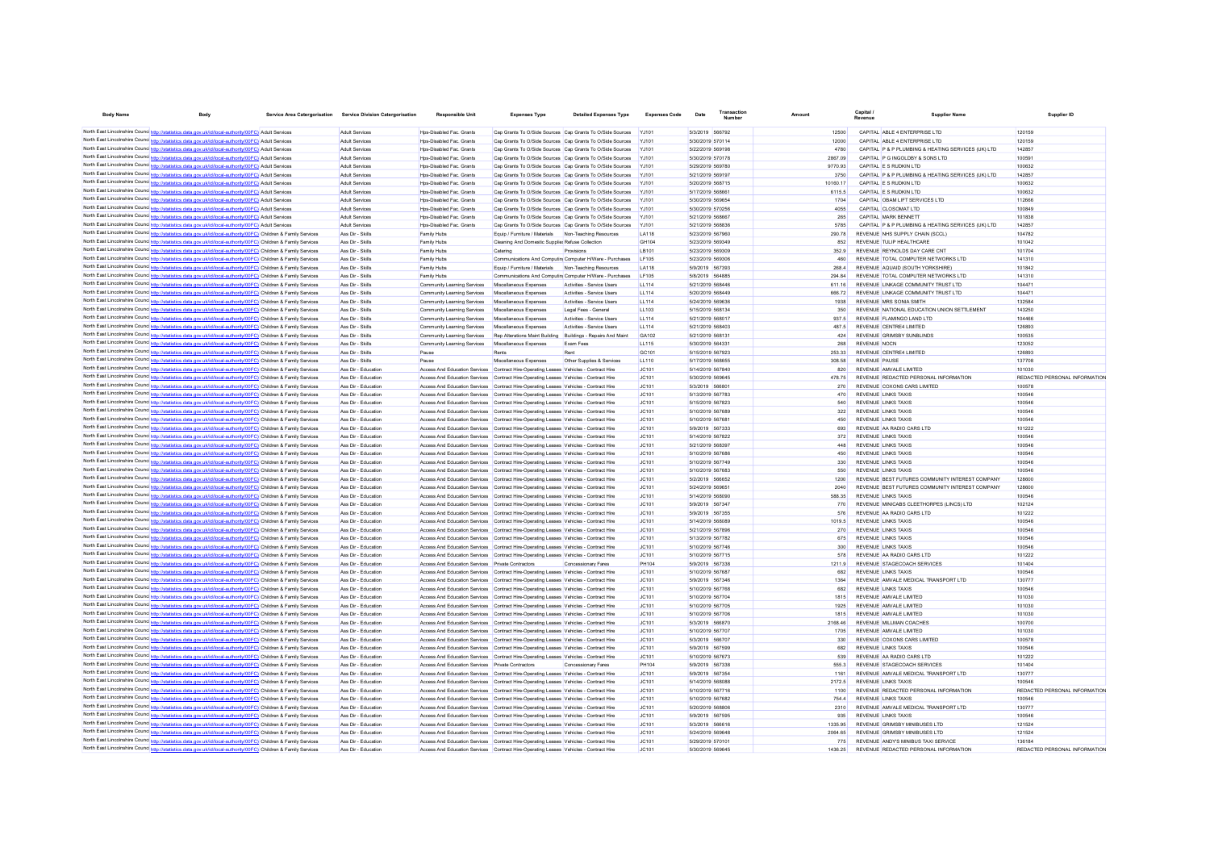| Body Name | Body | Service Area Catergorisation | Service Division Catergorisation | Responsible Unit | Expenses Type | Detailed Expenses Type | Expenses Code | Date | Transaction Number | Amount | Capital / Revenue | Supplier Name | Supplier ID |
|---|---|---|---|---|---|---|---|---|---|---|---|---|---|
| North East Lincolnshire Council | http://statistics.data.gov.uk/id/local-authority/00FC) | Adult Services | Adult Services | Hps-Disabled Fac. Grants | Cap Grants To O/Side Sources | Cap Grants To O/Side Sources | YJ101 | 5/3/2019 | 566792 | 12500 | CAPITAL | ABLE 4 ENTERPRISE LTD | 120159 |
| North East Lincolnshire Council | http://statistics.data.gov.uk/id/local-authority/00FC) | Adult Services | Adult Services | Hps-Disabled Fac. Grants | Cap Grants To O/Side Sources | Cap Grants To O/Side Sources | YJ101 | 5/30/2019 | 570114 | 12000 | CAPITAL | ABLE 4 ENTERPRISE LTD | 120159 |
| North East Lincolnshire Council | http://statistics.data.gov.uk/id/local-authority/00FC) | Adult Services | Adult Services | Hps-Disabled Fac. Grants | Cap Grants To O/Side Sources | Cap Grants To O/Side Sources | YJ101 | 5/22/2019 | 569198 | 4780 | CAPITAL | P & P PLUMBING & HEATING SERVICES (UK) LTD | 142857 |
| North East Lincolnshire Council | http://statistics.data.gov.uk/id/local-authority/00FC) | Adult Services | Adult Services | Hps-Disabled Fac. Grants | Cap Grants To O/Side Sources | Cap Grants To O/Side Sources | YJ101 | 5/30/2019 | 570178 | 2867.09 | CAPITAL | P G INGOLDBY & SONS LTD | 100591 |
| North East Lincolnshire Council | http://statistics.data.gov.uk/id/local-authority/00FC) | Adult Services | Adult Services | Hps-Disabled Fac. Grants | Cap Grants To O/Side Sources | Cap Grants To O/Side Sources | YJ101 | 5/29/2019 | 569780 | 9770.93 | CAPITAL | E S RUDKIN LTD | 100632 |
| North East Lincolnshire Council | http://statistics.data.gov.uk/id/local-authority/00FC) | Adult Services | Adult Services | Hps-Disabled Fac. Grants | Cap Grants To O/Side Sources | Cap Grants To O/Side Sources | YJ101 | 5/21/2019 | 569197 | 3750 | CAPITAL | P & P PLUMBING & HEATING SERVICES (UK) LTD | 142857 |
| North East Lincolnshire Council | http://statistics.data.gov.uk/id/local-authority/00FC) | Adult Services | Adult Services | Hps-Disabled Fac. Grants | Cap Grants To O/Side Sources | Cap Grants To O/Side Sources | YJ101 | 5/20/2019 | 568715 | 10160.17 | CAPITAL | E S RUDKIN LTD | 100632 |
| North East Lincolnshire Council | http://statistics.data.gov.uk/id/local-authority/00FC) | Adult Services | Adult Services | Hps-Disabled Fac. Grants | Cap Grants To O/Side Sources | Cap Grants To O/Side Sources | YJ101 | 5/17/2019 | 568661 | 6115.5 | CAPITAL | E S RUDKIN LTD | 100632 |
| North East Lincolnshire Council | http://statistics.data.gov.uk/id/local-authority/00FC) | Adult Services | Adult Services | Hps-Disabled Fac. Grants | Cap Grants To O/Side Sources | Cap Grants To O/Side Sources | YJ101 | 5/30/2019 | 569654 | 1704 | CAPITAL | OBAM LIFT SERVICES LTD | 112666 |
| North East Lincolnshire Council | http://statistics.data.gov.uk/id/local-authority/00FC) | Adult Services | Adult Services | Hps-Disabled Fac. Grants | Cap Grants To O/Side Sources | Cap Grants To O/Side Sources | YJ101 | 5/30/2019 | 570256 | 4055 | CAPITAL | CLOSOMAT LTD | 100849 |
| North East Lincolnshire Council | http://statistics.data.gov.uk/id/local-authority/00FC) | Adult Services | Adult Services | Hps-Disabled Fac. Grants | Cap Grants To O/Side Sources | Cap Grants To O/Side Sources | YJ101 | 5/21/2019 | 568667 | 265 | CAPITAL | MARK BENNETT | 101838 |
| North East Lincolnshire Council | http://statistics.data.gov.uk/id/local-authority/00FC) | Adult Services | Adult Services | Hps-Disabled Fac. Grants | Cap Grants To O/Side Sources | Cap Grants To O/Side Sources | YJ101 | 5/21/2019 | 568836 | 5785 | CAPITAL | P & P PLUMBING & HEATING SERVICES (UK) LTD | 142857 |
| North East Lincolnshire Council | http://statistics.data.gov.uk/id/local-authority/00FC) | Children & Family Services | Ass Dir - Skills | Family Hubs | Equip / Furniture / Materials | Non-Teaching Resources | LA118 | 5/23/2019 | 567960 | 290.78 | REVENUE | NHS SUPPLY CHAIN (SCCL) | 104782 |
| North East Lincolnshire Council | http://statistics.data.gov.uk/id/local-authority/00FC) | Children & Family Services | Ass Dir - Skills | Family Hubs | Cleaning And Domestic Supplies | Refuse Collection | GH104 | 5/23/2019 | 569349 | 852 | REVENUE | TULIP HEALTHCARE | 101042 |
| North East Lincolnshire Council | http://statistics.data.gov.uk/id/local-authority/00FC) | Children & Family Services | Ass Dir - Skills | Family Hubs | Catering | Provisions | LB101 | 5/23/2019 | 569309 | 352.9 | REVENUE | REYNOLDS DAY CARE CNT | 101704 |
| North East Lincolnshire Council | http://statistics.data.gov.uk/id/local-authority/00FC) | Children & Family Services | Ass Dir - Skills | Family Hubs | Communications And Computing | Computer H/Ware - Purchases | LF105 | 5/23/2019 | 569306 | 460 | REVENUE | TOTAL COMPUTER NETWORKS LTD | 141310 |
| North East Lincolnshire Council | http://statistics.data.gov.uk/id/local-authority/00FC) | Children & Family Services | Ass Dir - Skills | Family Hubs | Equip / Furniture / Materials | Non-Teaching Resources | LA118 | 5/9/2019 | 567393 | 268.4 | REVENUE | AQUAID (SOUTH YORKSHIRE) | 101842 |
| North East Lincolnshire Council | http://statistics.data.gov.uk/id/local-authority/00FC) | Children & Family Services | Ass Dir - Skills | Family Hubs | Communications And Computing | Computer H/Ware - Purchases | LF105 | 5/8/2019 | 564885 | 294.84 | REVENUE | TOTAL COMPUTER NETWORKS LTD | 141310 |
| North East Lincolnshire Council | http://statistics.data.gov.uk/id/local-authority/00FC) | Children & Family Services | Ass Dir - Skills | Community Learning Services | Miscellaneous Expenses | Activities - Service Users | LL114 | 5/21/2019 | 568446 | 611.16 | REVENUE | LINKAGE COMMUNITY TRUST LTD | 104471 |
| North East Lincolnshire Council | http://statistics.data.gov.uk/id/local-authority/00FC) | Children & Family Services | Ass Dir - Skills | Community Learning Services | Miscellaneous Expenses | Activities - Service Users | LL114 | 5/20/2019 | 568449 | 666.72 | REVENUE | LINKAGE COMMUNITY TRUST LTD | 104471 |
| North East Lincolnshire Council | http://statistics.data.gov.uk/id/local-authority/00FC) | Children & Family Services | Ass Dir - Skills | Community Learning Services | Miscellaneous Expenses | Activities - Service Users | LL114 | 5/24/2019 | 569636 | 1938 | REVENUE | MRS SONIA SMITH | 132584 |
| North East Lincolnshire Council | http://statistics.data.gov.uk/id/local-authority/00FC) | Children & Family Services | Ass Dir - Skills | Community Learning Services | Miscellaneous Expenses | Legal Fees - General | LL103 | 5/15/2019 | 568134 | 350 | REVENUE | NATIONAL EDUCATION UNION SETTLEMENT | 143250 |
| North East Lincolnshire Council | http://statistics.data.gov.uk/id/local-authority/00FC) | Children & Family Services | Ass Dir - Skills | Community Learning Services | Miscellaneous Expenses | Activities - Service Users | LL114 | 5/21/2019 | 568017 | 937.5 | REVENUE | FLAMINGO LAND LTD | 104466 |
| North East Lincolnshire Council | http://statistics.data.gov.uk/id/local-authority/00FC) | Children & Family Services | Ass Dir - Skills | Community Learning Services | Miscellaneous Expenses | Activities - Service Users | LL114 | 5/21/2019 | 568403 | 487.5 | REVENUE | CENTRE4 LIMITED | 126893 |
| North East Lincolnshire Council | http://statistics.data.gov.uk/id/local-authority/00FC) | Children & Family Services | Ass Dir - Skills | Community Learning Services | Rep Alterations Maint Building | Buildings - Repairs And Maint | GA102 | 5/21/2019 | 568131 | 424 | REVENUE | GRIMSBY SUNBLINDS | 100535 |
| North East Lincolnshire Council | http://statistics.data.gov.uk/id/local-authority/00FC) | Children & Family Services | Ass Dir - Skills | Community Learning Services | Miscellaneous Expenses | Exam Fees | LL115 | 5/30/2019 | 564331 | 268 | REVENUE | NOCN | 123052 |
| North East Lincolnshire Council | http://statistics.data.gov.uk/id/local-authority/00FC) | Children & Family Services | Ass Dir - Skills | Pause | Rents | Rent | GC101 | 5/15/2019 | 567923 | 253.33 | REVENUE | CENTRE4 LIMITED | 126893 |
| North East Lincolnshire Council | http://statistics.data.gov.uk/id/local-authority/00FC) | Children & Family Services | Ass Dir - Skills | Pause | Miscellaneous Expenses | Other Supplies & Services | LL110 | 5/17/2019 | 568655 | 308.58 | REVENUE | PAUSE | 137708 |
| North East Lincolnshire Council | http://statistics.data.gov.uk/id/local-authority/00FC) | Children & Family Services | Ass Dir - Education | Access And Education Services | Contract Hire-Operating Leases | Vehicles - Contract Hire | JC101 | 5/14/2019 | 567840 | 820 | REVENUE | AMVALE LIMITED | 101030 |
| North East Lincolnshire Council | http://statistics.data.gov.uk/id/local-authority/00FC) | Children & Family Services | Ass Dir - Education | Access And Education Services | Contract Hire-Operating Leases | Vehicles - Contract Hire | JC101 | 5/30/2019 | 569645 | 478.75 | REVENUE | REDACTED PERSONAL INFORMATION | REDACTED PERSONAL INFORMATION |
| North East Lincolnshire Council | http://statistics.data.gov.uk/id/local-authority/00FC) | Children & Family Services | Ass Dir - Education | Access And Education Services | Contract Hire-Operating Leases | Vehicles - Contract Hire | JC101 | 5/3/2019 | 566801 | 270 | REVENUE | COXONS CARS LIMITED | 100578 |
| North East Lincolnshire Council | http://statistics.data.gov.uk/id/local-authority/00FC) | Children & Family Services | Ass Dir - Education | Access And Education Services | Contract Hire-Operating Leases | Vehicles - Contract Hire | JC101 | 5/13/2019 | 567783 | 470 | REVENUE | LINKS TAXIS | 100546 |
| North East Lincolnshire Council | http://statistics.data.gov.uk/id/local-authority/00FC) | Children & Family Services | Ass Dir - Education | Access And Education Services | Contract Hire-Operating Leases | Vehicles - Contract Hire | JC101 | 5/15/2019 | 567823 | 540 | REVENUE | LINKS TAXIS | 100546 |
| North East Lincolnshire Council | http://statistics.data.gov.uk/id/local-authority/00FC) | Children & Family Services | Ass Dir - Education | Access And Education Services | Contract Hire-Operating Leases | Vehicles - Contract Hire | JC101 | 5/10/2019 | 567689 | 322 | REVENUE | LINKS TAXIS | 100546 |
| North East Lincolnshire Council | http://statistics.data.gov.uk/id/local-authority/00FC) | Children & Family Services | Ass Dir - Education | Access And Education Services | Contract Hire-Operating Leases | Vehicles - Contract Hire | JC101 | 5/10/2019 | 567681 | 450 | REVENUE | LINKS TAXIS | 100546 |
| North East Lincolnshire Council | http://statistics.data.gov.uk/id/local-authority/00FC) | Children & Family Services | Ass Dir - Education | Access And Education Services | Contract Hire-Operating Leases | Vehicles - Contract Hire | JC101 | 5/9/2019 | 567333 | 693 | REVENUE | AA RADIO CARS LTD | 101222 |
| North East Lincolnshire Council | http://statistics.data.gov.uk/id/local-authority/00FC) | Children & Family Services | Ass Dir - Education | Access And Education Services | Contract Hire-Operating Leases | Vehicles - Contract Hire | JC101 | 5/14/2019 | 567822 | 372 | REVENUE | LINKS TAXIS | 100546 |
| North East Lincolnshire Council | http://statistics.data.gov.uk/id/local-authority/00FC) | Children & Family Services | Ass Dir - Education | Access And Education Services | Contract Hire-Operating Leases | Vehicles - Contract Hire | JC101 | 5/21/2019 | 568397 | 448 | REVENUE | LINKS TAXIS | 100546 |
| North East Lincolnshire Council | http://statistics.data.gov.uk/id/local-authority/00FC) | Children & Family Services | Ass Dir - Education | Access And Education Services | Contract Hire-Operating Leases | Vehicles - Contract Hire | JC101 | 5/10/2019 | 567686 | 450 | REVENUE | LINKS TAXIS | 100546 |
| North East Lincolnshire Council | http://statistics.data.gov.uk/id/local-authority/00FC) | Children & Family Services | Ass Dir - Education | Access And Education Services | Contract Hire-Operating Leases | Vehicles - Contract Hire | JC101 | 5/10/2019 | 567749 | 330 | REVENUE | LINKS TAXIS | 100546 |
| North East Lincolnshire Council | http://statistics.data.gov.uk/id/local-authority/00FC) | Children & Family Services | Ass Dir - Education | Access And Education Services | Contract Hire-Operating Leases | Vehicles - Contract Hire | JC101 | 5/10/2019 | 567683 | 550 | REVENUE | LINKS TAXIS | 100546 |
| North East Lincolnshire Council | http://statistics.data.gov.uk/id/local-authority/00FC) | Children & Family Services | Ass Dir - Education | Access And Education Services | Contract Hire-Operating Leases | Vehicles - Contract Hire | JC101 | 5/2/2019 | 566652 | 1200 | REVENUE | BEST FUTURES COMMUNITY INTEREST COMPANY | 128600 |
| North East Lincolnshire Council | http://statistics.data.gov.uk/id/local-authority/00FC) | Children & Family Services | Ass Dir - Education | Access And Education Services | Contract Hire-Operating Leases | Vehicles - Contract Hire | JC101 | 5/24/2019 | 569651 | 2040 | REVENUE | BEST FUTURES COMMUNITY INTEREST COMPANY | 128600 |
| North East Lincolnshire Council | http://statistics.data.gov.uk/id/local-authority/00FC) | Children & Family Services | Ass Dir - Education | Access And Education Services | Contract Hire-Operating Leases | Vehicles - Contract Hire | JC101 | 5/14/2019 | 568090 | 588.35 | REVENUE | LINKS TAXIS | 100546 |
| North East Lincolnshire Council | http://statistics.data.gov.uk/id/local-authority/00FC) | Children & Family Services | Ass Dir - Education | Access And Education Services | Contract Hire-Operating Leases | Vehicles - Contract Hire | JC101 | 5/9/2019 | 567347 | 770 | REVENUE | MINICABS CLEETHORPES (LINCS) LTD | 102124 |
| North East Lincolnshire Council | http://statistics.data.gov.uk/id/local-authority/00FC) | Children & Family Services | Ass Dir - Education | Access And Education Services | Contract Hire-Operating Leases | Vehicles - Contract Hire | JC101 | 5/9/2019 | 567355 | 576 | REVENUE | AA RADIO CARS LTD | 101222 |
| North East Lincolnshire Council | http://statistics.data.gov.uk/id/local-authority/00FC) | Children & Family Services | Ass Dir - Education | Access And Education Services | Contract Hire-Operating Leases | Vehicles - Contract Hire | JC101 | 5/14/2019 | 568089 | 1019.5 | REVENUE | LINKS TAXIS | 100546 |
| North East Lincolnshire Council | http://statistics.data.gov.uk/id/local-authority/00FC) | Children & Family Services | Ass Dir - Education | Access And Education Services | Contract Hire-Operating Leases | Vehicles - Contract Hire | JC101 | 5/21/2019 | 567896 | 270 | REVENUE | LINKS TAXIS | 100546 |
| North East Lincolnshire Council | http://statistics.data.gov.uk/id/local-authority/00FC) | Children & Family Services | Ass Dir - Education | Access And Education Services | Contract Hire-Operating Leases | Vehicles - Contract Hire | JC101 | 5/13/2019 | 567782 | 675 | REVENUE | LINKS TAXIS | 100546 |
| North East Lincolnshire Council | http://statistics.data.gov.uk/id/local-authority/00FC) | Children & Family Services | Ass Dir - Education | Access And Education Services | Contract Hire-Operating Leases | Vehicles - Contract Hire | JC101 | 5/10/2019 | 567746 | 300 | REVENUE | LINKS TAXIS | 100546 |
| North East Lincolnshire Council | http://statistics.data.gov.uk/id/local-authority/00FC) | Children & Family Services | Ass Dir - Education | Access And Education Services | Contract Hire-Operating Leases | Vehicles - Contract Hire | JC101 | 5/10/2019 | 567715 | 578 | REVENUE | AA RADIO CARS LTD | 101222 |
| North East Lincolnshire Council | http://statistics.data.gov.uk/id/local-authority/00FC) | Children & Family Services | Ass Dir - Education | Access And Education Services | Private Contractors | Concessionary Fares | PH104 | 5/9/2019 | 567338 | 1211.9 | REVENUE | STAGECOACH SERVICES | 101404 |
| North East Lincolnshire Council | http://statistics.data.gov.uk/id/local-authority/00FC) | Children & Family Services | Ass Dir - Education | Access And Education Services | Contract Hire-Operating Leases | Vehicles - Contract Hire | JC101 | 5/10/2019 | 567687 | 682 | REVENUE | LINKS TAXIS | 100546 |
| North East Lincolnshire Council | http://statistics.data.gov.uk/id/local-authority/00FC) | Children & Family Services | Ass Dir - Education | Access And Education Services | Contract Hire-Operating Leases | Vehicles - Contract Hire | JC101 | 5/9/2019 | 567346 | 1364 | REVENUE | AMVALE MEDICAL TRANSPORT LTD | 130777 |
| North East Lincolnshire Council | http://statistics.data.gov.uk/id/local-authority/00FC) | Children & Family Services | Ass Dir - Education | Access And Education Services | Contract Hire-Operating Leases | Vehicles - Contract Hire | JC101 | 5/10/2019 | 567768 | 682 | REVENUE | LINKS TAXIS | 100546 |
| North East Lincolnshire Council | http://statistics.data.gov.uk/id/local-authority/00FC) | Children & Family Services | Ass Dir - Education | Access And Education Services | Contract Hire-Operating Leases | Vehicles - Contract Hire | JC101 | 5/10/2019 | 567704 | 1815 | REVENUE | AMVALE LIMITED | 101030 |
| North East Lincolnshire Council | http://statistics.data.gov.uk/id/local-authority/00FC) | Children & Family Services | Ass Dir - Education | Access And Education Services | Contract Hire-Operating Leases | Vehicles - Contract Hire | JC101 | 5/10/2019 | 567705 | 1925 | REVENUE | AMVALE LIMITED | 101030 |
| North East Lincolnshire Council | http://statistics.data.gov.uk/id/local-authority/00FC) | Children & Family Services | Ass Dir - Education | Access And Education Services | Contract Hire-Operating Leases | Vehicles - Contract Hire | JC101 | 5/10/2019 | 567706 | 1815 | REVENUE | AMVALE LIMITED | 101030 |
| North East Lincolnshire Council | http://statistics.data.gov.uk/id/local-authority/00FC) | Children & Family Services | Ass Dir - Education | Access And Education Services | Contract Hire-Operating Leases | Vehicles - Contract Hire | JC101 | 5/3/2019 | 566870 | 2168.46 | REVENUE | MILLMAN COACHES | 100700 |
| North East Lincolnshire Council | http://statistics.data.gov.uk/id/local-authority/00FC) | Children & Family Services | Ass Dir - Education | Access And Education Services | Contract Hire-Operating Leases | Vehicles - Contract Hire | JC101 | 5/10/2019 | 567707 | 1705 | REVENUE | AMVALE LIMITED | 101030 |
| North East Lincolnshire Council | http://statistics.data.gov.uk/id/local-authority/00FC) | Children & Family Services | Ass Dir - Education | Access And Education Services | Contract Hire-Operating Leases | Vehicles - Contract Hire | JC101 | 5/3/2019 | 566707 | 330 | REVENUE | COXONS CARS LIMITED | 100578 |
| North East Lincolnshire Council | http://statistics.data.gov.uk/id/local-authority/00FC) | Children & Family Services | Ass Dir - Education | Access And Education Services | Contract Hire-Operating Leases | Vehicles - Contract Hire | JC101 | 5/9/2019 | 567599 | 682 | REVENUE | LINKS TAXIS | 100546 |
| North East Lincolnshire Council | http://statistics.data.gov.uk/id/local-authority/00FC) | Children & Family Services | Ass Dir - Education | Access And Education Services | Contract Hire-Operating Leases | Vehicles - Contract Hire | JC101 | 5/10/2019 | 567673 | 539 | REVENUE | AA RADIO CARS LTD | 101222 |
| North East Lincolnshire Council | http://statistics.data.gov.uk/id/local-authority/00FC) | Children & Family Services | Ass Dir - Education | Access And Education Services | Private Contractors | Concessionary Fares | PH104 | 5/9/2019 | 567338 | 555.3 | REVENUE | STAGECOACH SERVICES | 101404 |
| North East Lincolnshire Council | http://statistics.data.gov.uk/id/local-authority/00FC) | Children & Family Services | Ass Dir - Education | Access And Education Services | Contract Hire-Operating Leases | Vehicles - Contract Hire | JC101 | 5/9/2019 | 567354 | 1161 | REVENUE | AMVALE MEDICAL TRANSPORT LTD | 130777 |
| North East Lincolnshire Council | http://statistics.data.gov.uk/id/local-authority/00FC) | Children & Family Services | Ass Dir - Education | Access And Education Services | Contract Hire-Operating Leases | Vehicles - Contract Hire | JC101 | 5/14/2019 | 568088 | 2172.5 | REVENUE | LINKS TAXIS | 100546 |
| North East Lincolnshire Council | http://statistics.data.gov.uk/id/local-authority/00FC) | Children & Family Services | Ass Dir - Education | Access And Education Services | Contract Hire-Operating Leases | Vehicles - Contract Hire | JC101 | 5/10/2019 | 567716 | 1100 | REVENUE | REDACTED PERSONAL INFORMATION | REDACTED PERSONAL INFORMATION |
| North East Lincolnshire Council | http://statistics.data.gov.uk/id/local-authority/00FC) | Children & Family Services | Ass Dir - Education | Access And Education Services | Contract Hire-Operating Leases | Vehicles - Contract Hire | JC101 | 5/10/2019 | 567682 | 754.4 | REVENUE | LINKS TAXIS | 100546 |
| North East Lincolnshire Council | http://statistics.data.gov.uk/id/local-authority/00FC) | Children & Family Services | Ass Dir - Education | Access And Education Services | Contract Hire-Operating Leases | Vehicles - Contract Hire | JC101 | 5/20/2019 | 568806 | 2310 | REVENUE | AMVALE MEDICAL TRANSPORT LTD | 130777 |
| North East Lincolnshire Council | http://statistics.data.gov.uk/id/local-authority/00FC) | Children & Family Services | Ass Dir - Education | Access And Education Services | Contract Hire-Operating Leases | Vehicles - Contract Hire | JC101 | 5/9/2019 | 567595 | 935 | REVENUE | LINKS TAXIS | 100546 |
| North East Lincolnshire Council | http://statistics.data.gov.uk/id/local-authority/00FC) | Children & Family Services | Ass Dir - Education | Access And Education Services | Contract Hire-Operating Leases | Vehicles - Contract Hire | JC101 | 5/3/2019 | 566616 | 1335.95 | REVENUE | GRIMSBY MINIBUSES LTD | 121524 |
| North East Lincolnshire Council | http://statistics.data.gov.uk/id/local-authority/00FC) | Children & Family Services | Ass Dir - Education | Access And Education Services | Contract Hire-Operating Leases | Vehicles - Contract Hire | JC101 | 5/24/2019 | 569648 | 2084.65 | REVENUE | GRIMSBY MINIBUSES LTD | 121524 |
| North East Lincolnshire Council | http://statistics.data.gov.uk/id/local-authority/00FC) | Children & Family Services | Ass Dir - Education | Access And Education Services | Contract Hire-Operating Leases | Vehicles - Contract Hire | JC101 | 5/29/2019 | 570101 | 775 | REVENUE | ANDY'S MINIBUS TAXI SERVICE | 136184 |
| North East Lincolnshire Council | http://statistics.data.gov.uk/id/local-authority/00FC) | Children & Family Services | Ass Dir - Education | Access And Education Services | Contract Hire-Operating Leases | Vehicles - Contract Hire | JC101 | 5/30/2019 | 569645 | 1436.25 | REVENUE | REDACTED PERSONAL INFORMATION | REDACTED PERSONAL INFORMATION |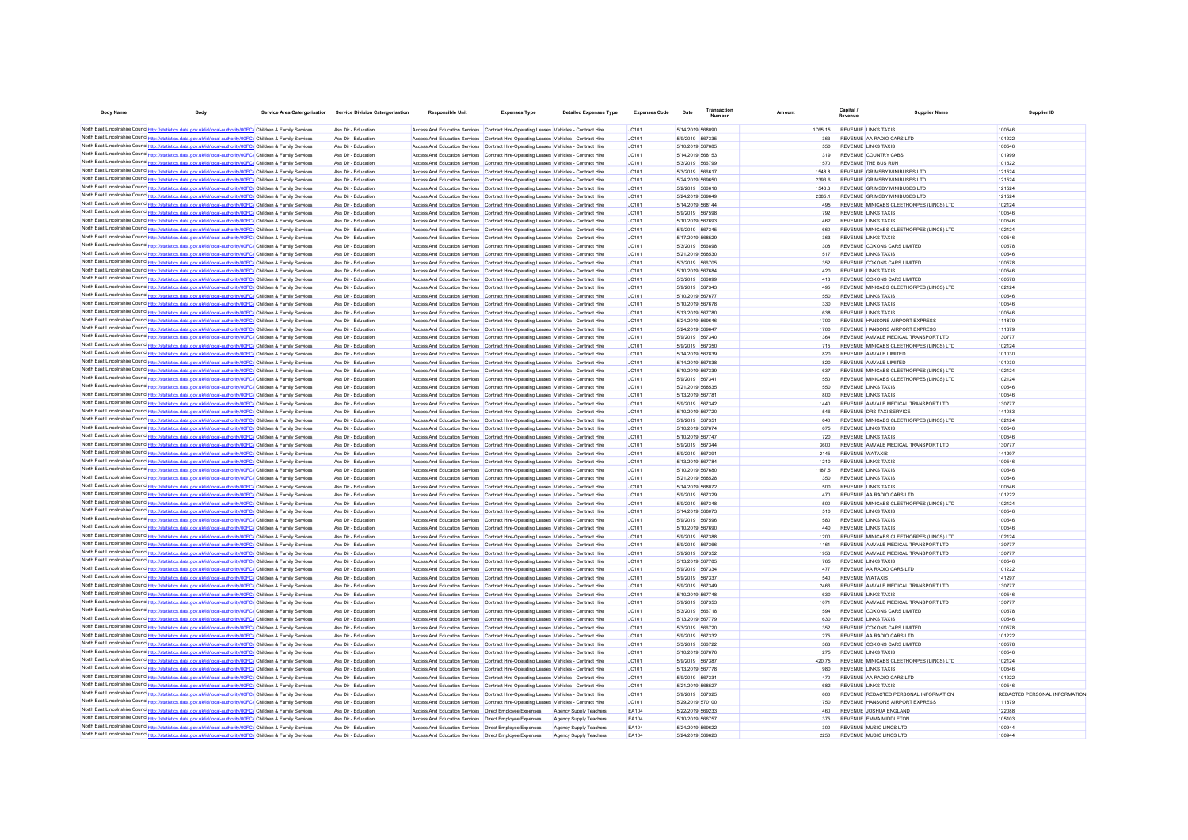| Body Name | Body | Service Area Catergorisation | Service Division Catergorisation | Responsible Unit | Expenses Type | Detailed Expenses Type | Expenses Code | Date | Transaction Number | Amount | Capital / Revenue | Supplier Name | Supplier ID |
|---|---|---|---|---|---|---|---|---|---|---|---|---|---|
| North East Lincolnshire Council | http://statistics.data.gov.uk/id/local-authority/00FC) | Children & Family Services | Ass Dir - Education | Access And Education Services | Contract Hire-Operating Leases | Vehicles - Contract Hire | JC101 | 5/14/2019 | 568090 | 1765.15 | REVENUE | LINKS TAXIS | 100546 |
| North East Lincolnshire Council | http://statistics.data.gov.uk/id/local-authority/00FC) | Children & Family Services | Ass Dir - Education | Access And Education Services | Contract Hire-Operating Leases | Vehicles - Contract Hire | JC101 | 5/9/2019 | 567335 | 363 | REVENUE | AA RADIO CARS LTD | 101222 |
| North East Lincolnshire Council | http://statistics.data.gov.uk/id/local-authority/00FC) | Children & Family Services | Ass Dir - Education | Access And Education Services | Contract Hire-Operating Leases | Vehicles - Contract Hire | JC101 | 5/10/2019 | 567685 | 550 | REVENUE | LINKS TAXIS | 100546 |
| North East Lincolnshire Council | http://statistics.data.gov.uk/id/local-authority/00FC) | Children & Family Services | Ass Dir - Education | Access And Education Services | Contract Hire-Operating Leases | Vehicles - Contract Hire | JC101 | 5/14/2019 | 568153 | 319 | REVENUE | COUNTRY CABS | 101999 |
| North East Lincolnshire Council | http://statistics.data.gov.uk/id/local-authority/00FC) | Children & Family Services | Ass Dir - Education | Access And Education Services | Contract Hire-Operating Leases | Vehicles - Contract Hire | JC101 | 5/3/2019 | 566799 | 1570 | REVENUE | THE BUS RUN | 101522 |
| North East Lincolnshire Council | http://statistics.data.gov.uk/id/local-authority/00FC) | Children & Family Services | Ass Dir - Education | Access And Education Services | Contract Hire-Operating Leases | Vehicles - Contract Hire | JC101 | 5/3/2019 | 566617 | 1548.8 | REVENUE | GRIMSBY MINIBUSES LTD | 121524 |
| North East Lincolnshire Council | http://statistics.data.gov.uk/id/local-authority/00FC) | Children & Family Services | Ass Dir - Education | Access And Education Services | Contract Hire-Operating Leases | Vehicles - Contract Hire | JC101 | 5/24/2019 | 569650 | 2393.6 | REVENUE | GRIMSBY MINIBUSES LTD | 121524 |
| North East Lincolnshire Council | http://statistics.data.gov.uk/id/local-authority/00FC) | Children & Family Services | Ass Dir - Education | Access And Education Services | Contract Hire-Operating Leases | Vehicles - Contract Hire | JC101 | 5/2/2019 | 566618 | 1543.3 | REVENUE | GRIMSBY MINIBUSES LTD | 121524 |
| North East Lincolnshire Council | http://statistics.data.gov.uk/id/local-authority/00FC) | Children & Family Services | Ass Dir - Education | Access And Education Services | Contract Hire-Operating Leases | Vehicles - Contract Hire | JC101 | 5/24/2019 | 569649 | 2385.1 | REVENUE | GRIMSBY MINIBUSES LTD | 121524 |
| North East Lincolnshire Council | http://statistics.data.gov.uk/id/local-authority/00FC) | Children & Family Services | Ass Dir - Education | Access And Education Services | Contract Hire-Operating Leases | Vehicles - Contract Hire | JC101 | 5/14/2019 | 568144 | 495 | REVENUE | MINICABS CLEETHORPES (LINCS) LTD | 102124 |
| North East Lincolnshire Council | http://statistics.data.gov.uk/id/local-authority/00FC) | Children & Family Services | Ass Dir - Education | Access And Education Services | Contract Hire-Operating Leases | Vehicles - Contract Hire | JC101 | 5/9/2019 | 567598 | 792 | REVENUE | LINKS TAXIS | 100546 |
| North East Lincolnshire Council | http://statistics.data.gov.uk/id/local-authority/00FC) | Children & Family Services | Ass Dir - Education | Access And Education Services | Contract Hire-Operating Leases | Vehicles - Contract Hire | JC101 | 5/10/2019 | 567693 | 462 | REVENUE | LINKS TAXIS | 100546 |
| North East Lincolnshire Council | http://statistics.data.gov.uk/id/local-authority/00FC) | Children & Family Services | Ass Dir - Education | Access And Education Services | Contract Hire-Operating Leases | Vehicles - Contract Hire | JC101 | 5/9/2019 | 567345 | 660 | REVENUE | MINICABS CLEETHORPES (LINCS) LTD | 102124 |
| North East Lincolnshire Council | http://statistics.data.gov.uk/id/local-authority/00FC) | Children & Family Services | Ass Dir - Education | Access And Education Services | Contract Hire-Operating Leases | Vehicles - Contract Hire | JC101 | 5/17/2019 | 568529 | 363 | REVENUE | LINKS TAXIS | 100546 |
| North East Lincolnshire Council | http://statistics.data.gov.uk/id/local-authority/00FC) | Children & Family Services | Ass Dir - Education | Access And Education Services | Contract Hire-Operating Leases | Vehicles - Contract Hire | JC101 | 5/3/2019 | 566898 | 308 | REVENUE | COXONS CARS LIMITED | 100578 |
| North East Lincolnshire Council | http://statistics.data.gov.uk/id/local-authority/00FC) | Children & Family Services | Ass Dir - Education | Access And Education Services | Contract Hire-Operating Leases | Vehicles - Contract Hire | JC101 | 5/21/2019 | 568530 | 517 | REVENUE | LINKS TAXIS | 100546 |
| North East Lincolnshire Council | http://statistics.data.gov.uk/id/local-authority/00FC) | Children & Family Services | Ass Dir - Education | Access And Education Services | Contract Hire-Operating Leases | Vehicles - Contract Hire | JC101 | 5/3/2019 | 566705 | 352 | REVENUE | COXONS CARS LIMITED | 100578 |
| North East Lincolnshire Council | http://statistics.data.gov.uk/id/local-authority/00FC) | Children & Family Services | Ass Dir - Education | Access And Education Services | Contract Hire-Operating Leases | Vehicles - Contract Hire | JC101 | 5/10/2019 | 567684 | 420 | REVENUE | LINKS TAXIS | 100546 |
| North East Lincolnshire Council | http://statistics.data.gov.uk/id/local-authority/00FC) | Children & Family Services | Ass Dir - Education | Access And Education Services | Contract Hire-Operating Leases | Vehicles - Contract Hire | JC101 | 5/3/2019 | 566899 | 418 | REVENUE | COXONS CARS LIMITED | 100578 |
| North East Lincolnshire Council | http://statistics.data.gov.uk/id/local-authority/00FC) | Children & Family Services | Ass Dir - Education | Access And Education Services | Contract Hire-Operating Leases | Vehicles - Contract Hire | JC101 | 5/9/2019 | 567343 | 495 | REVENUE | MINICABS CLEETHORPES (LINCS) LTD | 102124 |
| North East Lincolnshire Council | http://statistics.data.gov.uk/id/local-authority/00FC) | Children & Family Services | Ass Dir - Education | Access And Education Services | Contract Hire-Operating Leases | Vehicles - Contract Hire | JC101 | 5/10/2019 | 567677 | 550 | REVENUE | LINKS TAXIS | 100546 |
| North East Lincolnshire Council | http://statistics.data.gov.uk/id/local-authority/00FC) | Children & Family Services | Ass Dir - Education | Access And Education Services | Contract Hire-Operating Leases | Vehicles - Contract Hire | JC101 | 5/10/2019 | 567678 | 330 | REVENUE | LINKS TAXIS | 100546 |
| North East Lincolnshire Council | http://statistics.data.gov.uk/id/local-authority/00FC) | Children & Family Services | Ass Dir - Education | Access And Education Services | Contract Hire-Operating Leases | Vehicles - Contract Hire | JC101 | 5/13/2019 | 567780 | 638 | REVENUE | LINKS TAXIS | 100546 |
| North East Lincolnshire Council | http://statistics.data.gov.uk/id/local-authority/00FC) | Children & Family Services | Ass Dir - Education | Access And Education Services | Contract Hire-Operating Leases | Vehicles - Contract Hire | JC101 | 5/24/2019 | 569646 | 1700 | REVENUE | HANSONS AIRPORT EXPRESS | 111879 |
| North East Lincolnshire Council | http://statistics.data.gov.uk/id/local-authority/00FC) | Children & Family Services | Ass Dir - Education | Access And Education Services | Contract Hire-Operating Leases | Vehicles - Contract Hire | JC101 | 5/24/2019 | 569647 | 1700 | REVENUE | HANSONS AIRPORT EXPRESS | 111879 |
| North East Lincolnshire Council | http://statistics.data.gov.uk/id/local-authority/00FC) | Children & Family Services | Ass Dir - Education | Access And Education Services | Contract Hire-Operating Leases | Vehicles - Contract Hire | JC101 | 5/9/2019 | 567340 | 1364 | REVENUE | AMVALE MEDICAL TRANSPORT LTD | 130777 |
| North East Lincolnshire Council | http://statistics.data.gov.uk/id/local-authority/00FC) | Children & Family Services | Ass Dir - Education | Access And Education Services | Contract Hire-Operating Leases | Vehicles - Contract Hire | JC101 | 5/9/2019 | 567350 | 715 | REVENUE | MINICABS CLEETHORPES (LINCS) LTD | 102124 |
| North East Lincolnshire Council | http://statistics.data.gov.uk/id/local-authority/00FC) | Children & Family Services | Ass Dir - Education | Access And Education Services | Contract Hire-Operating Leases | Vehicles - Contract Hire | JC101 | 5/14/2019 | 567839 | 820 | REVENUE | AMVALE LIMITED | 101030 |
| North East Lincolnshire Council | http://statistics.data.gov.uk/id/local-authority/00FC) | Children & Family Services | Ass Dir - Education | Access And Education Services | Contract Hire-Operating Leases | Vehicles - Contract Hire | JC101 | 5/14/2019 | 567838 | 820 | REVENUE | AMVALE LIMITED | 101030 |
| North East Lincolnshire Council | http://statistics.data.gov.uk/id/local-authority/00FC) | Children & Family Services | Ass Dir - Education | Access And Education Services | Contract Hire-Operating Leases | Vehicles - Contract Hire | JC101 | 5/10/2019 | 567339 | 637 | REVENUE | MINICABS CLEETHORPES (LINCS) LTD | 102124 |
| North East Lincolnshire Council | http://statistics.data.gov.uk/id/local-authority/00FC) | Children & Family Services | Ass Dir - Education | Access And Education Services | Contract Hire-Operating Leases | Vehicles - Contract Hire | JC101 | 5/9/2019 | 567341 | 550 | REVENUE | MINICABS CLEETHORPES (LINCS) LTD | 102124 |
| North East Lincolnshire Council | http://statistics.data.gov.uk/id/local-authority/00FC) | Children & Family Services | Ass Dir - Education | Access And Education Services | Contract Hire-Operating Leases | Vehicles - Contract Hire | JC101 | 5/21/2019 | 568535 | 550 | REVENUE | LINKS TAXIS | 100546 |
| North East Lincolnshire Council | http://statistics.data.gov.uk/id/local-authority/00FC) | Children & Family Services | Ass Dir - Education | Access And Education Services | Contract Hire-Operating Leases | Vehicles - Contract Hire | JC101 | 5/13/2019 | 567781 | 800 | REVENUE | LINKS TAXIS | 100546 |
| North East Lincolnshire Council | http://statistics.data.gov.uk/id/local-authority/00FC) | Children & Family Services | Ass Dir - Education | Access And Education Services | Contract Hire-Operating Leases | Vehicles - Contract Hire | JC101 | 5/9/2019 | 567342 | 1440 | REVENUE | AMVALE MEDICAL TRANSPORT LTD | 130777 |
| North East Lincolnshire Council | http://statistics.data.gov.uk/id/local-authority/00FC) | Children & Family Services | Ass Dir - Education | Access And Education Services | Contract Hire-Operating Leases | Vehicles - Contract Hire | JC101 | 5/10/2019 | 567720 | 546 | REVENUE | DRS TAXI SERVICE | 141083 |
| North East Lincolnshire Council | http://statistics.data.gov.uk/id/local-authority/00FC) | Children & Family Services | Ass Dir - Education | Access And Education Services | Contract Hire-Operating Leases | Vehicles - Contract Hire | JC101 | 5/9/2019 | 567351 | 640 | REVENUE | MINICABS CLEETHORPES (LINCS) LTD | 102124 |
| North East Lincolnshire Council | http://statistics.data.gov.uk/id/local-authority/00FC) | Children & Family Services | Ass Dir - Education | Access And Education Services | Contract Hire-Operating Leases | Vehicles - Contract Hire | JC101 | 5/10/2019 | 567674 | 675 | REVENUE | LINKS TAXIS | 100546 |
| North East Lincolnshire Council | http://statistics.data.gov.uk/id/local-authority/00FC) | Children & Family Services | Ass Dir - Education | Access And Education Services | Contract Hire-Operating Leases | Vehicles - Contract Hire | JC101 | 5/10/2019 | 567747 | 720 | REVENUE | LINKS TAXIS | 100546 |
| North East Lincolnshire Council | http://statistics.data.gov.uk/id/local-authority/00FC) | Children & Family Services | Ass Dir - Education | Access And Education Services | Contract Hire-Operating Leases | Vehicles - Contract Hire | JC101 | 5/9/2019 | 567344 | 3600 | REVENUE | AMVALE MEDICAL TRANSPORT LTD | 130777 |
| North East Lincolnshire Council | http://statistics.data.gov.uk/id/local-authority/00FC) | Children & Family Services | Ass Dir - Education | Access And Education Services | Contract Hire-Operating Leases | Vehicles - Contract Hire | JC101 | 5/9/2019 | 567391 | 2145 | REVENUE | WATAXIS | 141297 |
| North East Lincolnshire Council | http://statistics.data.gov.uk/id/local-authority/00FC) | Children & Family Services | Ass Dir - Education | Access And Education Services | Contract Hire-Operating Leases | Vehicles - Contract Hire | JC101 | 5/13/2019 | 567784 | 1210 | REVENUE | LINKS TAXIS | 100546 |
| North East Lincolnshire Council | http://statistics.data.gov.uk/id/local-authority/00FC) | Children & Family Services | Ass Dir - Education | Access And Education Services | Contract Hire-Operating Leases | Vehicles - Contract Hire | JC101 | 5/10/2019 | 567680 | 1187.5 | REVENUE | LINKS TAXIS | 100546 |
| North East Lincolnshire Council | http://statistics.data.gov.uk/id/local-authority/00FC) | Children & Family Services | Ass Dir - Education | Access And Education Services | Contract Hire-Operating Leases | Vehicles - Contract Hire | JC101 | 5/21/2019 | 568528 | 350 | REVENUE | LINKS TAXIS | 100546 |
| North East Lincolnshire Council | http://statistics.data.gov.uk/id/local-authority/00FC) | Children & Family Services | Ass Dir - Education | Access And Education Services | Contract Hire-Operating Leases | Vehicles - Contract Hire | JC101 | 5/14/2019 | 568072 | 500 | REVENUE | LINKS TAXIS | 100546 |
| North East Lincolnshire Council | http://statistics.data.gov.uk/id/local-authority/00FC) | Children & Family Services | Ass Dir - Education | Access And Education Services | Contract Hire-Operating Leases | Vehicles - Contract Hire | JC101 | 5/9/2019 | 567329 | 470 | REVENUE | AA RADIO CARS LTD | 101222 |
| North East Lincolnshire Council | http://statistics.data.gov.uk/id/local-authority/00FC) | Children & Family Services | Ass Dir - Education | Access And Education Services | Contract Hire-Operating Leases | Vehicles - Contract Hire | JC101 | 5/9/2019 | 567348 | 500 | REVENUE | MINICABS CLEETHORPES (LINCS) LTD | 102124 |
| North East Lincolnshire Council | http://statistics.data.gov.uk/id/local-authority/00FC) | Children & Family Services | Ass Dir - Education | Access And Education Services | Contract Hire-Operating Leases | Vehicles - Contract Hire | JC101 | 5/14/2019 | 568073 | 510 | REVENUE | LINKS TAXIS | 100546 |
| North East Lincolnshire Council | http://statistics.data.gov.uk/id/local-authority/00FC) | Children & Family Services | Ass Dir - Education | Access And Education Services | Contract Hire-Operating Leases | Vehicles - Contract Hire | JC101 | 5/9/2019 | 567596 | 580 | REVENUE | LINKS TAXIS | 100546 |
| North East Lincolnshire Council | http://statistics.data.gov.uk/id/local-authority/00FC) | Children & Family Services | Ass Dir - Education | Access And Education Services | Contract Hire-Operating Leases | Vehicles - Contract Hire | JC101 | 5/10/2019 | 567690 | 440 | REVENUE | LINKS TAXIS | 100546 |
| North East Lincolnshire Council | http://statistics.data.gov.uk/id/local-authority/00FC) | Children & Family Services | Ass Dir - Education | Access And Education Services | Contract Hire-Operating Leases | Vehicles - Contract Hire | JC101 | 5/9/2019 | 567388 | 1200 | REVENUE | MINICABS CLEETHORPES (LINCS) LTD | 102124 |
| North East Lincolnshire Council | http://statistics.data.gov.uk/id/local-authority/00FC) | Children & Family Services | Ass Dir - Education | Access And Education Services | Contract Hire-Operating Leases | Vehicles - Contract Hire | JC101 | 5/9/2019 | 567366 | 1161 | REVENUE | AMVALE MEDICAL TRANSPORT LTD | 130777 |
| North East Lincolnshire Council | http://statistics.data.gov.uk/id/local-authority/00FC) | Children & Family Services | Ass Dir - Education | Access And Education Services | Contract Hire-Operating Leases | Vehicles - Contract Hire | JC101 | 5/9/2019 | 567352 | 1953 | REVENUE | AMVALE MEDICAL TRANSPORT LTD | 130777 |
| North East Lincolnshire Council | http://statistics.data.gov.uk/id/local-authority/00FC) | Children & Family Services | Ass Dir - Education | Access And Education Services | Contract Hire-Operating Leases | Vehicles - Contract Hire | JC101 | 5/13/2019 | 567785 | 765 | REVENUE | LINKS TAXIS | 100546 |
| North East Lincolnshire Council | http://statistics.data.gov.uk/id/local-authority/00FC) | Children & Family Services | Ass Dir - Education | Access And Education Services | Contract Hire-Operating Leases | Vehicles - Contract Hire | JC101 | 5/9/2019 | 567334 | 477 | REVENUE | AA RADIO CARS LTD | 101222 |
| North East Lincolnshire Council | http://statistics.data.gov.uk/id/local-authority/00FC) | Children & Family Services | Ass Dir - Education | Access And Education Services | Contract Hire-Operating Leases | Vehicles - Contract Hire | JC101 | 5/9/2019 | 567337 | 540 | REVENUE | WATAXIS | 141297 |
| North East Lincolnshire Council | http://statistics.data.gov.uk/id/local-authority/00FC) | Children & Family Services | Ass Dir - Education | Access And Education Services | Contract Hire-Operating Leases | Vehicles - Contract Hire | JC101 | 5/9/2019 | 567349 | 2466 | REVENUE | AMVALE MEDICAL TRANSPORT LTD | 130777 |
| North East Lincolnshire Council | http://statistics.data.gov.uk/id/local-authority/00FC) | Children & Family Services | Ass Dir - Education | Access And Education Services | Contract Hire-Operating Leases | Vehicles - Contract Hire | JC101 | 5/10/2019 | 567748 | 630 | REVENUE | LINKS TAXIS | 100546 |
| North East Lincolnshire Council | http://statistics.data.gov.uk/id/local-authority/00FC) | Children & Family Services | Ass Dir - Education | Access And Education Services | Contract Hire-Operating Leases | Vehicles - Contract Hire | JC101 | 5/9/2019 | 567353 | 1071 | REVENUE | AMVALE MEDICAL TRANSPORT LTD | 130777 |
| North East Lincolnshire Council | http://statistics.data.gov.uk/id/local-authority/00FC) | Children & Family Services | Ass Dir - Education | Access And Education Services | Contract Hire-Operating Leases | Vehicles - Contract Hire | JC101 | 5/3/2019 | 566718 | 594 | REVENUE | COXONS CARS LIMITED | 100578 |
| North East Lincolnshire Council | http://statistics.data.gov.uk/id/local-authority/00FC) | Children & Family Services | Ass Dir - Education | Access And Education Services | Contract Hire-Operating Leases | Vehicles - Contract Hire | JC101 | 5/13/2019 | 567779 | 630 | REVENUE | LINKS TAXIS | 100546 |
| North East Lincolnshire Council | http://statistics.data.gov.uk/id/local-authority/00FC) | Children & Family Services | Ass Dir - Education | Access And Education Services | Contract Hire-Operating Leases | Vehicles - Contract Hire | JC101 | 5/3/2019 | 566720 | 352 | REVENUE | COXONS CARS LIMITED | 100578 |
| North East Lincolnshire Council | http://statistics.data.gov.uk/id/local-authority/00FC) | Children & Family Services | Ass Dir - Education | Access And Education Services | Contract Hire-Operating Leases | Vehicles - Contract Hire | JC101 | 5/9/2019 | 567332 | 275 | REVENUE | AA RADIO CARS LTD | 101222 |
| North East Lincolnshire Council | http://statistics.data.gov.uk/id/local-authority/00FC) | Children & Family Services | Ass Dir - Education | Access And Education Services | Contract Hire-Operating Leases | Vehicles - Contract Hire | JC101 | 5/3/2019 | 566722 | 363 | REVENUE | COXONS CARS LIMITED | 100578 |
| North East Lincolnshire Council | http://statistics.data.gov.uk/id/local-authority/00FC) | Children & Family Services | Ass Dir - Education | Access And Education Services | Contract Hire-Operating Leases | Vehicles - Contract Hire | JC101 | 5/10/2019 | 567676 | 275 | REVENUE | LINKS TAXIS | 100546 |
| North East Lincolnshire Council | http://statistics.data.gov.uk/id/local-authority/00FC) | Children & Family Services | Ass Dir - Education | Access And Education Services | Contract Hire-Operating Leases | Vehicles - Contract Hire | JC101 | 5/9/2019 | 567387 | 420.75 | REVENUE | MINICABS CLEETHORPES (LINCS) LTD | 102124 |
| North East Lincolnshire Council | http://statistics.data.gov.uk/id/local-authority/00FC) | Children & Family Services | Ass Dir - Education | Access And Education Services | Contract Hire-Operating Leases | Vehicles - Contract Hire | JC101 | 5/13/2019 | 567778 | 980 | REVENUE | LINKS TAXIS | 100546 |
| North East Lincolnshire Council | http://statistics.data.gov.uk/id/local-authority/00FC) | Children & Family Services | Ass Dir - Education | Access And Education Services | Contract Hire-Operating Leases | Vehicles - Contract Hire | JC101 | 5/9/2019 | 567331 | 470 | REVENUE | AA RADIO CARS LTD | 101222 |
| North East Lincolnshire Council | http://statistics.data.gov.uk/id/local-authority/00FC) | Children & Family Services | Ass Dir - Education | Access And Education Services | Contract Hire-Operating Leases | Vehicles - Contract Hire | JC101 | 5/21/2019 | 568527 | 682 | REVENUE | LINKS TAXIS | 100546 |
| North East Lincolnshire Council | http://statistics.data.gov.uk/id/local-authority/00FC) | Children & Family Services | Ass Dir - Education | Access And Education Services | Contract Hire-Operating Leases | Vehicles - Contract Hire | JC101 | 5/9/2019 | 567325 | 600 | REVENUE | REDACTED PERSONAL INFORMATION | REDACTED PERSONAL INFORMATION |
| North East Lincolnshire Council | http://statistics.data.gov.uk/id/local-authority/00FC) | Children & Family Services | Ass Dir - Education | Access And Education Services | Contract Hire-Operating Leases | Vehicles - Contract Hire | JC101 | 5/29/2019 | 570100 | 1750 | REVENUE | HANSONS AIRPORT EXPRESS | 111879 |
| North East Lincolnshire Council | http://statistics.data.gov.uk/id/local-authority/00FC) | Children & Family Services | Ass Dir - Education | Access And Education Services | Direct Employee Expenses | Agency Supply Teachers | EA104 | 5/22/2019 | 569233 | 460 | REVENUE | JOSHUA ENGLAND | 122088 |
| North East Lincolnshire Council | http://statistics.data.gov.uk/id/local-authority/00FC) | Children & Family Services | Ass Dir - Education | Access And Education Services | Direct Employee Expenses | Agency Supply Teachers | EA104 | 5/10/2019 | 566757 | 375 | REVENUE | EMMA MIDDLETON | 105103 |
| North East Lincolnshire Council | http://statistics.data.gov.uk/id/local-authority/00FC) | Children & Family Services | Ass Dir - Education | Access And Education Services | Direct Employee Expenses | Agency Supply Teachers | EA104 | 5/24/2019 | 569622 | 300 | REVENUE | MUSIC LINCS LTD | 100944 |
| North East Lincolnshire Council | http://statistics.data.gov.uk/id/local-authority/00FC) | Children & Family Services | Ass Dir - Education | Access And Education Services | Direct Employee Expenses | Agency Supply Teachers | EA104 | 5/24/2019 | 569623 | 2250 | REVENUE | MUSIC LINCS LTD | 100944 |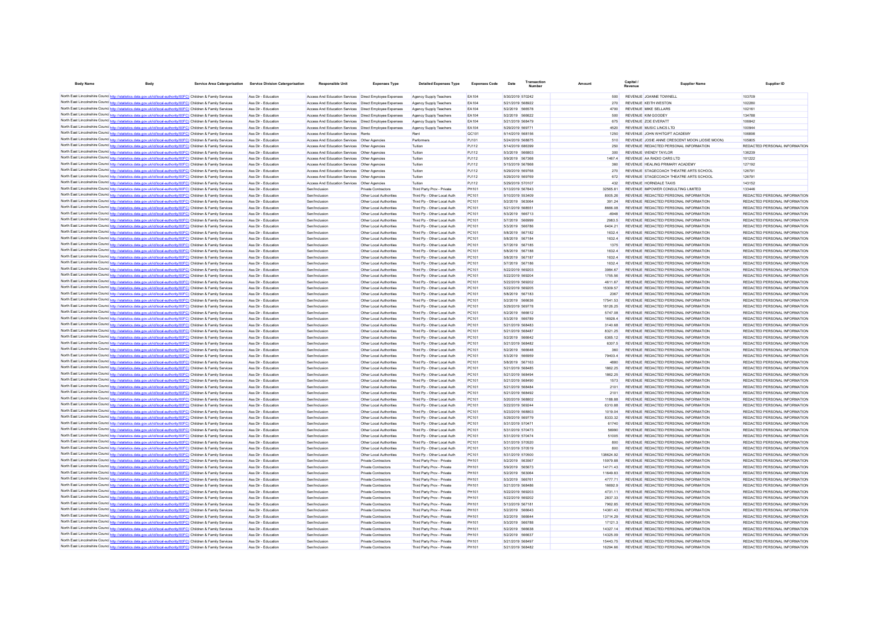| Body Name | Body | Service Area Catergorisation | Service Division Catergorisation | Responsible Unit | Expenses Type | Detailed Expenses Type | Expenses Code | Date | Transaction Number | Amount | Capital / Revenue | Supplier Name | Supplier ID |
|---|---|---|---|---|---|---|---|---|---|---|---|---|---|
| North East Lincolnshire Council | http://statistics.data.gov.uk/id/local-authority/00FC) | Children & Family Services | Ass Dir - Education | Access And Education Services | Direct Employee Expenses | Agency Supply Teachers | EA104 | 5/30/2019 | 570242 | 500 | REVENUE | JOANNE TOWNELL | 103709 |
| North East Lincolnshire Council | http://statistics.data.gov.uk/id/local-authority/00FC) | Children & Family Services | Ass Dir - Education | Access And Education Services | Direct Employee Expenses | Agency Supply Teachers | EA104 | 5/21/2019 | 568922 | 270 | REVENUE | KEITH WESTON | 102280 |
| North East Lincolnshire Council | http://statistics.data.gov.uk/id/local-authority/00FC) | Children & Family Services | Ass Dir - Education | Access And Education Services | Direct Employee Expenses | Agency Supply Teachers | EA104 | 5/2/2019 | 566578 | 4700 | REVENUE | MIKE SELLARS | 102161 |
| North East Lincolnshire Council | http://statistics.data.gov.uk/id/local-authority/00FC) | Children & Family Services | Ass Dir - Education | Access And Education Services | Direct Employee Expenses | Agency Supply Teachers | EA104 | 5/2/2019 | 566622 | 500 | REVENUE | KIM GOODEY | 134788 |
| North East Lincolnshire Council | http://statistics.data.gov.uk/id/local-authority/00FC) | Children & Family Services | Ass Dir - Education | Access And Education Services | Direct Employee Expenses | Agency Supply Teachers | EA104 | 5/21/2019 | 568479 | 675 | REVENUE | ZOE EVERATT | 106842 |
| North East Lincolnshire Council | http://statistics.data.gov.uk/id/local-authority/00FC) | Children & Family Services | Ass Dir - Education | Access And Education Services | Direct Employee Expenses | Agency Supply Teachers | EA104 | 5/29/2019 | 569771 | 4520 | REVENUE | MUSIC LINCS LTD | 100944 |
| North East Lincolnshire Council | http://statistics.data.gov.uk/id/local-authority/00FC) | Children & Family Services | Ass Dir - Education | Access And Education Services | Rents | Rent | GC101 | 5/14/2019 | 568156 | 1250 | REVENUE | JOHN WHITGIFT ACADEMY | 106898 |
| North East Lincolnshire Council | http://statistics.data.gov.uk/id/local-authority/00FC) | Children & Family Services | Ass Dir - Education | Access And Education Services | Other Agencies | Performers | PJ101 | 5/24/2019 | 568875 | 510 | REVENUE | JOSIE ANNE CRESCENT MOON (JOSIE MOON) | 105805 |
| North East Lincolnshire Council | http://statistics.data.gov.uk/id/local-authority/00FC) | Children & Family Services | Ass Dir - Education | Access And Education Services | Other Agencies | Tuition | PJ112 | 5/14/2019 | 686399 | 250 | REVENUE | REDACTED PERSONAL INFORMATION | REDACTED PERSONAL INFORMATION |
| North East Lincolnshire Council | http://statistics.data.gov.uk/id/local-authority/00FC) | Children & Family Services | Ass Dir - Education | Access And Education Services | Other Agencies | Tuition | PJ112 | 5/3/2019 | 566803 | 300 | REVENUE | WENDY TAYLOR | 136239 |
| North East Lincolnshire Council | http://statistics.data.gov.uk/id/local-authority/00FC) | Children & Family Services | Ass Dir - Education | Access And Education Services | Other Agencies | Tuition | PJ112 | 5/9/2019 | 567368 | 1467.4 | REVENUE | AA RADIO CARS LTD | 101222 |
| North East Lincolnshire Council | http://statistics.data.gov.uk/id/local-authority/00FC) | Children & Family Services | Ass Dir - Education | Access And Education Services | Other Agencies | Tuition | PJ112 | 5/15/2019 | 567868 | 360 | REVENUE | HEALING PRIMARY ACADEMY | 127192 |
| North East Lincolnshire Council | http://statistics.data.gov.uk/id/local-authority/00FC) | Children & Family Services | Ass Dir - Education | Access And Education Services | Other Agencies | Tuition | PJ112 | 5/29/2019 | 569768 | 270 | REVENUE | STAGECOACH THEATRE ARTS SCHOOL | 126791 |
| North East Lincolnshire Council | http://statistics.data.gov.uk/id/local-authority/00FC) | Children & Family Services | Ass Dir - Education | Access And Education Services | Other Agencies | Tuition | PJ112 | 5/29/2019 | 569769 | 672 | REVENUE | STAGECOACH THEATRE ARTS SCHOOL | 126791 |
| North East Lincolnshire Council | http://statistics.data.gov.uk/id/local-authority/00FC) | Children & Family Services | Ass Dir - Education | Access And Education Services | Other Agencies | Tuition | PJ112 | 5/29/2019 | 570107 | 432 | REVENUE | HORNDALE TAXIS | 143152 |
| North East Lincolnshire Council | http://statistics.data.gov.uk/id/local-authority/00FC) | Children & Family Services | Ass Dir - Education | Sen/Inclusion | Private Contractors | Third Party Prov - Private | PH101 | 5/13/2019 | 567843 | 32565.81 | REVENUE | IMPOWER CONSULTING LIMITED | 133446 |
| North East Lincolnshire Council | http://statistics.data.gov.uk/id/local-authority/00FC) | Children & Family Services | Ass Dir - Education | Sen/Inclusion | Other Local Authorities | Third Pp - Other Local Auth | PC101 | 5/10/2019 | 553409 | 8005.26 | REVENUE | REDACTED PERSONAL INFORMATION | REDACTED PERSONAL INFORMATION |
| North East Lincolnshire Council | http://statistics.data.gov.uk/id/local-authority/00FC) | Children & Family Services | Ass Dir - Education | Sen/Inclusion | Other Local Authorities | Third Pp - Other Local Auth | PC101 | 5/2/2019 | 563064 | 391.24 | REVENUE | REDACTED PERSONAL INFORMATION | REDACTED PERSONAL INFORMATION |
| North East Lincolnshire Council | http://statistics.data.gov.uk/id/local-authority/00FC) | Children & Family Services | Ass Dir - Education | Sen/Inclusion | Other Local Authorities | Third Pp - Other Local Auth | PC101 | 5/21/2019 | 568551 | 8666.08 | REVENUE | REDACTED PERSONAL INFORMATION | REDACTED PERSONAL INFORMATION |
| North East Lincolnshire Council | http://statistics.data.gov.uk/id/local-authority/00FC) | Children & Family Services | Ass Dir - Education | Sen/Inclusion | Other Local Authorities | Third Pp - Other Local Auth | PC101 | 5/3/2019 | 566713 | -6948 | REVENUE | REDACTED PERSONAL INFORMATION | REDACTED PERSONAL INFORMATION |
| North East Lincolnshire Council | http://statistics.data.gov.uk/id/local-authority/00FC) | Children & Family Services | Ass Dir - Education | Sen/Inclusion | Other Local Authorities | Third Pp - Other Local Auth | PC101 | 5/7/2019 | 566999 | 2983.5 | REVENUE | REDACTED PERSONAL INFORMATION | REDACTED PERSONAL INFORMATION |
| North East Lincolnshire Council | http://statistics.data.gov.uk/id/local-authority/00FC) | Children & Family Services | Ass Dir - Education | Sen/Inclusion | Other Local Authorities | Third Pp - Other Local Auth | PC101 | 5/3/2019 | 566786 | 6404.21 | REVENUE | REDACTED PERSONAL INFORMATION | REDACTED PERSONAL INFORMATION |
| North East Lincolnshire Council | http://statistics.data.gov.uk/id/local-authority/00FC) | Children & Family Services | Ass Dir - Education | Sen/Inclusion | Other Local Authorities | Third Pp - Other Local Auth | PC101 | 5/8/2019 | 567182 | 1632.4 | REVENUE | REDACTED PERSONAL INFORMATION | REDACTED PERSONAL INFORMATION |
| North East Lincolnshire Council | http://statistics.data.gov.uk/id/local-authority/00FC) | Children & Family Services | Ass Dir - Education | Sen/Inclusion | Other Local Authorities | Third Pp - Other Local Auth | PC101 | 5/8/2019 | 567184 | 1632.4 | REVENUE | REDACTED PERSONAL INFORMATION | REDACTED PERSONAL INFORMATION |
| North East Lincolnshire Council | http://statistics.data.gov.uk/id/local-authority/00FC) | Children & Family Services | Ass Dir - Education | Sen/Inclusion | Other Local Authorities | Third Pp - Other Local Auth | PC101 | 5/7/2019 | 567185 | 1375 | REVENUE | REDACTED PERSONAL INFORMATION | REDACTED PERSONAL INFORMATION |
| North East Lincolnshire Council | http://statistics.data.gov.uk/id/local-authority/00FC) | Children & Family Services | Ass Dir - Education | Sen/Inclusion | Other Local Authorities | Third Pp - Other Local Auth | PC101 | 5/8/2019 | 567188 | 1632.4 | REVENUE | REDACTED PERSONAL INFORMATION | REDACTED PERSONAL INFORMATION |
| North East Lincolnshire Council | http://statistics.data.gov.uk/id/local-authority/00FC) | Children & Family Services | Ass Dir - Education | Sen/Inclusion | Other Local Authorities | Third Pp - Other Local Auth | PC101 | 5/8/2019 | 567187 | 1632.4 | REVENUE | REDACTED PERSONAL INFORMATION | REDACTED PERSONAL INFORMATION |
| North East Lincolnshire Council | http://statistics.data.gov.uk/id/local-authority/00FC) | Children & Family Services | Ass Dir - Education | Sen/Inclusion | Other Local Authorities | Third Pp - Other Local Auth | PC101 | 5/7/2019 | 567186 | 1632.4 | REVENUE | REDACTED PERSONAL INFORMATION | REDACTED PERSONAL INFORMATION |
| North East Lincolnshire Council | http://statistics.data.gov.uk/id/local-authority/00FC) | Children & Family Services | Ass Dir - Education | Sen/Inclusion | Other Local Authorities | Third Pp - Other Local Auth | PC101 | 5/22/2019 | 569203 | 3984.67 | REVENUE | REDACTED PERSONAL INFORMATION | REDACTED PERSONAL INFORMATION |
| North East Lincolnshire Council | http://statistics.data.gov.uk/id/local-authority/00FC) | Children & Family Services | Ass Dir - Education | Sen/Inclusion | Other Local Authorities | Third Pp - Other Local Auth | PC101 | 5/22/2019 | 569204 | 1755.56 | REVENUE | REDACTED PERSONAL INFORMATION | REDACTED PERSONAL INFORMATION |
| North East Lincolnshire Council | http://statistics.data.gov.uk/id/local-authority/00FC) | Children & Family Services | Ass Dir - Education | Sen/Inclusion | Other Local Authorities | Third Pp - Other Local Auth | PC101 | 5/22/2019 | 569202 | 4611.67 | REVENUE | REDACTED PERSONAL INFORMATION | REDACTED PERSONAL INFORMATION |
| North East Lincolnshire Council | http://statistics.data.gov.uk/id/local-authority/00FC) | Children & Family Services | Ass Dir - Education | Sen/Inclusion | Other Local Authorities | Third Pp - Other Local Auth | PC101 | 5/22/2019 | 569205 | 15309.57 | REVENUE | REDACTED PERSONAL INFORMATION | REDACTED PERSONAL INFORMATION |
| North East Lincolnshire Council | http://statistics.data.gov.uk/id/local-authority/00FC) | Children & Family Services | Ass Dir - Education | Sen/Inclusion | Other Local Authorities | Third Pp - Other Local Auth | PC101 | 5/8/2019 | 567183 | 2367 | REVENUE | REDACTED PERSONAL INFORMATION | REDACTED PERSONAL INFORMATION |
| North East Lincolnshire Council | http://statistics.data.gov.uk/id/local-authority/00FC) | Children & Family Services | Ass Dir - Education | Sen/Inclusion | Other Local Authorities | Third Pp - Other Local Auth | PC101 | 5/2/2019 | 566636 | 17541.53 | REVENUE | REDACTED PERSONAL INFORMATION | REDACTED PERSONAL INFORMATION |
| North East Lincolnshire Council | http://statistics.data.gov.uk/id/local-authority/00FC) | Children & Family Services | Ass Dir - Education | Sen/Inclusion | Other Local Authorities | Third Pp - Other Local Auth | PC101 | 5/29/2019 | 569778 | 18128.25 | REVENUE | REDACTED PERSONAL INFORMATION | REDACTED PERSONAL INFORMATION |
| North East Lincolnshire Council | http://statistics.data.gov.uk/id/local-authority/00FC) | Children & Family Services | Ass Dir - Education | Sen/Inclusion | Other Local Authorities | Third Pp - Other Local Auth | PC101 | 5/2/2019 | 566612 | 5747.08 | REVENUE | REDACTED PERSONAL INFORMATION | REDACTED PERSONAL INFORMATION |
| North East Lincolnshire Council | http://statistics.data.gov.uk/id/local-authority/00FC) | Children & Family Services | Ass Dir - Education | Sen/Inclusion | Other Local Authorities | Third Pp - Other Local Auth | PC101 | 5/3/2019 | 566789 | 16928.4 | REVENUE | REDACTED PERSONAL INFORMATION | REDACTED PERSONAL INFORMATION |
| North East Lincolnshire Council | http://statistics.data.gov.uk/id/local-authority/00FC) | Children & Family Services | Ass Dir - Education | Sen/Inclusion | Other Local Authorities | Third Pp - Other Local Auth | PC101 | 5/21/2019 | 568483 | 3140.68 | REVENUE | REDACTED PERSONAL INFORMATION | REDACTED PERSONAL INFORMATION |
| North East Lincolnshire Council | http://statistics.data.gov.uk/id/local-authority/00FC) | Children & Family Services | Ass Dir - Education | Sen/Inclusion | Other Local Authorities | Third Pp - Other Local Auth | PC101 | 5/21/2019 | 568487 | 8321.25 | REVENUE | REDACTED PERSONAL INFORMATION | REDACTED PERSONAL INFORMATION |
| North East Lincolnshire Council | http://statistics.data.gov.uk/id/local-authority/00FC) | Children & Family Services | Ass Dir - Education | Sen/Inclusion | Other Local Authorities | Third Pp - Other Local Auth | PC101 | 5/2/2019 | 566642 | 6365.12 | REVENUE | REDACTED PERSONAL INFORMATION | REDACTED PERSONAL INFORMATION |
| North East Lincolnshire Council | http://statistics.data.gov.uk/id/local-authority/00FC) | Children & Family Services | Ass Dir - Education | Sen/Inclusion | Other Local Authorities | Third Pp - Other Local Auth | PC101 | 5/21/2019 | 568482 | 6307.5 | REVENUE | REDACTED PERSONAL INFORMATION | REDACTED PERSONAL INFORMATION |
| North East Lincolnshire Council | http://statistics.data.gov.uk/id/local-authority/00FC) | Children & Family Services | Ass Dir - Education | Sen/Inclusion | Other Local Authorities | Third Pp - Other Local Auth | PC101 | 5/2/2019 | 566648 | 360 | REVENUE | REDACTED PERSONAL INFORMATION | REDACTED PERSONAL INFORMATION |
| North East Lincolnshire Council | http://statistics.data.gov.uk/id/local-authority/00FC) | Children & Family Services | Ass Dir - Education | Sen/Inclusion | Other Local Authorities | Third Pp - Other Local Auth | PC101 | 5/3/2019 | 566959 | 79403.4 | REVENUE | REDACTED PERSONAL INFORMATION | REDACTED PERSONAL INFORMATION |
| North East Lincolnshire Council | http://statistics.data.gov.uk/id/local-authority/00FC) | Children & Family Services | Ass Dir - Education | Sen/Inclusion | Other Local Authorities | Third Pp - Other Local Auth | PC101 | 5/8/2019 | 567163 | 4880 | REVENUE | REDACTED PERSONAL INFORMATION | REDACTED PERSONAL INFORMATION |
| North East Lincolnshire Council | http://statistics.data.gov.uk/id/local-authority/00FC) | Children & Family Services | Ass Dir - Education | Sen/Inclusion | Other Local Authorities | Third Pp - Other Local Auth | PC101 | 5/21/2019 | 568485 | 1862.25 | REVENUE | REDACTED PERSONAL INFORMATION | REDACTED PERSONAL INFORMATION |
| North East Lincolnshire Council | http://statistics.data.gov.uk/id/local-authority/00FC) | Children & Family Services | Ass Dir - Education | Sen/Inclusion | Other Local Authorities | Third Pp - Other Local Auth | PC101 | 5/21/2019 | 568494 | 1862.25 | REVENUE | REDACTED PERSONAL INFORMATION | REDACTED PERSONAL INFORMATION |
| North East Lincolnshire Council | http://statistics.data.gov.uk/id/local-authority/00FC) | Children & Family Services | Ass Dir - Education | Sen/Inclusion | Other Local Authorities | Third Pp - Other Local Auth | PC101 | 5/21/2019 | 568490 | 1573 | REVENUE | REDACTED PERSONAL INFORMATION | REDACTED PERSONAL INFORMATION |
| North East Lincolnshire Council | http://statistics.data.gov.uk/id/local-authority/00FC) | Children & Family Services | Ass Dir - Education | Sen/Inclusion | Other Local Authorities | Third Pp - Other Local Auth | PC101 | 5/21/2019 | 568484 | 2101 | REVENUE | REDACTED PERSONAL INFORMATION | REDACTED PERSONAL INFORMATION |
| North East Lincolnshire Council | http://statistics.data.gov.uk/id/local-authority/00FC) | Children & Family Services | Ass Dir - Education | Sen/Inclusion | Other Local Authorities | Third Pp - Other Local Auth | PC101 | 5/21/2019 | 568492 | 2101 | REVENUE | REDACTED PERSONAL INFORMATION | REDACTED PERSONAL INFORMATION |
| North East Lincolnshire Council | http://statistics.data.gov.uk/id/local-authority/00FC) | Children & Family Services | Ass Dir - Education | Sen/Inclusion | Other Local Authorities | Third Pp - Other Local Auth | PC101 | 5/20/2019 | 568802 | 1188.88 | REVENUE | REDACTED PERSONAL INFORMATION | REDACTED PERSONAL INFORMATION |
| North East Lincolnshire Council | http://statistics.data.gov.uk/id/local-authority/00FC) | Children & Family Services | Ass Dir - Education | Sen/Inclusion | Other Local Authorities | Third Pp - Other Local Auth | PC101 | 5/22/2019 | 569244 | 6310.88 | REVENUE | REDACTED PERSONAL INFORMATION | REDACTED PERSONAL INFORMATION |
| North East Lincolnshire Council | http://statistics.data.gov.uk/id/local-authority/00FC) | Children & Family Services | Ass Dir - Education | Sen/Inclusion | Other Local Authorities | Third Pp - Other Local Auth | PC101 | 5/23/2019 | 568803 | 1019.04 | REVENUE | REDACTED PERSONAL INFORMATION | REDACTED PERSONAL INFORMATION |
| North East Lincolnshire Council | http://statistics.data.gov.uk/id/local-authority/00FC) | Children & Family Services | Ass Dir - Education | Sen/Inclusion | Other Local Authorities | Third Pp - Other Local Auth | PC101 | 5/29/2019 | 569779 | 8333.32 | REVENUE | REDACTED PERSONAL INFORMATION | REDACTED PERSONAL INFORMATION |
| North East Lincolnshire Council | http://statistics.data.gov.uk/id/local-authority/00FC) | Children & Family Services | Ass Dir - Education | Sen/Inclusion | Other Local Authorities | Third Pp - Other Local Auth | PC101 | 5/31/2019 | 570471 | 61740 | REVENUE | REDACTED PERSONAL INFORMATION | REDACTED PERSONAL INFORMATION |
| North East Lincolnshire Council | http://statistics.data.gov.uk/id/local-authority/00FC) | Children & Family Services | Ass Dir - Education | Sen/Inclusion | Other Local Authorities | Third Pp - Other Local Auth | PC101 | 5/31/2019 | 570473 | 56990 | REVENUE | REDACTED PERSONAL INFORMATION | REDACTED PERSONAL INFORMATION |
| North East Lincolnshire Council | http://statistics.data.gov.uk/id/local-authority/00FC) | Children & Family Services | Ass Dir - Education | Sen/Inclusion | Other Local Authorities | Third Pp - Other Local Auth | PC101 | 5/31/2019 | 570474 | 51005 | REVENUE | REDACTED PERSONAL INFORMATION | REDACTED PERSONAL INFORMATION |
| North East Lincolnshire Council | http://statistics.data.gov.uk/id/local-authority/00FC) | Children & Family Services | Ass Dir - Education | Sen/Inclusion | Other Local Authorities | Third Pp - Other Local Auth | PC101 | 5/31/2019 | 570520 | 800 | REVENUE | REDACTED PERSONAL INFORMATION | REDACTED PERSONAL INFORMATION |
| North East Lincolnshire Council | http://statistics.data.gov.uk/id/local-authority/00FC) | Children & Family Services | Ass Dir - Education | Sen/Inclusion | Other Local Authorities | Third Pp - Other Local Auth | PC101 | 5/31/2019 | 570519 | 800 | REVENUE | REDACTED PERSONAL INFORMATION | REDACTED PERSONAL INFORMATION |
| North East Lincolnshire Council | http://statistics.data.gov.uk/id/local-authority/00FC) | Children & Family Services | Ass Dir - Education | Sen/Inclusion | Other Local Authorities | Third Pp - Other Local Auth | PC101 | 5/31/2019 | 570500 | 138624.92 | REVENUE | REDACTED PERSONAL INFORMATION | REDACTED PERSONAL INFORMATION |
| North East Lincolnshire Council | http://statistics.data.gov.uk/id/local-authority/00FC) | Children & Family Services | Ass Dir - Education | Sen/Inclusion | Private Contractors | Third Party Prov - Private | PH101 | 5/2/2019 | 563567 | 15979.88 | REVENUE | REDACTED PERSONAL INFORMATION | REDACTED PERSONAL INFORMATION |
| North East Lincolnshire Council | http://statistics.data.gov.uk/id/local-authority/00FC) | Children & Family Services | Ass Dir - Education | Sen/Inclusion | Private Contractors | Third Party Prov - Private | PH101 | 5/9/2019 | 565673 | 14171.43 | REVENUE | REDACTED PERSONAL INFORMATION | REDACTED PERSONAL INFORMATION |
| North East Lincolnshire Council | http://statistics.data.gov.uk/id/local-authority/00FC) | Children & Family Services | Ass Dir - Education | Sen/Inclusion | Private Contractors | Third Party Prov - Private | PH101 | 5/2/2019 | 563064 | 11649.83 | REVENUE | REDACTED PERSONAL INFORMATION | REDACTED PERSONAL INFORMATION |
| North East Lincolnshire Council | http://statistics.data.gov.uk/id/local-authority/00FC) | Children & Family Services | Ass Dir - Education | Sen/Inclusion | Private Contractors | Third Party Prov - Private | PH101 | 5/3/2019 | 566761 | 4777.71 | REVENUE | REDACTED PERSONAL INFORMATION | REDACTED PERSONAL INFORMATION |
| North East Lincolnshire Council | http://statistics.data.gov.uk/id/local-authority/00FC) | Children & Family Services | Ass Dir - Education | Sen/Inclusion | Private Contractors | Third Party Prov - Private | PH101 | 5/21/2019 | 568486 | 16692.9 | REVENUE | REDACTED PERSONAL INFORMATION | REDACTED PERSONAL INFORMATION |
| North East Lincolnshire Council | http://statistics.data.gov.uk/id/local-authority/00FC) | Children & Family Services | Ass Dir - Education | Sen/Inclusion | Private Contractors | Third Party Prov - Private | PH101 | 5/22/2019 | 569203 | 4731.11 | REVENUE | REDACTED PERSONAL INFORMATION | REDACTED PERSONAL INFORMATION |
| North East Lincolnshire Council | http://statistics.data.gov.uk/id/local-authority/00FC) | Children & Family Services | Ass Dir - Education | Sen/Inclusion | Private Contractors | Third Party Prov - Private | PH101 | 5/22/2019 | 569202 | 2837.33 | REVENUE | REDACTED PERSONAL INFORMATION | REDACTED PERSONAL INFORMATION |
| North East Lincolnshire Council | http://statistics.data.gov.uk/id/local-authority/00FC) | Children & Family Services | Ass Dir - Education | Sen/Inclusion | Private Contractors | Third Party Prov - Private | PH101 | 5/13/2019 | 567181 | 7962.85 | REVENUE | REDACTED PERSONAL INFORMATION | REDACTED PERSONAL INFORMATION |
| North East Lincolnshire Council | http://statistics.data.gov.uk/id/local-authority/00FC) | Children & Family Services | Ass Dir - Education | Sen/Inclusion | Private Contractors | Third Party Prov - Private | PH101 | 5/2/2019 | 566643 | 14361.43 | REVENUE | REDACTED PERSONAL INFORMATION | REDACTED PERSONAL INFORMATION |
| North East Lincolnshire Council | http://statistics.data.gov.uk/id/local-authority/00FC) | Children & Family Services | Ass Dir - Education | Sen/Inclusion | Private Contractors | Third Party Prov - Private | PH101 | 5/2/2019 | 566644 | 13714.29 | REVENUE | REDACTED PERSONAL INFORMATION | REDACTED PERSONAL INFORMATION |
| North East Lincolnshire Council | http://statistics.data.gov.uk/id/local-authority/00FC) | Children & Family Services | Ass Dir - Education | Sen/Inclusion | Private Contractors | Third Party Prov - Private | PH101 | 5/3/2019 | 566788 | 17121.3 | REVENUE | REDACTED PERSONAL INFORMATION | REDACTED PERSONAL INFORMATION |
| North East Lincolnshire Council | http://statistics.data.gov.uk/id/local-authority/00FC) | Children & Family Services | Ass Dir - Education | Sen/Inclusion | Private Contractors | Third Party Prov - Private | PH101 | 5/2/2019 | 566638 | 14327.14 | REVENUE | REDACTED PERSONAL INFORMATION | REDACTED PERSONAL INFORMATION |
| North East Lincolnshire Council | http://statistics.data.gov.uk/id/local-authority/00FC) | Children & Family Services | Ass Dir - Education | Sen/Inclusion | Private Contractors | Third Party Prov - Private | PH101 | 5/2/2019 | 566637 | 14325.09 | REVENUE | REDACTED PERSONAL INFORMATION | REDACTED PERSONAL INFORMATION |
| North East Lincolnshire Council | http://statistics.data.gov.uk/id/local-authority/00FC) | Children & Family Services | Ass Dir - Education | Sen/Inclusion | Private Contractors | Third Party Prov - Private | PH101 | 5/21/2019 | 568497 | 15443.75 | REVENUE | REDACTED PERSONAL INFORMATION | REDACTED PERSONAL INFORMATION |
| North East Lincolnshire Council | http://statistics.data.gov.uk/id/local-authority/00FC) | Children & Family Services | Ass Dir - Education | Sen/Inclusion | Private Contractors | Third Party Prov - Private | PH101 | 5/21/2019 | 568482 | 16294.66 | REVENUE | REDACTED PERSONAL INFORMATION | REDACTED PERSONAL INFORMATION |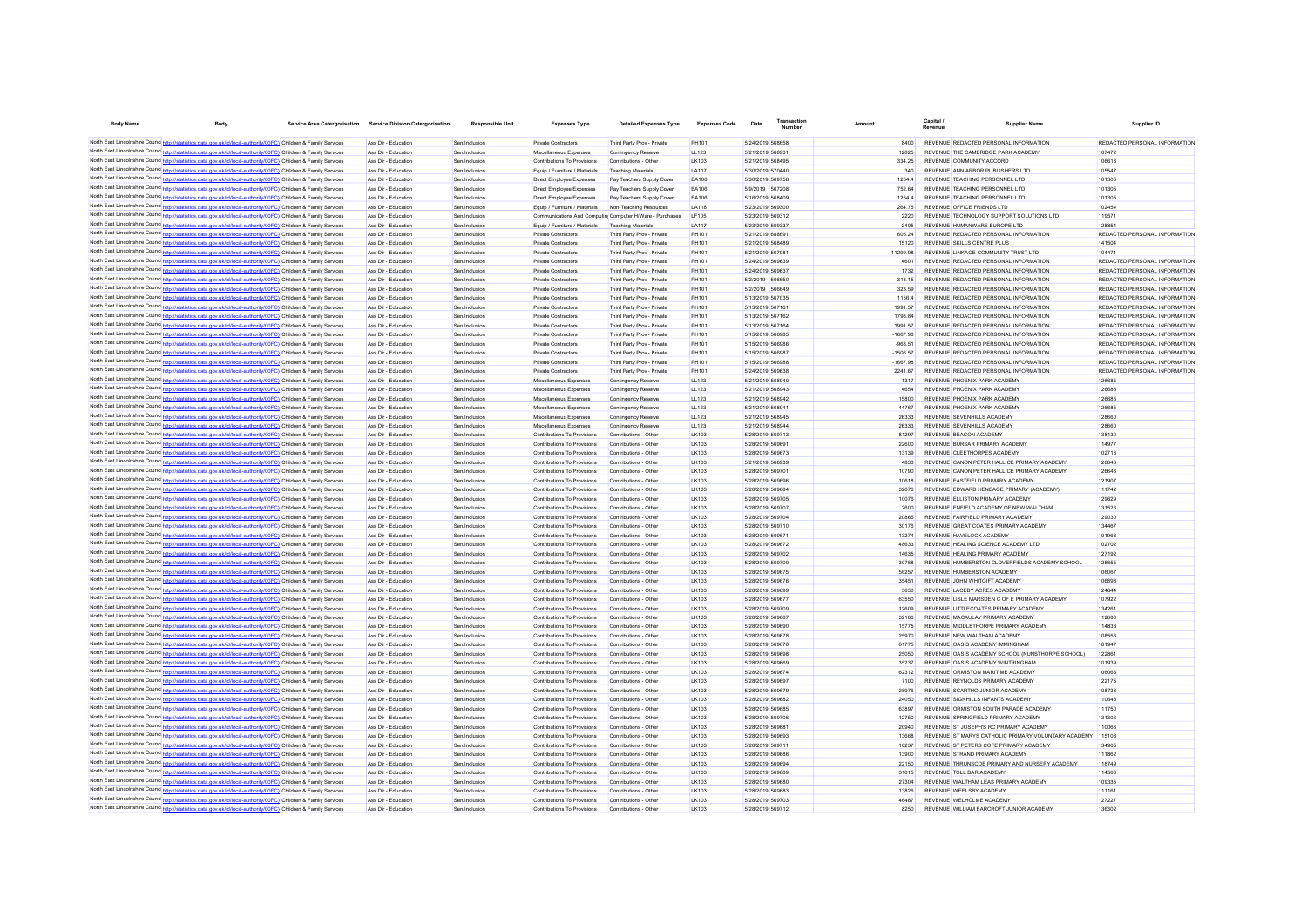| Body Name | Body | Service Area Catergorisation | Service Division Catergorisation | Responsible Unit | Expenses Type | Detailed Expenses Type | Expenses Code | Date | Transaction Number | Amount | Capital / Revenue | Supplier Name | Supplier ID |
|---|---|---|---|---|---|---|---|---|---|---|---|---|---|
| North East Lincolnshire Council | http://statistics.data.gov.uk/id/local-authority/00FC | Children & Family Services | Ass Dir - Education | Sen/Inclusion | Private Contractors | Third Party Prov - Private | PH101 | 5/24/2019 | 568658 | 8400 | REVENUE | REDACTED PERSONAL INFORMATION | REDACTED PERSONAL INFORMATION |
| North East Lincolnshire Council | http://statistics.data.gov.uk/id/local-authority/00FC | Children & Family Services | Ass Dir - Education | Sen/Inclusion | Miscellaneous Expenses | Contingency Reserve | LL123 | 5/21/2019 | 568931 | 12825 | REVENUE | THE CAMBRIDGE PARK ACADEMY | 107472 |
| North East Lincolnshire Council | http://statistics.data.gov.uk/id/local-authority/00FC | Children & Family Services | Ass Dir - Education | Sen/Inclusion | Contributions To Provisions | Contributions - Other | LK103 | 5/21/2019 | 568495 | 334.25 | REVENUE | COMMUNITY ACCORD | 106613 |
| North East Lincolnshire Council | http://statistics.data.gov.uk/id/local-authority/00FC | Children & Family Services | Ass Dir - Education | Sen/Inclusion | Equip / Furniture / Materials | Teaching Materials | LA117 | 5/30/2019 | 570440 | 340 | REVENUE | ANN ARBOR PUBLISHERS LTD | 105547 |
| North East Lincolnshire Council | http://statistics.data.gov.uk/id/local-authority/00FC | Children & Family Services | Ass Dir - Education | Sen/Inclusion | Direct Employee Expenses | Pay Teachers Supply Cover | EA106 | 5/30/2019 | 569758 | 1254.4 | REVENUE | TEACHING PERSONNEL LTD | 101305 |
| North East Lincolnshire Council | http://statistics.data.gov.uk/id/local-authority/00FC | Children & Family Services | Ass Dir - Education | Sen/Inclusion | Direct Employee Expenses | Pay Teachers Supply Cover | EA106 | 5/9/2019 | 567208 | 752.64 | REVENUE | TEACHING PERSONNEL LTD | 101305 |
| North East Lincolnshire Council | http://statistics.data.gov.uk/id/local-authority/00FC | Children & Family Services | Ass Dir - Education | Sen/Inclusion | Direct Employee Expenses | Pay Teachers Supply Cover | EA106 | 5/16/2019 | 568409 | 1254.4 | REVENUE | TEACHING PERSONNEL LTD | 101305 |
| North East Lincolnshire Council | http://statistics.data.gov.uk/id/local-authority/00FC | Children & Family Services | Ass Dir - Education | Sen/Inclusion | Equip / Furniture / Materials | Non-Teaching Resources | LA118 | 5/23/2019 | 569300 | 264.75 | REVENUE | OFFICE FRIENDS LTD | 102454 |
| North East Lincolnshire Council | http://statistics.data.gov.uk/id/local-authority/00FC | Children & Family Services | Ass Dir - Education | Sen/Inclusion | Communications And Computing | Computer H/Ware - Purchases | LF105 | 5/23/2019 | 569312 | 2220 | REVENUE | TECHNOLOGY SUPPORT SOLUTIONS LTD | 119571 |
| North East Lincolnshire Council | http://statistics.data.gov.uk/id/local-authority/00FC | Children & Family Services | Ass Dir - Education | Sen/Inclusion | Equip / Furniture / Materials | Teaching Materials | LA117 | 5/23/2019 | 569337 | 2405 | REVENUE | HUMANWARE EUROPE LTD | 128854 |
| North East Lincolnshire Council | http://statistics.data.gov.uk/id/local-authority/00FC | Children & Family Services | Ass Dir - Education | Sen/Inclusion | Private Contractors | Third Party Prov - Private | PH101 | 5/21/2019 | 568691 | 605.24 | REVENUE | REDACTED PERSONAL INFORMATION | REDACTED PERSONAL INFORMATION |
| North East Lincolnshire Council | http://statistics.data.gov.uk/id/local-authority/00FC | Children & Family Services | Ass Dir - Education | Sen/Inclusion | Private Contractors | Third Party Prov - Private | PH101 | 5/21/2019 | 568489 | 15120 | REVENUE | SKILLS CENTRE PLUS | 141504 |
| North East Lincolnshire Council | http://statistics.data.gov.uk/id/local-authority/00FC | Children & Family Services | Ass Dir - Education | Sen/Inclusion | Private Contractors | Third Party Prov - Private | PH101 | 5/21/2019 | 567981 | 11299.98 | REVENUE | LINKAGE COMMUNITY TRUST LTD | 104471 |
| North East Lincolnshire Council | http://statistics.data.gov.uk/id/local-authority/00FC | Children & Family Services | Ass Dir - Education | Sen/Inclusion | Private Contractors | Third Party Prov - Private | PH101 | 5/24/2019 | 569639 | 4601 | REVENUE | REDACTED PERSONAL INFORMATION | REDACTED PERSONAL INFORMATION |
| North East Lincolnshire Council | http://statistics.data.gov.uk/id/local-authority/00FC | Children & Family Services | Ass Dir - Education | Sen/Inclusion | Private Contractors | Third Party Prov - Private | PH101 | 5/24/2019 | 569637 | 1732 | REVENUE | REDACTED PERSONAL INFORMATION | REDACTED PERSONAL INFORMATION |
| North East Lincolnshire Council | http://statistics.data.gov.uk/id/local-authority/00FC | Children & Family Services | Ass Dir - Education | Sen/Inclusion | Private Contractors | Third Party Prov - Private | PH101 | 5/2/2019 | 566650 | 313.15 | REVENUE | REDACTED PERSONAL INFORMATION | REDACTED PERSONAL INFORMATION |
| North East Lincolnshire Council | http://statistics.data.gov.uk/id/local-authority/00FC | Children & Family Services | Ass Dir - Education | Sen/Inclusion | Private Contractors | Third Party Prov - Private | PH101 | 5/2/2019 | 566649 | 323.59 | REVENUE | REDACTED PERSONAL INFORMATION | REDACTED PERSONAL INFORMATION |
| North East Lincolnshire Council | http://statistics.data.gov.uk/id/local-authority/00FC | Children & Family Services | Ass Dir - Education | Sen/Inclusion | Private Contractors | Third Party Prov - Private | PH101 | 5/13/2019 | 567035 | 1156.4 | REVENUE | REDACTED PERSONAL INFORMATION | REDACTED PERSONAL INFORMATION |
| North East Lincolnshire Council | http://statistics.data.gov.uk/id/local-authority/00FC | Children & Family Services | Ass Dir - Education | Sen/Inclusion | Private Contractors | Third Party Prov - Private | PH101 | 5/13/2019 | 567161 | 1991.57 | REVENUE | REDACTED PERSONAL INFORMATION | REDACTED PERSONAL INFORMATION |
| North East Lincolnshire Council | http://statistics.data.gov.uk/id/local-authority/00FC | Children & Family Services | Ass Dir - Education | Sen/Inclusion | Private Contractors | Third Party Prov - Private | PH101 | 5/13/2019 | 567162 | 1798.84 | REVENUE | REDACTED PERSONAL INFORMATION | REDACTED PERSONAL INFORMATION |
| North East Lincolnshire Council | http://statistics.data.gov.uk/id/local-authority/00FC | Children & Family Services | Ass Dir - Education | Sen/Inclusion | Private Contractors | Third Party Prov - Private | PH101 | 5/13/2019 | 567164 | 1991.57 | REVENUE | REDACTED PERSONAL INFORMATION | REDACTED PERSONAL INFORMATION |
| North East Lincolnshire Council | http://statistics.data.gov.uk/id/local-authority/00FC | Children & Family Services | Ass Dir - Education | Sen/Inclusion | Private Contractors | Third Party Prov - Private | PH101 | 5/15/2019 | 566985 | -1667.98 | REVENUE | REDACTED PERSONAL INFORMATION | REDACTED PERSONAL INFORMATION |
| North East Lincolnshire Council | http://statistics.data.gov.uk/id/local-authority/00FC | Children & Family Services | Ass Dir - Education | Sen/Inclusion | Private Contractors | Third Party Prov - Private | PH101 | 5/15/2019 | 566986 | -968.51 | REVENUE | REDACTED PERSONAL INFORMATION | REDACTED PERSONAL INFORMATION |
| North East Lincolnshire Council | http://statistics.data.gov.uk/id/local-authority/00FC | Children & Family Services | Ass Dir - Education | Sen/Inclusion | Private Contractors | Third Party Prov - Private | PH101 | 5/15/2019 | 566987 | -1506.57 | REVENUE | REDACTED PERSONAL INFORMATION | REDACTED PERSONAL INFORMATION |
| North East Lincolnshire Council | http://statistics.data.gov.uk/id/local-authority/00FC | Children & Family Services | Ass Dir - Education | Sen/Inclusion | Private Contractors | Third Party Prov - Private | PH101 | 5/15/2019 | 566988 | -1667.98 | REVENUE | REDACTED PERSONAL INFORMATION | REDACTED PERSONAL INFORMATION |
| North East Lincolnshire Council | http://statistics.data.gov.uk/id/local-authority/00FC | Children & Family Services | Ass Dir - Education | Sen/Inclusion | Private Contractors | Third Party Prov - Private | PH101 | 5/24/2019 | 569638 | 2241.67 | REVENUE | REDACTED PERSONAL INFORMATION | REDACTED PERSONAL INFORMATION |
| North East Lincolnshire Council | http://statistics.data.gov.uk/id/local-authority/00FC | Children & Family Services | Ass Dir - Education | Sen/Inclusion | Miscellaneous Expenses | Contingency Reserve | LL123 | 5/21/2019 | 568940 | 1317 | REVENUE | PHOENIX PARK ACADEMY | 126685 |
| North East Lincolnshire Council | http://statistics.data.gov.uk/id/local-authority/00FC | Children & Family Services | Ass Dir - Education | Sen/Inclusion | Miscellaneous Expenses | Contingency Reserve | LL123 | 5/21/2019 | 568943 | 4654 | REVENUE | PHOENIX PARK ACADEMY | 126685 |
| North East Lincolnshire Council | http://statistics.data.gov.uk/id/local-authority/00FC | Children & Family Services | Ass Dir - Education | Sen/Inclusion | Miscellaneous Expenses | Contingency Reserve | LL123 | 5/21/2019 | 568942 | 15800 | REVENUE | PHOENIX PARK ACADEMY | 126685 |
| North East Lincolnshire Council | http://statistics.data.gov.uk/id/local-authority/00FC | Children & Family Services | Ass Dir - Education | Sen/Inclusion | Miscellaneous Expenses | Contingency Reserve | LL123 | 5/21/2019 | 568941 | 44767 | REVENUE | PHOENIX PARK ACADEMY | 126685 |
| North East Lincolnshire Council | http://statistics.data.gov.uk/id/local-authority/00FC | Children & Family Services | Ass Dir - Education | Sen/Inclusion | Miscellaneous Expenses | Contingency Reserve | LL123 | 5/21/2019 | 568945 | 26333 | REVENUE | SEVENHILLS ACADEMY | 128660 |
| North East Lincolnshire Council | http://statistics.data.gov.uk/id/local-authority/00FC | Children & Family Services | Ass Dir - Education | Sen/Inclusion | Miscellaneous Expenses | Contingency Reserve | LL123 | 5/21/2019 | 568944 | 26333 | REVENUE | SEVENHILLS ACADEMY | 128660 |
| North East Lincolnshire Council | http://statistics.data.gov.uk/id/local-authority/00FC | Children & Family Services | Ass Dir - Education | Sen/Inclusion | Contributions To Provisions | Contributions - Other | LK103 | 5/28/2019 | 569713 | 81297 | REVENUE | BEACON ACADEMY | 138130 |
| North East Lincolnshire Council | http://statistics.data.gov.uk/id/local-authority/00FC | Children & Family Services | Ass Dir - Education | Sen/Inclusion | Contributions To Provisions | Contributions - Other | LK103 | 5/28/2019 | 569691 | 22600 | REVENUE | BURSAR PRIMARY ACADEMY | 114977 |
| North East Lincolnshire Council | http://statistics.data.gov.uk/id/local-authority/00FC | Children & Family Services | Ass Dir - Education | Sen/Inclusion | Contributions To Provisions | Contributions - Other | LK103 | 5/28/2019 | 569673 | 13139 | REVENUE | CLEETHORPES ACADEMY | 102713 |
| North East Lincolnshire Council | http://statistics.data.gov.uk/id/local-authority/00FC | Children & Family Services | Ass Dir - Education | Sen/Inclusion | Contributions To Provisions | Contributions - Other | LK103 | 5/21/2019 | 568939 | 4833 | REVENUE | CANON PETER HALL CE PRIMARY ACADEMY | 126646 |
| North East Lincolnshire Council | http://statistics.data.gov.uk/id/local-authority/00FC | Children & Family Services | Ass Dir - Education | Sen/Inclusion | Contributions To Provisions | Contributions - Other | LK103 | 5/28/2019 | 569701 | 10790 | REVENUE | CANON PETER HALL CE PRIMARY ACADEMY | 126646 |
| North East Lincolnshire Council | http://statistics.data.gov.uk/id/local-authority/00FC | Children & Family Services | Ass Dir - Education | Sen/Inclusion | Contributions To Provisions | Contributions - Other | LK103 | 5/28/2019 | 569696 | 10618 | REVENUE | EASTFIELD PRIMARY ACADEMY | 121907 |
| North East Lincolnshire Council | http://statistics.data.gov.uk/id/local-authority/00FC | Children & Family Services | Ass Dir - Education | Sen/Inclusion | Contributions To Provisions | Contributions - Other | LK103 | 5/28/2019 | 569684 | 32676 | REVENUE | EDWARD HENEAGE PRIMARY (ACADEMY) | 111742 |
| North East Lincolnshire Council | http://statistics.data.gov.uk/id/local-authority/00FC | Children & Family Services | Ass Dir - Education | Sen/Inclusion | Contributions To Provisions | Contributions - Other | LK103 | 5/28/2019 | 569705 | 10076 | REVENUE | ELLISTON PRIMARY ACADEMY | 129629 |
| North East Lincolnshire Council | http://statistics.data.gov.uk/id/local-authority/00FC | Children & Family Services | Ass Dir - Education | Sen/Inclusion | Contributions To Provisions | Contributions - Other | LK103 | 5/28/2019 | 569707 | 2600 | REVENUE | ENFIELD ACADEMY OF NEW WALTHAM | 131526 |
| North East Lincolnshire Council | http://statistics.data.gov.uk/id/local-authority/00FC | Children & Family Services | Ass Dir - Education | Sen/Inclusion | Contributions To Provisions | Contributions - Other | LK103 | 5/28/2019 | 569704 | 20865 | REVENUE | FAIRFIELD PRIMARY ACADEMY | 129030 |
| North East Lincolnshire Council | http://statistics.data.gov.uk/id/local-authority/00FC | Children & Family Services | Ass Dir - Education | Sen/Inclusion | Contributions To Provisions | Contributions - Other | LK103 | 5/28/2019 | 569710 | 30176 | REVENUE | GREAT COATES PRIMARY ACADEMY | 134467 |
| North East Lincolnshire Council | http://statistics.data.gov.uk/id/local-authority/00FC | Children & Family Services | Ass Dir - Education | Sen/Inclusion | Contributions To Provisions | Contributions - Other | LK103 | 5/28/2019 | 569671 | 13274 | REVENUE | HAVELOCK ACADEMY | 101968 |
| North East Lincolnshire Council | http://statistics.data.gov.uk/id/local-authority/00FC | Children & Family Services | Ass Dir - Education | Sen/Inclusion | Contributions To Provisions | Contributions - Other | LK103 | 5/28/2019 | 569672 | 48633 | REVENUE | HEALING SCIENCE ACADEMY LTD | 102702 |
| North East Lincolnshire Council | http://statistics.data.gov.uk/id/local-authority/00FC | Children & Family Services | Ass Dir - Education | Sen/Inclusion | Contributions To Provisions | Contributions - Other | LK103 | 5/28/2019 | 569702 | 14635 | REVENUE | HEALING PRIMARY ACADEMY | 127192 |
| North East Lincolnshire Council | http://statistics.data.gov.uk/id/local-authority/00FC | Children & Family Services | Ass Dir - Education | Sen/Inclusion | Contributions To Provisions | Contributions - Other | LK103 | 5/28/2019 | 569700 | 30768 | REVENUE | HUMBERSTON CLOVERFIELDS ACADEMY SCHOOL | 125655 |
| North East Lincolnshire Council | http://statistics.data.gov.uk/id/local-authority/00FC | Children & Family Services | Ass Dir - Education | Sen/Inclusion | Contributions To Provisions | Contributions - Other | LK103 | 5/28/2019 | 569675 | 56257 | REVENUE | HUMBERSTON ACADEMY | 106067 |
| North East Lincolnshire Council | http://statistics.data.gov.uk/id/local-authority/00FC | Children & Family Services | Ass Dir - Education | Sen/Inclusion | Contributions To Provisions | Contributions - Other | LK103 | 5/28/2019 | 569676 | 35451 | REVENUE | JOHN WHITGIFT ACADEMY | 106898 |
| North East Lincolnshire Council | http://statistics.data.gov.uk/id/local-authority/00FC | Children & Family Services | Ass Dir - Education | Sen/Inclusion | Contributions To Provisions | Contributions - Other | LK103 | 5/28/2019 | 569699 | 5650 | REVENUE | LACEBY ACRES ACADEMY | 124644 |
| North East Lincolnshire Council | http://statistics.data.gov.uk/id/local-authority/00FC | Children & Family Services | Ass Dir - Education | Sen/Inclusion | Contributions To Provisions | Contributions - Other | LK103 | 5/28/2019 | 569677 | 63550 | REVENUE | LISLE MARSDEN C OF E PRIMARY ACADEMY | 107922 |
| North East Lincolnshire Council | http://statistics.data.gov.uk/id/local-authority/00FC | Children & Family Services | Ass Dir - Education | Sen/Inclusion | Contributions To Provisions | Contributions - Other | LK103 | 5/28/2019 | 569709 | 12609 | REVENUE | LITTLECOATES PRIMARY ACADEMY | 134261 |
| North East Lincolnshire Council | http://statistics.data.gov.uk/id/local-authority/00FC | Children & Family Services | Ass Dir - Education | Sen/Inclusion | Contributions To Provisions | Contributions - Other | LK103 | 5/28/2019 | 569687 | 32166 | REVENUE | MACAULAY PRIMARY ACADEMY | 112680 |
| North East Lincolnshire Council | http://statistics.data.gov.uk/id/local-authority/00FC | Children & Family Services | Ass Dir - Education | Sen/Inclusion | Contributions To Provisions | Contributions - Other | LK103 | 5/28/2019 | 569690 | 15775 | REVENUE | MIDDLETHORPE PRIMARY ACADEMY | 114833 |
| North East Lincolnshire Council | http://statistics.data.gov.uk/id/local-authority/00FC | Children & Family Services | Ass Dir - Education | Sen/Inclusion | Contributions To Provisions | Contributions - Other | LK103 | 5/28/2019 | 569678 | 25970 | REVENUE | NEW WALTHAM ACADEMY | 108556 |
| North East Lincolnshire Council | http://statistics.data.gov.uk/id/local-authority/00FC | Children & Family Services | Ass Dir - Education | Sen/Inclusion | Contributions To Provisions | Contributions - Other | LK103 | 5/28/2019 | 569670 | 61775 | REVENUE | OASIS ACADEMY IMMINGHAM | 101947 |
| North East Lincolnshire Council | http://statistics.data.gov.uk/id/local-authority/00FC | Children & Family Services | Ass Dir - Education | Sen/Inclusion | Contributions To Provisions | Contributions - Other | LK103 | 5/28/2019 | 569698 | 25050 | REVENUE | OASIS ACADEMY SCHOOL (NUNSTHORPE SCHOOL) | 122861 |
| North East Lincolnshire Council | http://statistics.data.gov.uk/id/local-authority/00FC | Children & Family Services | Ass Dir - Education | Sen/Inclusion | Contributions To Provisions | Contributions - Other | LK103 | 5/28/2019 | 569669 | 35237 | REVENUE | OASIS ACADEMY WINTRINGHAM | 101939 |
| North East Lincolnshire Council | http://statistics.data.gov.uk/id/local-authority/00FC | Children & Family Services | Ass Dir - Education | Sen/Inclusion | Contributions To Provisions | Contributions - Other | LK103 | 5/28/2019 | 569674 | 62312 | REVENUE | ORMISTON MARITIME ACADEMY | 106066 |
| North East Lincolnshire Council | http://statistics.data.gov.uk/id/local-authority/00FC | Children & Family Services | Ass Dir - Education | Sen/Inclusion | Contributions To Provisions | Contributions - Other | LK103 | 5/28/2019 | 569697 | 7100 | REVENUE | REYNOLDS PRIMARY ACADEMY | 122175 |
| North East Lincolnshire Council | http://statistics.data.gov.uk/id/local-authority/00FC | Children & Family Services | Ass Dir - Education | Sen/Inclusion | Contributions To Provisions | Contributions - Other | LK103 | 5/28/2019 | 569679 | 28976 | REVENUE | SCARTHO JUNIOR ACADEMY | 108738 |
| North East Lincolnshire Council | http://statistics.data.gov.uk/id/local-authority/00FC | Children & Family Services | Ass Dir - Education | Sen/Inclusion | Contributions To Provisions | Contributions - Other | LK103 | 5/28/2019 | 569682 | 24050 | REVENUE | SIGNHILLS INFANTS ACADEMY | 110645 |
| North East Lincolnshire Council | http://statistics.data.gov.uk/id/local-authority/00FC | Children & Family Services | Ass Dir - Education | Sen/Inclusion | Contributions To Provisions | Contributions - Other | LK103 | 5/28/2019 | 569685 | 63897 | REVENUE | ORMISTON SOUTH PARADE ACADEMY | 111750 |
| North East Lincolnshire Council | http://statistics.data.gov.uk/id/local-authority/00FC | Children & Family Services | Ass Dir - Education | Sen/Inclusion | Contributions To Provisions | Contributions - Other | LK103 | 5/28/2019 | 569706 | 12750 | REVENUE | SPRINGFIELD PRIMARY ACADEMY | 131306 |
| North East Lincolnshire Council | http://statistics.data.gov.uk/id/local-authority/00FC | Children & Family Services | Ass Dir - Education | Sen/Inclusion | Contributions To Provisions | Contributions - Other | LK103 | 5/28/2019 | 569681 | 20940 | REVENUE | ST JOSEPH'S RC PRIMARY ACADEMY | 110066 |
| North East Lincolnshire Council | http://statistics.data.gov.uk/id/local-authority/00FC | Children & Family Services | Ass Dir - Education | Sen/Inclusion | Contributions To Provisions | Contributions - Other | LK103 | 5/28/2019 | 569693 | 13668 | REVENUE | ST MARYS CATHOLIC PRIMARY VOLUNTARY ACADEMY | 115108 |
| North East Lincolnshire Council | http://statistics.data.gov.uk/id/local-authority/00FC | Children & Family Services | Ass Dir - Education | Sen/Inclusion | Contributions To Provisions | Contributions - Other | LK103 | 5/28/2019 | 569711 | 16237 | REVENUE | ST PETERS COFE PRIMARY ACADEMY | 134905 |
| North East Lincolnshire Council | http://statistics.data.gov.uk/id/local-authority/00FC | Children & Family Services | Ass Dir - Education | Sen/Inclusion | Contributions To Provisions | Contributions - Other | LK103 | 5/28/2019 | 569686 | 13900 | REVENUE | STRAND PRIMARY ACADEMY | 111862 |
| North East Lincolnshire Council | http://statistics.data.gov.uk/id/local-authority/00FC | Children & Family Services | Ass Dir - Education | Sen/Inclusion | Contributions To Provisions | Contributions - Other | LK103 | 5/28/2019 | 569694 | 22150 | REVENUE | THRUNSCOE PRIMARY AND NURSERY ACADEMY | 118749 |
| North East Lincolnshire Council | http://statistics.data.gov.uk/id/local-authority/00FC | Children & Family Services | Ass Dir - Education | Sen/Inclusion | Contributions To Provisions | Contributions - Other | LK103 | 5/28/2019 | 569689 | 31615 | REVENUE | TOLL BAR ACADEMY | 114560 |
| North East Lincolnshire Council | http://statistics.data.gov.uk/id/local-authority/00FC | Children & Family Services | Ass Dir - Education | Sen/Inclusion | Contributions To Provisions | Contributions - Other | LK103 | 5/28/2019 | 569680 | 27304 | REVENUE | WALTHAM LEAS PRIMARY ACADEMY | 109335 |
| North East Lincolnshire Council | http://statistics.data.gov.uk/id/local-authority/00FC | Children & Family Services | Ass Dir - Education | Sen/Inclusion | Contributions To Provisions | Contributions - Other | LK103 | 5/28/2019 | 569683 | 13826 | REVENUE | WEELSBY ACADEMY | 111161 |
| North East Lincolnshire Council | http://statistics.data.gov.uk/id/local-authority/00FC | Children & Family Services | Ass Dir - Education | Sen/Inclusion | Contributions To Provisions | Contributions - Other | LK103 | 5/28/2019 | 569703 | 46487 | REVENUE | WELHOLME ACADEMY | 127227 |
| North East Lincolnshire Council | http://statistics.data.gov.uk/id/local-authority/00FC | Children & Family Services | Ass Dir - Education | Sen/Inclusion | Contributions To Provisions | Contributions - Other | LK103 | 5/28/2019 | 569712 | 8250 | REVENUE | WILLIAM BARCROFT JUNIOR ACADEMY | 136302 |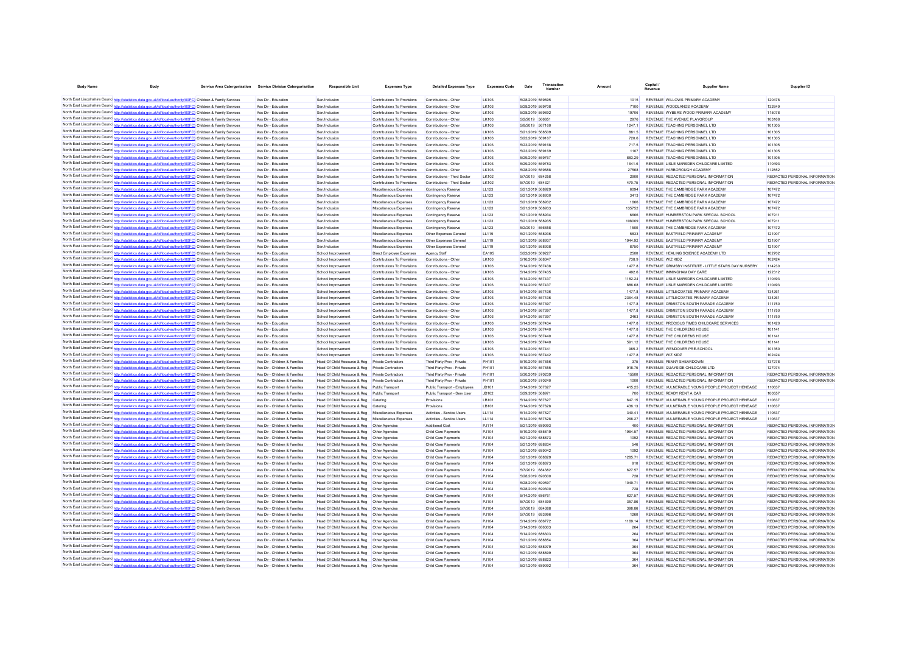| Body Name | Body | Service Area Catergorisation | Service Division Catergorisation | Responsible Unit | Expenses Type | Detailed Expenses Type | Expenses Code | Date | Transaction Number | Amount | Capital / Revenue | Supplier Name | Supplier ID |
|---|---|---|---|---|---|---|---|---|---|---|---|---|---|
| North East Lincolnshire Council | http://statistics.data.gov.uk/id/local-authority/00FC) | Children & Family Services | Ass Dir - Education | Sen/Inclusion | Contributions To Provisions | Contributions - Other | LK103 | 5/28/2019 | 569695 | 1015 | REVENUE | WILLOWS PRIMARY ACADEMY | 120478 |
| North East Lincolnshire Council | http://statistics.data.gov.uk/id/local-authority/00FC) | Children & Family Services | Ass Dir - Education | Sen/Inclusion | Contributions To Provisions | Contributions - Other | LK103 | 5/28/2019 | 569708 | 7100 | REVENUE | WOODLANDS ACADEMY | 132649 |
| North East Lincolnshire Council | http://statistics.data.gov.uk/id/local-authority/00FC) | Children & Family Services | Ass Dir - Education | Sen/Inclusion | Contributions To Provisions | Contributions - Other | LK103 | 5/28/2019 | 569692 | 19706 | REVENUE | WYBERS WOOD PRIMARY ACADEMY | 115078 |
| North East Lincolnshire Council | http://statistics.data.gov.uk/id/local-authority/00FC) | Children & Family Services | Ass Dir - Education | Sen/Inclusion | Contributions To Provisions | Contributions - Other | LK103 | 5/2/2019 | 566651 | 2976 | REVENUE | THE AVENUE PLAYGROUP | 103168 |
| North East Lincolnshire Council | http://statistics.data.gov.uk/id/local-authority/00FC) | Children & Family Services | Ass Dir - Education | Sen/Inclusion | Contributions To Provisions | Contributions - Other | LK103 | 5/8/2019 | 567160 | 1247.1 | REVENUE | TEACHING PERSONNEL LTD | 101305 |
| North East Lincolnshire Council | http://statistics.data.gov.uk/id/local-authority/00FC) | Children & Family Services | Ass Dir - Education | Sen/Inclusion | Contributions To Provisions | Contributions - Other | LK103 | 5/21/2019 | 568509 | 881.5 | REVENUE | TEACHING PERSONNEL LTD | 101305 |
| North East Lincolnshire Council | http://statistics.data.gov.uk/id/local-authority/00FC) | Children & Family Services | Ass Dir - Education | Sen/Inclusion | Contributions To Provisions | Contributions - Other | LK103 | 5/23/2019 | 569167 | 720.6 | REVENUE | TEACHING PERSONNEL LTD | 101305 |
| North East Lincolnshire Council | http://statistics.data.gov.uk/id/local-authority/00FC) | Children & Family Services | Ass Dir - Education | Sen/Inclusion | Contributions To Provisions | Contributions - Other | LK103 | 5/23/2019 | 569168 | 717.5 | REVENUE | TEACHING PERSONNEL LTD | 101305 |
| North East Lincolnshire Council | http://statistics.data.gov.uk/id/local-authority/00FC) | Children & Family Services | Ass Dir - Education | Sen/Inclusion | Contributions To Provisions | Contributions - Other | LK103 | 5/23/2019 | 569169 | 1107 | REVENUE | TEACHING PERSONNEL LTD | 101305 |
| North East Lincolnshire Council | http://statistics.data.gov.uk/id/local-authority/00FC) | Children & Family Services | Ass Dir - Education | Sen/Inclusion | Contributions To Provisions | Contributions - Other | LK103 | 5/29/2019 | 569767 | 883.29 | REVENUE | TEACHING PERSONNEL LTD | 101305 |
| North East Lincolnshire Council | http://statistics.data.gov.uk/id/local-authority/00FC) | Children & Family Services | Ass Dir - Education | Sen/Inclusion | Contributions To Provisions | Contributions - Other | LK103 | 5/29/2019 | 569783 | 1641.6 | REVENUE | LISLE MARSDEN CHILDCARE LIMITED | 110493 |
| North East Lincolnshire Council | http://statistics.data.gov.uk/id/local-authority/00FC) | Children & Family Services | Ass Dir - Education | Sen/Inclusion | Contributions To Provisions | Contributions - Other | LK103 | 5/28/2019 | 569688 | 27568 | REVENUE | YARBOROUGH ACADEMY | 112852 |
| North East Lincolnshire Council | http://statistics.data.gov.uk/id/local-authority/00FC) | Children & Family Services | Ass Dir - Education | Sen/Inclusion | Contributions To Provisions | Contributions - Third Sector | LK102 | 5/7/2019 | 684258 | 2900 | REVENUE | REDACTED PERSONAL INFORMATION | REDACTED PERSONAL INFORMATION |
| North East Lincolnshire Council | http://statistics.data.gov.uk/id/local-authority/00FC) | Children & Family Services | Ass Dir - Education | Sen/Inclusion | Contributions To Provisions | Contributions - Third Sector | LK102 | 5/7/2019 | 684321 | 470.75 | REVENUE | REDACTED PERSONAL INFORMATION | REDACTED PERSONAL INFORMATION |
| North East Lincolnshire Council | http://statistics.data.gov.uk/id/local-authority/00FC) | Children & Family Services | Ass Dir - Education | Sen/Inclusion | Miscellaneous Expenses | Contingency Reserve | LL123 | 5/21/2019 | 568929 | 6094 | REVENUE | THE CAMBRIDGE PARK ACADEMY | 107472 |
| North East Lincolnshire Council | http://statistics.data.gov.uk/id/local-authority/00FC) | Children & Family Services | Ass Dir - Education | Sen/Inclusion | Miscellaneous Expenses | Contingency Reserve | LL123 | 5/21/2019 | 568930 | 3413 | REVENUE | THE CAMBRIDGE PARK ACADEMY | 107472 |
| North East Lincolnshire Council | http://statistics.data.gov.uk/id/local-authority/00FC) | Children & Family Services | Ass Dir - Education | Sen/Inclusion | Miscellaneous Expenses | Contingency Reserve | LL123 | 5/21/2019 | 568932 | 1666 | REVENUE | THE CAMBRIDGE PARK ACADEMY | 107472 |
| North East Lincolnshire Council | http://statistics.data.gov.uk/id/local-authority/00FC) | Children & Family Services | Ass Dir - Education | Sen/Inclusion | Miscellaneous Expenses | Contingency Reserve | LL123 | 5/21/2019 | 568933 | 135752 | REVENUE | THE CAMBRIDGE PARK ACADEMY | 107472 |
| North East Lincolnshire Council | http://statistics.data.gov.uk/id/local-authority/00FC) | Children & Family Services | Ass Dir - Education | Sen/Inclusion | Miscellaneous Expenses | Contingency Reserve | LL123 | 5/21/2019 | 568934 | 6666 | REVENUE | HUMBERSTON PARK SPECIAL SCHOOL | 107911 |
| North East Lincolnshire Council | http://statistics.data.gov.uk/id/local-authority/00FC) | Children & Family Services | Ass Dir - Education | Sen/Inclusion | Miscellaneous Expenses | Contingency Reserve | LL123 | 5/21/2019 | 568935 | 108009 | REVENUE | HUMBERSTON PARK SPECIAL SCHOOL | 107911 |
| North East Lincolnshire Council | http://statistics.data.gov.uk/id/local-authority/00FC) | Children & Family Services | Ass Dir - Education | Sen/Inclusion | Miscellaneous Expenses | Contingency Reserve | LL123 | 5/2/2019 | 566658 | 1500 | REVENUE | THE CAMBRIDGE PARK ACADEMY | 107472 |
| North East Lincolnshire Council | http://statistics.data.gov.uk/id/local-authority/00FC) | Children & Family Services | Ass Dir - Education | Sen/Inclusion | Miscellaneous Expenses | Other Expenses General | LL119 | 5/21/2019 | 568936 | 5833 | REVENUE | EASTFIELD PRIMARY ACADEMY | 121907 |
| North East Lincolnshire Council | http://statistics.data.gov.uk/id/local-authority/00FC) | Children & Family Services | Ass Dir - Education | Sen/Inclusion | Miscellaneous Expenses | Other Expenses General | LL119 | 5/21/2019 | 568937 | 1944.92 | REVENUE | EASTFIELD PRIMARY ACADEMY | 121907 |
| North East Lincolnshire Council | http://statistics.data.gov.uk/id/local-authority/00FC) | Children & Family Services | Ass Dir - Education | Sen/Inclusion | Miscellaneous Expenses | Other Expenses General | LL119 | 5/21/2019 | 568938 | 8750 | REVENUE | EASTFIELD PRIMARY ACADEMY | 121907 |
| North East Lincolnshire Council | http://statistics.data.gov.uk/id/local-authority/00FC) | Children & Family Services | Ass Dir - Education | School Improvement | Direct Employee Expenses | Agency Staff | EA105 | 5/22/2019 | 569227 | 2500 | REVENUE | HEALING SCIENCE ACADEMY LTD | 102702 |
| North East Lincolnshire Council | http://statistics.data.gov.uk/id/local-authority/00FC) | Children & Family Services | Ass Dir - Education | School Improvement | Contributions To Provisions | Contributions - Other | LK103 | 5/16/2019 | 568347 | 738.9 | REVENUE | WIZ KIDZ | 102424 |
| North East Lincolnshire Council | http://statistics.data.gov.uk/id/local-authority/00FC) | Children & Family Services | Ass Dir - Education | School Improvement | Contributions To Provisions | Contributions - Other | LK103 | 5/14/2019 | 567438 | 1477.8 | REVENUE | GRIMSBY INSTITUTE - LITTLE STARS DAY NURSERY | 114230 |
| North East Lincolnshire Council | http://statistics.data.gov.uk/id/local-authority/00FC) | Children & Family Services | Ass Dir - Education | School Improvement | Contributions To Provisions | Contributions - Other | LK103 | 5/14/2019 | 567435 | 492.6 | REVENUE | IMMINGHAM DAY CARE | 122312 |
| North East Lincolnshire Council | http://statistics.data.gov.uk/id/local-authority/00FC) | Children & Family Services | Ass Dir - Education | School Improvement | Contributions To Provisions | Contributions - Other | LK103 | 5/14/2019 | 567437 | 1182.24 | REVENUE | LISLE MARSDEN CHILDCARE LIMITED | 110493 |
| North East Lincolnshire Council | http://statistics.data.gov.uk/id/local-authority/00FC) | Children & Family Services | Ass Dir - Education | School Improvement | Contributions To Provisions | Contributions - Other | LK103 | 5/14/2019 | 567437 | 886.68 | REVENUE | LISLE MARSDEN CHILDCARE LIMITED | 110493 |
| North East Lincolnshire Council | http://statistics.data.gov.uk/id/local-authority/00FC) | Children & Family Services | Ass Dir - Education | School Improvement | Contributions To Provisions | Contributions - Other | LK103 | 5/14/2019 | 567436 | 1477.8 | REVENUE | LITTLECOATES PRIMARY ACADEMY | 134261 |
| North East Lincolnshire Council | http://statistics.data.gov.uk/id/local-authority/00FC) | Children & Family Services | Ass Dir - Education | School Improvement | Contributions To Provisions | Contributions - Other | LK103 | 5/14/2019 | 567436 | 2364.48 | REVENUE | LITTLECOATES PRIMARY ACADEMY | 134261 |
| North East Lincolnshire Council | http://statistics.data.gov.uk/id/local-authority/00FC) | Children & Family Services | Ass Dir - Education | School Improvement | Contributions To Provisions | Contributions - Other | LK103 | 5/14/2019 | 567397 | 1477.8 | REVENUE | ORMISTON SOUTH PARADE ACADEMY | 111750 |
| North East Lincolnshire Council | http://statistics.data.gov.uk/id/local-authority/00FC) | Children & Family Services | Ass Dir - Education | School Improvement | Contributions To Provisions | Contributions - Other | LK103 | 5/14/2019 | 567397 | 1477.8 | REVENUE | ORMISTON SOUTH PARADE ACADEMY | 111750 |
| North East Lincolnshire Council | http://statistics.data.gov.uk/id/local-authority/00FC) | Children & Family Services | Ass Dir - Education | School Improvement | Contributions To Provisions | Contributions - Other | LK103 | 5/14/2019 | 567397 | 2463 | REVENUE | ORMISTON SOUTH PARADE ACADEMY | 111750 |
| North East Lincolnshire Council | http://statistics.data.gov.uk/id/local-authority/00FC) | Children & Family Services | Ass Dir - Education | School Improvement | Contributions To Provisions | Contributions - Other | LK103 | 5/14/2019 | 567434 | 1477.8 | REVENUE | PRECIOUS TIMES CHILDCARE SERVICES | 101420 |
| North East Lincolnshire Council | http://statistics.data.gov.uk/id/local-authority/00FC) | Children & Family Services | Ass Dir - Education | School Improvement | Contributions To Provisions | Contributions - Other | LK103 | 5/14/2019 | 567440 | 1477.8 | REVENUE | THE CHILDRENS HOUSE | 101141 |
| North East Lincolnshire Council | http://statistics.data.gov.uk/id/local-authority/00FC) | Children & Family Services | Ass Dir - Education | School Improvement | Contributions To Provisions | Contributions - Other | LK103 | 5/14/2019 | 567440 | 1477.8 | REVENUE | THE CHILDRENS HOUSE | 101141 |
| North East Lincolnshire Council | http://statistics.data.gov.uk/id/local-authority/00FC) | Children & Family Services | Ass Dir - Education | School Improvement | Contributions To Provisions | Contributions - Other | LK103 | 5/14/2019 | 567440 | 591.12 | REVENUE | THE CHILDRENS HOUSE | 101141 |
| North East Lincolnshire Council | http://statistics.data.gov.uk/id/local-authority/00FC) | Children & Family Services | Ass Dir - Education | School Improvement | Contributions To Provisions | Contributions - Other | LK103 | 5/14/2019 | 567441 | 985.2 | REVENUE | WENDOVER PRE-SCHOOL | 101350 |
| North East Lincolnshire Council | http://statistics.data.gov.uk/id/local-authority/00FC) | Children & Family Services | Ass Dir - Education | School Improvement | Contributions To Provisions | Contributions - Other | LK103 | 5/14/2019 | 567442 | 1477.8 | REVENUE | WIZ KIDZ | 102424 |
| North East Lincolnshire Council | http://statistics.data.gov.uk/id/local-authority/00FC) | Children & Family Services | Ass Dir - Children & Families | Head Of Child Resource & Reg | Private Contractors | Third Party Prov - Private | PH101 | 5/10/2019 | 567656 | 375 | REVENUE | PENNY SHEARDOWN | 137278 |
| North East Lincolnshire Council | http://statistics.data.gov.uk/id/local-authority/00FC) | Children & Family Services | Ass Dir - Children & Families | Head Of Child Resource & Reg | Private Contractors | Third Party Prov - Private | PH101 | 5/10/2019 | 567655 | 918.75 | REVENUE | QUAYSIDE CHILDCARE LTD. | 127974 |
| North East Lincolnshire Council | http://statistics.data.gov.uk/id/local-authority/00FC) | Children & Family Services | Ass Dir - Children & Families | Head Of Child Resource & Reg | Private Contractors | Third Party Prov - Private | PH101 | 5/30/2019 | 570239 | 15500 | REVENUE | REDACTED PERSONAL INFORMATION | REDACTED PERSONAL INFORMATION |
| North East Lincolnshire Council | http://statistics.data.gov.uk/id/local-authority/00FC) | Children & Family Services | Ass Dir - Children & Families | Head Of Child Resource & Reg | Private Contractors | Third Party Prov - Private | PH101 | 5/30/2019 | 570240 | 1000 | REVENUE | REDACTED PERSONAL INFORMATION | REDACTED PERSONAL INFORMATION |
| North East Lincolnshire Council | http://statistics.data.gov.uk/id/local-authority/00FC) | Children & Family Services | Ass Dir - Children & Families | Head Of Child Resource & Reg | Public Transport | Public Transport - Employees | JD101 | 5/14/2019 | 567627 | 415.25 | REVENUE | VULNERABLE YOUNG PEOPLE PROJECT HENEAGE | 110637 |
| North East Lincolnshire Council | http://statistics.data.gov.uk/id/local-authority/00FC) | Children & Family Services | Ass Dir - Children & Families | Head Of Child Resource & Reg | Public Transport | Public Transport - Serv User | JD102 | 5/29/2019 | 569971 | 700 | REVENUE | READY RENT A CAR | 100557 |
| North East Lincolnshire Council | http://statistics.data.gov.uk/id/local-authority/00FC) | Children & Family Services | Ass Dir - Children & Families | Head Of Child Resource & Reg | Catering | Provisions | LB101 | 5/14/2019 | 567627 | 647.15 | REVENUE | VULNERABLE YOUNG PEOPLE PROJECT HENEAGE | 110637 |
| North East Lincolnshire Council | http://statistics.data.gov.uk/id/local-authority/00FC) | Children & Family Services | Ass Dir - Children & Families | Head Of Child Resource & Reg | Catering | Provisions | LB101 | 5/14/2019 | 567628 | 436.13 | REVENUE | VULNERABLE YOUNG PEOPLE PROJECT HENEAGE | 110637 |
| North East Lincolnshire Council | http://statistics.data.gov.uk/id/local-authority/00FC) | Children & Family Services | Ass Dir - Children & Families | Head Of Child Resource & Reg | Miscellaneous Expenses | Activities - Service Users | LL114 | 5/14/2019 | 567627 | 340.41 | REVENUE | VULNERABLE YOUNG PEOPLE PROJECT HENEAGE | 110637 |
| North East Lincolnshire Council | http://statistics.data.gov.uk/id/local-authority/00FC) | Children & Family Services | Ass Dir - Children & Families | Head Of Child Resource & Reg | Miscellaneous Expenses | Activities - Service Users | LL114 | 5/14/2019 | 567628 | 268.27 | REVENUE | VULNERABLE YOUNG PEOPLE PROJECT HENEAGE | 110637 |
| North East Lincolnshire Council | http://statistics.data.gov.uk/id/local-authority/00FC) | Children & Family Services | Ass Dir - Children & Families | Head Of Child Resource & Reg | Other Agencies | Additional Cost | PJ114 | 5/21/2019 | 689093 | 400 | REVENUE | REDACTED PERSONAL INFORMATION | REDACTED PERSONAL INFORMATION |
| North East Lincolnshire Council | http://statistics.data.gov.uk/id/local-authority/00FC) | Children & Family Services | Ass Dir - Children & Families | Head Of Child Resource & Reg | Other Agencies | Child Care Payments | PJ104 | 5/10/2019 | 685819 | 1964.57 | REVENUE | REDACTED PERSONAL INFORMATION | REDACTED PERSONAL INFORMATION |
| North East Lincolnshire Council | http://statistics.data.gov.uk/id/local-authority/00FC) | Children & Family Services | Ass Dir - Children & Families | Head Of Child Resource & Reg | Other Agencies | Child Care Payments | PJ104 | 5/21/2019 | 688873 | 1092 | REVENUE | REDACTED PERSONAL INFORMATION | REDACTED PERSONAL INFORMATION |
| North East Lincolnshire Council | http://statistics.data.gov.uk/id/local-authority/00FC) | Children & Family Services | Ass Dir - Children & Families | Head Of Child Resource & Reg | Other Agencies | Child Care Payments | PJ104 | 5/21/2019 | 688834 | 546 | REVENUE | REDACTED PERSONAL INFORMATION | REDACTED PERSONAL INFORMATION |
| North East Lincolnshire Council | http://statistics.data.gov.uk/id/local-authority/00FC) | Children & Family Services | Ass Dir - Children & Families | Head Of Child Resource & Reg | Other Agencies | Child Care Payments | PJ104 | 5/21/2019 | 689042 | 1092 | REVENUE | REDACTED PERSONAL INFORMATION | REDACTED PERSONAL INFORMATION |
| North East Lincolnshire Council | http://statistics.data.gov.uk/id/local-authority/00FC) | Children & Family Services | Ass Dir - Children & Families | Head Of Child Resource & Reg | Other Agencies | Child Care Payments | PJ104 | 5/21/2019 | 688829 | 1285.71 | REVENUE | REDACTED PERSONAL INFORMATION | REDACTED PERSONAL INFORMATION |
| North East Lincolnshire Council | http://statistics.data.gov.uk/id/local-authority/00FC) | Children & Family Services | Ass Dir - Children & Families | Head Of Child Resource & Reg | Other Agencies | Child Care Payments | PJ104 | 5/21/2019 | 688873 | 910 | REVENUE | REDACTED PERSONAL INFORMATION | REDACTED PERSONAL INFORMATION |
| North East Lincolnshire Council | http://statistics.data.gov.uk/id/local-authority/00FC) | Children & Family Services | Ass Dir - Children & Families | Head Of Child Resource & Reg | Other Agencies | Child Care Payments | PJ104 | 5/7/2019 | 684382 | 627.57 | REVENUE | REDACTED PERSONAL INFORMATION | REDACTED PERSONAL INFORMATION |
| North East Lincolnshire Council | http://statistics.data.gov.uk/id/local-authority/00FC) | Children & Family Services | Ass Dir - Children & Families | Head Of Child Resource & Reg | Other Agencies | Child Care Payments | PJ104 | 5/28/2019 | 690300 | 728 | REVENUE | REDACTED PERSONAL INFORMATION | REDACTED PERSONAL INFORMATION |
| North East Lincolnshire Council | http://statistics.data.gov.uk/id/local-authority/00FC) | Children & Family Services | Ass Dir - Children & Families | Head Of Child Resource & Reg | Other Agencies | Child Care Payments | PJ104 | 5/28/2019 | 690597 | 1049.71 | REVENUE | REDACTED PERSONAL INFORMATION | REDACTED PERSONAL INFORMATION |
| North East Lincolnshire Council | http://statistics.data.gov.uk/id/local-authority/00FC) | Children & Family Services | Ass Dir - Children & Families | Head Of Child Resource & Reg | Other Agencies | Child Care Payments | PJ104 | 5/28/2019 | 690300 | 728 | REVENUE | REDACTED PERSONAL INFORMATION | REDACTED PERSONAL INFORMATION |
| North East Lincolnshire Council | http://statistics.data.gov.uk/id/local-authority/00FC) | Children & Family Services | Ass Dir - Children & Families | Head Of Child Resource & Reg | Other Agencies | Child Care Payments | PJ104 | 5/14/2019 | 686761 | 627.57 | REVENUE | REDACTED PERSONAL INFORMATION | REDACTED PERSONAL INFORMATION |
| North East Lincolnshire Council | http://statistics.data.gov.uk/id/local-authority/00FC) | Children & Family Services | Ass Dir - Children & Families | Head Of Child Resource & Reg | Other Agencies | Child Care Payments | PJ104 | 5/7/2019 | 684390 | 357.86 | REVENUE | REDACTED PERSONAL INFORMATION | REDACTED PERSONAL INFORMATION |
| North East Lincolnshire Council | http://statistics.data.gov.uk/id/local-authority/00FC) | Children & Family Services | Ass Dir - Children & Families | Head Of Child Resource & Reg | Other Agencies | Child Care Payments | PJ104 | 5/7/2019 | 684388 | 398.86 | REVENUE | REDACTED PERSONAL INFORMATION | REDACTED PERSONAL INFORMATION |
| North East Lincolnshire Council | http://statistics.data.gov.uk/id/local-authority/00FC) | Children & Family Services | Ass Dir - Children & Families | Head Of Child Resource & Reg | Other Agencies | Child Care Payments | PJ104 | 5/7/2019 | 683996 | 1260 | REVENUE | REDACTED PERSONAL INFORMATION | REDACTED PERSONAL INFORMATION |
| North East Lincolnshire Council | http://statistics.data.gov.uk/id/local-authority/00FC) | Children & Family Services | Ass Dir - Children & Families | Head Of Child Resource & Reg | Other Agencies | Child Care Payments | PJ104 | 5/14/2019 | 686772 | 1169.14 | REVENUE | REDACTED PERSONAL INFORMATION | REDACTED PERSONAL INFORMATION |
| North East Lincolnshire Council | http://statistics.data.gov.uk/id/local-authority/00FC) | Children & Family Services | Ass Dir - Children & Families | Head Of Child Resource & Reg | Other Agencies | Child Care Payments | PJ104 | 5/14/2019 | 686303 | 264 | REVENUE | REDACTED PERSONAL INFORMATION | REDACTED PERSONAL INFORMATION |
| North East Lincolnshire Council | http://statistics.data.gov.uk/id/local-authority/00FC) | Children & Family Services | Ass Dir - Children & Families | Head Of Child Resource & Reg | Other Agencies | Child Care Payments | PJ104 | 5/14/2019 | 686303 | 264 | REVENUE | REDACTED PERSONAL INFORMATION | REDACTED PERSONAL INFORMATION |
| North East Lincolnshire Council | http://statistics.data.gov.uk/id/local-authority/00FC) | Children & Family Services | Ass Dir - Children & Families | Head Of Child Resource & Reg | Other Agencies | Child Care Payments | PJ104 | 5/21/2019 | 688854 | 364 | REVENUE | REDACTED PERSONAL INFORMATION | REDACTED PERSONAL INFORMATION |
| North East Lincolnshire Council | http://statistics.data.gov.uk/id/local-authority/00FC) | Children & Family Services | Ass Dir - Children & Families | Head Of Child Resource & Reg | Other Agencies | Child Care Payments | PJ104 | 5/21/2019 | 688979 | 364 | REVENUE | REDACTED PERSONAL INFORMATION | REDACTED PERSONAL INFORMATION |
| North East Lincolnshire Council | http://statistics.data.gov.uk/id/local-authority/00FC) | Children & Family Services | Ass Dir - Children & Families | Head Of Child Resource & Reg | Other Agencies | Child Care Payments | PJ104 | 5/21/2019 | 688899 | 364 | REVENUE | REDACTED PERSONAL INFORMATION | REDACTED PERSONAL INFORMATION |
| North East Lincolnshire Council | http://statistics.data.gov.uk/id/local-authority/00FC) | Children & Family Services | Ass Dir - Children & Families | Head Of Child Resource & Reg | Other Agencies | Child Care Payments | PJ104 | 5/21/2019 | 688823 | 364 | REVENUE | REDACTED PERSONAL INFORMATION | REDACTED PERSONAL INFORMATION |
| North East Lincolnshire Council | http://statistics.data.gov.uk/id/local-authority/00FC) | Children & Family Services | Ass Dir - Children & Families | Head Of Child Resource & Reg | Other Agencies | Child Care Payments | PJ104 | 5/21/2019 | 689092 | 364 | REVENUE | REDACTED PERSONAL INFORMATION | REDACTED PERSONAL INFORMATION |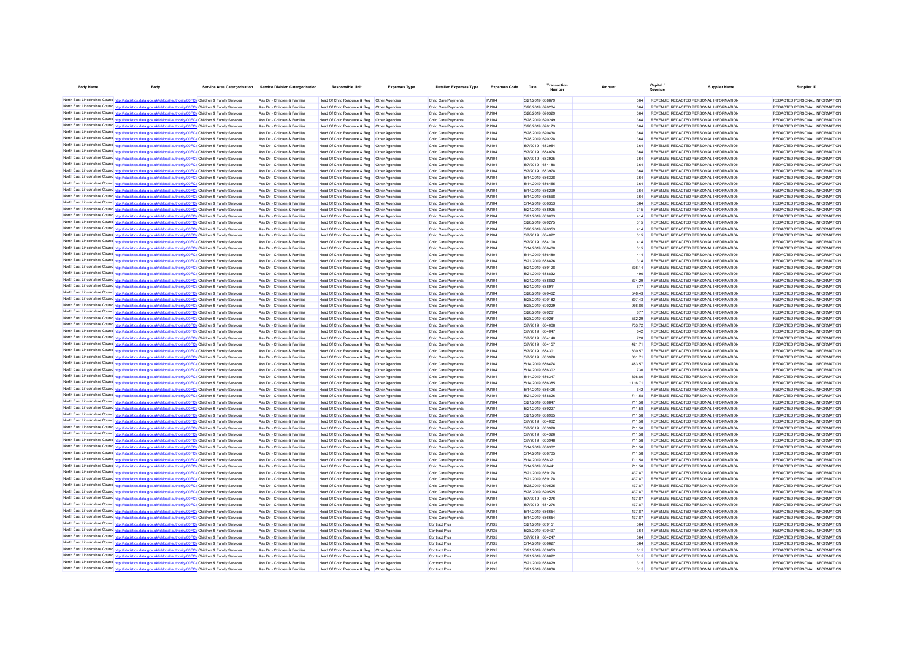| Body Name | Body | Service Area Catergorisation | Service Division Catergorisation | Responsible Unit | Expenses Type | Detailed Expenses Type | Expenses Code | Date | Transaction Number | Amount | Capital / Revenue | Supplier Name | Supplier ID |
|---|---|---|---|---|---|---|---|---|---|---|---|---|---|
| North East Lincolnshire Council | http://statistics.data.gov.uk/id/local-authority/00FC) | Children & Family Services | Ass Dir - Children & Families | Head Of Child Resource & Reg | Other Agencies | Child Care Payments | PJ104 | 5/21/2019 | 688879 | 364 | REVENUE | REDACTED PERSONAL INFORMATION | REDACTED PERSONAL INFORMATION |
| North East Lincolnshire Council | http://statistics.data.gov.uk/id/local-authority/00FC) | Children & Family Services | Ass Dir - Children & Families | Head Of Child Resource & Reg | Other Agencies | Child Care Payments | PJ104 | 5/28/2019 | 690204 | 364 | REVENUE | REDACTED PERSONAL INFORMATION | REDACTED PERSONAL INFORMATION |
| North East Lincolnshire Council | http://statistics.data.gov.uk/id/local-authority/00FC) | Children & Family Services | Ass Dir - Children & Families | Head Of Child Resource & Reg | Other Agencies | Child Care Payments | PJ104 | 5/28/2019 | 690329 | 364 | REVENUE | REDACTED PERSONAL INFORMATION | REDACTED PERSONAL INFORMATION |
| North East Lincolnshire Council | http://statistics.data.gov.uk/id/local-authority/00FC) | Children & Family Services | Ass Dir - Children & Families | Head Of Child Resource & Reg | Other Agencies | Child Care Payments | PJ104 | 5/28/2019 | 690249 | 364 | REVENUE | REDACTED PERSONAL INFORMATION | REDACTED PERSONAL INFORMATION |
| North East Lincolnshire Council | http://statistics.data.gov.uk/id/local-authority/00FC) | Children & Family Services | Ass Dir - Children & Families | Head Of Child Resource & Reg | Other Agencies | Child Care Payments | PJ104 | 5/28/2019 | 690173 | 364 | REVENUE | REDACTED PERSONAL INFORMATION | REDACTED PERSONAL INFORMATION |
| North East Lincolnshire Council | http://statistics.data.gov.uk/id/local-authority/00FC) | Children & Family Services | Ass Dir - Children & Families | Head Of Child Resource & Reg | Other Agencies | Child Care Payments | PJ104 | 5/28/2019 | 690438 | 364 | REVENUE | REDACTED PERSONAL INFORMATION | REDACTED PERSONAL INFORMATION |
| North East Lincolnshire Council | http://statistics.data.gov.uk/id/local-authority/00FC) | Children & Family Services | Ass Dir - Children & Families | Head Of Child Resource & Reg | Other Agencies | Child Care Payments | PJ104 | 5/28/2019 | 690228 | 364 | REVENUE | REDACTED PERSONAL INFORMATION | REDACTED PERSONAL INFORMATION |
| North East Lincolnshire Council | http://statistics.data.gov.uk/id/local-authority/00FC) | Children & Family Services | Ass Dir - Children & Families | Head Of Child Resource & Reg | Other Agencies | Child Care Payments | PJ104 | 5/7/2019 | 683954 | 364 | REVENUE | REDACTED PERSONAL INFORMATION | REDACTED PERSONAL INFORMATION |
| North East Lincolnshire Council | http://statistics.data.gov.uk/id/local-authority/00FC) | Children & Family Services | Ass Dir - Children & Families | Head Of Child Resource & Reg | Other Agencies | Child Care Payments | PJ104 | 5/7/2019 | 684076 | 364 | REVENUE | REDACTED PERSONAL INFORMATION | REDACTED PERSONAL INFORMATION |
| North East Lincolnshire Council | http://statistics.data.gov.uk/id/local-authority/00FC) | Children & Family Services | Ass Dir - Children & Families | Head Of Child Resource & Reg | Other Agencies | Child Care Payments | PJ104 | 5/7/2019 | 683925 | 364 | REVENUE | REDACTED PERSONAL INFORMATION | REDACTED PERSONAL INFORMATION |
| North East Lincolnshire Council | http://statistics.data.gov.uk/id/local-authority/00FC) | Children & Family Services | Ass Dir - Children & Families | Head Of Child Resource & Reg | Other Agencies | Child Care Payments | PJ104 | 5/7/2019 | 684188 | 364 | REVENUE | REDACTED PERSONAL INFORMATION | REDACTED PERSONAL INFORMATION |
| North East Lincolnshire Council | http://statistics.data.gov.uk/id/local-authority/00FC) | Children & Family Services | Ass Dir - Children & Families | Head Of Child Resource & Reg | Other Agencies | Child Care Payments | PJ104 | 5/7/2019 | 683978 | 364 | REVENUE | REDACTED PERSONAL INFORMATION | REDACTED PERSONAL INFORMATION |
| North East Lincolnshire Council | http://statistics.data.gov.uk/id/local-authority/00FC) | Children & Family Services | Ass Dir - Children & Families | Head Of Child Resource & Reg | Other Agencies | Child Care Payments | PJ104 | 5/14/2019 | 686328 | 364 | REVENUE | REDACTED PERSONAL INFORMATION | REDACTED PERSONAL INFORMATION |
| North East Lincolnshire Council | http://statistics.data.gov.uk/id/local-authority/00FC) | Children & Family Services | Ass Dir - Children & Families | Head Of Child Resource & Reg | Other Agencies | Child Care Payments | PJ104 | 5/14/2019 | 686455 | 364 | REVENUE | REDACTED PERSONAL INFORMATION | REDACTED PERSONAL INFORMATION |
| North East Lincolnshire Council | http://statistics.data.gov.uk/id/local-authority/00FC) | Children & Family Services | Ass Dir - Children & Families | Head Of Child Resource & Reg | Other Agencies | Child Care Payments | PJ104 | 5/14/2019 | 686299 | 364 | REVENUE | REDACTED PERSONAL INFORMATION | REDACTED PERSONAL INFORMATION |
| North East Lincolnshire Council | http://statistics.data.gov.uk/id/local-authority/00FC) | Children & Family Services | Ass Dir - Children & Families | Head Of Child Resource & Reg | Other Agencies | Child Care Payments | PJ104 | 5/14/2019 | 686568 | 364 | REVENUE | REDACTED PERSONAL INFORMATION | REDACTED PERSONAL INFORMATION |
| North East Lincolnshire Council | http://statistics.data.gov.uk/id/local-authority/00FC) | Children & Family Services | Ass Dir - Children & Families | Head Of Child Resource & Reg | Other Agencies | Child Care Payments | PJ104 | 5/14/2019 | 686353 | 364 | REVENUE | REDACTED PERSONAL INFORMATION | REDACTED PERSONAL INFORMATION |
| North East Lincolnshire Council | http://statistics.data.gov.uk/id/local-authority/00FC) | Children & Family Services | Ass Dir - Children & Families | Head Of Child Resource & Reg | Other Agencies | Child Care Payments | PJ104 | 5/21/2019 | 688925 | 315 | REVENUE | REDACTED PERSONAL INFORMATION | REDACTED PERSONAL INFORMATION |
| North East Lincolnshire Council | http://statistics.data.gov.uk/id/local-authority/00FC) | Children & Family Services | Ass Dir - Children & Families | Head Of Child Resource & Reg | Other Agencies | Child Care Payments | PJ104 | 5/21/2019 | 689003 | 414 | REVENUE | REDACTED PERSONAL INFORMATION | REDACTED PERSONAL INFORMATION |
| North East Lincolnshire Council | http://statistics.data.gov.uk/id/local-authority/00FC) | Children & Family Services | Ass Dir - Children & Families | Head Of Child Resource & Reg | Other Agencies | Child Care Payments | PJ104 | 5/28/2019 | 690275 | 315 | REVENUE | REDACTED PERSONAL INFORMATION | REDACTED PERSONAL INFORMATION |
| North East Lincolnshire Council | http://statistics.data.gov.uk/id/local-authority/00FC) | Children & Family Services | Ass Dir - Children & Families | Head Of Child Resource & Reg | Other Agencies | Child Care Payments | PJ104 | 5/28/2019 | 690353 | 414 | REVENUE | REDACTED PERSONAL INFORMATION | REDACTED PERSONAL INFORMATION |
| North East Lincolnshire Council | http://statistics.data.gov.uk/id/local-authority/00FC) | Children & Family Services | Ass Dir - Children & Families | Head Of Child Resource & Reg | Other Agencies | Child Care Payments | PJ104 | 5/7/2019 | 684022 | 315 | REVENUE | REDACTED PERSONAL INFORMATION | REDACTED PERSONAL INFORMATION |
| North East Lincolnshire Council | http://statistics.data.gov.uk/id/local-authority/00FC) | Children & Family Services | Ass Dir - Children & Families | Head Of Child Resource & Reg | Other Agencies | Child Care Payments | PJ104 | 5/7/2019 | 684100 | 414 | REVENUE | REDACTED PERSONAL INFORMATION | REDACTED PERSONAL INFORMATION |
| North East Lincolnshire Council | http://statistics.data.gov.uk/id/local-authority/00FC) | Children & Family Services | Ass Dir - Children & Families | Head Of Child Resource & Reg | Other Agencies | Child Care Payments | PJ104 | 5/14/2019 | 686400 | 315 | REVENUE | REDACTED PERSONAL INFORMATION | REDACTED PERSONAL INFORMATION |
| North East Lincolnshire Council | http://statistics.data.gov.uk/id/local-authority/00FC) | Children & Family Services | Ass Dir - Children & Families | Head Of Child Resource & Reg | Other Agencies | Child Care Payments | PJ104 | 5/14/2019 | 686480 | 414 | REVENUE | REDACTED PERSONAL INFORMATION | REDACTED PERSONAL INFORMATION |
| North East Lincolnshire Council | http://statistics.data.gov.uk/id/local-authority/00FC) | Children & Family Services | Ass Dir - Children & Families | Head Of Child Resource & Reg | Other Agencies | Child Care Payments | PJ104 | 5/21/2019 | 688826 | 314 | REVENUE | REDACTED PERSONAL INFORMATION | REDACTED PERSONAL INFORMATION |
| North East Lincolnshire Council | http://statistics.data.gov.uk/id/local-authority/00FC) | Children & Family Services | Ass Dir - Children & Families | Head Of Child Resource & Reg | Other Agencies | Child Care Payments | PJ104 | 5/21/2019 | 689128 | 636.14 | REVENUE | REDACTED PERSONAL INFORMATION | REDACTED PERSONAL INFORMATION |
| North East Lincolnshire Council | http://statistics.data.gov.uk/id/local-authority/00FC) | Children & Family Services | Ass Dir - Children & Families | Head Of Child Resource & Reg | Other Agencies | Child Care Payments | PJ104 | 5/21/2019 | 688832 | 496 | REVENUE | REDACTED PERSONAL INFORMATION | REDACTED PERSONAL INFORMATION |
| North East Lincolnshire Council | http://statistics.data.gov.uk/id/local-authority/00FC) | Children & Family Services | Ass Dir - Children & Families | Head Of Child Resource & Reg | Other Agencies | Child Care Payments | PJ104 | 5/21/2019 | 688862 | 374.29 | REVENUE | REDACTED PERSONAL INFORMATION | REDACTED PERSONAL INFORMATION |
| North East Lincolnshire Council | http://statistics.data.gov.uk/id/local-authority/00FC) | Children & Family Services | Ass Dir - Children & Families | Head Of Child Resource & Reg | Other Agencies | Child Care Payments | PJ104 | 5/21/2019 | 688911 | 677 | REVENUE | REDACTED PERSONAL INFORMATION | REDACTED PERSONAL INFORMATION |
| North East Lincolnshire Council | http://statistics.data.gov.uk/id/local-authority/00FC) | Children & Family Services | Ass Dir - Children & Families | Head Of Child Resource & Reg | Other Agencies | Child Care Payments | PJ104 | 5/28/2019 | 690462 | 548.43 | REVENUE | REDACTED PERSONAL INFORMATION | REDACTED PERSONAL INFORMATION |
| North East Lincolnshire Council | http://statistics.data.gov.uk/id/local-authority/00FC) | Children & Family Services | Ass Dir - Children & Families | Head Of Child Resource & Reg | Other Agencies | Child Care Payments | PJ104 | 5/28/2019 | 690182 | 897.43 | REVENUE | REDACTED PERSONAL INFORMATION | REDACTED PERSONAL INFORMATION |
| North East Lincolnshire Council | http://statistics.data.gov.uk/id/local-authority/00FC) | Children & Family Services | Ass Dir - Children & Families | Head Of Child Resource & Reg | Other Agencies | Child Care Payments | PJ104 | 5/28/2019 | 690229 | 966.86 | REVENUE | REDACTED PERSONAL INFORMATION | REDACTED PERSONAL INFORMATION |
| North East Lincolnshire Council | http://statistics.data.gov.uk/id/local-authority/00FC) | Children & Family Services | Ass Dir - Children & Families | Head Of Child Resource & Reg | Other Agencies | Child Care Payments | PJ104 | 5/28/2019 | 690261 | 677 | REVENUE | REDACTED PERSONAL INFORMATION | REDACTED PERSONAL INFORMATION |
| North East Lincolnshire Council | http://statistics.data.gov.uk/id/local-authority/00FC) | Children & Family Services | Ass Dir - Children & Families | Head Of Child Resource & Reg | Other Agencies | Child Care Payments | PJ104 | 5/28/2019 | 690281 | 562.29 | REVENUE | REDACTED PERSONAL INFORMATION | REDACTED PERSONAL INFORMATION |
| North East Lincolnshire Council | http://statistics.data.gov.uk/id/local-authority/00FC) | Children & Family Services | Ass Dir - Children & Families | Head Of Child Resource & Reg | Other Agencies | Child Care Payments | PJ104 | 5/7/2019 | 684008 | 733.72 | REVENUE | REDACTED PERSONAL INFORMATION | REDACTED PERSONAL INFORMATION |
| North East Lincolnshire Council | http://statistics.data.gov.uk/id/local-authority/00FC) | Children & Family Services | Ass Dir - Children & Families | Head Of Child Resource & Reg | Other Agencies | Child Care Payments | PJ104 | 5/7/2019 | 684047 | 642 | REVENUE | REDACTED PERSONAL INFORMATION | REDACTED PERSONAL INFORMATION |
| North East Lincolnshire Council | http://statistics.data.gov.uk/id/local-authority/00FC) | Children & Family Services | Ass Dir - Children & Families | Head Of Child Resource & Reg | Other Agencies | Child Care Payments | PJ104 | 5/7/2019 | 684148 | 728 | REVENUE | REDACTED PERSONAL INFORMATION | REDACTED PERSONAL INFORMATION |
| North East Lincolnshire Council | http://statistics.data.gov.uk/id/local-authority/00FC) | Children & Family Services | Ass Dir - Children & Families | Head Of Child Resource & Reg | Other Agencies | Child Care Payments | PJ104 | 5/7/2019 | 684157 | 421.71 | REVENUE | REDACTED PERSONAL INFORMATION | REDACTED PERSONAL INFORMATION |
| North East Lincolnshire Council | http://statistics.data.gov.uk/id/local-authority/00FC) | Children & Family Services | Ass Dir - Children & Families | Head Of Child Resource & Reg | Other Agencies | Child Care Payments | PJ104 | 5/7/2019 | 684301 | 330.57 | REVENUE | REDACTED PERSONAL INFORMATION | REDACTED PERSONAL INFORMATION |
| North East Lincolnshire Council | http://statistics.data.gov.uk/id/local-authority/00FC) | Children & Family Services | Ass Dir - Children & Families | Head Of Child Resource & Reg | Other Agencies | Child Care Payments | PJ104 | 5/7/2019 | 683928 | 301.71 | REVENUE | REDACTED PERSONAL INFORMATION | REDACTED PERSONAL INFORMATION |
| North East Lincolnshire Council | http://statistics.data.gov.uk/id/local-authority/00FC) | Children & Family Services | Ass Dir - Children & Families | Head Of Child Resource & Reg | Other Agencies | Child Care Payments | PJ104 | 5/14/2019 | 686474 | 483.57 | REVENUE | REDACTED PERSONAL INFORMATION | REDACTED PERSONAL INFORMATION |
| North East Lincolnshire Council | http://statistics.data.gov.uk/id/local-authority/00FC) | Children & Family Services | Ass Dir - Children & Families | Head Of Child Resource & Reg | Other Agencies | Child Care Payments | PJ104 | 5/14/2019 | 686302 | 730 | REVENUE | REDACTED PERSONAL INFORMATION | REDACTED PERSONAL INFORMATION |
| North East Lincolnshire Council | http://statistics.data.gov.uk/id/local-authority/00FC) | Children & Family Services | Ass Dir - Children & Families | Head Of Child Resource & Reg | Other Agencies | Child Care Payments | PJ104 | 5/14/2019 | 686347 | 398.86 | REVENUE | REDACTED PERSONAL INFORMATION | REDACTED PERSONAL INFORMATION |
| North East Lincolnshire Council | http://statistics.data.gov.uk/id/local-authority/00FC) | Children & Family Services | Ass Dir - Children & Families | Head Of Child Resource & Reg | Other Agencies | Child Care Payments | PJ104 | 5/14/2019 | 686385 | 1116.71 | REVENUE | REDACTED PERSONAL INFORMATION | REDACTED PERSONAL INFORMATION |
| North East Lincolnshire Council | http://statistics.data.gov.uk/id/local-authority/00FC) | Children & Family Services | Ass Dir - Children & Families | Head Of Child Resource & Reg | Other Agencies | Child Care Payments | PJ104 | 5/14/2019 | 686426 | 642 | REVENUE | REDACTED PERSONAL INFORMATION | REDACTED PERSONAL INFORMATION |
| North East Lincolnshire Council | http://statistics.data.gov.uk/id/local-authority/00FC) | Children & Family Services | Ass Dir - Children & Families | Head Of Child Resource & Reg | Other Agencies | Child Care Payments | PJ104 | 5/21/2019 | 688826 | 711.58 | REVENUE | REDACTED PERSONAL INFORMATION | REDACTED PERSONAL INFORMATION |
| North East Lincolnshire Council | http://statistics.data.gov.uk/id/local-authority/00FC) | Children & Family Services | Ass Dir - Children & Families | Head Of Child Resource & Reg | Other Agencies | Child Care Payments | PJ104 | 5/21/2019 | 688847 | 711.58 | REVENUE | REDACTED PERSONAL INFORMATION | REDACTED PERSONAL INFORMATION |
| North East Lincolnshire Council | http://statistics.data.gov.uk/id/local-authority/00FC) | Children & Family Services | Ass Dir - Children & Families | Head Of Child Resource & Reg | Other Agencies | Child Care Payments | PJ104 | 5/21/2019 | 689227 | 711.58 | REVENUE | REDACTED PERSONAL INFORMATION | REDACTED PERSONAL INFORMATION |
| North East Lincolnshire Council | http://statistics.data.gov.uk/id/local-authority/00FC) | Children & Family Services | Ass Dir - Children & Families | Head Of Child Resource & Reg | Other Agencies | Child Care Payments | PJ104 | 5/21/2019 | 688965 | 711.58 | REVENUE | REDACTED PERSONAL INFORMATION | REDACTED PERSONAL INFORMATION |
| North East Lincolnshire Council | http://statistics.data.gov.uk/id/local-authority/00FC) | Children & Family Services | Ass Dir - Children & Families | Head Of Child Resource & Reg | Other Agencies | Child Care Payments | PJ104 | 5/7/2019 | 684062 | 711.58 | REVENUE | REDACTED PERSONAL INFORMATION | REDACTED PERSONAL INFORMATION |
| North East Lincolnshire Council | http://statistics.data.gov.uk/id/local-authority/00FC) | Children & Family Services | Ass Dir - Children & Families | Head Of Child Resource & Reg | Other Agencies | Child Care Payments | PJ104 | 5/7/2019 | 683928 | 711.58 | REVENUE | REDACTED PERSONAL INFORMATION | REDACTED PERSONAL INFORMATION |
| North East Lincolnshire Council | http://statistics.data.gov.uk/id/local-authority/00FC) | Children & Family Services | Ass Dir - Children & Families | Head Of Child Resource & Reg | Other Agencies | Child Care Payments | PJ104 | 5/7/2019 | 684326 | 711.58 | REVENUE | REDACTED PERSONAL INFORMATION | REDACTED PERSONAL INFORMATION |
| North East Lincolnshire Council | http://statistics.data.gov.uk/id/local-authority/00FC) | Children & Family Services | Ass Dir - Children & Families | Head Of Child Resource & Reg | Other Agencies | Child Care Payments | PJ104 | 5/7/2019 | 683948 | 711.58 | REVENUE | REDACTED PERSONAL INFORMATION | REDACTED PERSONAL INFORMATION |
| North East Lincolnshire Council | http://statistics.data.gov.uk/id/local-authority/00FC) | Children & Family Services | Ass Dir - Children & Families | Head Of Child Resource & Reg | Other Agencies | Child Care Payments | PJ104 | 5/14/2019 | 686302 | 711.58 | REVENUE | REDACTED PERSONAL INFORMATION | REDACTED PERSONAL INFORMATION |
| North East Lincolnshire Council | http://statistics.data.gov.uk/id/local-authority/00FC) | Children & Family Services | Ass Dir - Children & Families | Head Of Child Resource & Reg | Other Agencies | Child Care Payments | PJ104 | 5/14/2019 | 686705 | 711.58 | REVENUE | REDACTED PERSONAL INFORMATION | REDACTED PERSONAL INFORMATION |
| North East Lincolnshire Council | http://statistics.data.gov.uk/id/local-authority/00FC) | Children & Family Services | Ass Dir - Children & Families | Head Of Child Resource & Reg | Other Agencies | Child Care Payments | PJ104 | 5/14/2019 | 686321 | 711.58 | REVENUE | REDACTED PERSONAL INFORMATION | REDACTED PERSONAL INFORMATION |
| North East Lincolnshire Council | http://statistics.data.gov.uk/id/local-authority/00FC) | Children & Family Services | Ass Dir - Children & Families | Head Of Child Resource & Reg | Other Agencies | Child Care Payments | PJ104 | 5/14/2019 | 686441 | 711.58 | REVENUE | REDACTED PERSONAL INFORMATION | REDACTED PERSONAL INFORMATION |
| North East Lincolnshire Council | http://statistics.data.gov.uk/id/local-authority/00FC) | Children & Family Services | Ass Dir - Children & Families | Head Of Child Resource & Reg | Other Agencies | Child Care Payments | PJ104 | 5/21/2019 | 689178 | 437.87 | REVENUE | REDACTED PERSONAL INFORMATION | REDACTED PERSONAL INFORMATION |
| North East Lincolnshire Council | http://statistics.data.gov.uk/id/local-authority/00FC) | Children & Family Services | Ass Dir - Children & Families | Head Of Child Resource & Reg | Other Agencies | Child Care Payments | PJ104 | 5/21/2019 | 689178 | 437.87 | REVENUE | REDACTED PERSONAL INFORMATION | REDACTED PERSONAL INFORMATION |
| North East Lincolnshire Council | http://statistics.data.gov.uk/id/local-authority/00FC) | Children & Family Services | Ass Dir - Children & Families | Head Of Child Resource & Reg | Other Agencies | Child Care Payments | PJ104 | 5/28/2019 | 690525 | 437.87 | REVENUE | REDACTED PERSONAL INFORMATION | REDACTED PERSONAL INFORMATION |
| North East Lincolnshire Council | http://statistics.data.gov.uk/id/local-authority/00FC) | Children & Family Services | Ass Dir - Children & Families | Head Of Child Resource & Reg | Other Agencies | Child Care Payments | PJ104 | 5/28/2019 | 690525 | 437.87 | REVENUE | REDACTED PERSONAL INFORMATION | REDACTED PERSONAL INFORMATION |
| North East Lincolnshire Council | http://statistics.data.gov.uk/id/local-authority/00FC) | Children & Family Services | Ass Dir - Children & Families | Head Of Child Resource & Reg | Other Agencies | Child Care Payments | PJ104 | 5/7/2019 | 684276 | 437.87 | REVENUE | REDACTED PERSONAL INFORMATION | REDACTED PERSONAL INFORMATION |
| North East Lincolnshire Council | http://statistics.data.gov.uk/id/local-authority/00FC) | Children & Family Services | Ass Dir - Children & Families | Head Of Child Resource & Reg | Other Agencies | Child Care Payments | PJ104 | 5/7/2019 | 684276 | 437.87 | REVENUE | REDACTED PERSONAL INFORMATION | REDACTED PERSONAL INFORMATION |
| North East Lincolnshire Council | http://statistics.data.gov.uk/id/local-authority/00FC) | Children & Family Services | Ass Dir - Children & Families | Head Of Child Resource & Reg | Other Agencies | Child Care Payments | PJ104 | 5/14/2019 | 686654 | 437.87 | REVENUE | REDACTED PERSONAL INFORMATION | REDACTED PERSONAL INFORMATION |
| North East Lincolnshire Council | http://statistics.data.gov.uk/id/local-authority/00FC) | Children & Family Services | Ass Dir - Children & Families | Head Of Child Resource & Reg | Other Agencies | Child Care Payments | PJ104 | 5/14/2019 | 686654 | 437.87 | REVENUE | REDACTED PERSONAL INFORMATION | REDACTED PERSONAL INFORMATION |
| North East Lincolnshire Council | http://statistics.data.gov.uk/id/local-authority/00FC) | Children & Family Services | Ass Dir - Children & Families | Head Of Child Resource & Reg | Other Agencies | Contract Plus | PJ135 | 5/21/2019 | 689151 | 364 | REVENUE | REDACTED PERSONAL INFORMATION | REDACTED PERSONAL INFORMATION |
| North East Lincolnshire Council | http://statistics.data.gov.uk/id/local-authority/00FC) | Children & Family Services | Ass Dir - Children & Families | Head Of Child Resource & Reg | Other Agencies | Contract Plus | PJ135 | 5/28/2019 | 690497 | 364 | REVENUE | REDACTED PERSONAL INFORMATION | REDACTED PERSONAL INFORMATION |
| North East Lincolnshire Council | http://statistics.data.gov.uk/id/local-authority/00FC) | Children & Family Services | Ass Dir - Children & Families | Head Of Child Resource & Reg | Other Agencies | Contract Plus | PJ135 | 5/7/2019 | 684247 | 364 | REVENUE | REDACTED PERSONAL INFORMATION | REDACTED PERSONAL INFORMATION |
| North East Lincolnshire Council | http://statistics.data.gov.uk/id/local-authority/00FC) | Children & Family Services | Ass Dir - Children & Families | Head Of Child Resource & Reg | Other Agencies | Contract Plus | PJ135 | 5/14/2019 | 686627 | 364 | REVENUE | REDACTED PERSONAL INFORMATION | REDACTED PERSONAL INFORMATION |
| North East Lincolnshire Council | http://statistics.data.gov.uk/id/local-authority/00FC) | Children & Family Services | Ass Dir - Children & Families | Head Of Child Resource & Reg | Other Agencies | Contract Plus | PJ135 | 5/21/2019 | 689053 | 315 | REVENUE | REDACTED PERSONAL INFORMATION | REDACTED PERSONAL INFORMATION |
| North East Lincolnshire Council | http://statistics.data.gov.uk/id/local-authority/00FC) | Children & Family Services | Ass Dir - Children & Families | Head Of Child Resource & Reg | Other Agencies | Contract Plus | PJ135 | 5/21/2019 | 688822 | 315 | REVENUE | REDACTED PERSONAL INFORMATION | REDACTED PERSONAL INFORMATION |
| North East Lincolnshire Council | http://statistics.data.gov.uk/id/local-authority/00FC) | Children & Family Services | Ass Dir - Children & Families | Head Of Child Resource & Reg | Other Agencies | Contract Plus | PJ135 | 5/21/2019 | 688829 | 315 | REVENUE | REDACTED PERSONAL INFORMATION | REDACTED PERSONAL INFORMATION |
| North East Lincolnshire Council | http://statistics.data.gov.uk/id/local-authority/00FC) | Children & Family Services | Ass Dir - Children & Families | Head Of Child Resource & Reg | Other Agencies | Contract Plus | PJ135 | 5/21/2019 | 688836 | 315 | REVENUE | REDACTED PERSONAL INFORMATION | REDACTED PERSONAL INFORMATION |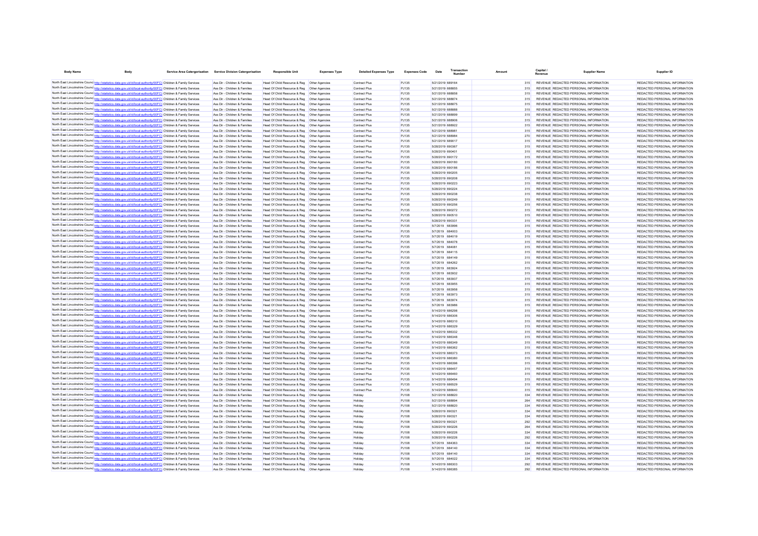| Body Name | Body | Service Area Catergorisation | Service Division Catergorisation | Responsible Unit | Expenses Type | Detailed Expenses Type | Expenses Code | Date | Transaction Number | Amount | Capital / Revenue | Supplier Name | Supplier ID |
|---|---|---|---|---|---|---|---|---|---|---|---|---|---|
| North East Lincolnshire Council | http://statistics.data.gov.uk/id/local-authority/00FC | Children & Family Services | Ass Dir - Children & Families | Head Of Child Resource & Reg | Other Agencies | Contract Plus | PJ135 | 5/21/2019 | 689164 | 315 | REVENUE | REDACTED PERSONAL INFORMATION | REDACTED PERSONAL INFORMATION |
| North East Lincolnshire Council | http://statistics.data.gov.uk/id/local-authority/00FC | Children & Family Services | Ass Dir - Children & Families | Head Of Child Resource & Reg | Other Agencies | Contract Plus | PJ135 | 5/21/2019 | 688855 | 315 | REVENUE | REDACTED PERSONAL INFORMATION | REDACTED PERSONAL INFORMATION |
| North East Lincolnshire Council | http://statistics.data.gov.uk/id/local-authority/00FC | Children & Family Services | Ass Dir - Children & Families | Head Of Child Resource & Reg | Other Agencies | Contract Plus | PJ135 | 5/21/2019 | 688858 | 315 | REVENUE | REDACTED PERSONAL INFORMATION | REDACTED PERSONAL INFORMATION |
| North East Lincolnshire Council | http://statistics.data.gov.uk/id/local-authority/00FC | Children & Family Services | Ass Dir - Children & Families | Head Of Child Resource & Reg | Other Agencies | Contract Plus | PJ135 | 5/21/2019 | 688874 | 315 | REVENUE | REDACTED PERSONAL INFORMATION | REDACTED PERSONAL INFORMATION |
| North East Lincolnshire Council | http://statistics.data.gov.uk/id/local-authority/00FC | Children & Family Services | Ass Dir - Children & Families | Head Of Child Resource & Reg | Other Agencies | Contract Plus | PJ135 | 5/21/2019 | 688875 | 315 | REVENUE | REDACTED PERSONAL INFORMATION | REDACTED PERSONAL INFORMATION |
| North East Lincolnshire Council | http://statistics.data.gov.uk/id/local-authority/00FC | Children & Family Services | Ass Dir - Children & Families | Head Of Child Resource & Reg | Other Agencies | Contract Plus | PJ135 | 5/21/2019 | 688888 | 315 | REVENUE | REDACTED PERSONAL INFORMATION | REDACTED PERSONAL INFORMATION |
| North East Lincolnshire Council | http://statistics.data.gov.uk/id/local-authority/00FC | Children & Family Services | Ass Dir - Children & Families | Head Of Child Resource & Reg | Other Agencies | Contract Plus | PJ135 | 5/21/2019 | 688899 | 315 | REVENUE | REDACTED PERSONAL INFORMATION | REDACTED PERSONAL INFORMATION |
| North East Lincolnshire Council | http://statistics.data.gov.uk/id/local-authority/00FC | Children & Family Services | Ass Dir - Children & Families | Head Of Child Resource & Reg | Other Agencies | Contract Plus | PJ135 | 5/21/2019 | 688906 | 315 | REVENUE | REDACTED PERSONAL INFORMATION | REDACTED PERSONAL INFORMATION |
| North East Lincolnshire Council | http://statistics.data.gov.uk/id/local-authority/00FC | Children & Family Services | Ass Dir - Children & Families | Head Of Child Resource & Reg | Other Agencies | Contract Plus | PJ135 | 5/21/2019 | 688922 | 315 | REVENUE | REDACTED PERSONAL INFORMATION | REDACTED PERSONAL INFORMATION |
| North East Lincolnshire Council | http://statistics.data.gov.uk/id/local-authority/00FC | Children & Family Services | Ass Dir - Children & Families | Head Of Child Resource & Reg | Other Agencies | Contract Plus | PJ135 | 5/21/2019 | 688981 | 315 | REVENUE | REDACTED PERSONAL INFORMATION | REDACTED PERSONAL INFORMATION |
| North East Lincolnshire Council | http://statistics.data.gov.uk/id/local-authority/00FC | Children & Family Services | Ass Dir - Children & Families | Head Of Child Resource & Reg | Other Agencies | Contract Plus | PJ135 | 5/21/2019 | 688984 | 270 | REVENUE | REDACTED PERSONAL INFORMATION | REDACTED PERSONAL INFORMATION |
| North East Lincolnshire Council | http://statistics.data.gov.uk/id/local-authority/00FC | Children & Family Services | Ass Dir - Children & Families | Head Of Child Resource & Reg | Other Agencies | Contract Plus | PJ135 | 5/21/2019 | 689017 | 315 | REVENUE | REDACTED PERSONAL INFORMATION | REDACTED PERSONAL INFORMATION |
| North East Lincolnshire Council | http://statistics.data.gov.uk/id/local-authority/00FC | Children & Family Services | Ass Dir - Children & Families | Head Of Child Resource & Reg | Other Agencies | Contract Plus | PJ135 | 5/28/2019 | 690367 | 315 | REVENUE | REDACTED PERSONAL INFORMATION | REDACTED PERSONAL INFORMATION |
| North East Lincolnshire Council | http://statistics.data.gov.uk/id/local-authority/00FC | Children & Family Services | Ass Dir - Children & Families | Head Of Child Resource & Reg | Other Agencies | Contract Plus | PJ135 | 5/28/2019 | 690401 | 315 | REVENUE | REDACTED PERSONAL INFORMATION | REDACTED PERSONAL INFORMATION |
| North East Lincolnshire Council | http://statistics.data.gov.uk/id/local-authority/00FC | Children & Family Services | Ass Dir - Children & Families | Head Of Child Resource & Reg | Other Agencies | Contract Plus | PJ135 | 5/28/2019 | 690172 | 315 | REVENUE | REDACTED PERSONAL INFORMATION | REDACTED PERSONAL INFORMATION |
| North East Lincolnshire Council | http://statistics.data.gov.uk/id/local-authority/00FC | Children & Family Services | Ass Dir - Children & Families | Head Of Child Resource & Reg | Other Agencies | Contract Plus | PJ135 | 5/28/2019 | 690180 | 315 | REVENUE | REDACTED PERSONAL INFORMATION | REDACTED PERSONAL INFORMATION |
| North East Lincolnshire Council | http://statistics.data.gov.uk/id/local-authority/00FC | Children & Family Services | Ass Dir - Children & Families | Head Of Child Resource & Reg | Other Agencies | Contract Plus | PJ135 | 5/28/2019 | 690186 | 315 | REVENUE | REDACTED PERSONAL INFORMATION | REDACTED PERSONAL INFORMATION |
| North East Lincolnshire Council | http://statistics.data.gov.uk/id/local-authority/00FC | Children & Family Services | Ass Dir - Children & Families | Head Of Child Resource & Reg | Other Agencies | Contract Plus | PJ135 | 5/28/2019 | 690205 | 315 | REVENUE | REDACTED PERSONAL INFORMATION | REDACTED PERSONAL INFORMATION |
| North East Lincolnshire Council | http://statistics.data.gov.uk/id/local-authority/00FC | Children & Family Services | Ass Dir - Children & Families | Head Of Child Resource & Reg | Other Agencies | Contract Plus | PJ135 | 5/28/2019 | 690208 | 315 | REVENUE | REDACTED PERSONAL INFORMATION | REDACTED PERSONAL INFORMATION |
| North East Lincolnshire Council | http://statistics.data.gov.uk/id/local-authority/00FC | Children & Family Services | Ass Dir - Children & Families | Head Of Child Resource & Reg | Other Agencies | Contract Plus | PJ135 | 5/28/2019 | 690223 | 315 | REVENUE | REDACTED PERSONAL INFORMATION | REDACTED PERSONAL INFORMATION |
| North East Lincolnshire Council | http://statistics.data.gov.uk/id/local-authority/00FC | Children & Family Services | Ass Dir - Children & Families | Head Of Child Resource & Reg | Other Agencies | Contract Plus | PJ135 | 5/28/2019 | 690224 | 315 | REVENUE | REDACTED PERSONAL INFORMATION | REDACTED PERSONAL INFORMATION |
| North East Lincolnshire Council | http://statistics.data.gov.uk/id/local-authority/00FC | Children & Family Services | Ass Dir - Children & Families | Head Of Child Resource & Reg | Other Agencies | Contract Plus | PJ135 | 5/28/2019 | 690238 | 315 | REVENUE | REDACTED PERSONAL INFORMATION | REDACTED PERSONAL INFORMATION |
| North East Lincolnshire Council | http://statistics.data.gov.uk/id/local-authority/00FC | Children & Family Services | Ass Dir - Children & Families | Head Of Child Resource & Reg | Other Agencies | Contract Plus | PJ135 | 5/28/2019 | 690249 | 315 | REVENUE | REDACTED PERSONAL INFORMATION | REDACTED PERSONAL INFORMATION |
| North East Lincolnshire Council | http://statistics.data.gov.uk/id/local-authority/00FC | Children & Family Services | Ass Dir - Children & Families | Head Of Child Resource & Reg | Other Agencies | Contract Plus | PJ135 | 5/28/2019 | 690256 | 315 | REVENUE | REDACTED PERSONAL INFORMATION | REDACTED PERSONAL INFORMATION |
| North East Lincolnshire Council | http://statistics.data.gov.uk/id/local-authority/00FC | Children & Family Services | Ass Dir - Children & Families | Head Of Child Resource & Reg | Other Agencies | Contract Plus | PJ135 | 5/28/2019 | 690272 | 315 | REVENUE | REDACTED PERSONAL INFORMATION | REDACTED PERSONAL INFORMATION |
| North East Lincolnshire Council | http://statistics.data.gov.uk/id/local-authority/00FC | Children & Family Services | Ass Dir - Children & Families | Head Of Child Resource & Reg | Other Agencies | Contract Plus | PJ135 | 5/28/2019 | 690510 | 315 | REVENUE | REDACTED PERSONAL INFORMATION | REDACTED PERSONAL INFORMATION |
| North East Lincolnshire Council | http://statistics.data.gov.uk/id/local-authority/00FC | Children & Family Services | Ass Dir - Children & Families | Head Of Child Resource & Reg | Other Agencies | Contract Plus | PJ135 | 5/28/2019 | 690331 | 315 | REVENUE | REDACTED PERSONAL INFORMATION | REDACTED PERSONAL INFORMATION |
| North East Lincolnshire Council | http://statistics.data.gov.uk/id/local-authority/00FC | Children & Family Services | Ass Dir - Children & Families | Head Of Child Resource & Reg | Other Agencies | Contract Plus | PJ135 | 5/7/2019 | 683996 | 315 | REVENUE | REDACTED PERSONAL INFORMATION | REDACTED PERSONAL INFORMATION |
| North East Lincolnshire Council | http://statistics.data.gov.uk/id/local-authority/00FC | Children & Family Services | Ass Dir - Children & Families | Head Of Child Resource & Reg | Other Agencies | Contract Plus | PJ135 | 5/7/2019 | 684003 | 315 | REVENUE | REDACTED PERSONAL INFORMATION | REDACTED PERSONAL INFORMATION |
| North East Lincolnshire Council | http://statistics.data.gov.uk/id/local-authority/00FC | Children & Family Services | Ass Dir - Children & Families | Head Of Child Resource & Reg | Other Agencies | Contract Plus | PJ135 | 5/7/2019 | 684019 | 315 | REVENUE | REDACTED PERSONAL INFORMATION | REDACTED PERSONAL INFORMATION |
| North East Lincolnshire Council | http://statistics.data.gov.uk/id/local-authority/00FC | Children & Family Services | Ass Dir - Children & Families | Head Of Child Resource & Reg | Other Agencies | Contract Plus | PJ135 | 5/7/2019 | 684078 | 315 | REVENUE | REDACTED PERSONAL INFORMATION | REDACTED PERSONAL INFORMATION |
| North East Lincolnshire Council | http://statistics.data.gov.uk/id/local-authority/00FC | Children & Family Services | Ass Dir - Children & Families | Head Of Child Resource & Reg | Other Agencies | Contract Plus | PJ135 | 5/7/2019 | 684081 | 315 | REVENUE | REDACTED PERSONAL INFORMATION | REDACTED PERSONAL INFORMATION |
| North East Lincolnshire Council | http://statistics.data.gov.uk/id/local-authority/00FC | Children & Family Services | Ass Dir - Children & Families | Head Of Child Resource & Reg | Other Agencies | Contract Plus | PJ135 | 5/7/2019 | 684115 | 315 | REVENUE | REDACTED PERSONAL INFORMATION | REDACTED PERSONAL INFORMATION |
| North East Lincolnshire Council | http://statistics.data.gov.uk/id/local-authority/00FC | Children & Family Services | Ass Dir - Children & Families | Head Of Child Resource & Reg | Other Agencies | Contract Plus | PJ135 | 5/7/2019 | 684149 | 315 | REVENUE | REDACTED PERSONAL INFORMATION | REDACTED PERSONAL INFORMATION |
| North East Lincolnshire Council | http://statistics.data.gov.uk/id/local-authority/00FC | Children & Family Services | Ass Dir - Children & Families | Head Of Child Resource & Reg | Other Agencies | Contract Plus | PJ135 | 5/7/2019 | 684262 | 315 | REVENUE | REDACTED PERSONAL INFORMATION | REDACTED PERSONAL INFORMATION |
| North East Lincolnshire Council | http://statistics.data.gov.uk/id/local-authority/00FC | Children & Family Services | Ass Dir - Children & Families | Head Of Child Resource & Reg | Other Agencies | Contract Plus | PJ135 | 5/7/2019 | 683924 | 315 | REVENUE | REDACTED PERSONAL INFORMATION | REDACTED PERSONAL INFORMATION |
| North East Lincolnshire Council | http://statistics.data.gov.uk/id/local-authority/00FC | Children & Family Services | Ass Dir - Children & Families | Head Of Child Resource & Reg | Other Agencies | Contract Plus | PJ135 | 5/7/2019 | 683932 | 315 | REVENUE | REDACTED PERSONAL INFORMATION | REDACTED PERSONAL INFORMATION |
| North East Lincolnshire Council | http://statistics.data.gov.uk/id/local-authority/00FC | Children & Family Services | Ass Dir - Children & Families | Head Of Child Resource & Reg | Other Agencies | Contract Plus | PJ135 | 5/7/2019 | 683937 | 315 | REVENUE | REDACTED PERSONAL INFORMATION | REDACTED PERSONAL INFORMATION |
| North East Lincolnshire Council | http://statistics.data.gov.uk/id/local-authority/00FC | Children & Family Services | Ass Dir - Children & Families | Head Of Child Resource & Reg | Other Agencies | Contract Plus | PJ135 | 5/7/2019 | 683955 | 315 | REVENUE | REDACTED PERSONAL INFORMATION | REDACTED PERSONAL INFORMATION |
| North East Lincolnshire Council | http://statistics.data.gov.uk/id/local-authority/00FC | Children & Family Services | Ass Dir - Children & Families | Head Of Child Resource & Reg | Other Agencies | Contract Plus | PJ135 | 5/7/2019 | 683958 | 315 | REVENUE | REDACTED PERSONAL INFORMATION | REDACTED PERSONAL INFORMATION |
| North East Lincolnshire Council | http://statistics.data.gov.uk/id/local-authority/00FC | Children & Family Services | Ass Dir - Children & Families | Head Of Child Resource & Reg | Other Agencies | Contract Plus | PJ135 | 5/7/2019 | 683973 | 315 | REVENUE | REDACTED PERSONAL INFORMATION | REDACTED PERSONAL INFORMATION |
| North East Lincolnshire Council | http://statistics.data.gov.uk/id/local-authority/00FC | Children & Family Services | Ass Dir - Children & Families | Head Of Child Resource & Reg | Other Agencies | Contract Plus | PJ135 | 5/7/2019 | 683974 | 315 | REVENUE | REDACTED PERSONAL INFORMATION | REDACTED PERSONAL INFORMATION |
| North East Lincolnshire Council | http://statistics.data.gov.uk/id/local-authority/00FC | Children & Family Services | Ass Dir - Children & Families | Head Of Child Resource & Reg | Other Agencies | Contract Plus | PJ135 | 5/7/2019 | 683986 | 315 | REVENUE | REDACTED PERSONAL INFORMATION | REDACTED PERSONAL INFORMATION |
| North East Lincolnshire Council | http://statistics.data.gov.uk/id/local-authority/00FC | Children & Family Services | Ass Dir - Children & Families | Head Of Child Resource & Reg | Other Agencies | Contract Plus | PJ135 | 5/14/2019 | 686298 | 315 | REVENUE | REDACTED PERSONAL INFORMATION | REDACTED PERSONAL INFORMATION |
| North East Lincolnshire Council | http://statistics.data.gov.uk/id/local-authority/00FC | Children & Family Services | Ass Dir - Children & Families | Head Of Child Resource & Reg | Other Agencies | Contract Plus | PJ135 | 5/14/2019 | 686306 | 315 | REVENUE | REDACTED PERSONAL INFORMATION | REDACTED PERSONAL INFORMATION |
| North East Lincolnshire Council | http://statistics.data.gov.uk/id/local-authority/00FC | Children & Family Services | Ass Dir - Children & Families | Head Of Child Resource & Reg | Other Agencies | Contract Plus | PJ135 | 5/14/2019 | 686310 | 315 | REVENUE | REDACTED PERSONAL INFORMATION | REDACTED PERSONAL INFORMATION |
| North East Lincolnshire Council | http://statistics.data.gov.uk/id/local-authority/00FC | Children & Family Services | Ass Dir - Children & Families | Head Of Child Resource & Reg | Other Agencies | Contract Plus | PJ135 | 5/14/2019 | 686329 | 315 | REVENUE | REDACTED PERSONAL INFORMATION | REDACTED PERSONAL INFORMATION |
| North East Lincolnshire Council | http://statistics.data.gov.uk/id/local-authority/00FC | Children & Family Services | Ass Dir - Children & Families | Head Of Child Resource & Reg | Other Agencies | Contract Plus | PJ135 | 5/14/2019 | 686332 | 315 | REVENUE | REDACTED PERSONAL INFORMATION | REDACTED PERSONAL INFORMATION |
| North East Lincolnshire Council | http://statistics.data.gov.uk/id/local-authority/00FC | Children & Family Services | Ass Dir - Children & Families | Head Of Child Resource & Reg | Other Agencies | Contract Plus | PJ135 | 5/14/2019 | 686348 | 315 | REVENUE | REDACTED PERSONAL INFORMATION | REDACTED PERSONAL INFORMATION |
| North East Lincolnshire Council | http://statistics.data.gov.uk/id/local-authority/00FC | Children & Family Services | Ass Dir - Children & Families | Head Of Child Resource & Reg | Other Agencies | Contract Plus | PJ135 | 5/14/2019 | 686349 | 315 | REVENUE | REDACTED PERSONAL INFORMATION | REDACTED PERSONAL INFORMATION |
| North East Lincolnshire Council | http://statistics.data.gov.uk/id/local-authority/00FC | Children & Family Services | Ass Dir - Children & Families | Head Of Child Resource & Reg | Other Agencies | Contract Plus | PJ135 | 5/14/2019 | 686362 | 315 | REVENUE | REDACTED PERSONAL INFORMATION | REDACTED PERSONAL INFORMATION |
| North East Lincolnshire Council | http://statistics.data.gov.uk/id/local-authority/00FC | Children & Family Services | Ass Dir - Children & Families | Head Of Child Resource & Reg | Other Agencies | Contract Plus | PJ135 | 5/14/2019 | 686373 | 315 | REVENUE | REDACTED PERSONAL INFORMATION | REDACTED PERSONAL INFORMATION |
| North East Lincolnshire Council | http://statistics.data.gov.uk/id/local-authority/00FC | Children & Family Services | Ass Dir - Children & Families | Head Of Child Resource & Reg | Other Agencies | Contract Plus | PJ135 | 5/14/2019 | 686380 | 315 | REVENUE | REDACTED PERSONAL INFORMATION | REDACTED PERSONAL INFORMATION |
| North East Lincolnshire Council | http://statistics.data.gov.uk/id/local-authority/00FC | Children & Family Services | Ass Dir - Children & Families | Head Of Child Resource & Reg | Other Agencies | Contract Plus | PJ135 | 5/14/2019 | 686396 | 315 | REVENUE | REDACTED PERSONAL INFORMATION | REDACTED PERSONAL INFORMATION |
| North East Lincolnshire Council | http://statistics.data.gov.uk/id/local-authority/00FC | Children & Family Services | Ass Dir - Children & Families | Head Of Child Resource & Reg | Other Agencies | Contract Plus | PJ135 | 5/14/2019 | 686457 | 315 | REVENUE | REDACTED PERSONAL INFORMATION | REDACTED PERSONAL INFORMATION |
| North East Lincolnshire Council | http://statistics.data.gov.uk/id/local-authority/00FC | Children & Family Services | Ass Dir - Children & Families | Head Of Child Resource & Reg | Other Agencies | Contract Plus | PJ135 | 5/14/2019 | 686460 | 315 | REVENUE | REDACTED PERSONAL INFORMATION | REDACTED PERSONAL INFORMATION |
| North East Lincolnshire Council | http://statistics.data.gov.uk/id/local-authority/00FC | Children & Family Services | Ass Dir - Children & Families | Head Of Child Resource & Reg | Other Agencies | Contract Plus | PJ135 | 5/14/2019 | 686494 | 315 | REVENUE | REDACTED PERSONAL INFORMATION | REDACTED PERSONAL INFORMATION |
| North East Lincolnshire Council | http://statistics.data.gov.uk/id/local-authority/00FC | Children & Family Services | Ass Dir - Children & Families | Head Of Child Resource & Reg | Other Agencies | Contract Plus | PJ135 | 5/14/2019 | 686529 | 315 | REVENUE | REDACTED PERSONAL INFORMATION | REDACTED PERSONAL INFORMATION |
| North East Lincolnshire Council | http://statistics.data.gov.uk/id/local-authority/00FC | Children & Family Services | Ass Dir - Children & Families | Head Of Child Resource & Reg | Other Agencies | Contract Plus | PJ135 | 5/14/2019 | 686640 | 315 | REVENUE | REDACTED PERSONAL INFORMATION | REDACTED PERSONAL INFORMATION |
| North East Lincolnshire Council | http://statistics.data.gov.uk/id/local-authority/00FC | Children & Family Services | Ass Dir - Children & Families | Head Of Child Resource & Reg | Other Agencies | Holiday | PJ108 | 5/21/2019 | 688820 | 334 | REVENUE | REDACTED PERSONAL INFORMATION | REDACTED PERSONAL INFORMATION |
| North East Lincolnshire Council | http://statistics.data.gov.uk/id/local-authority/00FC | Children & Family Services | Ass Dir - Children & Families | Head Of Child Resource & Reg | Other Agencies | Holiday | PJ108 | 5/21/2019 | 688894 | 264 | REVENUE | REDACTED PERSONAL INFORMATION | REDACTED PERSONAL INFORMATION |
| North East Lincolnshire Council | http://statistics.data.gov.uk/id/local-authority/00FC | Children & Family Services | Ass Dir - Children & Families | Head Of Child Resource & Reg | Other Agencies | Holiday | PJ108 | 5/21/2019 | 688820 | 334 | REVENUE | REDACTED PERSONAL INFORMATION | REDACTED PERSONAL INFORMATION |
| North East Lincolnshire Council | http://statistics.data.gov.uk/id/local-authority/00FC | Children & Family Services | Ass Dir - Children & Families | Head Of Child Resource & Reg | Other Agencies | Holiday | PJ108 | 5/28/2019 | 690321 | 334 | REVENUE | REDACTED PERSONAL INFORMATION | REDACTED PERSONAL INFORMATION |
| North East Lincolnshire Council | http://statistics.data.gov.uk/id/local-authority/00FC | Children & Family Services | Ass Dir - Children & Families | Head Of Child Resource & Reg | Other Agencies | Holiday | PJ108 | 5/28/2019 | 690321 | 334 | REVENUE | REDACTED PERSONAL INFORMATION | REDACTED PERSONAL INFORMATION |
| North East Lincolnshire Council | http://statistics.data.gov.uk/id/local-authority/00FC | Children & Family Services | Ass Dir - Children & Families | Head Of Child Resource & Reg | Other Agencies | Holiday | PJ108 | 5/28/2019 | 690321 | 292 | REVENUE | REDACTED PERSONAL INFORMATION | REDACTED PERSONAL INFORMATION |
| North East Lincolnshire Council | http://statistics.data.gov.uk/id/local-authority/00FC | Children & Family Services | Ass Dir - Children & Families | Head Of Child Resource & Reg | Other Agencies | Holiday | PJ108 | 5/28/2019 | 690226 | 264 | REVENUE | REDACTED PERSONAL INFORMATION | REDACTED PERSONAL INFORMATION |
| North East Lincolnshire Council | http://statistics.data.gov.uk/id/local-authority/00FC | Children & Family Services | Ass Dir - Children & Families | Head Of Child Resource & Reg | Other Agencies | Holiday | PJ108 | 5/28/2019 | 690226 | 334 | REVENUE | REDACTED PERSONAL INFORMATION | REDACTED PERSONAL INFORMATION |
| North East Lincolnshire Council | http://statistics.data.gov.uk/id/local-authority/00FC | Children & Family Services | Ass Dir - Children & Families | Head Of Child Resource & Reg | Other Agencies | Holiday | PJ108 | 5/28/2019 | 690226 | 292 | REVENUE | REDACTED PERSONAL INFORMATION | REDACTED PERSONAL INFORMATION |
| North East Lincolnshire Council | http://statistics.data.gov.uk/id/local-authority/00FC | Children & Family Services | Ass Dir - Children & Families | Head Of Child Resource & Reg | Other Agencies | Holiday | PJ108 | 5/7/2019 | 684363 | 334 | REVENUE | REDACTED PERSONAL INFORMATION | REDACTED PERSONAL INFORMATION |
| North East Lincolnshire Council | http://statistics.data.gov.uk/id/local-authority/00FC | Children & Family Services | Ass Dir - Children & Families | Head Of Child Resource & Reg | Other Agencies | Holiday | PJ108 | 5/7/2019 | 684140 | 334 | REVENUE | REDACTED PERSONAL INFORMATION | REDACTED PERSONAL INFORMATION |
| North East Lincolnshire Council | http://statistics.data.gov.uk/id/local-authority/00FC | Children & Family Services | Ass Dir - Children & Families | Head Of Child Resource & Reg | Other Agencies | Holiday | PJ108 | 5/7/2019 | 684140 | 334 | REVENUE | REDACTED PERSONAL INFORMATION | REDACTED PERSONAL INFORMATION |
| North East Lincolnshire Council | http://statistics.data.gov.uk/id/local-authority/00FC | Children & Family Services | Ass Dir - Children & Families | Head Of Child Resource & Reg | Other Agencies | Holiday | PJ108 | 5/7/2019 | 684022 | 334 | REVENUE | REDACTED PERSONAL INFORMATION | REDACTED PERSONAL INFORMATION |
| North East Lincolnshire Council | http://statistics.data.gov.uk/id/local-authority/00FC | Children & Family Services | Ass Dir - Children & Families | Head Of Child Resource & Reg | Other Agencies | Holiday | PJ108 | 5/14/2019 | 686303 | 292 | REVENUE | REDACTED PERSONAL INFORMATION | REDACTED PERSONAL INFORMATION |
| North East Lincolnshire Council | http://statistics.data.gov.uk/id/local-authority/00FC | Children & Family Services | Ass Dir - Children & Families | Head Of Child Resource & Reg | Other Agencies | Holiday | PJ108 | 5/14/2019 | 686385 | 292 | REVENUE | REDACTED PERSONAL INFORMATION | REDACTED PERSONAL INFORMATION |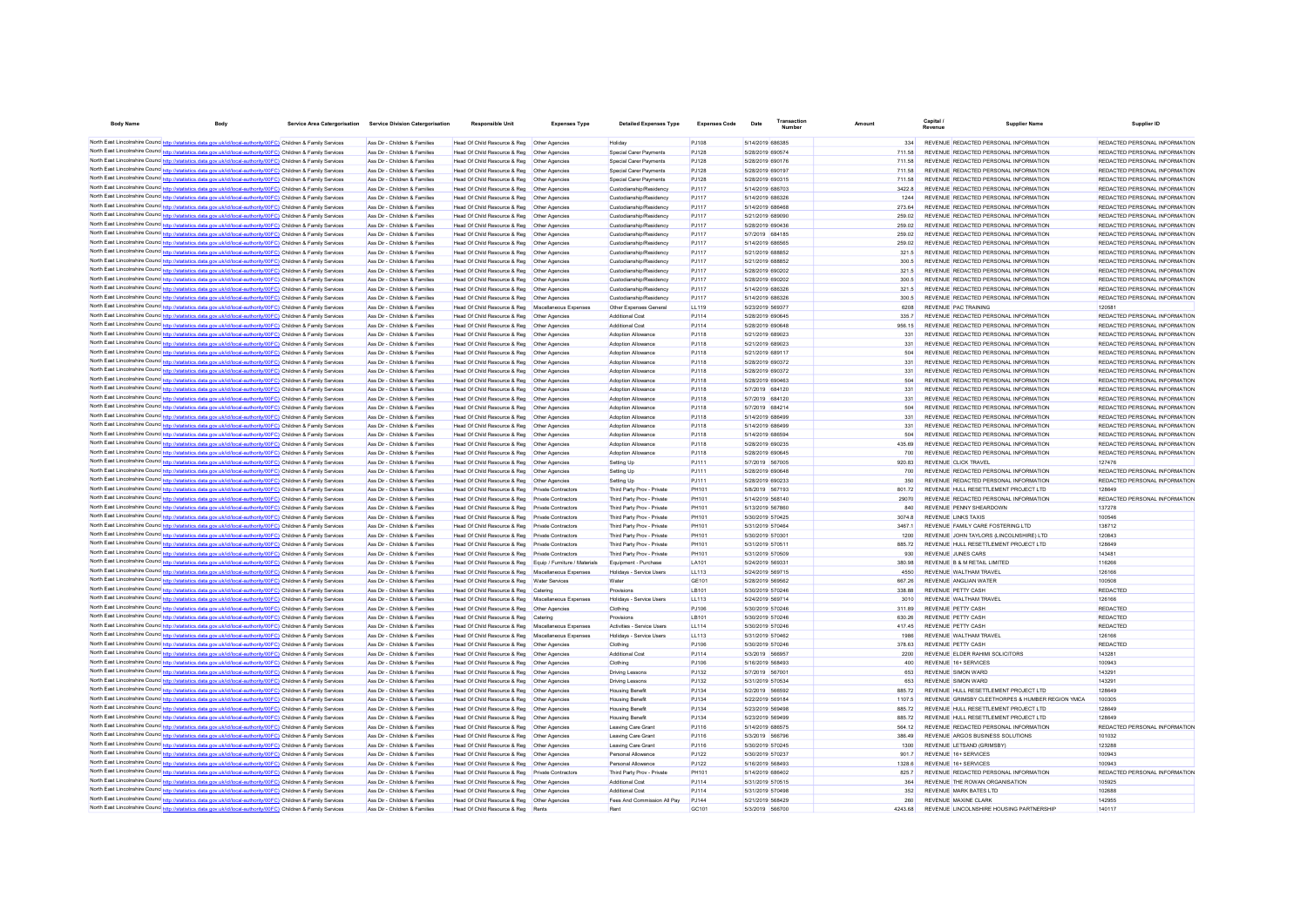| Body Name | Body | Service Area Catergorisation | Service Division Catergorisation | Responsible Unit | Expenses Type | Detailed Expenses Type | Expenses Code | Date | Transaction Number | Amount | Capital / Revenue | Supplier Name | Supplier ID |
|---|---|---|---|---|---|---|---|---|---|---|---|---|---|
| North East Lincolnshire Council | http://statistics.data.gov.uk/id/local-authority/00FC) | Children & Family Services | Ass Dir - Children & Families | Head Of Child Resource & Reg | Other Agencies | Holiday | PJ108 | 5/14/2019 | 686385 | 334 | REVENUE | REDACTED PERSONAL INFORMATION | REDACTED PERSONAL INFORMATION |
| North East Lincolnshire Council | http://statistics.data.gov.uk/id/local-authority/00FC) | Children & Family Services | Ass Dir - Children & Families | Head Of Child Resource & Reg | Other Agencies | Special Carer Payments | PJ128 | 5/28/2019 | 690574 | 711.58 | REVENUE | REDACTED PERSONAL INFORMATION | REDACTED PERSONAL INFORMATION |
| North East Lincolnshire Council | http://statistics.data.gov.uk/id/local-authority/00FC) | Children & Family Services | Ass Dir - Children & Families | Head Of Child Resource & Reg | Other Agencies | Special Carer Payments | PJ128 | 5/28/2019 | 690176 | 711.58 | REVENUE | REDACTED PERSONAL INFORMATION | REDACTED PERSONAL INFORMATION |
| North East Lincolnshire Council | http://statistics.data.gov.uk/id/local-authority/00FC) | Children & Family Services | Ass Dir - Children & Families | Head Of Child Resource & Reg | Other Agencies | Special Carer Payments | PJ128 | 5/28/2019 | 690197 | 711.58 | REVENUE | REDACTED PERSONAL INFORMATION | REDACTED PERSONAL INFORMATION |
| North East Lincolnshire Council | http://statistics.data.gov.uk/id/local-authority/00FC) | Children & Family Services | Ass Dir - Children & Families | Head Of Child Resource & Reg | Other Agencies | Special Carer Payments | PJ128 | 5/28/2019 | 690315 | 711.58 | REVENUE | REDACTED PERSONAL INFORMATION | REDACTED PERSONAL INFORMATION |
| North East Lincolnshire Council | http://statistics.data.gov.uk/id/local-authority/00FC) | Children & Family Services | Ass Dir - Children & Families | Head Of Child Resource & Reg | Other Agencies | Custodianship/Residency | PJ117 | 5/14/2019 | 686703 | 3422.8 | REVENUE | REDACTED PERSONAL INFORMATION | REDACTED PERSONAL INFORMATION |
| North East Lincolnshire Council | http://statistics.data.gov.uk/id/local-authority/00FC) | Children & Family Services | Ass Dir - Children & Families | Head Of Child Resource & Reg | Other Agencies | Custodianship/Residency | PJ117 | 5/14/2019 | 686326 | 1244 | REVENUE | REDACTED PERSONAL INFORMATION | REDACTED PERSONAL INFORMATION |
| North East Lincolnshire Council | http://statistics.data.gov.uk/id/local-authority/00FC) | Children & Family Services | Ass Dir - Children & Families | Head Of Child Resource & Reg | Other Agencies | Custodianship/Residency | PJ117 | 5/14/2019 | 686468 | 273.64 | REVENUE | REDACTED PERSONAL INFORMATION | REDACTED PERSONAL INFORMATION |
| North East Lincolnshire Council | http://statistics.data.gov.uk/id/local-authority/00FC) | Children & Family Services | Ass Dir - Children & Families | Head Of Child Resource & Reg | Other Agencies | Custodianship/Residency | PJ117 | 5/21/2019 | 689090 | 259.02 | REVENUE | REDACTED PERSONAL INFORMATION | REDACTED PERSONAL INFORMATION |
| North East Lincolnshire Council | http://statistics.data.gov.uk/id/local-authority/00FC) | Children & Family Services | Ass Dir - Children & Families | Head Of Child Resource & Reg | Other Agencies | Custodianship/Residency | PJ117 | 5/28/2019 | 690436 | 259.02 | REVENUE | REDACTED PERSONAL INFORMATION | REDACTED PERSONAL INFORMATION |
| North East Lincolnshire Council | http://statistics.data.gov.uk/id/local-authority/00FC) | Children & Family Services | Ass Dir - Children & Families | Head Of Child Resource & Reg | Other Agencies | Custodianship/Residency | PJ117 | 5/7/2019 | 684185 | 259.02 | REVENUE | REDACTED PERSONAL INFORMATION | REDACTED PERSONAL INFORMATION |
| North East Lincolnshire Council | http://statistics.data.gov.uk/id/local-authority/00FC) | Children & Family Services | Ass Dir - Children & Families | Head Of Child Resource & Reg | Other Agencies | Custodianship/Residency | PJ117 | 5/14/2019 | 686565 | 259.02 | REVENUE | REDACTED PERSONAL INFORMATION | REDACTED PERSONAL INFORMATION |
| North East Lincolnshire Council | http://statistics.data.gov.uk/id/local-authority/00FC) | Children & Family Services | Ass Dir - Children & Families | Head Of Child Resource & Reg | Other Agencies | Custodianship/Residency | PJ117 | 5/21/2019 | 688852 | 321.5 | REVENUE | REDACTED PERSONAL INFORMATION | REDACTED PERSONAL INFORMATION |
| North East Lincolnshire Council | http://statistics.data.gov.uk/id/local-authority/00FC) | Children & Family Services | Ass Dir - Children & Families | Head Of Child Resource & Reg | Other Agencies | Custodianship/Residency | PJ117 | 5/21/2019 | 688852 | 300.5 | REVENUE | REDACTED PERSONAL INFORMATION | REDACTED PERSONAL INFORMATION |
| North East Lincolnshire Council | http://statistics.data.gov.uk/id/local-authority/00FC) | Children & Family Services | Ass Dir - Children & Families | Head Of Child Resource & Reg | Other Agencies | Custodianship/Residency | PJ117 | 5/28/2019 | 690202 | 321.5 | REVENUE | REDACTED PERSONAL INFORMATION | REDACTED PERSONAL INFORMATION |
| North East Lincolnshire Council | http://statistics.data.gov.uk/id/local-authority/00FC) | Children & Family Services | Ass Dir - Children & Families | Head Of Child Resource & Reg | Other Agencies | Custodianship/Residency | PJ117 | 5/28/2019 | 690202 | 300.5 | REVENUE | REDACTED PERSONAL INFORMATION | REDACTED PERSONAL INFORMATION |
| North East Lincolnshire Council | http://statistics.data.gov.uk/id/local-authority/00FC) | Children & Family Services | Ass Dir - Children & Families | Head Of Child Resource & Reg | Other Agencies | Custodianship/Residency | PJ117 | 5/14/2019 | 686326 | 321.5 | REVENUE | REDACTED PERSONAL INFORMATION | REDACTED PERSONAL INFORMATION |
| North East Lincolnshire Council | http://statistics.data.gov.uk/id/local-authority/00FC) | Children & Family Services | Ass Dir - Children & Families | Head Of Child Resource & Reg | Other Agencies | Custodianship/Residency | PJ117 | 5/14/2019 | 686326 | 300.5 | REVENUE | REDACTED PERSONAL INFORMATION | REDACTED PERSONAL INFORMATION |
| North East Lincolnshire Council | http://statistics.data.gov.uk/id/local-authority/00FC) | Children & Family Services | Ass Dir - Children & Families | Head Of Child Resource & Reg | Miscellaneous Expenses | Other Expenses General | LL119 | 5/23/2019 | 569377 | 6208 | REVENUE | PAC TRAINING | 120581 |
| North East Lincolnshire Council | http://statistics.data.gov.uk/id/local-authority/00FC) | Children & Family Services | Ass Dir - Children & Families | Head Of Child Resource & Reg | Other Agencies | Additional Cost | PJ114 | 5/28/2019 | 690645 | 335.7 | REVENUE | REDACTED PERSONAL INFORMATION | REDACTED PERSONAL INFORMATION |
| North East Lincolnshire Council | http://statistics.data.gov.uk/id/local-authority/00FC) | Children & Family Services | Ass Dir - Children & Families | Head Of Child Resource & Reg | Other Agencies | Additional Cost | PJ114 | 5/28/2019 | 690648 | 956.15 | REVENUE | REDACTED PERSONAL INFORMATION | REDACTED PERSONAL INFORMATION |
| North East Lincolnshire Council | http://statistics.data.gov.uk/id/local-authority/00FC) | Children & Family Services | Ass Dir - Children & Families | Head Of Child Resource & Reg | Other Agencies | Adoption Allowance | PJ118 | 5/21/2019 | 689023 | 331 | REVENUE | REDACTED PERSONAL INFORMATION | REDACTED PERSONAL INFORMATION |
| North East Lincolnshire Council | http://statistics.data.gov.uk/id/local-authority/00FC) | Children & Family Services | Ass Dir - Children & Families | Head Of Child Resource & Reg | Other Agencies | Adoption Allowance | PJ118 | 5/21/2019 | 689023 | 331 | REVENUE | REDACTED PERSONAL INFORMATION | REDACTED PERSONAL INFORMATION |
| North East Lincolnshire Council | http://statistics.data.gov.uk/id/local-authority/00FC) | Children & Family Services | Ass Dir - Children & Families | Head Of Child Resource & Reg | Other Agencies | Adoption Allowance | PJ118 | 5/21/2019 | 689117 | 504 | REVENUE | REDACTED PERSONAL INFORMATION | REDACTED PERSONAL INFORMATION |
| North East Lincolnshire Council | http://statistics.data.gov.uk/id/local-authority/00FC) | Children & Family Services | Ass Dir - Children & Families | Head Of Child Resource & Reg | Other Agencies | Adoption Allowance | PJ118 | 5/28/2019 | 690372 | 331 | REVENUE | REDACTED PERSONAL INFORMATION | REDACTED PERSONAL INFORMATION |
| North East Lincolnshire Council | http://statistics.data.gov.uk/id/local-authority/00FC) | Children & Family Services | Ass Dir - Children & Families | Head Of Child Resource & Reg | Other Agencies | Adoption Allowance | PJ118 | 5/28/2019 | 690372 | 331 | REVENUE | REDACTED PERSONAL INFORMATION | REDACTED PERSONAL INFORMATION |
| North East Lincolnshire Council | http://statistics.data.gov.uk/id/local-authority/00FC) | Children & Family Services | Ass Dir - Children & Families | Head Of Child Resource & Reg | Other Agencies | Adoption Allowance | PJ118 | 5/28/2019 | 690463 | 504 | REVENUE | REDACTED PERSONAL INFORMATION | REDACTED PERSONAL INFORMATION |
| North East Lincolnshire Council | http://statistics.data.gov.uk/id/local-authority/00FC) | Children & Family Services | Ass Dir - Children & Families | Head Of Child Resource & Reg | Other Agencies | Adoption Allowance | PJ118 | 5/7/2019 | 684120 | 331 | REVENUE | REDACTED PERSONAL INFORMATION | REDACTED PERSONAL INFORMATION |
| North East Lincolnshire Council | http://statistics.data.gov.uk/id/local-authority/00FC) | Children & Family Services | Ass Dir - Children & Families | Head Of Child Resource & Reg | Other Agencies | Adoption Allowance | PJ118 | 5/7/2019 | 684120 | 331 | REVENUE | REDACTED PERSONAL INFORMATION | REDACTED PERSONAL INFORMATION |
| North East Lincolnshire Council | http://statistics.data.gov.uk/id/local-authority/00FC) | Children & Family Services | Ass Dir - Children & Families | Head Of Child Resource & Reg | Other Agencies | Adoption Allowance | PJ118 | 5/7/2019 | 684214 | 504 | REVENUE | REDACTED PERSONAL INFORMATION | REDACTED PERSONAL INFORMATION |
| North East Lincolnshire Council | http://statistics.data.gov.uk/id/local-authority/00FC) | Children & Family Services | Ass Dir - Children & Families | Head Of Child Resource & Reg | Other Agencies | Adoption Allowance | PJ118 | 5/14/2019 | 686499 | 331 | REVENUE | REDACTED PERSONAL INFORMATION | REDACTED PERSONAL INFORMATION |
| North East Lincolnshire Council | http://statistics.data.gov.uk/id/local-authority/00FC) | Children & Family Services | Ass Dir - Children & Families | Head Of Child Resource & Reg | Other Agencies | Adoption Allowance | PJ118 | 5/14/2019 | 686499 | 331 | REVENUE | REDACTED PERSONAL INFORMATION | REDACTED PERSONAL INFORMATION |
| North East Lincolnshire Council | http://statistics.data.gov.uk/id/local-authority/00FC) | Children & Family Services | Ass Dir - Children & Families | Head Of Child Resource & Reg | Other Agencies | Adoption Allowance | PJ118 | 5/14/2019 | 686594 | 504 | REVENUE | REDACTED PERSONAL INFORMATION | REDACTED PERSONAL INFORMATION |
| North East Lincolnshire Council | http://statistics.data.gov.uk/id/local-authority/00FC) | Children & Family Services | Ass Dir - Children & Families | Head Of Child Resource & Reg | Other Agencies | Adoption Allowance | PJ118 | 5/28/2019 | 690235 | 435.69 | REVENUE | REDACTED PERSONAL INFORMATION | REDACTED PERSONAL INFORMATION |
| North East Lincolnshire Council | http://statistics.data.gov.uk/id/local-authority/00FC) | Children & Family Services | Ass Dir - Children & Families | Head Of Child Resource & Reg | Other Agencies | Adoption Allowance | PJ118 | 5/28/2019 | 690645 | 700 | REVENUE | REDACTED PERSONAL INFORMATION | REDACTED PERSONAL INFORMATION |
| North East Lincolnshire Council | http://statistics.data.gov.uk/id/local-authority/00FC) | Children & Family Services | Ass Dir - Children & Families | Head Of Child Resource & Reg | Other Agencies | Setting Up | PJ111 | 5/7/2019 | 567005 | 920.83 | REVENUE | CLICK TRAVEL | 127476 |
| North East Lincolnshire Council | http://statistics.data.gov.uk/id/local-authority/00FC) | Children & Family Services | Ass Dir - Children & Families | Head Of Child Resource & Reg | Other Agencies | Setting Up | PJ111 | 5/28/2019 | 690648 | 700 | REVENUE | REDACTED PERSONAL INFORMATION | REDACTED PERSONAL INFORMATION |
| North East Lincolnshire Council | http://statistics.data.gov.uk/id/local-authority/00FC) | Children & Family Services | Ass Dir - Children & Families | Head Of Child Resource & Reg | Other Agencies | Setting Up | PJ111 | 5/28/2019 | 690233 | 350 | REVENUE | REDACTED PERSONAL INFORMATION | REDACTED PERSONAL INFORMATION |
| North East Lincolnshire Council | http://statistics.data.gov.uk/id/local-authority/00FC) | Children & Family Services | Ass Dir - Children & Families | Head Of Child Resource & Reg | Private Contractors | Third Party Prov - Private | PH101 | 5/8/2019 | 567193 | 801.72 | REVENUE | HULL RESETTLEMENT PROJECT LTD | 128649 |
| North East Lincolnshire Council | http://statistics.data.gov.uk/id/local-authority/00FC) | Children & Family Services | Ass Dir - Children & Families | Head Of Child Resource & Reg | Private Contractors | Third Party Prov - Private | PH101 | 5/14/2019 | 568140 | 29070 | REVENUE | REDACTED PERSONAL INFORMATION | REDACTED PERSONAL INFORMATION |
| North East Lincolnshire Council | http://statistics.data.gov.uk/id/local-authority/00FC) | Children & Family Services | Ass Dir - Children & Families | Head Of Child Resource & Reg | Private Contractors | Third Party Prov - Private | PH101 | 5/13/2019 | 567860 | 840 | REVENUE | PENNY SHEARDOWN | 137278 |
| North East Lincolnshire Council | http://statistics.data.gov.uk/id/local-authority/00FC) | Children & Family Services | Ass Dir - Children & Families | Head Of Child Resource & Reg | Private Contractors | Third Party Prov - Private | PH101 | 5/30/2019 | 570425 | 3074.8 | REVENUE | LINKS TAXIS | 100546 |
| North East Lincolnshire Council | http://statistics.data.gov.uk/id/local-authority/00FC) | Children & Family Services | Ass Dir - Children & Families | Head Of Child Resource & Reg | Private Contractors | Third Party Prov - Private | PH101 | 5/31/2019 | 570464 | 3467.1 | REVENUE | FAMILY CARE FOSTERING LTD | 138712 |
| North East Lincolnshire Council | http://statistics.data.gov.uk/id/local-authority/00FC) | Children & Family Services | Ass Dir - Children & Families | Head Of Child Resource & Reg | Private Contractors | Third Party Prov - Private | PH101 | 5/30/2019 | 570301 | 1200 | REVENUE | JOHN TAYLORS (LINCOLNSHIRE) LTD | 120643 |
| North East Lincolnshire Council | http://statistics.data.gov.uk/id/local-authority/00FC) | Children & Family Services | Ass Dir - Children & Families | Head Of Child Resource & Reg | Private Contractors | Third Party Prov - Private | PH101 | 5/31/2019 | 570511 | 885.72 | REVENUE | HULL RESETTLEMENT PROJECT LTD | 128649 |
| North East Lincolnshire Council | http://statistics.data.gov.uk/id/local-authority/00FC) | Children & Family Services | Ass Dir - Children & Families | Head Of Child Resource & Reg | Private Contractors | Third Party Prov - Private | PH101 | 5/31/2019 | 570509 | 930 | REVENUE | JUNES CARS | 143481 |
| North East Lincolnshire Council | http://statistics.data.gov.uk/id/local-authority/00FC) | Children & Family Services | Ass Dir - Children & Families | Head Of Child Resource & Reg | Equip / Furniture / Materials | Equipment - Purchase | LA101 | 5/24/2019 | 569331 | 380.98 | REVENUE | B & M RETAIL LIMITED | 116266 |
| North East Lincolnshire Council | http://statistics.data.gov.uk/id/local-authority/00FC) | Children & Family Services | Ass Dir - Children & Families | Head Of Child Resource & Reg | Miscellaneous Expenses | Holidays - Service Users | LL113 | 5/24/2019 | 569715 | 4550 | REVENUE | WALTHAM TRAVEL | 126166 |
| North East Lincolnshire Council | http://statistics.data.gov.uk/id/local-authority/00FC) | Children & Family Services | Ass Dir - Children & Families | Head Of Child Resource & Reg | Water Services | Water | GE101 | 5/28/2019 | 569562 | 667.26 | REVENUE | ANGLIAN WATER | 100508 |
| North East Lincolnshire Council | http://statistics.data.gov.uk/id/local-authority/00FC) | Children & Family Services | Ass Dir - Children & Families | Head Of Child Resource & Reg | Catering | Provisions | LB101 | 5/30/2019 | 570246 | 338.88 | REVENUE | PETTY CASH | REDACTED |
| North East Lincolnshire Council | http://statistics.data.gov.uk/id/local-authority/00FC) | Children & Family Services | Ass Dir - Children & Families | Head Of Child Resource & Reg | Miscellaneous Expenses | Holidays - Service Users | LL113 | 5/24/2019 | 569714 | 3010 | REVENUE | WALTHAM TRAVEL | 126166 |
| North East Lincolnshire Council | http://statistics.data.gov.uk/id/local-authority/00FC) | Children & Family Services | Ass Dir - Children & Families | Head Of Child Resource & Reg | Other Agencies | Clothing | PJ106 | 5/30/2019 | 570246 | 311.89 | REVENUE | PETTY CASH | REDACTED |
| North East Lincolnshire Council | http://statistics.data.gov.uk/id/local-authority/00FC) | Children & Family Services | Ass Dir - Children & Families | Head Of Child Resource & Reg | Catering | Provisions | LB101 | 5/30/2019 | 570246 | 630.26 | REVENUE | PETTY CASH | REDACTED |
| North East Lincolnshire Council | http://statistics.data.gov.uk/id/local-authority/00FC) | Children & Family Services | Ass Dir - Children & Families | Head Of Child Resource & Reg | Miscellaneous Expenses | Activities - Service Users | LL114 | 5/30/2019 | 570246 | 417.45 | REVENUE | PETTY CASH | REDACTED |
| North East Lincolnshire Council | http://statistics.data.gov.uk/id/local-authority/00FC) | Children & Family Services | Ass Dir - Children & Families | Head Of Child Resource & Reg | Miscellaneous Expenses | Holidays - Service Users | LL113 | 5/31/2019 | 570462 | 1986 | REVENUE | WALTHAM TRAVEL | 126166 |
| North East Lincolnshire Council | http://statistics.data.gov.uk/id/local-authority/00FC) | Children & Family Services | Ass Dir - Children & Families | Head Of Child Resource & Reg | Other Agencies | Clothing | PJ106 | 5/30/2019 | 570246 | 378.63 | REVENUE | PETTY CASH | REDACTED |
| North East Lincolnshire Council | http://statistics.data.gov.uk/id/local-authority/00FC) | Children & Family Services | Ass Dir - Children & Families | Head Of Child Resource & Reg | Other Agencies | Additional Cost | PJ114 | 5/3/2019 | 566957 | 2200 | REVENUE | ELDER RAHIMI SOLICITORS | 143281 |
| North East Lincolnshire Council | http://statistics.data.gov.uk/id/local-authority/00FC) | Children & Family Services | Ass Dir - Children & Families | Head Of Child Resource & Reg | Other Agencies | Clothing | PJ106 | 5/16/2019 | 568493 | 400 | REVENUE | 16+ SERVICES | 100943 |
| North East Lincolnshire Council | http://statistics.data.gov.uk/id/local-authority/00FC) | Children & Family Services | Ass Dir - Children & Families | Head Of Child Resource & Reg | Other Agencies | Driving Lessons | PJ132 | 5/7/2019 | 567001 | 653 | REVENUE | SIMON WARD | 143291 |
| North East Lincolnshire Council | http://statistics.data.gov.uk/id/local-authority/00FC) | Children & Family Services | Ass Dir - Children & Families | Head Of Child Resource & Reg | Other Agencies | Driving Lessons | PJ132 | 5/31/2019 | 570534 | 653 | REVENUE | SIMON WARD | 143291 |
| North East Lincolnshire Council | http://statistics.data.gov.uk/id/local-authority/00FC) | Children & Family Services | Ass Dir - Children & Families | Head Of Child Resource & Reg | Other Agencies | Housing Benefit | PJ134 | 5/2/2019 | 566592 | 885.72 | REVENUE | HULL RESETTLEMENT PROJECT LTD | 128649 |
| North East Lincolnshire Council | http://statistics.data.gov.uk/id/local-authority/00FC) | Children & Family Services | Ass Dir - Children & Families | Head Of Child Resource & Reg | Other Agencies | Housing Benefit | PJ134 | 5/22/2019 | 569184 | 1107.5 | REVENUE | GRIMSBY CLEETHORPES & HUMBER REGION YMCA | 100305 |
| North East Lincolnshire Council | http://statistics.data.gov.uk/id/local-authority/00FC) | Children & Family Services | Ass Dir - Children & Families | Head Of Child Resource & Reg | Other Agencies | Housing Benefit | PJ134 | 5/23/2019 | 569498 | 885.72 | REVENUE | HULL RESETTLEMENT PROJECT LTD | 128649 |
| North East Lincolnshire Council | http://statistics.data.gov.uk/id/local-authority/00FC) | Children & Family Services | Ass Dir - Children & Families | Head Of Child Resource & Reg | Other Agencies | Housing Benefit | PJ134 | 5/23/2019 | 569499 | 885.72 | REVENUE | HULL RESETTLEMENT PROJECT LTD | 128649 |
| North East Lincolnshire Council | http://statistics.data.gov.uk/id/local-authority/00FC) | Children & Family Services | Ass Dir - Children & Families | Head Of Child Resource & Reg | Other Agencies | Leaving Care Grant | PJ116 | 5/14/2019 | 686575 | 564.12 | REVENUE | REDACTED PERSONAL INFORMATION | REDACTED PERSONAL INFORMATION |
| North East Lincolnshire Council | http://statistics.data.gov.uk/id/local-authority/00FC) | Children & Family Services | Ass Dir - Children & Families | Head Of Child Resource & Reg | Other Agencies | Leaving Care Grant | PJ116 | 5/3/2019 | 566796 | 386.49 | REVENUE | ARGOS BUSINESS SOLUTIONS | 101032 |
| North East Lincolnshire Council | http://statistics.data.gov.uk/id/local-authority/00FC) | Children & Family Services | Ass Dir - Children & Families | Head Of Child Resource & Reg | Other Agencies | Leaving Care Grant | PJ116 | 5/30/2019 | 570245 | 1300 | REVENUE | LETSAND (GRIMSBY) | 123288 |
| North East Lincolnshire Council | http://statistics.data.gov.uk/id/local-authority/00FC) | Children & Family Services | Ass Dir - Children & Families | Head Of Child Resource & Reg | Other Agencies | Personal Allowance | PJ122 | 5/30/2019 | 570237 | 901.7 | REVENUE | 16+ SERVICES | 100943 |
| North East Lincolnshire Council | http://statistics.data.gov.uk/id/local-authority/00FC) | Children & Family Services | Ass Dir - Children & Families | Head Of Child Resource & Reg | Other Agencies | Personal Allowance | PJ122 | 5/16/2019 | 568493 | 1328.6 | REVENUE | 16+ SERVICES | 100943 |
| North East Lincolnshire Council | http://statistics.data.gov.uk/id/local-authority/00FC) | Children & Family Services | Ass Dir - Children & Families | Head Of Child Resource & Reg | Private Contractors | Third Party Prov - Private | PH101 | 5/14/2019 | 686402 | 825.7 | REVENUE | REDACTED PERSONAL INFORMATION | REDACTED PERSONAL INFORMATION |
| North East Lincolnshire Council | http://statistics.data.gov.uk/id/local-authority/00FC) | Children & Family Services | Ass Dir - Children & Families | Head Of Child Resource & Reg | Other Agencies | Additional Cost | PJ114 | 5/31/2019 | 570515 | 364 | REVENUE | THE ROWAN ORGANISATION | 105925 |
| North East Lincolnshire Council | http://statistics.data.gov.uk/id/local-authority/00FC) | Children & Family Services | Ass Dir - Children & Families | Head Of Child Resource & Reg | Other Agencies | Additional Cost | PJ114 | 5/31/2019 | 570498 | 352 | REVENUE | MARK BATES LTD | 102688 |
| North East Lincolnshire Council | http://statistics.data.gov.uk/id/local-authority/00FC) | Children & Family Services | Ass Dir - Children & Families | Head Of Child Resource & Reg | Other Agencies | Fees And Commission All Pay | PJ144 | 5/21/2019 | 568429 | 260 | REVENUE | MAXINE CLARK | 142955 |
| North East Lincolnshire Council | http://statistics.data.gov.uk/id/local-authority/00FC) | Children & Family Services | Ass Dir - Children & Families | Head Of Child Resource & Reg | Rents | Rent | GC101 | 5/3/2019 | 566700 | 4243.68 | REVENUE | LINCOLNSHIRE HOUSING PARTNERSHIP | 140117 |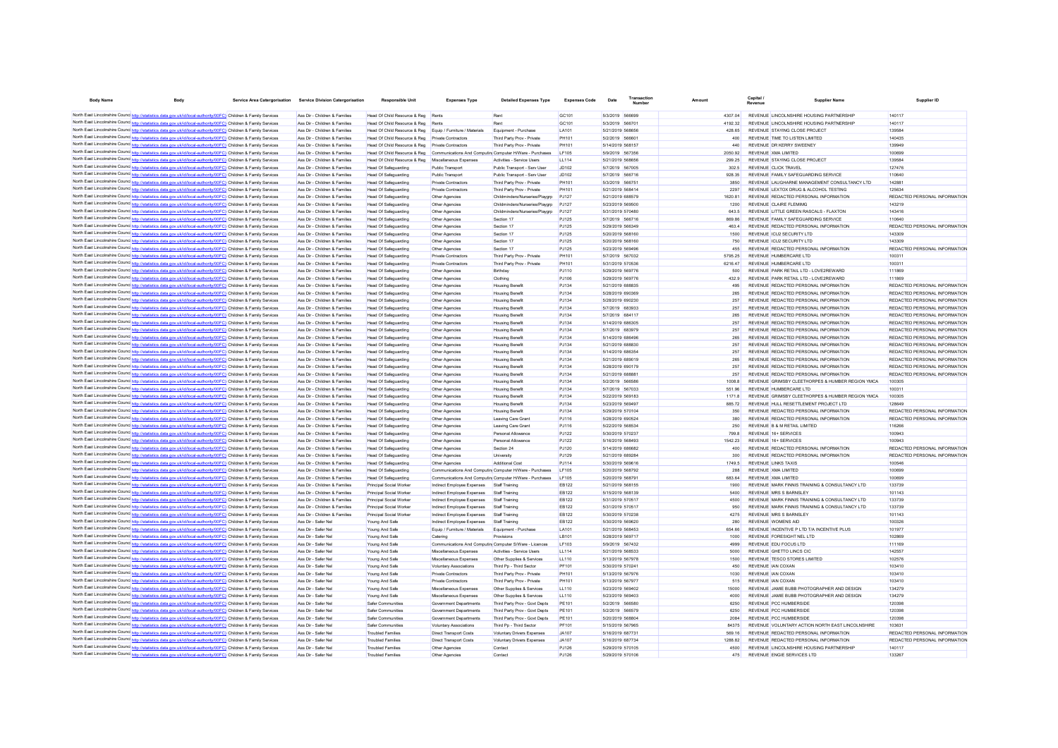| Body Name | Body | Service Area Catergorisation | Service Division Catergorisation | Responsible Unit | Expenses Type | Detailed Expenses Type | Expenses Code | Date | Transaction Number | Amount | Capital / Revenue | Supplier Name | Supplier ID |
|---|---|---|---|---|---|---|---|---|---|---|---|---|---|
| North East Lincolnshire Council | http://statistics.data.gov.uk/id/local-authority/00FC) | Children & Family Services | Ass Dir - Children & Families | Head Of Child Resource & Reg | Rents | Rent | GC101 | 5/3/2019 | 566699 | 4307.04 | REVENUE | LINCOLNSHIRE HOUSING PARTNERSHIP | 140117 |
| North East Lincolnshire Council | http://statistics.data.gov.uk/id/local-authority/00FC) | Children & Family Services | Ass Dir - Children & Families | Head Of Child Resource & Reg | Rents | Rent | GC101 | 5/3/2019 | 566701 | 4192.32 | REVENUE | LINCOLNSHIRE HOUSING PARTNERSHIP | 140117 |
| North East Lincolnshire Council | http://statistics.data.gov.uk/id/local-authority/00FC) | Children & Family Services | Ass Dir - Children & Families | Head Of Child Resource & Reg | Equip / Furniture / Materials | Equipment - Purchase | LA101 | 5/21/2019 | 568656 | 428.65 | REVENUE | STAYING CLOSE PROJECT | 139584 |
| North East Lincolnshire Council | http://statistics.data.gov.uk/id/local-authority/00FC) | Children & Family Services | Ass Dir - Children & Families | Head Of Child Resource & Reg | Private Contractors | Third Party Prov - Private | PH101 | 5/2/2019 | 566601 | 400 | REVENUE | TIME TO LISTEN LIMITED | 140435 |
| North East Lincolnshire Council | http://statistics.data.gov.uk/id/local-authority/00FC) | Children & Family Services | Ass Dir - Children & Families | Head Of Child Resource & Reg | Private Contractors | Third Party Prov - Private | PH101 | 5/14/2019 | 568157 | 440 | REVENUE | DR KERRY SWEENEY | 139949 |
| North East Lincolnshire Council | http://statistics.data.gov.uk/id/local-authority/00FC) | Children & Family Services | Ass Dir - Children & Families | Head Of Child Resource & Reg | Communications And Computing | Computer H/Ware - Purchases | LF105 | 5/9/2019 | 567356 | 2050.92 | REVENUE | XMA LIMITED | 100699 |
| North East Lincolnshire Council | http://statistics.data.gov.uk/id/local-authority/00FC) | Children & Family Services | Ass Dir - Children & Families | Head Of Child Resource & Reg | Miscellaneous Expenses | Activities - Service Users | LL114 | 5/21/2019 | 568656 | 299.25 | REVENUE | STAYING CLOSE PROJECT | 139584 |
| North East Lincolnshire Council | http://statistics.data.gov.uk/id/local-authority/00FC) | Children & Family Services | Ass Dir - Children & Families | Head Of Safeguarding | Public Transport | Public Transport - Serv User | JD102 | 5/7/2019 | 567005 | 302.5 | REVENUE | CLICK TRAVEL | 127476 |
| North East Lincolnshire Council | http://statistics.data.gov.uk/id/local-authority/00FC) | Children & Family Services | Ass Dir - Children & Families | Head Of Safeguarding | Public Transport | Public Transport - Serv User | JD102 | 5/7/2019 | 566716 | 928.35 | REVENUE | FAMILY SAFEGUARDING SERVICE | 110640 |
| North East Lincolnshire Council | http://statistics.data.gov.uk/id/local-authority/00FC) | Children & Family Services | Ass Dir - Children & Families | Head Of Safeguarding | Private Contractors | Third Party Prov - Private | PH101 | 5/3/2019 | 566751 | 3850 | REVENUE | LAUGHARNE MANAGEMENT CONSULTANCY LTD | 142881 |
| North East Lincolnshire Council | http://statistics.data.gov.uk/id/local-authority/00FC) | Children & Family Services | Ass Dir - Children & Families | Head Of Safeguarding | Private Contractors | Third Party Prov - Private | PH101 | 5/21/2019 | 568414 | 2297 | REVENUE | LEXTOX DRUG & ALCOHOL TESTING | 125634 |
| North East Lincolnshire Council | http://statistics.data.gov.uk/id/local-authority/00FC) | Children & Family Services | Ass Dir - Children & Families | Head Of Safeguarding | Other Agencies | Childminders/Nurseries/Playgrp | PJ127 | 5/21/2019 | 688579 | 1620.81 | REVENUE | REDACTED PERSONAL INFORMATION | REDACTED PERSONAL INFORMATION |
| North East Lincolnshire Council | http://statistics.data.gov.uk/id/local-authority/00FC) | Children & Family Services | Ass Dir - Children & Families | Head Of Safeguarding | Other Agencies | Childminders/Nurseries/Playgrp | PJ127 | 5/23/2019 | 569500 | 1200 | REVENUE | CLAIRE FLEMIMG | 143219 |
| North East Lincolnshire Council | http://statistics.data.gov.uk/id/local-authority/00FC) | Children & Family Services | Ass Dir - Children & Families | Head Of Safeguarding | Other Agencies | Childminders/Nurseries/Playgrp | PJ127 | 5/31/2019 | 570480 | 643.5 | REVENUE | LITTLE GREEN RASCALS - FLAXTON | 143416 |
| North East Lincolnshire Council | http://statistics.data.gov.uk/id/local-authority/00FC) | Children & Family Services | Ass Dir - Children & Families | Head Of Safeguarding | Other Agencies | Section 17 | PJ125 | 5/7/2019 | 566716 | 869.86 | REVENUE | FAMILY SAFEGUARDING SERVICE | 110640 |
| North East Lincolnshire Council | http://statistics.data.gov.uk/id/local-authority/00FC) | Children & Family Services | Ass Dir - Children & Families | Head Of Safeguarding | Other Agencies | Section 17 | PJ125 | 5/29/2019 | 566349 | 463.4 | REVENUE | REDACTED PERSONAL INFORMATION | REDACTED PERSONAL INFORMATION |
| North East Lincolnshire Council | http://statistics.data.gov.uk/id/local-authority/00FC) | Children & Family Services | Ass Dir - Children & Families | Head Of Safeguarding | Other Agencies | Section 17 | PJ125 | 5/20/2019 | 568160 | 1500 | REVENUE | ICU2 SECURITY LTD | 143309 |
| North East Lincolnshire Council | http://statistics.data.gov.uk/id/local-authority/00FC) | Children & Family Services | Ass Dir - Children & Families | Head Of Safeguarding | Other Agencies | Section 17 | PJ125 | 5/20/2019 | 568160 | 750 | REVENUE | ICU2 SECURITY LTD | 143309 |
| North East Lincolnshire Council | http://statistics.data.gov.uk/id/local-authority/00FC) | Children & Family Services | Ass Dir - Children & Families | Head Of Safeguarding | Other Agencies | Section 17 | PJ125 | 5/23/2019 | 569496 | 455 | REVENUE | REDACTED PERSONAL INFORMATION | REDACTED PERSONAL INFORMATION |
| North East Lincolnshire Council | http://statistics.data.gov.uk/id/local-authority/00FC) | Children & Family Services | Ass Dir - Children & Families | Head Of Safeguarding | Private Contractors | Third Party Prov - Private | PH101 | 5/7/2019 | 567032 | 5795.25 | REVENUE | HUMBERCARE LTD | 100311 |
| North East Lincolnshire Council | http://statistics.data.gov.uk/id/local-authority/00FC) | Children & Family Services | Ass Dir - Children & Families | Head Of Safeguarding | Private Contractors | Third Party Prov - Private | PH101 | 5/31/2019 | 570536 | 6216.47 | REVENUE | HUMBERCARE LTD | 100311 |
| North East Lincolnshire Council | http://statistics.data.gov.uk/id/local-authority/00FC) | Children & Family Services | Ass Dir - Children & Families | Head Of Safeguarding | Other Agencies | Birthday | PJ110 | 5/29/2019 | 569776 | 500 | REVENUE | PARK RETAIL LTD - LOVE2REWARD | 111869 |
| North East Lincolnshire Council | http://statistics.data.gov.uk/id/local-authority/00FC) | Children & Family Services | Ass Dir - Children & Families | Head Of Safeguarding | Other Agencies | Clothing | PJ106 | 5/29/2019 | 569776 | 432.9 | REVENUE | PARK RETAIL LTD - LOVE2REWARD | 111869 |
| North East Lincolnshire Council | http://statistics.data.gov.uk/id/local-authority/00FC) | Children & Family Services | Ass Dir - Children & Families | Head Of Safeguarding | Other Agencies | Housing Benefit | PJ134 | 5/21/2019 | 688835 | 495 | REVENUE | REDACTED PERSONAL INFORMATION | REDACTED PERSONAL INFORMATION |
| North East Lincolnshire Council | http://statistics.data.gov.uk/id/local-authority/00FC) | Children & Family Services | Ass Dir - Children & Families | Head Of Safeguarding | Other Agencies | Housing Benefit | PJ134 | 5/28/2019 | 690369 | 265 | REVENUE | REDACTED PERSONAL INFORMATION | REDACTED PERSONAL INFORMATION |
| North East Lincolnshire Council | http://statistics.data.gov.uk/id/local-authority/00FC) | Children & Family Services | Ass Dir - Children & Families | Head Of Safeguarding | Other Agencies | Housing Benefit | PJ134 | 5/28/2019 | 690230 | 257 | REVENUE | REDACTED PERSONAL INFORMATION | REDACTED PERSONAL INFORMATION |
| North East Lincolnshire Council | http://statistics.data.gov.uk/id/local-authority/00FC) | Children & Family Services | Ass Dir - Children & Families | Head Of Safeguarding | Other Agencies | Housing Benefit | PJ134 | 5/7/2019 | 683933 | 257 | REVENUE | REDACTED PERSONAL INFORMATION | REDACTED PERSONAL INFORMATION |
| North East Lincolnshire Council | http://statistics.data.gov.uk/id/local-authority/00FC) | Children & Family Services | Ass Dir - Children & Families | Head Of Safeguarding | Other Agencies | Housing Benefit | PJ134 | 5/7/2019 | 684117 | 265 | REVENUE | REDACTED PERSONAL INFORMATION | REDACTED PERSONAL INFORMATION |
| North East Lincolnshire Council | http://statistics.data.gov.uk/id/local-authority/00FC) | Children & Family Services | Ass Dir - Children & Families | Head Of Safeguarding | Other Agencies | Housing Benefit | PJ134 | 5/14/2019 | 686305 | 257 | REVENUE | REDACTED PERSONAL INFORMATION | REDACTED PERSONAL INFORMATION |
| North East Lincolnshire Council | http://statistics.data.gov.uk/id/local-authority/00FC) | Children & Family Services | Ass Dir - Children & Families | Head Of Safeguarding | Other Agencies | Housing Benefit | PJ134 | 5/7/2019 | 683979 | 257 | REVENUE | REDACTED PERSONAL INFORMATION | REDACTED PERSONAL INFORMATION |
| North East Lincolnshire Council | http://statistics.data.gov.uk/id/local-authority/00FC) | Children & Family Services | Ass Dir - Children & Families | Head Of Safeguarding | Other Agencies | Housing Benefit | PJ134 | 5/14/2019 | 686496 | 265 | REVENUE | REDACTED PERSONAL INFORMATION | REDACTED PERSONAL INFORMATION |
| North East Lincolnshire Council | http://statistics.data.gov.uk/id/local-authority/00FC) | Children & Family Services | Ass Dir - Children & Families | Head Of Safeguarding | Other Agencies | Housing Benefit | PJ134 | 5/21/2019 | 688830 | 257 | REVENUE | REDACTED PERSONAL INFORMATION | REDACTED PERSONAL INFORMATION |
| North East Lincolnshire Council | http://statistics.data.gov.uk/id/local-authority/00FC) | Children & Family Services | Ass Dir - Children & Families | Head Of Safeguarding | Other Agencies | Housing Benefit | PJ134 | 5/14/2019 | 686354 | 257 | REVENUE | REDACTED PERSONAL INFORMATION | REDACTED PERSONAL INFORMATION |
| North East Lincolnshire Council | http://statistics.data.gov.uk/id/local-authority/00FC) | Children & Family Services | Ass Dir - Children & Families | Head Of Safeguarding | Other Agencies | Housing Benefit | PJ134 | 5/21/2019 | 689019 | 265 | REVENUE | REDACTED PERSONAL INFORMATION | REDACTED PERSONAL INFORMATION |
| North East Lincolnshire Council | http://statistics.data.gov.uk/id/local-authority/00FC) | Children & Family Services | Ass Dir - Children & Families | Head Of Safeguarding | Other Agencies | Housing Benefit | PJ134 | 5/28/2019 | 690179 | 257 | REVENUE | REDACTED PERSONAL INFORMATION | REDACTED PERSONAL INFORMATION |
| North East Lincolnshire Council | http://statistics.data.gov.uk/id/local-authority/00FC) | Children & Family Services | Ass Dir - Children & Families | Head Of Safeguarding | Other Agencies | Housing Benefit | PJ134 | 5/21/2019 | 688881 | 257 | REVENUE | REDACTED PERSONAL INFORMATION | REDACTED PERSONAL INFORMATION |
| North East Lincolnshire Council | http://statistics.data.gov.uk/id/local-authority/00FC) | Children & Family Services | Ass Dir - Children & Families | Head Of Safeguarding | Other Agencies | Housing Benefit | PJ134 | 5/2/2019 | 566586 | 1008.8 | REVENUE | GRIMSBY CLEETHORPES & HUMBER REGION YMCA | 100305 |
| North East Lincolnshire Council | http://statistics.data.gov.uk/id/local-authority/00FC) | Children & Family Services | Ass Dir - Children & Families | Head Of Safeguarding | Other Agencies | Housing Benefit | PJ134 | 5/7/2019 | 567033 | 551.96 | REVENUE | HUMBERCARE LTD | 100311 |
| North East Lincolnshire Council | http://statistics.data.gov.uk/id/local-authority/00FC) | Children & Family Services | Ass Dir - Children & Families | Head Of Safeguarding | Other Agencies | Housing Benefit | PJ134 | 5/22/2019 | 569183 | 1171.8 | REVENUE | GRIMSBY CLEETHORPES & HUMBER REGION YMCA | 100305 |
| North East Lincolnshire Council | http://statistics.data.gov.uk/id/local-authority/00FC) | Children & Family Services | Ass Dir - Children & Families | Head Of Safeguarding | Other Agencies | Housing Benefit | PJ134 | 5/23/2019 | 569497 | 885.72 | REVENUE | HULL RESETTLEMENT PROJECT LTD | 128649 |
| North East Lincolnshire Council | http://statistics.data.gov.uk/id/local-authority/00FC) | Children & Family Services | Ass Dir - Children & Families | Head Of Safeguarding | Other Agencies | Housing Benefit | PJ134 | 5/29/2019 | 570104 | 350 | REVENUE | REDACTED PERSONAL INFORMATION | REDACTED PERSONAL INFORMATION |
| North East Lincolnshire Council | http://statistics.data.gov.uk/id/local-authority/00FC) | Children & Family Services | Ass Dir - Children & Families | Head Of Safeguarding | Other Agencies | Leaving Care Grant | PJ116 | 5/28/2019 | 690524 | 380 | REVENUE | REDACTED PERSONAL INFORMATION | REDACTED PERSONAL INFORMATION |
| North East Lincolnshire Council | http://statistics.data.gov.uk/id/local-authority/00FC) | Children & Family Services | Ass Dir - Children & Families | Head Of Safeguarding | Other Agencies | Leaving Care Grant | PJ116 | 5/22/2019 | 568534 | 250 | REVENUE | B & M RETAIL LIMITED | 116266 |
| North East Lincolnshire Council | http://statistics.data.gov.uk/id/local-authority/00FC) | Children & Family Services | Ass Dir - Children & Families | Head Of Safeguarding | Other Agencies | Personal Allowance | PJ122 | 5/30/2019 | 570237 | 799.8 | REVENUE | 16+ SERVICES | 100943 |
| North East Lincolnshire Council | http://statistics.data.gov.uk/id/local-authority/00FC) | Children & Family Services | Ass Dir - Children & Families | Head Of Safeguarding | Other Agencies | Personal Allowance | PJ122 | 5/16/2019 | 568493 | 1542.23 | REVENUE | 16+ SERVICES | 100943 |
| North East Lincolnshire Council | http://statistics.data.gov.uk/id/local-authority/00FC) | Children & Family Services | Ass Dir - Children & Families | Head Of Safeguarding | Other Agencies | Section 24 | PJ120 | 5/14/2019 | 686682 | 400 | REVENUE | REDACTED PERSONAL INFORMATION | REDACTED PERSONAL INFORMATION |
| North East Lincolnshire Council | http://statistics.data.gov.uk/id/local-authority/00FC) | Children & Family Services | Ass Dir - Children & Families | Head Of Safeguarding | Other Agencies | University | PJ129 | 5/21/2019 | 689284 | 300 | REVENUE | REDACTED PERSONAL INFORMATION | REDACTED PERSONAL INFORMATION |
| North East Lincolnshire Council | http://statistics.data.gov.uk/id/local-authority/00FC) | Children & Family Services | Ass Dir - Children & Families | Head Of Safeguarding | Other Agencies | Additional Cost | PJ114 | 5/30/2019 | 569616 | 1749.5 | REVENUE | LINKS TAXIS | 100546 |
| North East Lincolnshire Council | http://statistics.data.gov.uk/id/local-authority/00FC) | Children & Family Services | Ass Dir - Children & Families | Head Of Safeguarding | Communications And Computing | Computer H/Ware - Purchases | LF105 | 5/20/2019 | 568792 | 288 | REVENUE | XMA LIMITED | 100699 |
| North East Lincolnshire Council | http://statistics.data.gov.uk/id/local-authority/00FC) | Children & Family Services | Ass Dir - Children & Families | Head Of Safeguarding | Communications And Computing | Computer H/Ware - Purchases | LF105 | 5/20/2019 | 568791 | 683.64 | REVENUE | XMA LIMITED | 100699 |
| North East Lincolnshire Council | http://statistics.data.gov.uk/id/local-authority/00FC) | Children & Family Services | Ass Dir - Children & Families | Principal Social Worker | Indirect Employee Expenses | Staff Training | EB122 | 5/21/2019 | 568155 | 1900 | REVENUE | MARK FINNIS TRAINING & CONSULTANCY LTD | 133739 |
| North East Lincolnshire Council | http://statistics.data.gov.uk/id/local-authority/00FC) | Children & Family Services | Ass Dir - Children & Families | Principal Social Worker | Indirect Employee Expenses | Staff Training | EB122 | 5/15/2019 | 568139 | 5400 | REVENUE | MRS S BARNSLEY | 101143 |
| North East Lincolnshire Council | http://statistics.data.gov.uk/id/local-authority/00FC) | Children & Family Services | Ass Dir - Children & Families | Principal Social Worker | Indirect Employee Expenses | Staff Training | EB122 | 5/31/2019 | 570517 | 4500 | REVENUE | MARK FINNIS TRAINING & CONSULTANCY LTD | 133739 |
| North East Lincolnshire Council | http://statistics.data.gov.uk/id/local-authority/00FC) | Children & Family Services | Ass Dir - Children & Families | Principal Social Worker | Indirect Employee Expenses | Staff Training | EB122 | 5/31/2019 | 570517 | 950 | REVENUE | MARK FINNIS TRAINING & CONSULTANCY LTD | 133739 |
| North East Lincolnshire Council | http://statistics.data.gov.uk/id/local-authority/00FC) | Children & Family Services | Ass Dir - Children & Families | Principal Social Worker | Indirect Employee Expenses | Staff Training | EB122 | 5/30/2019 | 570238 | 4275 | REVENUE | MRS S BARNSLEY | 101143 |
| North East Lincolnshire Council | http://statistics.data.gov.uk/id/local-authority/00FC) | Children & Family Services | Ass Dir - Safer Nel | Young And Safe | Indirect Employee Expenses | Staff Training | EB122 | 5/30/2019 | 569620 | 280 | REVENUE | WOMENS AID | 100326 |
| North East Lincolnshire Council | http://statistics.data.gov.uk/id/local-authority/00FC) | Children & Family Services | Ass Dir - Safer Nel | Young And Safe | Equip / Furniture / Materials | Equipment - Purchase | LA101 | 5/21/2019 | 568453 | 654.66 | REVENUE | INCENTIVE P LTD T/A INCENTIVE PLUS | 101977 |
| North East Lincolnshire Council | http://statistics.data.gov.uk/id/local-authority/00FC) | Children & Family Services | Ass Dir - Safer Nel | Young And Safe | Catering | Provisions | LB101 | 5/28/2019 | 569717 | 1000 | REVENUE | FORESIGHT NEL LTD | 102869 |
| North East Lincolnshire Council | http://statistics.data.gov.uk/id/local-authority/00FC) | Children & Family Services | Ass Dir - Safer Nel | Young And Safe | Communications And Computing | Computer S/Ware - Licences | LF103 | 5/9/2019 | 567432 | 4999 | REVENUE | EDU FOCUS LTD | 111169 |
| North East Lincolnshire Council | http://statistics.data.gov.uk/id/local-authority/00FC) | Children & Family Services | Ass Dir - Safer Nel | Young And Safe | Miscellaneous Expenses | Activities - Service Users | LL114 | 5/21/2019 | 568533 | 5000 | REVENUE | GHETTO LINCS CIC | 142557 |
| North East Lincolnshire Council | http://statistics.data.gov.uk/id/local-authority/00FC) | Children & Family Services | Ass Dir - Safer Nel | Young And Safe | Miscellaneous Expenses | Other Supplies & Services | LL110 | 5/13/2019 | 567978 | 1500 | REVENUE | TESCO STORES LIMITED | 102576 |
| North East Lincolnshire Council | http://statistics.data.gov.uk/id/local-authority/00FC) | Children & Family Services | Ass Dir - Safer Nel | Young And Safe | Voluntary Associations | Third Pp - Third Sector | PF101 | 5/30/2019 | 570241 | 450 | REVENUE | IAN COXAN | 103410 |
| North East Lincolnshire Council | http://statistics.data.gov.uk/id/local-authority/00FC) | Children & Family Services | Ass Dir - Safer Nel | Young And Safe | Private Contractors | Third Party Prov - Private | PH101 | 5/13/2019 | 567976 | 1030 | REVENUE | IAN COXAN | 103410 |
| North East Lincolnshire Council | http://statistics.data.gov.uk/id/local-authority/00FC) | Children & Family Services | Ass Dir - Safer Nel | Young And Safe | Private Contractors | Third Party Prov - Private | PH101 | 5/13/2019 | 567977 | 515 | REVENUE | IAN COXAN | 103410 |
| North East Lincolnshire Council | http://statistics.data.gov.uk/id/local-authority/00FC) | Children & Family Services | Ass Dir - Safer Nel | Young And Safe | Miscellaneous Expenses | Other Supplies & Services | LL110 | 5/23/2019 | 569402 | 15000 | REVENUE | JAMIE BUBB PHOTOGRAPHER AND DESIGN | 134279 |
| North East Lincolnshire Council | http://statistics.data.gov.uk/id/local-authority/00FC) | Children & Family Services | Ass Dir - Safer Nel | Young And Safe | Miscellaneous Expenses | Other Supplies & Services | LL110 | 5/23/2019 | 569403 | 4000 | REVENUE | JAMIE BUBB PHOTOGRAPHER AND DESIGN | 134279 |
| North East Lincolnshire Council | http://statistics.data.gov.uk/id/local-authority/00FC) | Children & Family Services | Ass Dir - Safer Nel | Safer Communities | Government Departments | Third Party Prov - Govt Depts | PE101 | 5/2/2019 | 566580 | 6250 | REVENUE | PCC HUMBERSIDE | 120398 |
| North East Lincolnshire Council | http://statistics.data.gov.uk/id/local-authority/00FC) | Children & Family Services | Ass Dir - Safer Nel | Safer Communities | Government Departments | Third Party Prov - Govt Depts | PE101 | 5/2/2019 | 566579 | 6250 | REVENUE | PCC HUMBERSIDE | 120398 |
| North East Lincolnshire Council | http://statistics.data.gov.uk/id/local-authority/00FC) | Children & Family Services | Ass Dir - Safer Nel | Safer Communities | Government Departments | Third Party Prov - Govt Depts | PE101 | 5/20/2019 | 568804 | 2084 | REVENUE | PCC HUMBERSIDE | 120398 |
| North East Lincolnshire Council | http://statistics.data.gov.uk/id/local-authority/00FC) | Children & Family Services | Ass Dir - Safer Nel | Safer Communities | Voluntary Associations | Third Pp - Third Sector | PF101 | 5/15/2019 | 567965 | 84375 | REVENUE | VOLUNTARY ACTION NORTH EAST LINCOLNSHIRE | 103631 |
| North East Lincolnshire Council | http://statistics.data.gov.uk/id/local-authority/00FC) | Children & Family Services | Ass Dir - Safer Nel | Troubled Families | Direct Transport Costs | Voluntary Drivers Expenses | JA107 | 5/16/2019 | 687731 | 569.16 | REVENUE | REDACTED PERSONAL INFORMATION | REDACTED PERSONAL INFORMATION |
| North East Lincolnshire Council | http://statistics.data.gov.uk/id/local-authority/00FC) | Children & Family Services | Ass Dir - Safer Nel | Troubled Families | Direct Transport Costs | Voluntary Drivers Expenses | JA107 | 5/16/2019 | 687734 | 1286.82 | REVENUE | REDACTED PERSONAL INFORMATION | REDACTED PERSONAL INFORMATION |
| North East Lincolnshire Council | http://statistics.data.gov.uk/id/local-authority/00FC) | Children & Family Services | Ass Dir - Safer Nel | Troubled Families | Other Agencies | Contact | PJ126 | 5/29/2019 | 570105 | 4500 | REVENUE | LINCOLNSHIRE HOUSING PARTNERSHIP | 140117 |
| North East Lincolnshire Council | http://statistics.data.gov.uk/id/local-authority/00FC) | Children & Family Services | Ass Dir - Safer Nel | Troubled Families | Other Agencies | Contact | PJ126 | 5/29/2019 | 570106 | 475 | REVENUE | ENGIE SERVICES LTD | 133267 |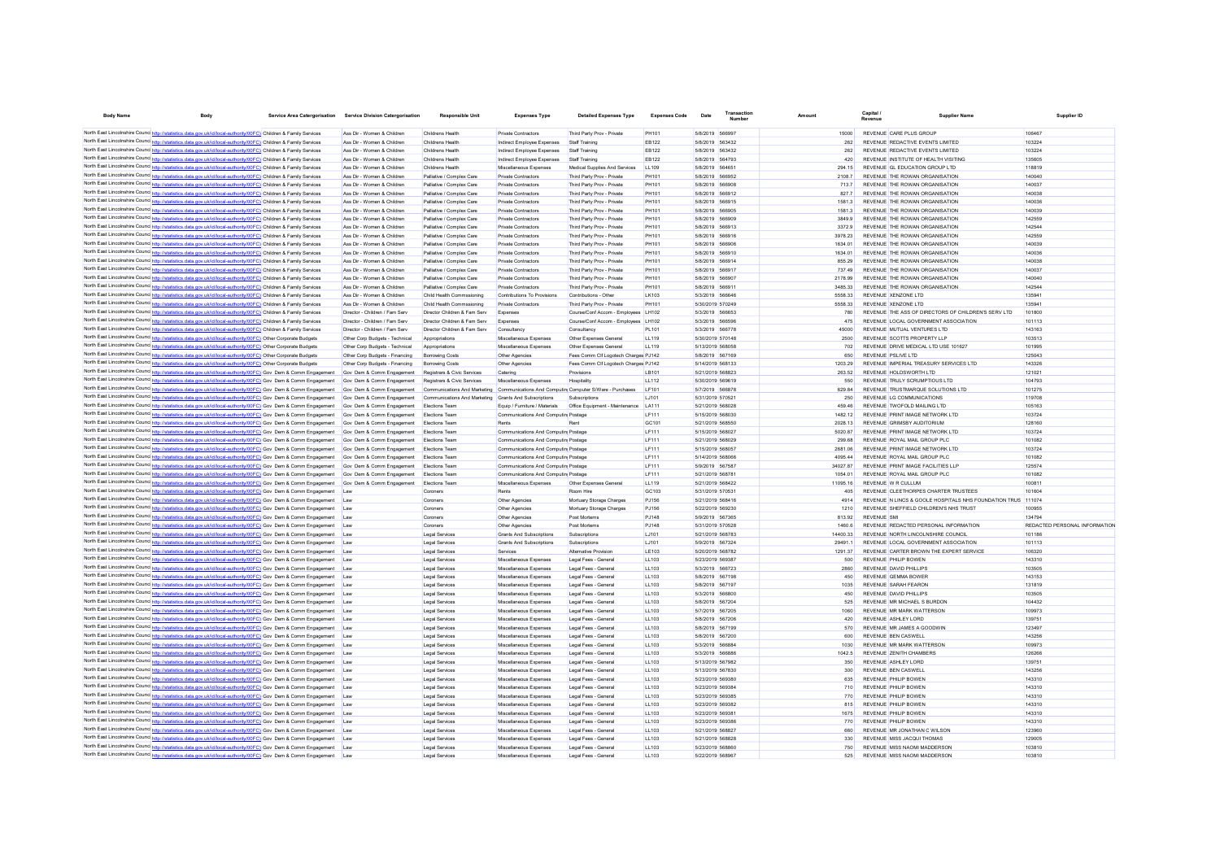| Body Name | Body | Service Area Catergorisation | Service Division Catergorisation | Responsible Unit | Expenses Type | Detailed Expenses Type | Expenses Code | Date | Transaction Number | Amount | Capital / Revenue | Supplier Name | Supplier ID |
|---|---|---|---|---|---|---|---|---|---|---|---|---|---|
| North East Lincolnshire Council | http://statistics.data.gov.uk/id/local-authority/00FC | Children & Family Services | Ass Dir - Women & Children | Childrens Health | Private Contractors | Third Party Prov - Private | PH101 | 5/8/2019 | 566997 | 15000 | REVENUE | CARE PLUS GROUP | 106467 |
| North East Lincolnshire Council | http://statistics.data.gov.uk/id/local-authority/00FC | Children & Family Services | Ass Dir - Women & Children | Childrens Health | Indirect Employee Expenses | Staff Training | EB122 | 5/8/2019 | 563432 | 262 | REVENUE | REDACTIVE EVENTS LIMITED | 103224 |
| North East Lincolnshire Council | http://statistics.data.gov.uk/id/local-authority/00FC | Children & Family Services | Ass Dir - Women & Children | Childrens Health | Indirect Employee Expenses | Staff Training | EB122 | 5/8/2019 | 563432 | 262 | REVENUE | REDACTIVE EVENTS LIMITED | 103224 |
| North East Lincolnshire Council | http://statistics.data.gov.uk/id/local-authority/00FC | Children & Family Services | Ass Dir - Women & Children | Childrens Health | Indirect Employee Expenses | Staff Training | EB122 | 5/8/2019 | 564793 | 420 | REVENUE | INSTITUTE OF HEALTH VISITING | 135605 |
| North East Lincolnshire Council | http://statistics.data.gov.uk/id/local-authority/00FC | Children & Family Services | Ass Dir - Women & Children | Childrens Health | Miscellaneous Expenses | Medical Supplies And Services | LL109 | 5/8/2019 | 564651 | 294.15 | REVENUE | GL EDUCATION GROUP LTD | 118819 |
| North East Lincolnshire Council | http://statistics.data.gov.uk/id/local-authority/00FC | Children & Family Services | Ass Dir - Women & Children | Palliative / Complex Care | Private Contractors | Third Party Prov - Private | PH101 | 5/8/2019 | 566952 | 2108.7 | REVENUE | THE ROWAN ORGANISATION | 140040 |
| North East Lincolnshire Council | http://statistics.data.gov.uk/id/local-authority/00FC | Children & Family Services | Ass Dir - Women & Children | Palliative / Complex Care | Private Contractors | Third Party Prov - Private | PH101 | 5/8/2019 | 566908 | 713.7 | REVENUE | THE ROWAN ORGANISATION | 140037 |
| North East Lincolnshire Council | http://statistics.data.gov.uk/id/local-authority/00FC | Children & Family Services | Ass Dir - Women & Children | Palliative / Complex Care | Private Contractors | Third Party Prov - Private | PH101 | 5/8/2019 | 566912 | 827.7 | REVENUE | THE ROWAN ORGANISATION | 140038 |
| North East Lincolnshire Council | http://statistics.data.gov.uk/id/local-authority/00FC | Children & Family Services | Ass Dir - Women & Children | Palliative / Complex Care | Private Contractors | Third Party Prov - Private | PH101 | 5/8/2019 | 566915 | 1581.3 | REVENUE | THE ROWAN ORGANISATION | 140036 |
| North East Lincolnshire Council | http://statistics.data.gov.uk/id/local-authority/00FC | Children & Family Services | Ass Dir - Women & Children | Palliative / Complex Care | Private Contractors | Third Party Prov - Private | PH101 | 5/8/2019 | 566905 | 1581.3 | REVENUE | THE ROWAN ORGANISATION | 140039 |
| North East Lincolnshire Council | http://statistics.data.gov.uk/id/local-authority/00FC | Children & Family Services | Ass Dir - Women & Children | Palliative / Complex Care | Private Contractors | Third Party Prov - Private | PH101 | 5/8/2019 | 566909 | 3849.9 | REVENUE | THE ROWAN ORGANISATION | 142559 |
| North East Lincolnshire Council | http://statistics.data.gov.uk/id/local-authority/00FC | Children & Family Services | Ass Dir - Women & Children | Palliative / Complex Care | Private Contractors | Third Party Prov - Private | PH101 | 5/8/2019 | 566913 | 3372.9 | REVENUE | THE ROWAN ORGANISATION | 142544 |
| North East Lincolnshire Council | http://statistics.data.gov.uk/id/local-authority/00FC | Children & Family Services | Ass Dir - Women & Children | Palliative / Complex Care | Private Contractors | Third Party Prov - Private | PH101 | 5/8/2019 | 566916 | 3978.23 | REVENUE | THE ROWAN ORGANISATION | 142559 |
| North East Lincolnshire Council | http://statistics.data.gov.uk/id/local-authority/00FC | Children & Family Services | Ass Dir - Women & Children | Palliative / Complex Care | Private Contractors | Third Party Prov - Private | PH101 | 5/8/2019 | 566906 | 1634.01 | REVENUE | THE ROWAN ORGANISATION | 140039 |
| North East Lincolnshire Council | http://statistics.data.gov.uk/id/local-authority/00FC | Children & Family Services | Ass Dir - Women & Children | Palliative / Complex Care | Private Contractors | Third Party Prov - Private | PH101 | 5/8/2019 | 566910 | 1634.01 | REVENUE | THE ROWAN ORGANISATION | 140036 |
| North East Lincolnshire Council | http://statistics.data.gov.uk/id/local-authority/00FC | Children & Family Services | Ass Dir - Women & Children | Palliative / Complex Care | Private Contractors | Third Party Prov - Private | PH101 | 5/8/2019 | 566914 | 855.29 | REVENUE | THE ROWAN ORGANISATION | 140038 |
| North East Lincolnshire Council | http://statistics.data.gov.uk/id/local-authority/00FC | Children & Family Services | Ass Dir - Women & Children | Palliative / Complex Care | Private Contractors | Third Party Prov - Private | PH101 | 5/8/2019 | 566917 | 737.49 | REVENUE | THE ROWAN ORGANISATION | 140037 |
| North East Lincolnshire Council | http://statistics.data.gov.uk/id/local-authority/00FC | Children & Family Services | Ass Dir - Women & Children | Palliative / Complex Care | Private Contractors | Third Party Prov - Private | PH101 | 5/8/2019 | 566907 | 2178.99 | REVENUE | THE ROWAN ORGANISATION | 140040 |
| North East Lincolnshire Council | http://statistics.data.gov.uk/id/local-authority/00FC | Children & Family Services | Ass Dir - Women & Children | Palliative / Complex Care | Private Contractors | Third Party Prov - Private | PH101 | 5/8/2019 | 566911 | 3485.33 | REVENUE | THE ROWAN ORGANISATION | 142544 |
| North East Lincolnshire Council | http://statistics.data.gov.uk/id/local-authority/00FC | Children & Family Services | Ass Dir - Women & Children | Child Health Commissioning | Contributions To Provisions | Contributions - Other | LK103 | 5/3/2019 | 566646 | 5558.33 | REVENUE | XENZONE LTD | 135941 |
| North East Lincolnshire Council | http://statistics.data.gov.uk/id/local-authority/00FC | Children & Family Services | Ass Dir - Women & Children | Child Health Commissioning | Private Contractors | Third Party Prov - Private | PH101 | 5/30/2019 | 570249 | 5558.33 | REVENUE | XENZONE LTD | 135941 |
| North East Lincolnshire Council | http://statistics.data.gov.uk/id/local-authority/00FC | Children & Family Services | Director - Children / Fam Serv | Director Children & Fam Serv | Expenses | Course/Conf Accom - Employees | LH102 | 5/3/2019 | 566653 | 780 | REVENUE | THE ASS OF DIRECTORS OF CHILDREN'S SERV LTD | 101800 |
| North East Lincolnshire Council | http://statistics.data.gov.uk/id/local-authority/00FC | Children & Family Services | Director - Children / Fam Serv | Director Children & Fam Serv | Expenses | Course/Conf Accom - Employees | LH102 | 5/3/2019 | 566596 | 475 | REVENUE | LOCAL GOVERNMENT ASSOCIATION | 101113 |
| North East Lincolnshire Council | http://statistics.data.gov.uk/id/local-authority/00FC | Children & Family Services | Director - Children / Fam Serv | Director Children & Fam Serv | Consultancy | Consultancy | PL101 | 5/3/2019 | 566778 | 45000 | REVENUE | MUTUAL VENTURES LTD | 143163 |
| North East Lincolnshire Council | http://statistics.data.gov.uk/id/local-authority/00FC | Other Corporate Budgets | Other Corp Budgets - Technical | Appropriations | Miscellaneous Expenses | Other Expenses General | LL119 | 5/30/2019 | 570148 | 2500 | REVENUE | SCOTTS PROPERTY LLP | 103513 |
| North East Lincolnshire Council | http://statistics.data.gov.uk/id/local-authority/00FC | Other Corporate Budgets | Other Corp Budgets - Technical | Appropriations | Miscellaneous Expenses | Other Expenses General | LL119 | 5/13/2019 | 568058 | 702 | REVENUE | DRIVE MEDICAL LTD USE 101627 | 101995 |
| North East Lincolnshire Council | http://statistics.data.gov.uk/id/local-authority/00FC | Other Corporate Budgets | Other Corp Budgets - Financing | Borrowing Costs | Other Agencies | Fees Comm Cll Logotech Charges | PJ142 | 5/8/2019 | 567169 | 650 | REVENUE | PSLIVE LTD | 125043 |
| North East Lincolnshire Council | http://statistics.data.gov.uk/id/local-authority/00FC | Other Corporate Budgets | Other Corp Budgets - Financing | Borrowing Costs | Other Agencies | Fees Comm Cll Logotech Charges | PJ142 | 5/14/2019 | 568133 | 1203.29 | REVENUE | IMPERIAL TREASURY SERVICES LTD | 143326 |
| North East Lincolnshire Council | http://statistics.data.gov.uk/id/local-authority/00FC | Gov Dem & Comm Engagement | Gov Dem & Comm Engagement | Registrars & Civic Services | Catering | Provisions | LB101 | 5/21/2019 | 568823 | 263.52 | REVENUE | HOLDSWORTH LTD | 121021 |
| North East Lincolnshire Council | http://statistics.data.gov.uk/id/local-authority/00FC | Gov Dem & Comm Engagement | Gov Dem & Comm Engagement | Registrars & Civic Services | Miscellaneous Expenses | Hospitality | LL112 | 5/30/2019 | 569619 | 550 | REVENUE | TRULY SCRUMPTIOUS LTD | 104793 |
| North East Lincolnshire Council | http://statistics.data.gov.uk/id/local-authority/00FC | Gov Dem & Comm Engagement | Gov Dem & Comm Engagement | Communications And Marketing | Communications And Computing | Computer S/Ware - Purchases | LF101 | 5/7/2019 | 566878 | 629.84 | REVENUE | TRUSTMARQUE SOLUTIONS LTD | 101275 |
| North East Lincolnshire Council | http://statistics.data.gov.uk/id/local-authority/00FC | Gov Dem & Comm Engagement | Gov Dem & Comm Engagement | Communications And Marketing | Grants And Subscriptions | Subscriptions | LJ101 | 5/31/2019 | 570521 | 250 | REVENUE | LG COMMUNICATIONS | 119708 |
| North East Lincolnshire Council | http://statistics.data.gov.uk/id/local-authority/00FC | Gov Dem & Comm Engagement | Gov Dem & Comm Engagement | Elections Team | Equip / Furniture / Materials | Office Equipment - Maintenance | LA111 | 5/21/2019 | 568028 | 459.46 | REVENUE | TWOFOLD MAILING LTD | 105163 |
| North East Lincolnshire Council | http://statistics.data.gov.uk/id/local-authority/00FC | Gov Dem & Comm Engagement | Gov Dem & Comm Engagement | Elections Team | Communications And Computing | Postage | LF111 | 5/15/2019 | 568030 | 1482.12 | REVENUE | PRINT IMAGE NETWORK LTD | 103724 |
| North East Lincolnshire Council | http://statistics.data.gov.uk/id/local-authority/00FC | Gov Dem & Comm Engagement | Gov Dem & Comm Engagement | Elections Team | Rents | Rent | GC101 | 5/21/2019 | 568550 | 2028.13 | REVENUE | GRIMSBY AUDITORIUM | 128160 |
| North East Lincolnshire Council | http://statistics.data.gov.uk/id/local-authority/00FC | Gov Dem & Comm Engagement | Gov Dem & Comm Engagement | Elections Team | Communications And Computing | Postage | LF111 | 5/15/2019 | 568027 | 5020.87 | REVENUE | PRINT IMAGE NETWORK LTD | 103724 |
| North East Lincolnshire Council | http://statistics.data.gov.uk/id/local-authority/00FC | Gov Dem & Comm Engagement | Gov Dem & Comm Engagement | Elections Team | Communications And Computing | Postage | LF111 | 5/21/2019 | 568029 | 299.68 | REVENUE | ROYAL MAIL GROUP PLC | 101082 |
| North East Lincolnshire Council | http://statistics.data.gov.uk/id/local-authority/00FC | Gov Dem & Comm Engagement | Gov Dem & Comm Engagement | Elections Team | Communications And Computing | Postage | LF111 | 5/15/2019 | 568057 | 2681.06 | REVENUE | PRINT IMAGE NETWORK LTD | 103724 |
| North East Lincolnshire Council | http://statistics.data.gov.uk/id/local-authority/00FC | Gov Dem & Comm Engagement | Gov Dem & Comm Engagement | Elections Team | Communications And Computing | Postage | LF111 | 5/14/2019 | 568066 | 4095.44 | REVENUE | ROYAL MAIL GROUP PLC | 101082 |
| North East Lincolnshire Council | http://statistics.data.gov.uk/id/local-authority/00FC | Gov Dem & Comm Engagement | Gov Dem & Comm Engagement | Elections Team | Communications And Computing | Postage | LF111 | 5/9/2019 | 567587 | 34027.87 | REVENUE | PRINT IMAGE FACILITIES LLP | 125574 |
| North East Lincolnshire Council | http://statistics.data.gov.uk/id/local-authority/00FC | Gov Dem & Comm Engagement | Gov Dem & Comm Engagement | Elections Team | Communications And Computing | Postage | LF111 | 5/21/2019 | 568781 | 1054.01 | REVENUE | ROYAL MAIL GROUP PLC | 101082 |
| North East Lincolnshire Council | http://statistics.data.gov.uk/id/local-authority/00FC | Gov Dem & Comm Engagement | Gov Dem & Comm Engagement | Elections Team | Miscellaneous Expenses | Other Expenses General | LL119 | 5/21/2019 | 568422 | 11095.16 | REVENUE | W R CULLUM | 100811 |
| North East Lincolnshire Council | http://statistics.data.gov.uk/id/local-authority/00FC | Gov Dem & Comm Engagement | Law | Coroners | Rents | Room Hire | GC103 | 5/31/2019 | 570531 | 405 | REVENUE | CLEETHORPES CHARTER TRUSTEES | 101604 |
| North East Lincolnshire Council | http://statistics.data.gov.uk/id/local-authority/00FC | Gov Dem & Comm Engagement | Law | Coroners | Other Agencies | Mortuary Storage Charges | PJ156 | 5/21/2019 | 568416 | 4914 | REVENUE | N LINCS & GOOLE HOSPITALS NHS FOUNDATION TRUS | 111074 |
| North East Lincolnshire Council | http://statistics.data.gov.uk/id/local-authority/00FC | Gov Dem & Comm Engagement | Law | Coroners | Other Agencies | Mortuary Storage Charges | PJ156 | 5/22/2019 | 569230 | 1210 | REVENUE | SHEFFIELD CHILDREN'S NHS TRUST | 100955 |
| North East Lincolnshire Council | http://statistics.data.gov.uk/id/local-authority/00FC | Gov Dem & Comm Engagement | Law | Coroners | Other Agencies | Post Mortems | PJ148 | 5/9/2019 | 567365 | 813.92 | REVENUE | SMI | 134794 |
| North East Lincolnshire Council | http://statistics.data.gov.uk/id/local-authority/00FC | Gov Dem & Comm Engagement | Law | Coroners | Other Agencies | Post Mortems | PJ148 | 5/31/2019 | 570528 | 1460.6 | REVENUE | REDACTED PERSONAL INFORMATION | REDACTED PERSONAL INFORMATION |
| North East Lincolnshire Council | http://statistics.data.gov.uk/id/local-authority/00FC | Gov Dem & Comm Engagement | Law | Legal Services | Grants And Subscriptions | Subscriptions | LJ101 | 5/21/2019 | 568783 | 14400.33 | REVENUE | NORTH LINCOLNSHIRE COUNCIL | 101186 |
| North East Lincolnshire Council | http://statistics.data.gov.uk/id/local-authority/00FC | Gov Dem & Comm Engagement | Law | Legal Services | Grants And Subscriptions | Subscriptions | LJ101 | 5/9/2019 | 567324 | 29491.1 | REVENUE | LOCAL GOVERNMENT ASSOCIATION | 101113 |
| North East Lincolnshire Council | http://statistics.data.gov.uk/id/local-authority/00FC | Gov Dem & Comm Engagement | Law | Legal Services | Services | Alternative Provision | LE103 | 5/20/2019 | 568782 | 1291.37 | REVENUE | CARTER BROWN THE EXPERT SERVICE | 106320 |
| North East Lincolnshire Council | http://statistics.data.gov.uk/id/local-authority/00FC | Gov Dem & Comm Engagement | Law | Legal Services | Miscellaneous Expenses | Legal Fees - General | LL103 | 5/23/2019 | 569387 | 500 | REVENUE | PHILIP BOWEN | 143310 |
| North East Lincolnshire Council | http://statistics.data.gov.uk/id/local-authority/00FC | Gov Dem & Comm Engagement | Law | Legal Services | Miscellaneous Expenses | Legal Fees - General | LL103 | 5/3/2019 | 566723 | 2860 | REVENUE | DAVID PHILLIPS | 103505 |
| North East Lincolnshire Council | http://statistics.data.gov.uk/id/local-authority/00FC | Gov Dem & Comm Engagement | Law | Legal Services | Miscellaneous Expenses | Legal Fees - General | LL103 | 5/8/2019 | 567198 | 450 | REVENUE | GEMMA BOWER | 143153 |
| North East Lincolnshire Council | http://statistics.data.gov.uk/id/local-authority/00FC | Gov Dem & Comm Engagement | Law | Legal Services | Miscellaneous Expenses | Legal Fees - General | LL103 | 5/8/2019 | 567197 | 1035 | REVENUE | SARAH FEARON | 131819 |
| North East Lincolnshire Council | http://statistics.data.gov.uk/id/local-authority/00FC | Gov Dem & Comm Engagement | Law | Legal Services | Miscellaneous Expenses | Legal Fees - General | LL103 | 5/3/2019 | 566800 | 450 | REVENUE | DAVID PHILLIPS | 103505 |
| North East Lincolnshire Council | http://statistics.data.gov.uk/id/local-authority/00FC | Gov Dem & Comm Engagement | Law | Legal Services | Miscellaneous Expenses | Legal Fees - General | LL103 | 5/8/2019 | 567204 | 525 | REVENUE | MR MICHAEL S BURDON | 104432 |
| North East Lincolnshire Council | http://statistics.data.gov.uk/id/local-authority/00FC | Gov Dem & Comm Engagement | Law | Legal Services | Miscellaneous Expenses | Legal Fees - General | LL103 | 5/7/2019 | 567205 | 1060 | REVENUE | MR MARK WATTERSON | 109973 |
| North East Lincolnshire Council | http://statistics.data.gov.uk/id/local-authority/00FC | Gov Dem & Comm Engagement | Law | Legal Services | Miscellaneous Expenses | Legal Fees - General | LL103 | 5/8/2019 | 567206 | 420 | REVENUE | ASHLEY LORD | 139751 |
| North East Lincolnshire Council | http://statistics.data.gov.uk/id/local-authority/00FC | Gov Dem & Comm Engagement | Law | Legal Services | Miscellaneous Expenses | Legal Fees - General | LL103 | 5/8/2019 | 567199 | 570 | REVENUE | MR JAMES A GOODWIN | 123497 |
| North East Lincolnshire Council | http://statistics.data.gov.uk/id/local-authority/00FC | Gov Dem & Comm Engagement | Law | Legal Services | Miscellaneous Expenses | Legal Fees - General | LL103 | 5/8/2019 | 567200 | 600 | REVENUE | BEN CASWELL | 143256 |
| North East Lincolnshire Council | http://statistics.data.gov.uk/id/local-authority/00FC | Gov Dem & Comm Engagement | Law | Legal Services | Miscellaneous Expenses | Legal Fees - General | LL103 | 5/3/2019 | 566884 | 1030 | REVENUE | MR MARK WATTERSON | 109973 |
| North East Lincolnshire Council | http://statistics.data.gov.uk/id/local-authority/00FC | Gov Dem & Comm Engagement | Law | Legal Services | Miscellaneous Expenses | Legal Fees - General | LL103 | 5/3/2019 | 566886 | 1042.5 | REVENUE | ZENITH CHAMBERS | 126266 |
| North East Lincolnshire Council | http://statistics.data.gov.uk/id/local-authority/00FC | Gov Dem & Comm Engagement | Law | Legal Services | Miscellaneous Expenses | Legal Fees - General | LL103 | 5/13/2019 | 567982 | 350 | REVENUE | ASHLEY LORD | 139751 |
| North East Lincolnshire Council | http://statistics.data.gov.uk/id/local-authority/00FC | Gov Dem & Comm Engagement | Law | Legal Services | Miscellaneous Expenses | Legal Fees - General | LL103 | 5/13/2019 | 567830 | 300 | REVENUE | BEN CASWELL | 143256 |
| North East Lincolnshire Council | http://statistics.data.gov.uk/id/local-authority/00FC | Gov Dem & Comm Engagement | Law | Legal Services | Miscellaneous Expenses | Legal Fees - General | LL103 | 5/23/2019 | 569380 | 635 | REVENUE | PHILIP BOWEN | 143310 |
| North East Lincolnshire Council | http://statistics.data.gov.uk/id/local-authority/00FC | Gov Dem & Comm Engagement | Law | Legal Services | Miscellaneous Expenses | Legal Fees - General | LL103 | 5/23/2019 | 569384 | 710 | REVENUE | PHILIP BOWEN | 143310 |
| North East Lincolnshire Council | http://statistics.data.gov.uk/id/local-authority/00FC | Gov Dem & Comm Engagement | Law | Legal Services | Miscellaneous Expenses | Legal Fees - General | LL103 | 5/23/2019 | 569385 | 770 | REVENUE | PHILIP BOWEN | 143310 |
| North East Lincolnshire Council | http://statistics.data.gov.uk/id/local-authority/00FC | Gov Dem & Comm Engagement | Law | Legal Services | Miscellaneous Expenses | Legal Fees - General | LL103 | 5/23/2019 | 569382 | 815 | REVENUE | PHILIP BOWEN | 143310 |
| North East Lincolnshire Council | http://statistics.data.gov.uk/id/local-authority/00FC | Gov Dem & Comm Engagement | Law | Legal Services | Miscellaneous Expenses | Legal Fees - General | LL103 | 5/23/2019 | 569381 | 1675 | REVENUE | PHILIP BOWEN | 143310 |
| North East Lincolnshire Council | http://statistics.data.gov.uk/id/local-authority/00FC | Gov Dem & Comm Engagement | Law | Legal Services | Miscellaneous Expenses | Legal Fees - General | LL103 | 5/23/2019 | 569386 | 770 | REVENUE | PHILIP BOWEN | 143310 |
| North East Lincolnshire Council | http://statistics.data.gov.uk/id/local-authority/00FC | Gov Dem & Comm Engagement | Law | Legal Services | Miscellaneous Expenses | Legal Fees - General | LL103 | 5/21/2019 | 568827 | 660 | REVENUE | MR JONATHAN C WILSON | 123960 |
| North East Lincolnshire Council | http://statistics.data.gov.uk/id/local-authority/00FC | Gov Dem & Comm Engagement | Law | Legal Services | Miscellaneous Expenses | Legal Fees - General | LL103 | 5/21/2019 | 568828 | 330 | REVENUE | MISS JACQUI THOMAS | 129005 |
| North East Lincolnshire Council | http://statistics.data.gov.uk/id/local-authority/00FC | Gov Dem & Comm Engagement | Law | Legal Services | Miscellaneous Expenses | Legal Fees - General | LL103 | 5/23/2019 | 568860 | 750 | REVENUE | MISS NAOMI MADDERSON | 103810 |
| North East Lincolnshire Council | http://statistics.data.gov.uk/id/local-authority/00FC | Gov Dem & Comm Engagement | Law | Legal Services | Miscellaneous Expenses | Legal Fees - General | LL103 | 5/22/2019 | 568967 | 525 | REVENUE | MISS NAOMI MADDERSON | 103810 |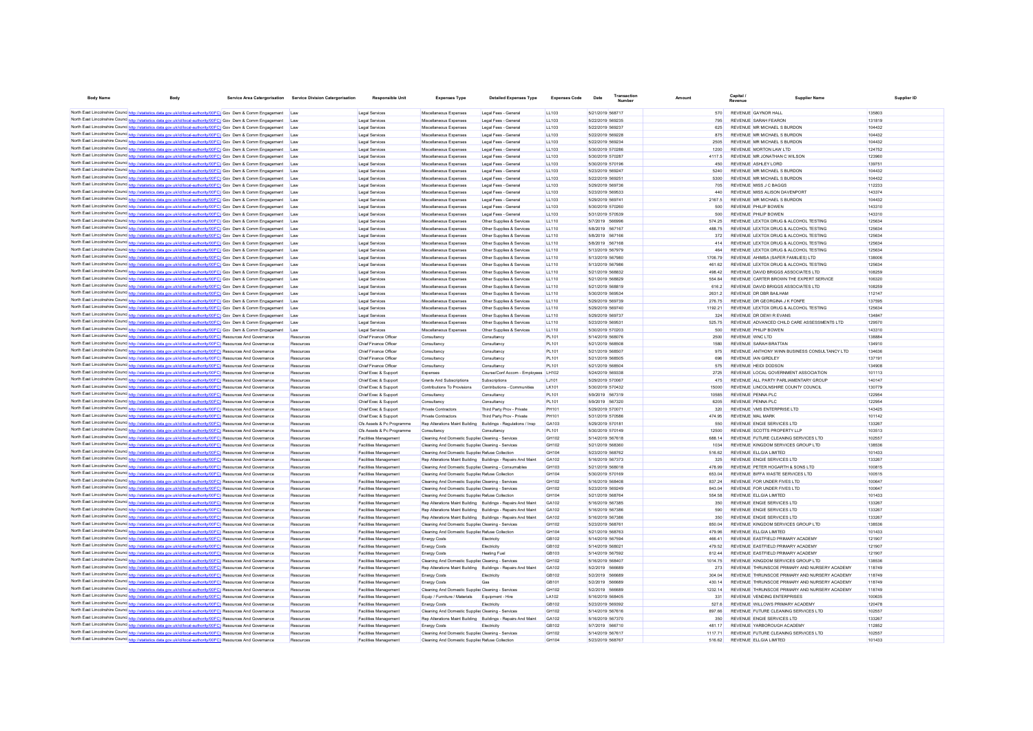| Body Name | Body | Service Area Catergorisation | Service Division Catergorisation | Responsible Unit | Expenses Type | Detailed Expenses Type | Expenses Code | Date | Transaction Number | Amount | Capital / Revenue | Supplier Name | Supplier ID |
|---|---|---|---|---|---|---|---|---|---|---|---|---|---|
| North East Lincolnshire Council | http://statistics.data.gov.uk/id/local-authority/00FC) | Gov Dem & Comm Engagement | Law | Legal Services | Miscellaneous Expenses | Legal Fees - General | LL103 | 5/21/2019 | 568717 | 570 | REVENUE | GAYNOR HALL | 135803 |
| North East Lincolnshire Council | http://statistics.data.gov.uk/id/local-authority/00FC) | Gov Dem & Comm Engagement | Law | Legal Services | Miscellaneous Expenses | Legal Fees - General | LL103 | 5/22/2019 | 569235 | 795 | REVENUE | SARAH FEARON | 131819 |
| North East Lincolnshire Council | http://statistics.data.gov.uk/id/local-authority/00FC) | Gov Dem & Comm Engagement | Law | Legal Services | Miscellaneous Expenses | Legal Fees - General | LL103 | 5/22/2019 | 569237 | 625 | REVENUE | MR MICHAEL S BURDON | 104432 |
| North East Lincolnshire Council | http://statistics.data.gov.uk/id/local-authority/00FC) | Gov Dem & Comm Engagement | Law | Legal Services | Miscellaneous Expenses | Legal Fees - General | LL103 | 5/22/2019 | 569228 | 875 | REVENUE | MR MICHAEL S BURDON | 104432 |
| North East Lincolnshire Council | http://statistics.data.gov.uk/id/local-authority/00FC) | Gov Dem & Comm Engagement | Law | Legal Services | Miscellaneous Expenses | Legal Fees - General | LL103 | 5/22/2019 | 569234 | 2505 | REVENUE | MR MICHAEL S BURDON | 104432 |
| North East Lincolnshire Council | http://statistics.data.gov.uk/id/local-authority/00FC) | Gov Dem & Comm Engagement | Law | Legal Services | Miscellaneous Expenses | Legal Fees - General | LL103 | 5/30/2019 | 570286 | 1200 | REVENUE | MORTON LAW LTD | 124752 |
| North East Lincolnshire Council | http://statistics.data.gov.uk/id/local-authority/00FC) | Gov Dem & Comm Engagement | Law | Legal Services | Miscellaneous Expenses | Legal Fees - General | LL103 | 5/30/2019 | 570287 | 4117.5 | REVENUE | MR JONATHAN C WILSON | 123960 |
| North East Lincolnshire Council | http://statistics.data.gov.uk/id/local-authority/00FC) | Gov Dem & Comm Engagement | Law | Legal Services | Miscellaneous Expenses | Legal Fees - General | LL103 | 5/30/2019 | 570196 | 450 | REVENUE | ASHLEY LORD | 139751 |
| North East Lincolnshire Council | http://statistics.data.gov.uk/id/local-authority/00FC) | Gov Dem & Comm Engagement | Law | Legal Services | Miscellaneous Expenses | Legal Fees - General | LL103 | 5/23/2019 | 569247 | 5240 | REVENUE | MR MICHAEL S BURDON | 104432 |
| North East Lincolnshire Council | http://statistics.data.gov.uk/id/local-authority/00FC) | Gov Dem & Comm Engagement | Law | Legal Services | Miscellaneous Expenses | Legal Fees - General | LL103 | 5/22/2019 | 569251 | 5300 | REVENUE | MR MICHAEL S BURDON | 104432 |
| North East Lincolnshire Council | http://statistics.data.gov.uk/id/local-authority/00FC) | Gov Dem & Comm Engagement | Law | Legal Services | Miscellaneous Expenses | Legal Fees - General | LL103 | 5/29/2019 | 569736 | 705 | REVENUE | MISS J C BAGGS | 112233 |
| North East Lincolnshire Council | http://statistics.data.gov.uk/id/local-authority/00FC) | Gov Dem & Comm Engagement | Law | Legal Services | Miscellaneous Expenses | Legal Fees - General | LL103 | 5/23/2019 | 569633 | 440 | REVENUE | MISS ALISON DAVENPORT | 143374 |
| North East Lincolnshire Council | http://statistics.data.gov.uk/id/local-authority/00FC) | Gov Dem & Comm Engagement | Law | Legal Services | Miscellaneous Expenses | Legal Fees - General | LL103 | 5/29/2019 | 569741 | 2167.5 | REVENUE | MR MICHAEL S BURDON | 104432 |
| North East Lincolnshire Council | http://statistics.data.gov.uk/id/local-authority/00FC) | Gov Dem & Comm Engagement | Law | Legal Services | Miscellaneous Expenses | Legal Fees - General | LL103 | 5/30/2019 | 570260 | 500 | REVENUE | PHILIP BOWEN | 143310 |
| North East Lincolnshire Council | http://statistics.data.gov.uk/id/local-authority/00FC) | Gov Dem & Comm Engagement | Law | Legal Services | Miscellaneous Expenses | Legal Fees - General | LL103 | 5/31/2019 | 570539 | 500 | REVENUE | PHILIP BOWEN | 143310 |
| North East Lincolnshire Council | http://statistics.data.gov.uk/id/local-authority/00FC) | Gov Dem & Comm Engagement | Law | Legal Services | Miscellaneous Expenses | Other Supplies & Services | LL110 | 5/7/2019 | 566996 | 574.25 | REVENUE | LEXTOX DRUG & ALCOHOL TESTING | 125634 |
| North East Lincolnshire Council | http://statistics.data.gov.uk/id/local-authority/00FC) | Gov Dem & Comm Engagement | Law | Legal Services | Miscellaneous Expenses | Other Supplies & Services | LL110 | 5/8/2019 | 567167 | 488.75 | REVENUE | LEXTOX DRUG & ALCOHOL TESTING | 125634 |
| North East Lincolnshire Council | http://statistics.data.gov.uk/id/local-authority/00FC) | Gov Dem & Comm Engagement | Law | Legal Services | Miscellaneous Expenses | Other Supplies & Services | LL110 | 5/8/2019 | 567166 | 372 | REVENUE | LEXTOX DRUG & ALCOHOL TESTING | 125634 |
| North East Lincolnshire Council | http://statistics.data.gov.uk/id/local-authority/00FC) | Gov Dem & Comm Engagement | Law | Legal Services | Miscellaneous Expenses | Other Supplies & Services | LL110 | 5/8/2019 | 567168 | 414 | REVENUE | LEXTOX DRUG & ALCOHOL TESTING | 125634 |
| North East Lincolnshire Council | http://statistics.data.gov.uk/id/local-authority/00FC) | Gov Dem & Comm Engagement | Law | Legal Services | Miscellaneous Expenses | Other Supplies & Services | LL110 | 5/13/2019 | 567979 | 464 | REVENUE | LEXTOX DRUG & ALCOHOL TESTING | 125634 |
| North East Lincolnshire Council | http://statistics.data.gov.uk/id/local-authority/00FC) | Gov Dem & Comm Engagement | Law | Legal Services | Miscellaneous Expenses | Other Supplies & Services | LL110 | 5/13/2019 | 567980 | 1706.79 | REVENUE | AHIMSA (SAFER FAMILIES) LTD | 138006 |
| North East Lincolnshire Council | http://statistics.data.gov.uk/id/local-authority/00FC) | Gov Dem & Comm Engagement | Law | Legal Services | Miscellaneous Expenses | Other Supplies & Services | LL110 | 5/13/2019 | 567986 | 461.62 | REVENUE | LEXTOX DRUG & ALCOHOL TESTING | 125634 |
| North East Lincolnshire Council | http://statistics.data.gov.uk/id/local-authority/00FC) | Gov Dem & Comm Engagement | Law | Legal Services | Miscellaneous Expenses | Other Supplies & Services | LL110 | 5/21/2019 | 568832 | 498.42 | REVENUE | DAVID BRIGGS ASSOCIATES LTD | 108259 |
| North East Lincolnshire Council | http://statistics.data.gov.uk/id/local-authority/00FC) | Gov Dem & Comm Engagement | Law | Legal Services | Miscellaneous Expenses | Other Supplies & Services | LL110 | 5/21/2019 | 568829 | 554.84 | REVENUE | CARTER BROWN THE EXPERT SERVICE | 106320 |
| North East Lincolnshire Council | http://statistics.data.gov.uk/id/local-authority/00FC) | Gov Dem & Comm Engagement | Law | Legal Services | Miscellaneous Expenses | Other Supplies & Services | LL110 | 5/21/2019 | 568819 | 616.2 | REVENUE | DAVID BRIGGS ASSOCIATES LTD | 108259 |
| North East Lincolnshire Council | http://statistics.data.gov.uk/id/local-authority/00FC) | Gov Dem & Comm Engagement | Law | Legal Services | Miscellaneous Expenses | Other Supplies & Services | LL110 | 5/30/2019 | 569534 | 2631.2 | REVENUE | DR DBR BAILHAM | 112147 |
| North East Lincolnshire Council | http://statistics.data.gov.uk/id/local-authority/00FC) | Gov Dem & Comm Engagement | Law | Legal Services | Miscellaneous Expenses | Other Supplies & Services | LL110 | 5/29/2019 | 569739 | 276.75 | REVENUE | DR GEORGINA J K FONFE | 137595 |
| North East Lincolnshire Council | http://statistics.data.gov.uk/id/local-authority/00FC) | Gov Dem & Comm Engagement | Law | Legal Services | Miscellaneous Expenses | Other Supplies & Services | LL110 | 5/29/2019 | 569740 | 1192.21 | REVENUE | LEXTOX DRUG & ALCOHOL TESTING | 125634 |
| North East Lincolnshire Council | http://statistics.data.gov.uk/id/local-authority/00FC) | Gov Dem & Comm Engagement | Law | Legal Services | Miscellaneous Expenses | Other Supplies & Services | LL110 | 5/29/2019 | 569737 | 324 | REVENUE | DR DEWI R EVANS | 134847 |
| North East Lincolnshire Council | http://statistics.data.gov.uk/id/local-authority/00FC) | Gov Dem & Comm Engagement | Law | Legal Services | Miscellaneous Expenses | Other Supplies & Services | LL110 | 5/23/2019 | 569531 | 525.75 | REVENUE | ADVANCED CHILD CARE ASSESSMENTS LTD | 129570 |
| North East Lincolnshire Council | http://statistics.data.gov.uk/id/local-authority/00FC) | Gov Dem & Comm Engagement | Law | Legal Services | Miscellaneous Expenses | Other Supplies & Services | LL110 | 5/30/2019 | 570203 | 500 | REVENUE | PHILIP BOWEN | 143310 |
| North East Lincolnshire Council | http://statistics.data.gov.uk/id/local-authority/00FC) | Resources And Governance | Resources | Chief Finance Officer | Consultancy | Consultancy | PL101 | 5/14/2019 | 568076 | 2500 | REVENUE | WNC LTD | 138884 |
| North East Lincolnshire Council | http://statistics.data.gov.uk/id/local-authority/00FC) | Resources And Governance | Resources | Chief Finance Officer | Consultancy | Consultancy | PL101 | 5/21/2019 | 568508 | 1580 | REVENUE | SARAH BRATTAN | 134910 |
| North East Lincolnshire Council | http://statistics.data.gov.uk/id/local-authority/00FC) | Resources And Governance | Resources | Chief Finance Officer | Consultancy | Consultancy | PL101 | 5/21/2019 | 568507 | 975 | REVENUE | ANTHONY WINN BUSINESS CONSULTANCY LTD | 134636 |
| North East Lincolnshire Council | http://statistics.data.gov.uk/id/local-authority/00FC) | Resources And Governance | Resources | Chief Finance Officer | Consultancy | Consultancy | PL101 | 5/21/2019 | 568505 | 698 | REVENUE | IAN GRIDLEY | 137191 |
| North East Lincolnshire Council | http://statistics.data.gov.uk/id/local-authority/00FC) | Resources And Governance | Resources | Chief Finance Officer | Consultancy | Consultancy | PL101 | 5/21/2019 | 568504 | 575 | REVENUE | HEIDI DODSON | 134908 |
| North East Lincolnshire Council | http://statistics.data.gov.uk/id/local-authority/00FC) | Resources And Governance | Resources | Chief Exec & Support | Expenses | Course/Conf Accom - Employees | LH102 | 5/24/2019 | 569338 | 2725 | REVENUE | LOCAL GOVERNMENT ASSOCIATION | 101113 |
| North East Lincolnshire Council | http://statistics.data.gov.uk/id/local-authority/00FC) | Resources And Governance | Resources | Chief Exec & Support | Grants And Subscriptions | Subscriptions | LJ101 | 5/29/2019 | 570067 | 475 | REVENUE | ALL PARTY PARLIAMENTARY GROUP | 140147 |
| North East Lincolnshire Council | http://statistics.data.gov.uk/id/local-authority/00FC) | Resources And Governance | Resources | Chief Exec & Support | Contributions To Provisions | Contributions - Communities | LK101 | 5/30/2019 | 570432 | 15000 | REVENUE | LINCOLNSHIRE COUNTY COUNCIL | 130779 |
| North East Lincolnshire Council | http://statistics.data.gov.uk/id/local-authority/00FC) | Resources And Governance | Resources | Chief Exec & Support | Consultancy | Consultancy | PL101 | 5/9/2019 | 567319 | 10585 | REVENUE | PENNA PLC | 122954 |
| North East Lincolnshire Council | http://statistics.data.gov.uk/id/local-authority/00FC) | Resources And Governance | Resources | Chief Exec & Support | Consultancy | Consultancy | PL101 | 5/9/2019 | 567320 | 6205 | REVENUE | PENNA PLC | 122954 |
| North East Lincolnshire Council | http://statistics.data.gov.uk/id/local-authority/00FC) | Resources And Governance | Resources | Chief Exec & Support | Private Contractors | Third Party Prov - Private | PH101 | 5/29/2019 | 570071 | 320 | REVENUE | VMS ENTERPRISE LTD | 143425 |
| North East Lincolnshire Council | http://statistics.data.gov.uk/id/local-authority/00FC) | Resources And Governance | Resources | Chief Exec & Support | Private Contractors | Third Party Prov - Private | PH101 | 5/31/2019 | 570586 | 474.95 | REVENUE | MAL MARK | 101142 |
| North East Lincolnshire Council | http://statistics.data.gov.uk/id/local-authority/00FC) | Resources And Governance | Resources | Cfs Assets & Pc Programme | Rep Alterations Maint Building | Buildings - Regulations / Insp | GA103 | 5/29/2019 | 570181 | 550 | REVENUE | ENGIE SERVICES LTD | 133267 |
| North East Lincolnshire Council | http://statistics.data.gov.uk/id/local-authority/00FC) | Resources And Governance | Resources | Cfs Assets & Pc Programme | Consultancy | Consultancy | PL101 | 5/30/2019 | 570149 | 12500 | REVENUE | SCOTTS PROPERTY LLP | 103513 |
| North East Lincolnshire Council | http://statistics.data.gov.uk/id/local-authority/00FC) | Resources And Governance | Resources | Facilities Management | Cleaning And Domestic Supplies | Cleaning - Services | GH102 | 5/14/2019 | 567618 | 688.14 | REVENUE | FUTURE CLEANING SERVICES LTD | 102557 |
| North East Lincolnshire Council | http://statistics.data.gov.uk/id/local-authority/00FC) | Resources And Governance | Resources | Facilities Management | Cleaning And Domestic Supplies | Cleaning - Services | GH102 | 5/21/2019 | 568360 | 1034 | REVENUE | KINGDOM SERVICES GROUP LTD | 138536 |
| North East Lincolnshire Council | http://statistics.data.gov.uk/id/local-authority/00FC) | Resources And Governance | Resources | Facilities Management | Cleaning And Domestic Supplies | Refuse Collection | GH104 | 5/23/2019 | 568762 | 516.62 | REVENUE | ELLGIA LIMITED | 101433 |
| North East Lincolnshire Council | http://statistics.data.gov.uk/id/local-authority/00FC) | Resources And Governance | Resources | Facilities Management | Rep Alterations Maint Building | Buildings - Repairs And Maint | GA102 | 5/16/2019 | 567373 | 325 | REVENUE | ENGIE SERVICES LTD | 133267 |
| North East Lincolnshire Council | http://statistics.data.gov.uk/id/local-authority/00FC) | Resources And Governance | Resources | Facilities Management | Cleaning And Domestic Supplies | Cleaning - Consumables | GH103 | 5/21/2019 | 568018 | 478.99 | REVENUE | PETER HOGARTH & SONS LTD | 100815 |
| North East Lincolnshire Council | http://statistics.data.gov.uk/id/local-authority/00FC) | Resources And Governance | Resources | Facilities Management | Cleaning And Domestic Supplies | Refuse Collection | GH104 | 5/30/2019 | 570169 | 653.04 | REVENUE | BIFFA WASTE SERVICES LTD | 100515 |
| North East Lincolnshire Council | http://statistics.data.gov.uk/id/local-authority/00FC) | Resources And Governance | Resources | Facilities Management | Cleaning And Domestic Supplies | Cleaning - Services | GH102 | 5/16/2019 | 568408 | 837.24 | REVENUE | FOR UNDER FIVES LTD | 100647 |
| North East Lincolnshire Council | http://statistics.data.gov.uk/id/local-authority/00FC) | Resources And Governance | Resources | Facilities Management | Cleaning And Domestic Supplies | Cleaning - Services | GH102 | 5/23/2019 | 569249 | 843.04 | REVENUE | FOR UNDER FIVES LTD | 100647 |
| North East Lincolnshire Council | http://statistics.data.gov.uk/id/local-authority/00FC) | Resources And Governance | Resources | Facilities Management | Cleaning And Domestic Supplies | Refuse Collection | GH104 | 5/21/2019 | 568764 | 554.58 | REVENUE | ELLGIA LIMITED | 101433 |
| North East Lincolnshire Council | http://statistics.data.gov.uk/id/local-authority/00FC) | Resources And Governance | Resources | Facilities Management | Rep Alterations Maint Building | Buildings - Repairs And Maint | GA102 | 5/16/2019 | 567385 | 350 | REVENUE | ENGIE SERVICES LTD | 133267 |
| North East Lincolnshire Council | http://statistics.data.gov.uk/id/local-authority/00FC) | Resources And Governance | Resources | Facilities Management | Rep Alterations Maint Building | Buildings - Repairs And Maint | GA102 | 5/16/2019 | 567388 | 590 | REVENUE | ENGIE SERVICES LTD | 133267 |
| North East Lincolnshire Council | http://statistics.data.gov.uk/id/local-authority/00FC) | Resources And Governance | Resources | Facilities Management | Rep Alterations Maint Building | Buildings - Repairs And Maint | GA102 | 5/16/2019 | 567386 | 350 | REVENUE | ENGIE SERVICES LTD | 133267 |
| North East Lincolnshire Council | http://statistics.data.gov.uk/id/local-authority/00FC) | Resources And Governance | Resources | Facilities Management | Cleaning And Domestic Supplies | Cleaning - Services | GH102 | 5/23/2019 | 568761 | 850.04 | REVENUE | KINGDOM SERVICES GROUP LTD | 138536 |
| North East Lincolnshire Council | http://statistics.data.gov.uk/id/local-authority/00FC) | Resources And Governance | Resources | Facilities Management | Cleaning And Domestic Supplies | Refuse Collection | GH104 | 5/21/2019 | 568763 | 479.96 | REVENUE | ELLGIA LIMITED | 101433 |
| North East Lincolnshire Council | http://statistics.data.gov.uk/id/local-authority/00FC) | Resources And Governance | Resources | Facilities Management | Energy Costs | Electricity | GB102 | 5/14/2019 | 567594 | 466.41 | REVENUE | EASTFIELD PRIMARY ACADEMY | 121907 |
| North East Lincolnshire Council | http://statistics.data.gov.uk/id/local-authority/00FC) | Resources And Governance | Resources | Facilities Management | Energy Costs | Electricity | GB102 | 5/14/2019 | 568021 | 479.52 | REVENUE | EASTFIELD PRIMARY ACADEMY | 121907 |
| North East Lincolnshire Council | http://statistics.data.gov.uk/id/local-authority/00FC) | Resources And Governance | Resources | Facilities Management | Energy Costs | Heating Fuel | GB103 | 5/14/2019 | 567592 | 812.44 | REVENUE | EASTFIELD PRIMARY ACADEMY | 121907 |
| North East Lincolnshire Council | http://statistics.data.gov.uk/id/local-authority/00FC) | Resources And Governance | Resources | Facilities Management | Cleaning And Domestic Supplies | Cleaning - Services | GH102 | 5/16/2019 | 568407 | 1014.75 | REVENUE | KINGDOM SERVICES GROUP LTD | 138536 |
| North East Lincolnshire Council | http://statistics.data.gov.uk/id/local-authority/00FC) | Resources And Governance | Resources | Facilities Management | Rep Alterations Maint Building | Buildings - Repairs And Maint | GA102 | 5/2/2019 | 566689 | 273 | REVENUE | THRUNSCOE PRIMARY AND NURSERY ACADEMY | 118749 |
| North East Lincolnshire Council | http://statistics.data.gov.uk/id/local-authority/00FC) | Resources And Governance | Resources | Facilities Management | Energy Costs | Electricity | GB102 | 5/2/2019 | 566689 | 304.04 | REVENUE | THRUNSCOE PRIMARY AND NURSERY ACADEMY | 118749 |
| North East Lincolnshire Council | http://statistics.data.gov.uk/id/local-authority/00FC) | Resources And Governance | Resources | Facilities Management | Energy Costs | Gas | GB101 | 5/2/2019 | 566689 | 430.14 | REVENUE | THRUNSCOE PRIMARY AND NURSERY ACADEMY | 118749 |
| North East Lincolnshire Council | http://statistics.data.gov.uk/id/local-authority/00FC) | Resources And Governance | Resources | Facilities Management | Cleaning And Domestic Supplies | Cleaning - Services | GH102 | 5/2/2019 | 566689 | 1232.14 | REVENUE | THRUNSCOE PRIMARY AND NURSERY ACADEMY | 118749 |
| North East Lincolnshire Council | http://statistics.data.gov.uk/id/local-authority/00FC) | Resources And Governance | Resources | Facilities Management | Equip / Furniture / Materials | Equipment - Hire | LA102 | 5/16/2019 | 568405 | 331 | REVENUE | VENDING ENTERPRISES | 100635 |
| North East Lincolnshire Council | http://statistics.data.gov.uk/id/local-authority/00FC) | Resources And Governance | Resources | Facilities Management | Energy Costs | Electricity | GB102 | 5/23/2019 | 569392 | 527.6 | REVENUE | WILLOWS PRIMARY ACADEMY | 120478 |
| North East Lincolnshire Council | http://statistics.data.gov.uk/id/local-authority/00FC) | Resources And Governance | Resources | Facilities Management | Cleaning And Domestic Supplies | Cleaning - Services | GH102 | 5/14/2019 | 567616 | 897.66 | REVENUE | FUTURE CLEANING SERVICES LTD | 102557 |
| North East Lincolnshire Council | http://statistics.data.gov.uk/id/local-authority/00FC) | Resources And Governance | Resources | Facilities Management | Rep Alterations Maint Building | Buildings - Repairs And Maint | GA102 | 5/16/2019 | 567370 | 350 | REVENUE | ENGIE SERVICES LTD | 133267 |
| North East Lincolnshire Council | http://statistics.data.gov.uk/id/local-authority/00FC) | Resources And Governance | Resources | Facilities Management | Energy Costs | Electricity | GB102 | 5/7/2019 | 566710 | 481.17 | REVENUE | YARBOROUGH ACADEMY | 112852 |
| North East Lincolnshire Council | http://statistics.data.gov.uk/id/local-authority/00FC) | Resources And Governance | Resources | Facilities Management | Cleaning And Domestic Supplies | Cleaning - Services | GH102 | 5/14/2019 | 567617 | 1117.71 | REVENUE | FUTURE CLEANING SERVICES LTD | 102557 |
| North East Lincolnshire Council | http://statistics.data.gov.uk/id/local-authority/00FC) | Resources And Governance | Resources | Facilities Management | Cleaning And Domestic Supplies | Refuse Collection | GH104 | 5/23/2019 | 568767 | 516.62 | REVENUE | ELLGIA LIMITED | 101433 |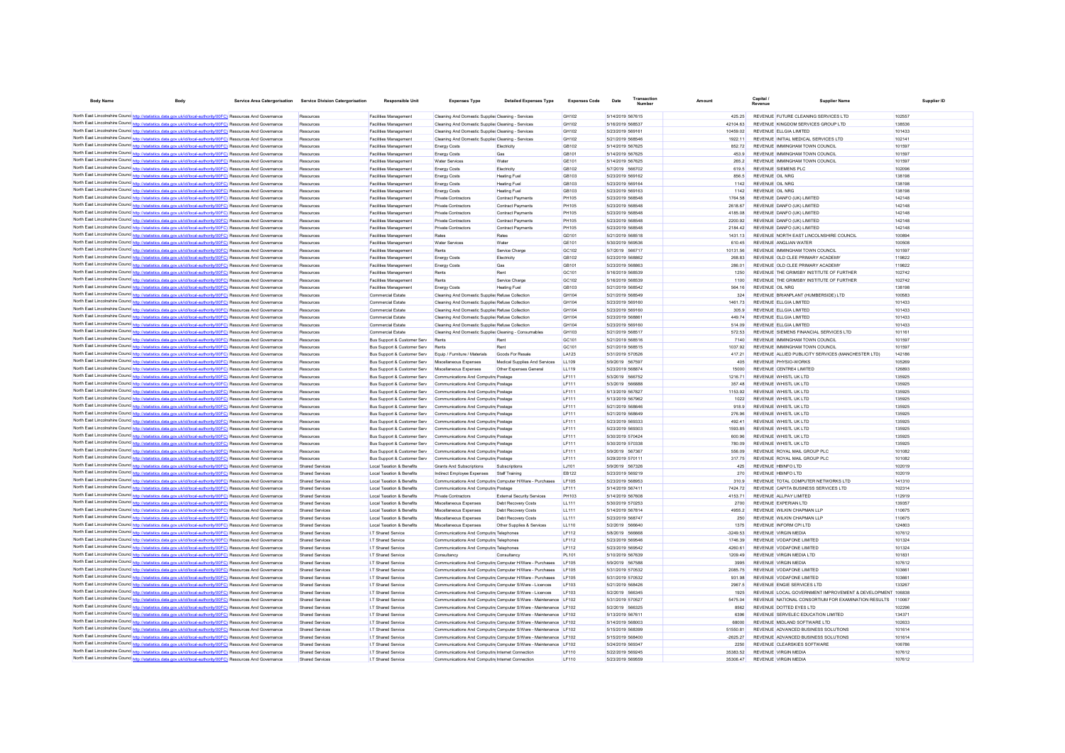| Body Name | Body | Service Area Catergorisation | Service Division Catergorisation | Responsible Unit | Expenses Type | Detailed Expenses Type | Expenses Code | Date | Transaction Number | Amount | Capital / Revenue | Supplier Name | Supplier ID |
|---|---|---|---|---|---|---|---|---|---|---|---|---|---|
| North East Lincolnshire Council | http://statistics.data.gov.uk/id/local-authority/00FC) | Resources And Governance | Resources | Facilities Management | Cleaning And Domestic Supplies | Cleaning - Services | GH102 | 5/14/2019 | 567615 | 425.25 | REVENUE | FUTURE CLEANING SERVICES LTD | 102557 |
| North East Lincolnshire Council | http://statistics.data.gov.uk/id/local-authority/00FC) | Resources And Governance | Resources | Facilities Management | Cleaning And Domestic Supplies | Cleaning - Services | GH102 | 5/16/2019 | 568537 | 42104.63 | REVENUE | KINGDOM SERVICES GROUP LTD | 138536 |
| North East Lincolnshire Council | http://statistics.data.gov.uk/id/local-authority/00FC) | Resources And Governance | Resources | Facilities Management | Cleaning And Domestic Supplies | Cleaning - Services | GH102 | 5/23/2019 | 569161 | 10459.02 | REVENUE | ELLGIA LIMITED | 101433 |
| North East Lincolnshire Council | http://statistics.data.gov.uk/id/local-authority/00FC) | Resources And Governance | Resources | Facilities Management | Cleaning And Domestic Supplies | Cleaning - Services | GH102 | 5/21/2019 | 568546 | 1922.11 | REVENUE | INITIAL MEDICAL SERVICES LTD | 102141 |
| North East Lincolnshire Council | http://statistics.data.gov.uk/id/local-authority/00FC) | Resources And Governance | Resources | Facilities Management | Energy Costs | Electricity | GB102 | 5/14/2019 | 567625 | 852.72 | REVENUE | IMMINGHAM TOWN COUNCIL | 101597 |
| North East Lincolnshire Council | http://statistics.data.gov.uk/id/local-authority/00FC) | Resources And Governance | Resources | Facilities Management | Energy Costs | Gas | GB101 | 5/14/2019 | 567625 | 453.9 | REVENUE | IMMINGHAM TOWN COUNCIL | 101597 |
| North East Lincolnshire Council | http://statistics.data.gov.uk/id/local-authority/00FC) | Resources And Governance | Resources | Facilities Management | Water Services | Water | GE101 | 5/14/2019 | 567625 | 265.2 | REVENUE | IMMINGHAM TOWN COUNCIL | 101597 |
| North East Lincolnshire Council | http://statistics.data.gov.uk/id/local-authority/00FC) | Resources And Governance | Resources | Facilities Management | Energy Costs | Electricity | GB102 | 5/7/2019 | 566702 | 619.5 | REVENUE | SIEMENS PLC | 102096 |
| North East Lincolnshire Council | http://statistics.data.gov.uk/id/local-authority/00FC) | Resources And Governance | Resources | Facilities Management | Energy Costs | Heating Fuel | GB103 | 5/23/2019 | 569162 | 856.5 | REVENUE | OIL NRG | 138198 |
| North East Lincolnshire Council | http://statistics.data.gov.uk/id/local-authority/00FC) | Resources And Governance | Resources | Facilities Management | Energy Costs | Heating Fuel | GB103 | 5/23/2019 | 569164 | 1142 | REVENUE | OIL NRG | 138198 |
| North East Lincolnshire Council | http://statistics.data.gov.uk/id/local-authority/00FC) | Resources And Governance | Resources | Facilities Management | Energy Costs | Heating Fuel | GB103 | 5/23/2019 | 569163 | 1142 | REVENUE | OIL NRG | 138198 |
| North East Lincolnshire Council | http://statistics.data.gov.uk/id/local-authority/00FC) | Resources And Governance | Resources | Facilities Management | Private Contractors | Contract Payments | PH105 | 5/23/2019 | 568548 | 1764.58 | REVENUE | DANFO (UK) LIMITED | 142148 |
| North East Lincolnshire Council | http://statistics.data.gov.uk/id/local-authority/00FC) | Resources And Governance | Resources | Facilities Management | Private Contractors | Contract Payments | PH105 | 5/23/2019 | 568548 | 2618.67 | REVENUE | DANFO (UK) LIMITED | 142148 |
| North East Lincolnshire Council | http://statistics.data.gov.uk/id/local-authority/00FC) | Resources And Governance | Resources | Facilities Management | Private Contractors | Contract Payments | PH105 | 5/23/2019 | 568548 | 4185.08 | REVENUE | DANFO (UK) LIMITED | 142148 |
| North East Lincolnshire Council | http://statistics.data.gov.uk/id/local-authority/00FC) | Resources And Governance | Resources | Facilities Management | Private Contractors | Contract Payments | PH105 | 5/23/2019 | 568548 | 2200.92 | REVENUE | DANFO (UK) LIMITED | 142148 |
| North East Lincolnshire Council | http://statistics.data.gov.uk/id/local-authority/00FC) | Resources And Governance | Resources | Facilities Management | Private Contractors | Contract Payments | PH105 | 5/23/2019 | 568548 | 2184.42 | REVENUE | DANFO (UK) LIMITED | 142148 |
| North East Lincolnshire Council | http://statistics.data.gov.uk/id/local-authority/00FC) | Resources And Governance | Resources | Facilities Management | Rates | Rates | GD101 | 5/21/2019 | 568518 | 1431.13 | REVENUE | NORTH EAST LINCOLNSHIRE COUNCIL | 100894 |
| North East Lincolnshire Council | http://statistics.data.gov.uk/id/local-authority/00FC) | Resources And Governance | Resources | Facilities Management | Water Services | Water | GE101 | 5/30/2019 | 569536 | 610.45 | REVENUE | ANGLIAN WATER | 100508 |
| North East Lincolnshire Council | http://statistics.data.gov.uk/id/local-authority/00FC) | Resources And Governance | Resources | Facilities Management | Rents | Service Charge | GC102 | 5/7/2019 | 566717 | 10131.56 | REVENUE | IMMINGHAM TOWN COUNCIL | 101597 |
| North East Lincolnshire Council | http://statistics.data.gov.uk/id/local-authority/00FC) | Resources And Governance | Resources | Facilities Management | Energy Costs | Electricity | GB102 | 5/23/2019 | 568862 | 268.83 | REVENUE | OLD CLEE PRIMARY ACADEMY | 119822 |
| North East Lincolnshire Council | http://statistics.data.gov.uk/id/local-authority/00FC) | Resources And Governance | Resources | Facilities Management | Energy Costs | Gas | GB101 | 5/23/2019 | 568863 | 286.01 | REVENUE | OLD CLEE PRIMARY ACADEMY | 119822 |
| North East Lincolnshire Council | http://statistics.data.gov.uk/id/local-authority/00FC) | Resources And Governance | Resources | Facilities Management | Rents | Rent | GC101 | 5/16/2019 | 568539 | 1250 | REVENUE | THE GRIMSBY INSTITUTE OF FURTHER | 102742 |
| North East Lincolnshire Council | http://statistics.data.gov.uk/id/local-authority/00FC) | Resources And Governance | Resources | Facilities Management | Rents | Service Charge | GC102 | 5/16/2019 | 568539 | 1100 | REVENUE | THE GRIMSBY INSTITUTE OF FURTHER | 102742 |
| North East Lincolnshire Council | http://statistics.data.gov.uk/id/local-authority/00FC) | Resources And Governance | Resources | Facilities Management | Energy Costs | Heating Fuel | GB103 | 5/21/2019 | 568542 | 564.16 | REVENUE | OIL NRG | 138198 |
| North East Lincolnshire Council | http://statistics.data.gov.uk/id/local-authority/00FC) | Resources And Governance | Resources | Commercial Estate | Cleaning And Domestic Supplies | Refuse Collection | GH104 | 5/21/2019 | 568549 | 324 | REVENUE | BRIANPLANT (HUMBERSIDE) LTD | 100583 |
| North East Lincolnshire Council | http://statistics.data.gov.uk/id/local-authority/00FC) | Resources And Governance | Resources | Commercial Estate | Cleaning And Domestic Supplies | Refuse Collection | GH104 | 5/23/2019 | 569160 | 1461.73 | REVENUE | ELLGIA LIMITED | 101433 |
| North East Lincolnshire Council | http://statistics.data.gov.uk/id/local-authority/00FC) | Resources And Governance | Resources | Commercial Estate | Cleaning And Domestic Supplies | Refuse Collection | GH104 | 5/23/2019 | 569160 | 305.9 | REVENUE | ELLGIA LIMITED | 101433 |
| North East Lincolnshire Council | http://statistics.data.gov.uk/id/local-authority/00FC) | Resources And Governance | Resources | Commercial Estate | Cleaning And Domestic Supplies | Refuse Collection | GH104 | 5/23/2019 | 568861 | 449.74 | REVENUE | ELLGIA LIMITED | 101433 |
| North East Lincolnshire Council | http://statistics.data.gov.uk/id/local-authority/00FC) | Resources And Governance | Resources | Commercial Estate | Cleaning And Domestic Supplies | Refuse Collection | GH104 | 5/23/2019 | 569160 | 514.09 | REVENUE | ELLGIA LIMITED | 101433 |
| North East Lincolnshire Council | http://statistics.data.gov.uk/id/local-authority/00FC) | Resources And Governance | Resources | Commercial Estate | Cleaning And Domestic Supplies | Cleaning - Consumables | GH103 | 5/21/2019 | 568517 | 572.53 | REVENUE | SIEMENS FINANCIAL SERVICES LTD | 101161 |
| North East Lincolnshire Council | http://statistics.data.gov.uk/id/local-authority/00FC) | Resources And Governance | Resources | Bus Support & Customer Serv | Rents | Rent | GC101 | 5/21/2019 | 568516 | 7140 | REVENUE | IMMINGHAM TOWN COUNCIL | 101597 |
| North East Lincolnshire Council | http://statistics.data.gov.uk/id/local-authority/00FC) | Resources And Governance | Resources | Bus Support & Customer Serv | Rents | Rent | GC101 | 5/21/2019 | 568515 | 1037.92 | REVENUE | IMMINGHAM TOWN COUNCIL | 101597 |
| North East Lincolnshire Council | http://statistics.data.gov.uk/id/local-authority/00FC) | Resources And Governance | Resources | Bus Support & Customer Serv | Equip / Furniture / Materials | Goods For Resale | LA123 | 5/31/2019 | 570526 | 417.21 | REVENUE | ALLIED PUBLICITY SERVICES (MANCHESTER LTD) | 142186 |
| North East Lincolnshire Council | http://statistics.data.gov.uk/id/local-authority/00FC) | Resources And Governance | Resources | Bus Support & Customer Serv | Miscellaneous Expenses | Medical Supplies And Services | LL109 | 5/9/2019 | 567597 | 405 | REVENUE | PHYSIO-WORKS | 105269 |
| North East Lincolnshire Council | http://statistics.data.gov.uk/id/local-authority/00FC) | Resources And Governance | Resources | Bus Support & Customer Serv | Miscellaneous Expenses | Other Expenses General | LL119 | 5/23/2019 | 568874 | 15000 | REVENUE | CENTRE4 LIMITED | 126893 |
| North East Lincolnshire Council | http://statistics.data.gov.uk/id/local-authority/00FC) | Resources And Governance | Resources | Bus Support & Customer Serv | Communications And Computing | Postage | LF111 | 5/3/2019 | 566752 | 1216.71 | REVENUE | WHISTL UK LTD | 135925 |
| North East Lincolnshire Council | http://statistics.data.gov.uk/id/local-authority/00FC) | Resources And Governance | Resources | Bus Support & Customer Serv | Communications And Computing | Postage | LF111 | 5/3/2019 | 566888 | 357.48 | REVENUE | WHISTL UK LTD | 135925 |
| North East Lincolnshire Council | http://statistics.data.gov.uk/id/local-authority/00FC) | Resources And Governance | Resources | Bus Support & Customer Serv | Communications And Computing | Postage | LF111 | 5/13/2019 | 567827 | 1153.92 | REVENUE | WHISTL UK LTD | 135925 |
| North East Lincolnshire Council | http://statistics.data.gov.uk/id/local-authority/00FC) | Resources And Governance | Resources | Bus Support & Customer Serv | Communications And Computing | Postage | LF111 | 5/13/2019 | 567962 | 1022 | REVENUE | WHISTL UK LTD | 135925 |
| North East Lincolnshire Council | http://statistics.data.gov.uk/id/local-authority/00FC) | Resources And Governance | Resources | Bus Support & Customer Serv | Communications And Computing | Postage | LF111 | 5/21/2019 | 568646 | 918.9 | REVENUE | WHISTL UK LTD | 135925 |
| North East Lincolnshire Council | http://statistics.data.gov.uk/id/local-authority/00FC) | Resources And Governance | Resources | Bus Support & Customer Serv | Communications And Computing | Postage | LF111 | 5/21/2019 | 568649 | 276.96 | REVENUE | WHISTL UK LTD | 135925 |
| North East Lincolnshire Council | http://statistics.data.gov.uk/id/local-authority/00FC) | Resources And Governance | Resources | Bus Support & Customer Serv | Communications And Computing | Postage | LF111 | 5/23/2019 | 569333 | 492.41 | REVENUE | WHISTL UK LTD | 135925 |
| North East Lincolnshire Council | http://statistics.data.gov.uk/id/local-authority/00FC) | Resources And Governance | Resources | Bus Support & Customer Serv | Communications And Computing | Postage | LF111 | 5/23/2019 | 569303 | 1593.85 | REVENUE | WHISTL UK LTD | 135925 |
| North East Lincolnshire Council | http://statistics.data.gov.uk/id/local-authority/00FC) | Resources And Governance | Resources | Bus Support & Customer Serv | Communications And Computing | Postage | LF111 | 5/30/2019 | 570424 | 600.96 | REVENUE | WHISTL UK LTD | 135925 |
| North East Lincolnshire Council | http://statistics.data.gov.uk/id/local-authority/00FC) | Resources And Governance | Resources | Bus Support & Customer Serv | Communications And Computing | Postage | LF111 | 5/30/2019 | 570338 | 780.09 | REVENUE | WHISTL UK LTD | 135925 |
| North East Lincolnshire Council | http://statistics.data.gov.uk/id/local-authority/00FC) | Resources And Governance | Resources | Bus Support & Customer Serv | Communications And Computing | Postage | LF111 | 5/9/2019 | 567367 | 556.09 | REVENUE | ROYAL MAIL GROUP PLC | 101082 |
| North East Lincolnshire Council | http://statistics.data.gov.uk/id/local-authority/00FC) | Resources And Governance | Resources | Bus Support & Customer Serv | Communications And Computing | Postage | LF111 | 5/29/2019 | 570111 | 317.75 | REVENUE | ROYAL MAIL GROUP PLC | 101082 |
| North East Lincolnshire Council | http://statistics.data.gov.uk/id/local-authority/00FC) | Resources And Governance | Shared Services | Local Taxation & Benefits | Grants And Subscriptions | Subscriptions | LJ101 | 5/9/2019 | 567326 | 425 | REVENUE | HBINFO LTD | 102019 |
| North East Lincolnshire Council | http://statistics.data.gov.uk/id/local-authority/00FC) | Resources And Governance | Shared Services | Local Taxation & Benefits | Indirect Employee Expenses | Staff Training | EB122 | 5/23/2019 | 569219 | 270 | REVENUE | HBINFO LTD | 102019 |
| North East Lincolnshire Council | http://statistics.data.gov.uk/id/local-authority/00FC) | Resources And Governance | Shared Services | Local Taxation & Benefits | Communications And Computing | Computer H/Ware - Purchases | LF105 | 5/23/2019 | 568953 | 310.9 | REVENUE | TOTAL COMPUTER NETWORKS LTD | 141310 |
| North East Lincolnshire Council | http://statistics.data.gov.uk/id/local-authority/00FC) | Resources And Governance | Shared Services | Local Taxation & Benefits | Communications And Computing | Postage | LF111 | 5/14/2019 | 567411 | 7424.72 | REVENUE | CAPITA BUSINESS SERVICES LTD | 102314 |
| North East Lincolnshire Council | http://statistics.data.gov.uk/id/local-authority/00FC) | Resources And Governance | Shared Services | Local Taxation & Benefits | Private Contractors | External Security Services | PH103 | 5/14/2019 | 567608 | 4153.71 | REVENUE | ALLPAY LIMITED | 112919 |
| North East Lincolnshire Council | http://statistics.data.gov.uk/id/local-authority/00FC) | Resources And Governance | Shared Services | Local Taxation & Benefits | Miscellaneous Expenses | Debt Recovery Costs | LL111 | 5/30/2019 | 570253 | 2700 | REVENUE | EXPERIAN LTD | 139357 |
| North East Lincolnshire Council | http://statistics.data.gov.uk/id/local-authority/00FC) | Resources And Governance | Shared Services | Local Taxation & Benefits | Miscellaneous Expenses | Debt Recovery Costs | LL111 | 5/14/2019 | 567814 | 4955.2 | REVENUE | WILKIN CHAPMAN LLP | 110675 |
| North East Lincolnshire Council | http://statistics.data.gov.uk/id/local-authority/00FC) | Resources And Governance | Shared Services | Local Taxation & Benefits | Miscellaneous Expenses | Debt Recovery Costs | LL111 | 5/23/2019 | 568747 | 250 | REVENUE | WILKIN CHAPMAN LLP | 110675 |
| North East Lincolnshire Council | http://statistics.data.gov.uk/id/local-authority/00FC) | Resources And Governance | Shared Services | Local Taxation & Benefits | Miscellaneous Expenses | Other Supplies & Services | LL110 | 5/2/2019 | 566640 | 1375 | REVENUE | INFORM CPI LTD | 124803 |
| North East Lincolnshire Council | http://statistics.data.gov.uk/id/local-authority/00FC) | Resources And Governance | Shared Services | I.T Shared Service | Communications And Computing | Telephones | LF112 | 5/8/2019 | 566668 | -3249.53 | REVENUE | VIRGIN MEDIA | 107612 |
| North East Lincolnshire Council | http://statistics.data.gov.uk/id/local-authority/00FC) | Resources And Governance | Shared Services | I.T Shared Service | Communications And Computing | Telephones | LF112 | 5/23/2019 | 569546 | 1746.39 | REVENUE | VODAFONE LIMITED | 101324 |
| North East Lincolnshire Council | http://statistics.data.gov.uk/id/local-authority/00FC) | Resources And Governance | Shared Services | I.T Shared Service | Communications And Computing | Telephones | LF112 | 5/23/2019 | 569542 | 4260.61 | REVENUE | VODAFONE LIMITED | 101324 |
| North East Lincolnshire Council | http://statistics.data.gov.uk/id/local-authority/00FC) | Resources And Governance | Shared Services | I.T Shared Service | Consultancy | Consultancy | PL101 | 5/10/2019 | 567639 | 1209.49 | REVENUE | VIRGIN MEDIA LTD | 101831 |
| North East Lincolnshire Council | http://statistics.data.gov.uk/id/local-authority/00FC) | Resources And Governance | Shared Services | I.T Shared Service | Communications And Computing | Computer H/Ware - Purchases | LF105 | 5/9/2019 | 567588 | 3995 | REVENUE | VIRGIN MEDIA | 107612 |
| North East Lincolnshire Council | http://statistics.data.gov.uk/id/local-authority/00FC) | Resources And Governance | Shared Services | I.T Shared Service | Communications And Computing | Computer H/Ware - Purchases | LF105 | 5/31/2019 | 570532 | 2085.75 | REVENUE | VODAFONE LIMITED | 103661 |
| North East Lincolnshire Council | http://statistics.data.gov.uk/id/local-authority/00FC) | Resources And Governance | Shared Services | I.T Shared Service | Communications And Computing | Computer H/Ware - Purchases | LF105 | 5/31/2019 | 570532 | 931.98 | REVENUE | VODAFONE LIMITED | 103661 |
| North East Lincolnshire Council | http://statistics.data.gov.uk/id/local-authority/00FC) | Resources And Governance | Shared Services | I.T Shared Service | Communications And Computing | Computer S/Ware - Licences | LF103 | 5/21/2019 | 568426 | 2967.5 | REVENUE | ENGIE SERVICES LTD | 133267 |
| North East Lincolnshire Council | http://statistics.data.gov.uk/id/local-authority/00FC) | Resources And Governance | Shared Services | I.T Shared Service | Communications And Computing | Computer S/Ware - Licences | LF103 | 5/2/2019 | 566345 | 1925 | REVENUE | LOCAL GOVERNMENT IMPROVEMENT & DEVELOPMENT | 106838 |
| North East Lincolnshire Council | http://statistics.data.gov.uk/id/local-authority/00FC) | Resources And Governance | Shared Services | I.T Shared Service | Communications And Computing | Computer S/Ware - Maintenance | LF102 | 5/31/2019 | 570527 | 5475.04 | REVENUE | NATIONAL CONSORTIUM FOR EXAMINATION RESULTS | 110067 |
| North East Lincolnshire Council | http://statistics.data.gov.uk/id/local-authority/00FC) | Resources And Governance | Shared Services | I.T Shared Service | Communications And Computing | Computer S/Ware - Maintenance | LF102 | 5/2/2019 | 566325 | 8562 | REVENUE | DOTTED EYES LTD | 102296 |
| North East Lincolnshire Council | http://statistics.data.gov.uk/id/local-authority/00FC) | Resources And Governance | Shared Services | I.T Shared Service | Communications And Computing | Computer S/Ware - Maintenance | LF102 | 5/13/2019 | 567611 | 6396 | REVENUE | SERVELEC EDUCATION LIMITED | 134371 |
| North East Lincolnshire Council | http://statistics.data.gov.uk/id/local-authority/00FC) | Resources And Governance | Shared Services | I.T Shared Service | Communications And Computing | Computer S/Ware - Maintenance | LF102 | 5/14/2019 | 568003 | 68000 | REVENUE | MIDLAND SOFTWARE LTD | 102633 |
| North East Lincolnshire Council | http://statistics.data.gov.uk/id/local-authority/00FC) | Resources And Governance | Shared Services | I.T Shared Service | Communications And Computing | Computer S/Ware - Maintenance | LF102 | 5/15/2019 | 568399 | 51550.81 | REVENUE | ADVANCED BUSINESS SOLUTIONS | 101614 |
| North East Lincolnshire Council | http://statistics.data.gov.uk/id/local-authority/00FC) | Resources And Governance | Shared Services | I.T Shared Service | Communications And Computing | Computer S/Ware - Maintenance | LF102 | 5/15/2019 | 568400 | -2625.27 | REVENUE | ADVANCED BUSINESS SOLUTIONS | 101614 |
| North East Lincolnshire Council | http://statistics.data.gov.uk/id/local-authority/00FC) | Resources And Governance | Shared Services | I.T Shared Service | Communications And Computing | Computer S/Ware - Maintenance | LF102 | 5/24/2019 | 569947 | 2250 | REVENUE | CLEARSKIES SOFTWARE | 108786 |
| North East Lincolnshire Council | http://statistics.data.gov.uk/id/local-authority/00FC) | Resources And Governance | Shared Services | I.T Shared Service | Communications And Computing | Internet Connection | LF110 | 5/22/2019 | 569245 | 35383.52 | REVENUE | VIRGIN MEDIA | 107612 |
| North East Lincolnshire Council | http://statistics.data.gov.uk/id/local-authority/00FC) | Resources And Governance | Shared Services | I.T Shared Service | Communications And Computing | Internet Connection | LF110 | 5/23/2019 | 569659 | 35306.47 | REVENUE | VIRGIN MEDIA | 107612 |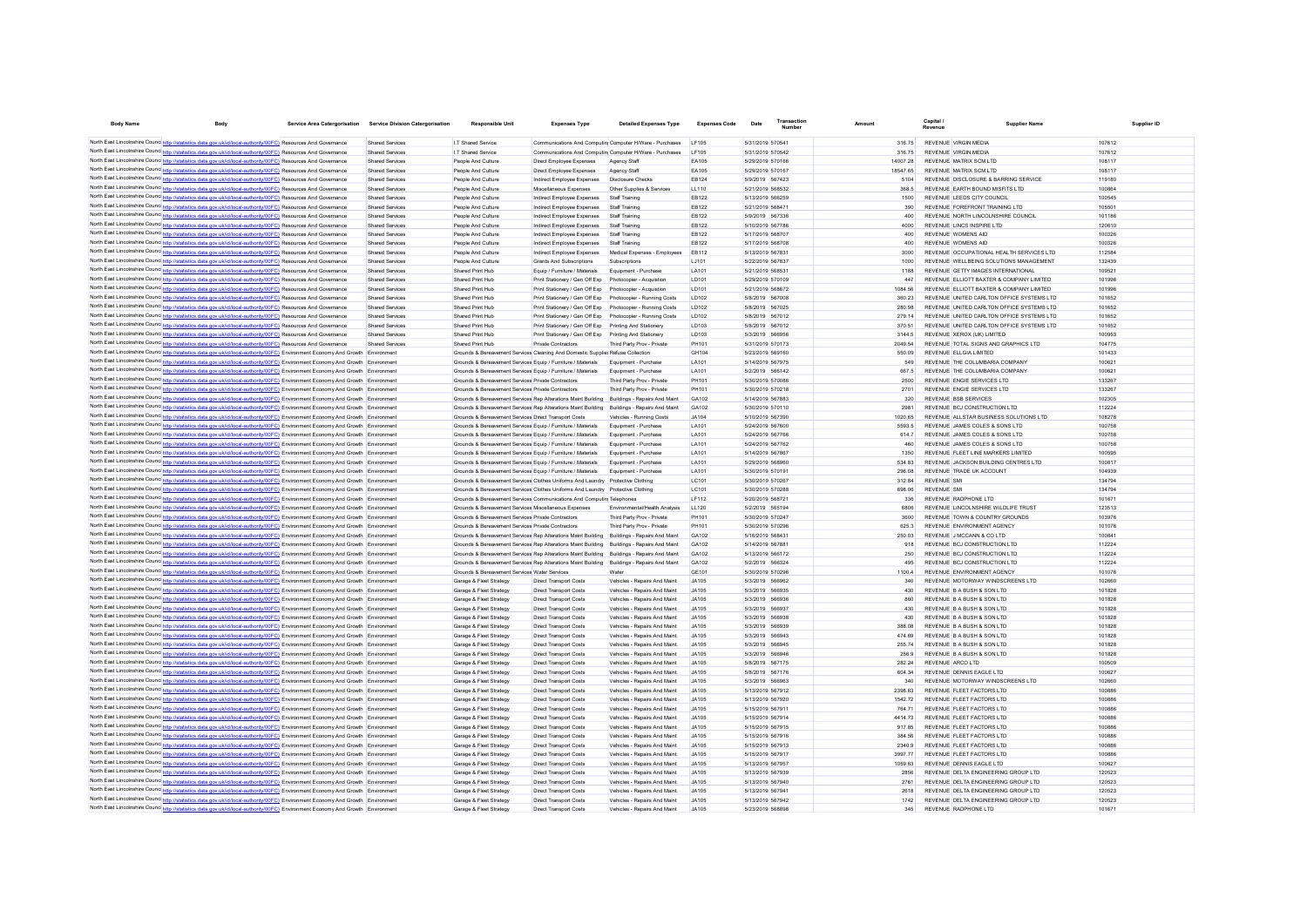| Body Name | Body | Service Area Catergorisation | Service Division Catergorisation | Responsible Unit | Expenses Type | Detailed Expenses Type | Expenses Code | Date | Transaction Number | Amount | Capital / Revenue | Supplier Name | Supplier ID |
|---|---|---|---|---|---|---|---|---|---|---|---|---|---|
| North East Lincolnshire Council | http://statistics.data.gov.uk/id/local-authority/00FC) | Resources And Governance | Shared Services | I.T Shared Service | Communications And Computing | Computer H/Ware - Purchases | LF105 | 5/31/2019 | 570541 | 316.75 | REVENUE | VIRGIN MEDIA | 107612 |
| North East Lincolnshire Council | http://statistics.data.gov.uk/id/local-authority/00FC) | Resources And Governance | Shared Services | I.T Shared Service | Communications And Computing | Computer H/Ware - Purchases | LF105 | 5/31/2019 | 570542 | 316.75 | REVENUE | VIRGIN MEDIA | 107612 |
| North East Lincolnshire Council | http://statistics.data.gov.uk/id/local-authority/00FC) | Resources And Governance | Shared Services | People And Culture | Direct Employee Expenses | Agency Staff | EA105 | 5/29/2019 | 570166 | 14007.28 | REVENUE | MATRIX SCM LTD | 108117 |
| North East Lincolnshire Council | http://statistics.data.gov.uk/id/local-authority/00FC) | Resources And Governance | Shared Services | People And Culture | Direct Employee Expenses | Agency Staff | EA105 | 5/29/2019 | 570167 | 18547.65 | REVENUE | MATRIX SCM LTD | 108117 |
| North East Lincolnshire Council | http://statistics.data.gov.uk/id/local-authority/00FC) | Resources And Governance | Shared Services | People And Culture | Indirect Employee Expenses | Disclosure Checks | EB124 | 5/9/2019 | 567423 | 5104 | REVENUE | DISCLOSURE & BARRING SERVICE | 119180 |
| North East Lincolnshire Council | http://statistics.data.gov.uk/id/local-authority/00FC) | Resources And Governance | Shared Services | People And Culture | Miscellaneous Expenses | Other Supplies & Services | LL110 | 5/21/2019 | 568532 | 368.5 | REVENUE | EARTH BOUND MISFITS LTD | 100864 |
| North East Lincolnshire Council | http://statistics.data.gov.uk/id/local-authority/00FC) | Resources And Governance | Shared Services | People And Culture | Indirect Employee Expenses | Staff Training | EB122 | 5/13/2019 | 566259 | 1500 | REVENUE | LEEDS CITY COUNCIL | 100545 |
| North East Lincolnshire Council | http://statistics.data.gov.uk/id/local-authority/00FC) | Resources And Governance | Shared Services | People And Culture | Indirect Employee Expenses | Staff Training | EB122 | 5/21/2019 | 568471 | 390 | REVENUE | FOREFRONT TRAINING LTD | 105901 |
| North East Lincolnshire Council | http://statistics.data.gov.uk/id/local-authority/00FC) | Resources And Governance | Shared Services | People And Culture | Indirect Employee Expenses | Staff Training | EB122 | 5/9/2019 | 567336 | 400 | REVENUE | NORTH LINCOLNSHIRE COUNCIL | 101186 |
| North East Lincolnshire Council | http://statistics.data.gov.uk/id/local-authority/00FC) | Resources And Governance | Shared Services | People And Culture | Indirect Employee Expenses | Staff Training | EB122 | 5/10/2019 | 567786 | 4000 | REVENUE | LINCS INSPIRE LTD | 120610 |
| North East Lincolnshire Council | http://statistics.data.gov.uk/id/local-authority/00FC) | Resources And Governance | Shared Services | People And Culture | Indirect Employee Expenses | Staff Training | EB122 | 5/17/2019 | 568707 | 400 | REVENUE | WOMENS AID | 100326 |
| North East Lincolnshire Council | http://statistics.data.gov.uk/id/local-authority/00FC) | Resources And Governance | Shared Services | People And Culture | Indirect Employee Expenses | Staff Training | EB122 | 5/17/2019 | 568708 | 400 | REVENUE | WOMENS AID | 100326 |
| North East Lincolnshire Council | http://statistics.data.gov.uk/id/local-authority/00FC) | Resources And Governance | Shared Services | People And Culture | Indirect Employee Expenses | Medical Expenses - Employees | EB112 | 5/13/2019 | 567831 | 3000 | REVENUE | OCCUPATIONAL HEALTH SERVICES LTD | 112584 |
| North East Lincolnshire Council | http://statistics.data.gov.uk/id/local-authority/00FC) | Resources And Governance | Shared Services | People And Culture | Grants And Subscriptions | Subscriptions | LJ101 | 5/22/2019 | 567837 | 1000 | REVENUE | WELLBEING SOLUTIONS MANAGEMENT | 132439 |
| North East Lincolnshire Council | http://statistics.data.gov.uk/id/local-authority/00FC) | Resources And Governance | Shared Services | Shared Print Hub | Equip / Furniture / Materials | Equipment - Purchase | LA101 | 5/21/2019 | 568531 | 1188 | REVENUE | GETTY IMAGES INTERNATIONAL | 109521 |
| North East Lincolnshire Council | http://statistics.data.gov.uk/id/local-authority/00FC) | Resources And Governance | Shared Services | Shared Print Hub | Print Stationery / Gen Off Exp | Photocopier - Acquisition | LD101 | 5/29/2019 | 570109 | 447 | REVENUE | ELLIOTT BAXTER & COMPANY LIMITED | 101996 |
| North East Lincolnshire Council | http://statistics.data.gov.uk/id/local-authority/00FC) | Resources And Governance | Shared Services | Shared Print Hub | Print Stationery / Gen Off Exp | Photocopier - Acquisition | LD101 | 5/21/2019 | 568672 | 1084.56 | REVENUE | ELLIOTT BAXTER & COMPANY LIMITED | 101996 |
| North East Lincolnshire Council | http://statistics.data.gov.uk/id/local-authority/00FC) | Resources And Governance | Shared Services | Shared Print Hub | Print Stationery / Gen Off Exp | Photocopier - Running Costs | LD102 | 5/8/2019 | 567008 | 360.23 | REVENUE | UNITED CARLTON OFFICE SYSTEMS LTD | 101652 |
| North East Lincolnshire Council | http://statistics.data.gov.uk/id/local-authority/00FC) | Resources And Governance | Shared Services | Shared Print Hub | Print Stationery / Gen Off Exp | Photocopier - Running Costs | LD102 | 5/8/2019 | 567025 | 280.98 | REVENUE | UNITED CARLTON OFFICE SYSTEMS LTD | 101652 |
| North East Lincolnshire Council | http://statistics.data.gov.uk/id/local-authority/00FC) | Resources And Governance | Shared Services | Shared Print Hub | Print Stationery / Gen Off Exp | Photocopier - Running Costs | LD102 | 5/8/2019 | 567012 | 279.14 | REVENUE | UNITED CARLTON OFFICE SYSTEMS LTD | 101652 |
| North East Lincolnshire Council | http://statistics.data.gov.uk/id/local-authority/00FC) | Resources And Governance | Shared Services | Shared Print Hub | Print Stationery / Gen Off Exp | Printing And Stationery | LD103 | 5/8/2019 | 567012 | 370.51 | REVENUE | UNITED CARLTON OFFICE SYSTEMS LTD | 101652 |
| North East Lincolnshire Council | http://statistics.data.gov.uk/id/local-authority/00FC) | Resources And Governance | Shared Services | Shared Print Hub | Print Stationery / Gen Off Exp | Printing And Stationery | LD103 | 5/3/2019 | 566956 | 3144.5 | REVENUE | XEROX (UK) LIMITED | 100953 |
| North East Lincolnshire Council | http://statistics.data.gov.uk/id/local-authority/00FC) | Resources And Governance | Shared Services | Shared Print Hub | Private Contractors | Third Party Prov - Private | PH101 | 5/31/2019 | 570173 | 2049.54 | REVENUE | TOTAL SIGNS AND GRAPHICS LTD | 104775 |
| North East Lincolnshire Council | http://statistics.data.gov.uk/id/local-authority/00FC) | Environment Economy And Growth | Environment | Grounds & Bereavement Services | Cleaning And Domestic Supplies | Refuse Collection | GH104 | 5/23/2019 | 569160 | 550.09 | REVENUE | ELLGIA LIMITED | 101433 |
| North East Lincolnshire Council | http://statistics.data.gov.uk/id/local-authority/00FC) | Environment Economy And Growth | Environment | Grounds & Bereavement Services | Equip / Furniture / Materials | Equipment - Purchase | LA101 | 5/14/2019 | 567975 | 549 | REVENUE | THE COLUMBARIA COMPANY | 100621 |
| North East Lincolnshire Council | http://statistics.data.gov.uk/id/local-authority/00FC) | Environment Economy And Growth | Environment | Grounds & Bereavement Services | Equip / Furniture / Materials | Equipment - Purchase | LA101 | 5/2/2019 | 566142 | 667.5 | REVENUE | THE COLUMBARIA COMPANY | 100621 |
| North East Lincolnshire Council | http://statistics.data.gov.uk/id/local-authority/00FC) | Environment Economy And Growth | Environment | Grounds & Bereavement Services | Private Contractors | Third Party Prov - Private | PH101 | 5/30/2019 | 570086 | 2500 | REVENUE | ENGIE SERVICES LTD | 133267 |
| North East Lincolnshire Council | http://statistics.data.gov.uk/id/local-authority/00FC) | Environment Economy And Growth | Environment | Grounds & Bereavement Services | Private Contractors | Third Party Prov - Private | PH101 | 5/30/2019 | 570218 | 2701 | REVENUE | ENGIE SERVICES LTD | 133267 |
| North East Lincolnshire Council | http://statistics.data.gov.uk/id/local-authority/00FC) | Environment Economy And Growth | Environment | Grounds & Bereavement Services | Rep Alterations Maint Building | Buildings - Repairs And Maint | GA102 | 5/14/2019 | 567883 | 320 | REVENUE | BSB SERVICES | 102305 |
| North East Lincolnshire Council | http://statistics.data.gov.uk/id/local-authority/00FC) | Environment Economy And Growth | Environment | Grounds & Bereavement Services | Rep Alterations Maint Building | Buildings - Repairs And Maint | GA102 | 5/30/2019 | 570110 | 2981 | REVENUE | BCJ CONSTRUCTION LTD | 112224 |
| North East Lincolnshire Council | http://statistics.data.gov.uk/id/local-authority/00FC) | Environment Economy And Growth | Environment | Grounds & Bereavement Services | Direct Transport Costs | Vehicles - Running Costs | JA104 | 5/10/2019 | 567390 | 1020.65 | REVENUE | ALLSTAR BUSINESS SOLUTIONS LTD | 108278 |
| North East Lincolnshire Council | http://statistics.data.gov.uk/id/local-authority/00FC) | Environment Economy And Growth | Environment | Grounds & Bereavement Services | Equip / Furniture / Materials | Equipment - Purchase | LA101 | 5/24/2019 | 567600 | 5593.5 | REVENUE | JAMES COLES & SONS LTD | 100758 |
| North East Lincolnshire Council | http://statistics.data.gov.uk/id/local-authority/00FC) | Environment Economy And Growth | Environment | Grounds & Bereavement Services | Equip / Furniture / Materials | Equipment - Purchase | LA101 | 5/24/2019 | 567766 | 614.7 | REVENUE | JAMES COLES & SONS LTD | 100758 |
| North East Lincolnshire Council | http://statistics.data.gov.uk/id/local-authority/00FC) | Environment Economy And Growth | Environment | Grounds & Bereavement Services | Equip / Furniture / Materials | Equipment - Purchase | LA101 | 5/24/2019 | 567762 | 460 | REVENUE | JAMES COLES & SONS LTD | 100758 |
| North East Lincolnshire Council | http://statistics.data.gov.uk/id/local-authority/00FC) | Environment Economy And Growth | Environment | Grounds & Bereavement Services | Equip / Furniture / Materials | Equipment - Purchase | LA101 | 5/14/2019 | 567867 | 1350 | REVENUE | FLEET LINE MARKERS LIMITED | 100595 |
| North East Lincolnshire Council | http://statistics.data.gov.uk/id/local-authority/00FC) | Environment Economy And Growth | Environment | Grounds & Bereavement Services | Equip / Furniture / Materials | Equipment - Purchase | LA101 | 5/29/2019 | 568960 | 534.83 | REVENUE | JACKSON BUILDING CENTRES LTD | 100817 |
| North East Lincolnshire Council | http://statistics.data.gov.uk/id/local-authority/00FC) | Environment Economy And Growth | Environment | Grounds & Bereavement Services | Equip / Furniture / Materials | Equipment - Purchase | LA101 | 5/30/2019 | 570191 | 296.08 | REVENUE | TRADE UK ACCOUNT | 104939 |
| North East Lincolnshire Council | http://statistics.data.gov.uk/id/local-authority/00FC) | Environment Economy And Growth | Environment | Grounds & Bereavement Services | Clothes Uniforms And Laundry | Protective Clothing | LC101 | 5/30/2019 | 570287 | 312.84 | REVENUE | SMI | 134794 |
| North East Lincolnshire Council | http://statistics.data.gov.uk/id/local-authority/00FC) | Environment Economy And Growth | Environment | Grounds & Bereavement Services | Clothes Uniforms And Laundry | Protective Clothing | LC101 | 5/30/2019 | 570288 | 698.06 | REVENUE | SMI | 134794 |
| North East Lincolnshire Council | http://statistics.data.gov.uk/id/local-authority/00FC) | Environment Economy And Growth | Environment | Grounds & Bereavement Services | Communications And Computing | Telephones | LF112 | 5/20/2019 | 568721 | 336 | REVENUE | RADPHONE LTD | 101671 |
| North East Lincolnshire Council | http://statistics.data.gov.uk/id/local-authority/00FC) | Environment Economy And Growth | Environment | Grounds & Bereavement Services | Miscellaneous Expenses | Environmental/Health Analysis | LL120 | 5/2/2019 | 565194 | 6806 | REVENUE | LINCOLNSHIRE WILDLIFE TRUST | 123513 |
| North East Lincolnshire Council | http://statistics.data.gov.uk/id/local-authority/00FC) | Environment Economy And Growth | Environment | Grounds & Bereavement Services | Private Contractors | Third Party Prov - Private | PH101 | 5/30/2019 | 570247 | 3600 | REVENUE | TOWN & COUNTRY GROUNDS | 103976 |
| North East Lincolnshire Council | http://statistics.data.gov.uk/id/local-authority/00FC) | Environment Economy And Growth | Environment | Grounds & Bereavement Services | Private Contractors | Third Party Prov - Private | PH101 | 5/30/2019 | 570296 | 625.3 | REVENUE | ENVIRONMENT AGENCY | 101076 |
| North East Lincolnshire Council | http://statistics.data.gov.uk/id/local-authority/00FC) | Environment Economy And Growth | Environment | Grounds & Bereavement Services | Rep Alterations Maint Building | Buildings - Repairs And Maint | GA102 | 5/16/2019 | 568431 | 250.03 | REVENUE | J MCCANN & CO LTD | 100841 |
| North East Lincolnshire Council | http://statistics.data.gov.uk/id/local-authority/00FC) | Environment Economy And Growth | Environment | Grounds & Bereavement Services | Rep Alterations Maint Building | Buildings - Repairs And Maint | GA102 | 5/14/2019 | 567881 | 918 | REVENUE | BCJ CONSTRUCTION LTD | 112224 |
| North East Lincolnshire Council | http://statistics.data.gov.uk/id/local-authority/00FC) | Environment Economy And Growth | Environment | Grounds & Bereavement Services | Rep Alterations Maint Building | Buildings - Repairs And Maint | GA102 | 5/13/2019 | 566172 | 250 | REVENUE | BCJ CONSTRUCTION LTD | 112224 |
| North East Lincolnshire Council | http://statistics.data.gov.uk/id/local-authority/00FC) | Environment Economy And Growth | Environment | Grounds & Bereavement Services | Rep Alterations Maint Building | Buildings - Repairs And Maint | GA102 | 5/2/2019 | 565324 | 495 | REVENUE | BCJ CONSTRUCTION LTD | 112224 |
| North East Lincolnshire Council | http://statistics.data.gov.uk/id/local-authority/00FC) | Environment Economy And Growth | Environment | Grounds & Bereavement Services | Water Services | Water | GE101 | 5/30/2019 | 570296 | 1100.4 | REVENUE | ENVIRONMENT AGENCY | 101076 |
| North East Lincolnshire Council | http://statistics.data.gov.uk/id/local-authority/00FC) | Environment Economy And Growth | Environment | Garage & Fleet Strategy | Direct Transport Costs | Vehicles - Repairs And Maint | JA105 | 5/3/2019 | 566962 | 340 | REVENUE | MOTORWAY WINDSCREENS LTD | 102660 |
| North East Lincolnshire Council | http://statistics.data.gov.uk/id/local-authority/00FC) | Environment Economy And Growth | Environment | Garage & Fleet Strategy | Direct Transport Costs | Vehicles - Repairs And Maint | JA105 | 5/3/2019 | 566935 | 430 | REVENUE | B A BUSH & SON LTD | 101828 |
| North East Lincolnshire Council | http://statistics.data.gov.uk/id/local-authority/00FC) | Environment Economy And Growth | Environment | Garage & Fleet Strategy | Direct Transport Costs | Vehicles - Repairs And Maint | JA105 | 5/3/2019 | 566936 | 860 | REVENUE | B A BUSH & SON LTD | 101828 |
| North East Lincolnshire Council | http://statistics.data.gov.uk/id/local-authority/00FC) | Environment Economy And Growth | Environment | Garage & Fleet Strategy | Direct Transport Costs | Vehicles - Repairs And Maint | JA105 | 5/3/2019 | 566937 | 430 | REVENUE | B A BUSH & SON LTD | 101828 |
| North East Lincolnshire Council | http://statistics.data.gov.uk/id/local-authority/00FC) | Environment Economy And Growth | Environment | Garage & Fleet Strategy | Direct Transport Costs | Vehicles - Repairs And Maint | JA105 | 5/3/2019 | 566938 | 430 | REVENUE | B A BUSH & SON LTD | 101828 |
| North East Lincolnshire Council | http://statistics.data.gov.uk/id/local-authority/00FC) | Environment Economy And Growth | Environment | Garage & Fleet Strategy | Direct Transport Costs | Vehicles - Repairs And Maint | JA105 | 5/3/2019 | 566939 | 388.08 | REVENUE | B A BUSH & SON LTD | 101828 |
| North East Lincolnshire Council | http://statistics.data.gov.uk/id/local-authority/00FC) | Environment Economy And Growth | Environment | Garage & Fleet Strategy | Direct Transport Costs | Vehicles - Repairs And Maint | JA105 | 5/3/2019 | 566943 | 474.69 | REVENUE | B A BUSH & SON LTD | 101828 |
| North East Lincolnshire Council | http://statistics.data.gov.uk/id/local-authority/00FC) | Environment Economy And Growth | Environment | Garage & Fleet Strategy | Direct Transport Costs | Vehicles - Repairs And Maint | JA105 | 5/3/2019 | 566945 | 255.74 | REVENUE | B A BUSH & SON LTD | 101828 |
| North East Lincolnshire Council | http://statistics.data.gov.uk/id/local-authority/00FC) | Environment Economy And Growth | Environment | Garage & Fleet Strategy | Direct Transport Costs | Vehicles - Repairs And Maint | JA105 | 5/3/2019 | 566946 | 256.9 | REVENUE | B A BUSH & SON LTD | 101828 |
| North East Lincolnshire Council | http://statistics.data.gov.uk/id/local-authority/00FC) | Environment Economy And Growth | Environment | Garage & Fleet Strategy | Direct Transport Costs | Vehicles - Repairs And Maint | JA105 | 5/8/2019 | 567175 | 282.24 | REVENUE | ARCO LTD | 100509 |
| North East Lincolnshire Council | http://statistics.data.gov.uk/id/local-authority/00FC) | Environment Economy And Growth | Environment | Garage & Fleet Strategy | Direct Transport Costs | Vehicles - Repairs And Maint | JA105 | 5/8/2019 | 567176 | 604.34 | REVENUE | DENNIS EAGLE LTD | 100627 |
| North East Lincolnshire Council | http://statistics.data.gov.uk/id/local-authority/00FC) | Environment Economy And Growth | Environment | Garage & Fleet Strategy | Direct Transport Costs | Vehicles - Repairs And Maint | JA105 | 5/3/2019 | 566963 | 340 | REVENUE | MOTORWAY WINDSCREENS LTD | 102660 |
| North East Lincolnshire Council | http://statistics.data.gov.uk/id/local-authority/00FC) | Environment Economy And Growth | Environment | Garage & Fleet Strategy | Direct Transport Costs | Vehicles - Repairs And Maint | JA105 | 5/13/2019 | 567912 | 2398.63 | REVENUE | FLEET FACTORS LTD | 100886 |
| North East Lincolnshire Council | http://statistics.data.gov.uk/id/local-authority/00FC) | Environment Economy And Growth | Environment | Garage & Fleet Strategy | Direct Transport Costs | Vehicles - Repairs And Maint | JA105 | 5/13/2019 | 567920 | 1542.72 | REVENUE | FLEET FACTORS LTD | 100886 |
| North East Lincolnshire Council | http://statistics.data.gov.uk/id/local-authority/00FC) | Environment Economy And Growth | Environment | Garage & Fleet Strategy | Direct Transport Costs | Vehicles - Repairs And Maint | JA105 | 5/15/2019 | 567911 | 764.71 | REVENUE | FLEET FACTORS LTD | 100886 |
| North East Lincolnshire Council | http://statistics.data.gov.uk/id/local-authority/00FC) | Environment Economy And Growth | Environment | Garage & Fleet Strategy | Direct Transport Costs | Vehicles - Repairs And Maint | JA105 | 5/15/2019 | 567914 | 4414.73 | REVENUE | FLEET FACTORS LTD | 100886 |
| North East Lincolnshire Council | http://statistics.data.gov.uk/id/local-authority/00FC) | Environment Economy And Growth | Environment | Garage & Fleet Strategy | Direct Transport Costs | Vehicles - Repairs And Maint | JA105 | 5/15/2019 | 567915 | 917.85 | REVENUE | FLEET FACTORS LTD | 100886 |
| North East Lincolnshire Council | http://statistics.data.gov.uk/id/local-authority/00FC) | Environment Economy And Growth | Environment | Garage & Fleet Strategy | Direct Transport Costs | Vehicles - Repairs And Maint | JA105 | 5/15/2019 | 567916 | 384.56 | REVENUE | FLEET FACTORS LTD | 100886 |
| North East Lincolnshire Council | http://statistics.data.gov.uk/id/local-authority/00FC) | Environment Economy And Growth | Environment | Garage & Fleet Strategy | Direct Transport Costs | Vehicles - Repairs And Maint | JA105 | 5/15/2019 | 567913 | 2340.9 | REVENUE | FLEET FACTORS LTD | 100886 |
| North East Lincolnshire Council | http://statistics.data.gov.uk/id/local-authority/00FC) | Environment Economy And Growth | Environment | Garage & Fleet Strategy | Direct Transport Costs | Vehicles - Repairs And Maint | JA105 | 5/15/2019 | 567917 | 3997.77 | REVENUE | FLEET FACTORS LTD | 100886 |
| North East Lincolnshire Council | http://statistics.data.gov.uk/id/local-authority/00FC) | Environment Economy And Growth | Environment | Garage & Fleet Strategy | Direct Transport Costs | Vehicles - Repairs And Maint | JA105 | 5/13/2019 | 567957 | 1059.63 | REVENUE | DENNIS EAGLE LTD | 100627 |
| North East Lincolnshire Council | http://statistics.data.gov.uk/id/local-authority/00FC) | Environment Economy And Growth | Environment | Garage & Fleet Strategy | Direct Transport Costs | Vehicles - Repairs And Maint | JA105 | 5/13/2019 | 567939 | 2856 | REVENUE | DELTA ENGINEERING GROUP LTD | 120523 |
| North East Lincolnshire Council | http://statistics.data.gov.uk/id/local-authority/00FC) | Environment Economy And Growth | Environment | Garage & Fleet Strategy | Direct Transport Costs | Vehicles - Repairs And Maint | JA105 | 5/13/2019 | 567940 | 2761 | REVENUE | DELTA ENGINEERING GROUP LTD | 120523 |
| North East Lincolnshire Council | http://statistics.data.gov.uk/id/local-authority/00FC) | Environment Economy And Growth | Environment | Garage & Fleet Strategy | Direct Transport Costs | Vehicles - Repairs And Maint | JA105 | 5/13/2019 | 567941 | 2618 | REVENUE | DELTA ENGINEERING GROUP LTD | 120523 |
| North East Lincolnshire Council | http://statistics.data.gov.uk/id/local-authority/00FC) | Environment Economy And Growth | Environment | Garage & Fleet Strategy | Direct Transport Costs | Vehicles - Repairs And Maint | JA105 | 5/13/2019 | 567942 | 1742 | REVENUE | DELTA ENGINEERING GROUP LTD | 120523 |
| North East Lincolnshire Council | http://statistics.data.gov.uk/id/local-authority/00FC) | Environment Economy And Growth | Environment | Garage & Fleet Strategy | Direct Transport Costs | Vehicles - Repairs And Maint | JA105 | 5/23/2019 | 568898 | 345 | REVENUE | RADPHONE LTD | 101671 |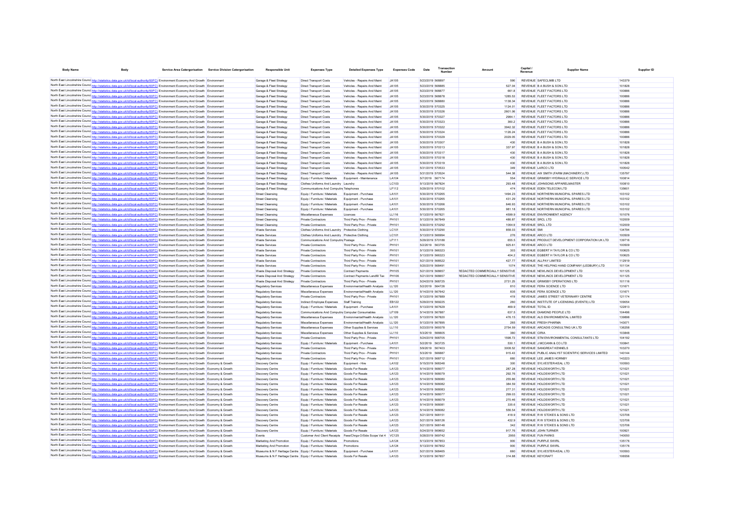| Body Name | Body | Service Area Catergorisation | Service Division Catergorisation | Responsible Unit | Expenses Type | Detailed Expenses Type | Expenses Code | Date | Transaction Number | Amount | Capital / Revenue | Supplier Name | Supplier ID |
|---|---|---|---|---|---|---|---|---|---|---|---|---|---|
| North East Lincolnshire Council | http://statistics.data.gov.uk/id/local-authority/00FC) | Environment Economy And Growth | Environment | Garage & Fleet Strategy | Direct Transport Costs | Vehicles - Repairs And Maint | JA105 | 5/23/2019 | 568897 | 590 | REVENUE | SAFECLIMB LTD | 143379 |
| North East Lincolnshire Council | http://statistics.data.gov.uk/id/local-authority/00FC) | Environment Economy And Growth | Environment | Garage & Fleet Strategy | Direct Transport Costs | Vehicles - Repairs And Maint | JA105 | 5/23/2019 | 568885 | 527.04 | REVENUE | B A BUSH & SON LTD | 101828 |
| North East Lincolnshire Council | http://statistics.data.gov.uk/id/local-authority/00FC) | Environment Economy And Growth | Environment | Garage & Fleet Strategy | Direct Transport Costs | Vehicles - Repairs And Maint | JA105 | 5/23/2019 | 568877 | 661.8 | REVENUE | FLEET FACTORS LTD | 100886 |
| North East Lincolnshire Council | http://statistics.data.gov.uk/id/local-authority/00FC) | Environment Economy And Growth | Environment | Garage & Fleet Strategy | Direct Transport Costs | Vehicles - Repairs And Maint | JA105 | 5/23/2019 | 568878 | 1285.53 | REVENUE | FLEET FACTORS LTD | 100886 |
| North East Lincolnshire Council | http://statistics.data.gov.uk/id/local-authority/00FC) | Environment Economy And Growth | Environment | Garage & Fleet Strategy | Direct Transport Costs | Vehicles - Repairs And Maint | JA105 | 5/23/2019 | 568880 | 1138.34 | REVENUE | FLEET FACTORS LTD | 100886 |
| North East Lincolnshire Council | http://statistics.data.gov.uk/id/local-authority/00FC) | Environment Economy And Growth | Environment | Garage & Fleet Strategy | Direct Transport Costs | Vehicles - Repairs And Maint | JA105 | 5/30/2019 | 570325 | 1124.01 | REVENUE | FLEET FACTORS LTD | 100886 |
| North East Lincolnshire Council | http://statistics.data.gov.uk/id/local-authority/00FC) | Environment Economy And Growth | Environment | Garage & Fleet Strategy | Direct Transport Costs | Vehicles - Repairs And Maint | JA105 | 5/30/2019 | 570326 | 2601.06 | REVENUE | FLEET FACTORS LTD | 100886 |
| North East Lincolnshire Council | http://statistics.data.gov.uk/id/local-authority/00FC) | Environment Economy And Growth | Environment | Garage & Fleet Strategy | Direct Transport Costs | Vehicles - Repairs And Maint | JA105 | 5/30/2019 | 570327 | 2984.1 | REVENUE | FLEET FACTORS LTD | 100886 |
| North East Lincolnshire Council | http://statistics.data.gov.uk/id/local-authority/00FC) | Environment Economy And Growth | Environment | Garage & Fleet Strategy | Direct Transport Costs | Vehicles - Repairs And Maint | JA105 | 5/30/2019 | 570323 | 360.2 | REVENUE | FLEET FACTORS LTD | 100886 |
| North East Lincolnshire Council | http://statistics.data.gov.uk/id/local-authority/00FC) | Environment Economy And Growth | Environment | Garage & Fleet Strategy | Direct Transport Costs | Vehicles - Repairs And Maint | JA105 | 5/30/2019 | 570322 | 3942.32 | REVENUE | FLEET FACTORS LTD | 100886 |
| North East Lincolnshire Council | http://statistics.data.gov.uk/id/local-authority/00FC) | Environment Economy And Growth | Environment | Garage & Fleet Strategy | Direct Transport Costs | Vehicles - Repairs And Maint | JA105 | 5/30/2019 | 570324 | 1126.24 | REVENUE | FLEET FACTORS LTD | 100886 |
| North East Lincolnshire Council | http://statistics.data.gov.uk/id/local-authority/00FC) | Environment Economy And Growth | Environment | Garage & Fleet Strategy | Direct Transport Costs | Vehicles - Repairs And Maint | JA105 | 5/30/2019 | 570329 | 2029.05 | REVENUE | FLEET FACTORS LTD | 100886 |
| North East Lincolnshire Council | http://statistics.data.gov.uk/id/local-authority/00FC) | Environment Economy And Growth | Environment | Garage & Fleet Strategy | Direct Transport Costs | Vehicles - Repairs And Maint | JA105 | 5/30/2019 | 570307 | 430 | REVENUE | B A BUSH & SON LTD | 101828 |
| North East Lincolnshire Council | http://statistics.data.gov.uk/id/local-authority/00FC) | Environment Economy And Growth | Environment | Garage & Fleet Strategy | Direct Transport Costs | Vehicles - Repairs And Maint | JA105 | 5/30/2019 | 570313 | 337.97 | REVENUE | B A BUSH & SON LTD | 101828 |
| North East Lincolnshire Council | http://statistics.data.gov.uk/id/local-authority/00FC) | Environment Economy And Growth | Environment | Garage & Fleet Strategy | Direct Transport Costs | Vehicles - Repairs And Maint | JA105 | 5/30/2019 | 570317 | 430 | REVENUE | B A BUSH & SON LTD | 101828 |
| North East Lincolnshire Council | http://statistics.data.gov.uk/id/local-authority/00FC) | Environment Economy And Growth | Environment | Garage & Fleet Strategy | Direct Transport Costs | Vehicles - Repairs And Maint | JA105 | 5/30/2019 | 570318 | 430 | REVENUE | B A BUSH & SON LTD | 101828 |
| North East Lincolnshire Council | http://statistics.data.gov.uk/id/local-authority/00FC) | Environment Economy And Growth | Environment | Garage & Fleet Strategy | Direct Transport Costs | Vehicles - Repairs And Maint | JA105 | 5/30/2019 | 570319 | 430 | REVENUE | B A BUSH & SON LTD | 101828 |
| North East Lincolnshire Council | http://statistics.data.gov.uk/id/local-authority/00FC) | Environment Economy And Growth | Environment | Garage & Fleet Strategy | Direct Transport Costs | Vehicles - Repairs And Maint | JA105 | 5/31/2019 | 570533 | 349 | REVENUE | LARCO LTD | 100542 |
| North East Lincolnshire Council | http://statistics.data.gov.uk/id/local-authority/00FC) | Environment Economy And Growth | Environment | Garage & Fleet Strategy | Direct Transport Costs | Vehicles - Repairs And Maint | JA105 | 5/31/2019 | 570524 | 544.38 | REVENUE | AW SMITH (FARM (MACHINERY) LTD | 135797 |
| North East Lincolnshire Council | http://statistics.data.gov.uk/id/local-authority/00FC) | Environment Economy And Growth | Environment | Garage & Fleet Strategy | Equip / Furniture / Materials | Equipment - Maintenance | LA104 | 5/7/2019 | 567174 | 554 | REVENUE | GRIMSBY HYDRAULIC SERVICE LTD | 100814 |
| North East Lincolnshire Council | http://statistics.data.gov.uk/id/local-authority/00FC) | Environment Economy And Growth | Environment | Garage & Fleet Strategy | Clothes Uniforms And Laundry | Laundry | LC103 | 5/13/2019 | 567824 | 293.48 | REVENUE | JOHNSONS APPARELMASTER | 100810 |
| North East Lincolnshire Council | http://statistics.data.gov.uk/id/local-authority/00FC) | Environment Economy And Growth | Environment | Garage & Fleet Strategy | Communications And Computing | Telephones | LF112 | 5/29/2019 | 570102 | 474 | REVENUE | EDEN TELECOM LTD | 135601 |
| North East Lincolnshire Council | http://statistics.data.gov.uk/id/local-authority/00FC) | Environment Economy And Growth | Environment | Street Cleansing | Equip / Furniture / Materials | Equipment - Purchase | LA101 | 5/30/2019 | 570265 | 1494.23 | REVENUE | NORTHERN MUNICIPAL SPARES LTD | 103102 |
| North East Lincolnshire Council | http://statistics.data.gov.uk/id/local-authority/00FC) | Environment Economy And Growth | Environment | Street Cleansing | Equip / Furniture / Materials | Equipment - Purchase | LA101 | 5/30/2019 | 570265 | 431.29 | REVENUE | NORTHERN MUNICIPAL SPARES LTD | 103102 |
| North East Lincolnshire Council | http://statistics.data.gov.uk/id/local-authority/00FC) | Environment Economy And Growth | Environment | Street Cleansing | Equip / Furniture / Materials | Equipment - Purchase | LA101 | 5/30/2019 | 570266 | 646.93 | REVENUE | NORTHERN MUNICIPAL SPARES LTD | 103102 |
| North East Lincolnshire Council | http://statistics.data.gov.uk/id/local-authority/00FC) | Environment Economy And Growth | Environment | Street Cleansing | Equip / Furniture / Materials | Equipment - Purchase | LA101 | 5/30/2019 | 570265 | 981.18 | REVENUE | NORTHERN MUNICIPAL SPARES LTD | 103102 |
| North East Lincolnshire Council | http://statistics.data.gov.uk/id/local-authority/00FC) | Environment Economy And Growth | Environment | Street Cleansing | Miscellaneous Expenses | Licences | LL116 | 5/13/2019 | 567821 | 4599.9 | REVENUE | ENVIRONMENT AGENCY | 101076 |
| North East Lincolnshire Council | http://statistics.data.gov.uk/id/local-authority/00FC) | Environment Economy And Growth | Environment | Street Cleansing | Private Contractors | Third Party Prov - Private | PH101 | 5/13/2019 | 567849 | 486.87 | REVENUE | SRCL LTD | 102009 |
| North East Lincolnshire Council | http://statistics.data.gov.uk/id/local-authority/00FC) | Environment Economy And Growth | Environment | Street Cleansing | Private Contractors | Third Party Prov - Private | PH101 | 5/30/2019 | 570292 | 1064.9 | REVENUE | SRCL LTD | 102009 |
| North East Lincolnshire Council | http://statistics.data.gov.uk/id/local-authority/00FC) | Environment Economy And Growth | Environment | Waste Services | Clothes Uniforms And Laundry | Protective Clothing | LC101 | 5/30/2019 | 570290 | 858.03 | REVENUE | SMI | 134794 |
| North East Lincolnshire Council | http://statistics.data.gov.uk/id/local-authority/00FC) | Environment Economy And Growth | Environment | Waste Services | Clothes Uniforms And Laundry | Protective Clothing | LC101 | 5/13/2019 | 566994 | 276 | REVENUE | ARCO LTD | 100509 |
| North East Lincolnshire Council | http://statistics.data.gov.uk/id/local-authority/00FC) | Environment Economy And Growth | Environment | Waste Services | Communications And Computing | Postage | LF111 | 5/29/2019 | 570188 | 655.5 | REVENUE | PRODUCT DEVELOPMENT CORPORATION UK LTD | 139716 |
| North East Lincolnshire Council | http://statistics.data.gov.uk/id/local-authority/00FC) | Environment Economy And Growth | Environment | Waste Services | Private Contractors | Third Party Prov - Private | PH101 | 5/2/2019 | 563755 | 925.61 | REVENUE | ARCO LTD | 100509 |
| North East Lincolnshire Council | http://statistics.data.gov.uk/id/local-authority/00FC) | Environment Economy And Growth | Environment | Waste Services | Private Contractors | Third Party Prov - Private | PH101 | 5/13/2019 | 566323 | 303 | REVENUE | EGBERT H TAYLOR & CO LTD | 100625 |
| North East Lincolnshire Council | http://statistics.data.gov.uk/id/local-authority/00FC) | Environment Economy And Growth | Environment | Waste Services | Private Contractors | Third Party Prov - Private | PH101 | 5/13/2019 | 566323 | 404.2 | REVENUE | EGBERT H TAYLOR & CO LTD | 100625 |
| North East Lincolnshire Council | http://statistics.data.gov.uk/id/local-authority/00FC) | Environment Economy And Growth | Environment | Waste Services | Private Contractors | Third Party Prov - Private | PH101 | 5/21/2019 | 568522 | 427.77 | REVENUE | ALLPAY LIMITED | 112919 |
| North East Lincolnshire Council | http://statistics.data.gov.uk/id/local-authority/00FC) | Environment Economy And Growth | Environment | Waste Services | Private Contractors | Third Party Prov - Private | PH101 | 5/20/2019 | 568491 | 1074 | REVENUE | THE HELPING HAND COMPANY (LEDBURY) LTD | 101134 |
| North East Lincolnshire Council | http://statistics.data.gov.uk/id/local-authority/00FC) | Environment Economy And Growth | Environment | Waste Disposal And Strategy | Private Contractors | Contract Payments | PH105 | 5/21/2019 | 568657 | REDACTED COMMERCIALLY SENSITIVE | REVENUE | NEWLINCS DEVELOPMENT LTD | 101125 |
| North East Lincolnshire Council | http://statistics.data.gov.uk/id/local-authority/00FC) | Environment Economy And Growth | Environment | Waste Disposal And Strategy | Private Contractors | Contract Payments Landfill Tax | PH106 | 5/21/2019 | 568657 | REDACTED COMMERCIALLY SENSITIVE | REVENUE | NEWLINCS DEVELOPMENT LTD | 101125 |
| North East Lincolnshire Council | http://statistics.data.gov.uk/id/local-authority/00FC) | Environment Economy And Growth | Environment | Waste Disposal And Strategy | Private Contractors | Third Party Prov - Private | PH101 | 5/24/2019 | 568725 | 2731.25 | REVENUE | GRIMSBY OPERATIONS LTD | 101116 |
| North East Lincolnshire Council | http://statistics.data.gov.uk/id/local-authority/00FC) | Environment Economy And Growth | Environment | Regulatory Services | Miscellaneous Expenses | Environmental/Health Analysis | LL120 | 5/2/2019 | 564726 | 810 | REVENUE | FERA SCIENCE LTD | 131671 |
| North East Lincolnshire Council | http://statistics.data.gov.uk/id/local-authority/00FC) | Environment Economy And Growth | Environment | Regulatory Services | Miscellaneous Expenses | Environmental/Health Analysis | LL120 | 5/14/2019 | 567642 | 835 | REVENUE | FERA SCIENCE LTD | 131671 |
| North East Lincolnshire Council | http://statistics.data.gov.uk/id/local-authority/00FC) | Environment Economy And Growth | Environment | Regulatory Services | Private Contractors | Third Party Prov - Private | PH101 | 5/13/2019 | 567889 | 419 | REVENUE | JAMES STREET VETERINARY CENTRE | 121174 |
| North East Lincolnshire Council | http://statistics.data.gov.uk/id/local-authority/00FC) | Environment Economy And Growth | Environment | Regulatory Services | Indirect Employee Expenses | Staff Training | EB122 | 5/29/2019 | 569225 | 260 | REVENUE | INSTITUTE OF LICENSING (EVENTS) LTD | 109054 |
| North East Lincolnshire Council | http://statistics.data.gov.uk/id/local-authority/00FC) | Environment Economy And Growth | Environment | Regulatory Services | Equip / Furniture / Materials | Equipment - Purchase | LA101 | 5/13/2019 | 567629 | 469.9 | REVENUE | TOTAL ID | 122813 |
| North East Lincolnshire Council | http://statistics.data.gov.uk/id/local-authority/00FC) | Environment Economy And Growth | Environment | Regulatory Services | Communications And Computing | Computer Consumables | LF109 | 5/14/2019 | 567887 | 637.5 | REVENUE | DIAMOND PEOPLE LTD | 104496 |
| North East Lincolnshire Council | http://statistics.data.gov.uk/id/local-authority/00FC) | Environment Economy And Growth | Environment | Regulatory Services | Miscellaneous Expenses | Environmental/Health Analysis | LL120 | 5/13/2019 | 567820 | 476.15 | REVENUE | ALS ENVIRONMENTAL LIMITED | 139898 |
| North East Lincolnshire Council | http://statistics.data.gov.uk/id/local-authority/00FC) | Environment Economy And Growth | Environment | Regulatory Services | Miscellaneous Expenses | Environmental/Health Analysis | LL120 | 5/13/2019 | 567895 | 265 | REVENUE | FRESH PHARMA | 143071 |
| North East Lincolnshire Council | http://statistics.data.gov.uk/id/local-authority/00FC) | Environment Economy And Growth | Environment | Regulatory Services | Miscellaneous Expenses | Other Supplies & Services | LL110 | 5/23/2019 | 569378 | 2754.59 | REVENUE | ARCADIS CONSULTING UK LTD | 136258 |
| North East Lincolnshire Council | http://statistics.data.gov.uk/id/local-authority/00FC) | Environment Economy And Growth | Environment | Regulatory Services | Miscellaneous Expenses | Other Supplies & Services | LL110 | 5/3/2019 | 566605 | 380 | REVENUE | CIRIA | 103848 |
| North East Lincolnshire Council | http://statistics.data.gov.uk/id/local-authority/00FC) | Environment Economy And Growth | Environment | Regulatory Services | Private Contractors | Third Party Prov - Private | PH101 | 5/24/2019 | 568705 | 1598.73 | REVENUE | STM ENVIRONMENTAL CONSULTANTS LTD | 104192 |
| North East Lincolnshire Council | http://statistics.data.gov.uk/id/local-authority/00FC) | Environment Economy And Growth | Environment | Regulatory Services | Equip / Furniture / Materials | Equipment - Purchase | LA101 | 5/2/2019 | 563725 | 530.1 | REVENUE | J MCCANN & CO LTD | 100841 |
| North East Lincolnshire Council | http://statistics.data.gov.uk/id/local-authority/00FC) | Environment Economy And Growth | Environment | Regulatory Services | Private Contractors | Third Party Prov - Private | PH101 | 5/9/2019 | 567403 | 3008.52 | REVENUE | SANGREAT KENNELS | 103270 |
| North East Lincolnshire Council | http://statistics.data.gov.uk/id/local-authority/00FC) | Environment Economy And Growth | Environment | Regulatory Services | Private Contractors | Third Party Prov - Private | PH101 | 5/3/2019 | 566887 | 915.43 | REVENUE | PUBLIC ANALYST SCIENTIFIC SERVICES LIMITED | 140144 |
| North East Lincolnshire Council | http://statistics.data.gov.uk/id/local-authority/00FC) | Environment Economy And Growth | Environment | Regulatory Services | Private Contractors | Third Party Prov - Private | PH101 | 5/21/2019 | 568712 | 660 | REVENUE | LEE JAMES HORNBY | 143223 |
| North East Lincolnshire Council | http://statistics.data.gov.uk/id/local-authority/00FC) | Environment Economy And Growth | Economy & Growth | Discovery Centre | Equip / Furniture / Materials | Equipment - Hire | LA102 | 5/15/2019 | 568348 | 300 | REVENUE | SYLVESTER-KEAL LTD | 100593 |
| North East Lincolnshire Council | http://statistics.data.gov.uk/id/local-authority/00FC) | Environment Economy And Growth | Economy & Growth | Discovery Centre | Equip / Furniture / Materials | Goods For Resale | LA123 | 5/14/2019 | 568077 | 287.28 | REVENUE | HOLDSWORTH LTD | 121021 |
| North East Lincolnshire Council | http://statistics.data.gov.uk/id/local-authority/00FC) | Environment Economy And Growth | Economy & Growth | Discovery Centre | Equip / Furniture / Materials | Goods For Resale | LA123 | 5/14/2019 | 568079 | 292.76 | REVENUE | HOLDSWORTH LTD | 121021 |
| North East Lincolnshire Council | http://statistics.data.gov.uk/id/local-authority/00FC) | Environment Economy And Growth | Economy & Growth | Discovery Centre | Equip / Furniture / Materials | Goods For Resale | LA123 | 5/14/2019 | 568080 | 255.86 | REVENUE | HOLDSWORTH LTD | 121021 |
| North East Lincolnshire Council | http://statistics.data.gov.uk/id/local-authority/00FC) | Environment Economy And Growth | Economy & Growth | Discovery Centre | Equip / Furniture / Materials | Goods For Resale | LA123 | 5/14/2019 | 568082 | 384.59 | REVENUE | HOLDSWORTH LTD | 121021 |
| North East Lincolnshire Council | http://statistics.data.gov.uk/id/local-authority/00FC) | Environment Economy And Growth | Economy & Growth | Discovery Centre | Equip / Furniture / Materials | Goods For Resale | LA123 | 5/14/2019 | 568083 | 277.31 | REVENUE | HOLDSWORTH LTD | 121021 |
| North East Lincolnshire Council | http://statistics.data.gov.uk/id/local-authority/00FC) | Environment Economy And Growth | Economy & Growth | Discovery Centre | Equip / Furniture / Materials | Goods For Resale | LA123 | 5/14/2019 | 568077 | 299.03 | REVENUE | HOLDSWORTH LTD | 121021 |
| North East Lincolnshire Council | http://statistics.data.gov.uk/id/local-authority/00FC) | Environment Economy And Growth | Economy & Growth | Discovery Centre | Equip / Furniture / Materials | Goods For Resale | LA123 | 5/14/2019 | 568079 | 270.46 | REVENUE | HOLDSWORTH LTD | 121021 |
| North East Lincolnshire Council | http://statistics.data.gov.uk/id/local-authority/00FC) | Environment Economy And Growth | Economy & Growth | Discovery Centre | Equip / Furniture / Materials | Goods For Resale | LA123 | 5/14/2019 | 568081 | 335.6 | REVENUE | HOLDSWORTH LTD | 121021 |
| North East Lincolnshire Council | http://statistics.data.gov.uk/id/local-authority/00FC) | Environment Economy And Growth | Economy & Growth | Discovery Centre | Equip / Furniture / Materials | Goods For Resale | LA123 | 5/14/2019 | 568082 | 556.54 | REVENUE | HOLDSWORTH LTD | 121021 |
| North East Lincolnshire Council | http://statistics.data.gov.uk/id/local-authority/00FC) | Environment Economy And Growth | Economy & Growth | Discovery Centre | Equip / Furniture / Materials | Goods For Resale | LA123 | 5/21/2019 | 568151 | 418.9 | REVENUE | R W STOKES & SONS LTD | 123706 |
| North East Lincolnshire Council | http://statistics.data.gov.uk/id/local-authority/00FC) | Environment Economy And Growth | Economy & Growth | Discovery Centre | Equip / Furniture / Materials | Goods For Resale | LA123 | 5/21/2019 | 568126 | 432.9 | REVENUE | R W STOKES & SONS LTD | 123706 |
| North East Lincolnshire Council | http://statistics.data.gov.uk/id/local-authority/00FC) | Environment Economy And Growth | Economy & Growth | Discovery Centre | Equip / Furniture / Materials | Goods For Resale | LA123 | 5/21/2019 | 568148 | 342 | REVENUE | R W STOKES & SONS LTD | 123706 |
| North East Lincolnshire Council | http://statistics.data.gov.uk/id/local-authority/00FC) | Environment Economy And Growth | Economy & Growth | Discovery Centre | Equip / Furniture / Materials | Goods For Resale | LA123 | 5/24/2019 | 569652 | 917.76 | REVENUE | JOHN TURNER | 100921 |
| North East Lincolnshire Council | http://statistics.data.gov.uk/id/local-authority/00FC) | Environment Economy And Growth | Economy & Growth | Events | Customer And Client Receipts | Fees/Chrgs-O/Side Scope Vat 4 | VC125 | 5/28/2019 | 569742 | 2955 | REVENUE | FUN PARKS | 140050 |
| North East Lincolnshire Council | http://statistics.data.gov.uk/id/local-authority/00FC) | Environment Economy And Growth | Economy & Growth | Marketing And Promotion | Equip / Furniture / Materials | Promotions | LA124 | 5/13/2019 | 567853 | 900 | REVENUE | PURPLE SWIRL | 135176 |
| North East Lincolnshire Council | http://statistics.data.gov.uk/id/local-authority/00FC) | Environment Economy And Growth | Economy & Growth | Marketing And Promotion | Equip / Furniture / Materials | Promotions | LA124 | 5/13/2019 | 567852 | 900 | REVENUE | PURPLE SWIRL | 135176 |
| North East Lincolnshire Council | http://statistics.data.gov.uk/id/local-authority/00FC) | Environment Economy And Growth | Economy & Growth | Museums & N F Heritage Centre | Equip / Furniture / Materials | Equipment - Purchase | LA101 | 5/21/2019 | 568465 | 660 | REVENUE | SYLVESTER-KEAL LTD | 100593 |
| North East Lincolnshire Council | http://statistics.data.gov.uk/id/local-authority/00FC) | Environment Economy And Growth | Economy & Growth | Museums & N F Heritage Centre | Equip / Furniture / Materials | Goods For Resale | LA123 | 5/13/2019 | 567857 | 314.88 | REVENUE | KEYCRAFT | 106556 |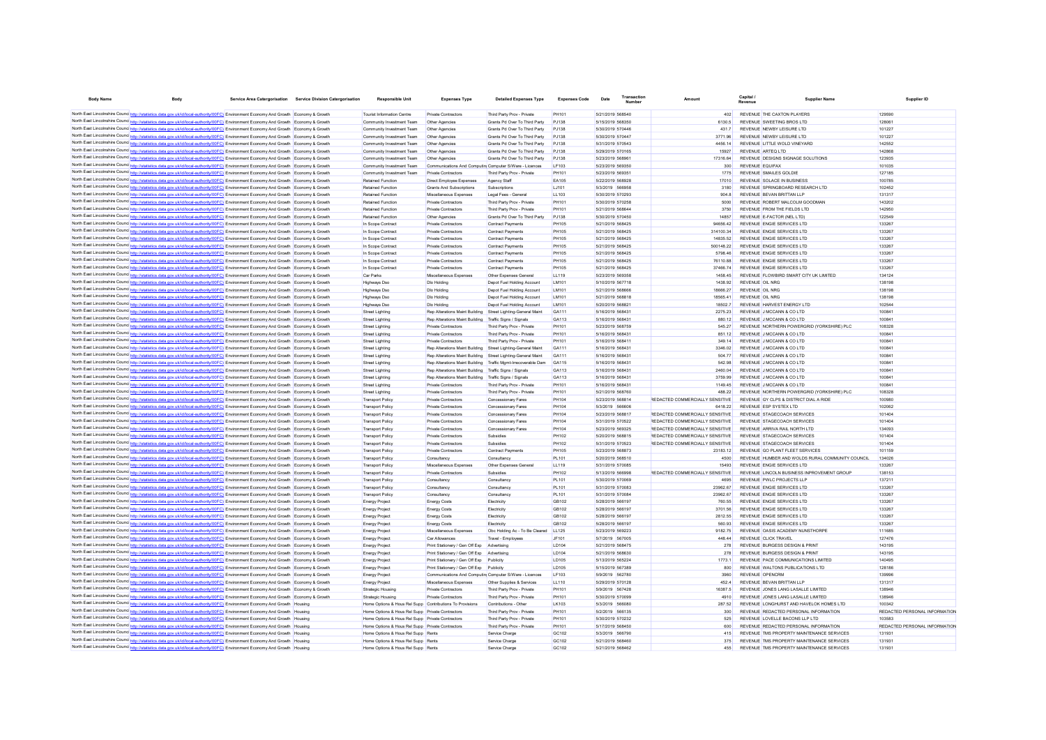| Body Name | Body | Service Area Catergorisation | Service Division Catergorisation | Responsible Unit | Expenses Type | Detailed Expenses Type | Expenses Code | Date | Transaction Number | Amount | Capital / Revenue | Supplier Name | Supplier ID |
|---|---|---|---|---|---|---|---|---|---|---|---|---|---|
| North East Lincolnshire Council | http://statistics.data.gov.uk/id/local-authority/00FC) | Environment Economy And Growth | Economy & Growth | Tourist Information Centre | Private Contractors | Third Party Prov - Private | PH101 | 5/21/2019 | 568540 | 402 | REVENUE | THE CAXTON PLAYERS | 129590 |
| North East Lincolnshire Council | http://statistics.data.gov.uk/id/local-authority/00FC) | Environment Economy And Growth | Economy & Growth | Community Investment Team | Other Agencies | Grants Pd Over To Third Party | PJ138 | 5/15/2019 | 568350 | 6130.5 | REVENUE | SWEETING BROS LTD | 128061 |
| North East Lincolnshire Council | http://statistics.data.gov.uk/id/local-authority/00FC) | Environment Economy And Growth | Economy & Growth | Community Investment Team | Other Agencies | Grants Pd Over To Third Party | PJ138 | 5/30/2019 | 570446 | 431.7 | REVENUE | NEWBY LEISURE LTD | 101227 |
| North East Lincolnshire Council | http://statistics.data.gov.uk/id/local-authority/00FC) | Environment Economy And Growth | Economy & Growth | Community Investment Team | Other Agencies | Grants Pd Over To Third Party | PJ138 | 5/30/2019 | 570447 | 3771.96 | REVENUE | NEWBY LEISURE LTD | 101227 |
| North East Lincolnshire Council | http://statistics.data.gov.uk/id/local-authority/00FC) | Environment Economy And Growth | Economy & Growth | Community Investment Team | Other Agencies | Grants Pd Over To Third Party | PJ138 | 5/31/2019 | 570543 | 4456.14 | REVENUE | LITTLE WOLD VINEYARD | 142552 |
| North East Lincolnshire Council | http://statistics.data.gov.uk/id/local-authority/00FC) | Environment Economy And Growth | Economy & Growth | Community Investment Team | Other Agencies | Grants Pd Over To Third Party | PJ138 | 5/29/2019 | 570165 | 15927 | REVENUE | ARTEQ LTD | 142868 |
| North East Lincolnshire Council | http://statistics.data.gov.uk/id/local-authority/00FC) | Environment Economy And Growth | Economy & Growth | Community Investment Team | Other Agencies | Grants Pd Over To Third Party | PJ138 | 5/23/2019 | 568961 | 17316.64 | REVENUE | DESIGNS SIGNAGE SOLUTIONS | 123935 |
| North East Lincolnshire Council | http://statistics.data.gov.uk/id/local-authority/00FC) | Environment Economy And Growth | Economy & Growth | Community Investment Team | Communications And Computing | Computer S/Ware - Licences | LF103 | 5/23/2019 | 569350 | 300 | REVENUE | EQUIFAX | 101035 |
| North East Lincolnshire Council | http://statistics.data.gov.uk/id/local-authority/00FC) | Environment Economy And Growth | Economy & Growth | Community Investment Team | Private Contractors | Third Party Prov - Private | PH101 | 5/23/2019 | 569351 | 1775 | REVENUE | SMAILES GOLDIE | 127185 |
| North East Lincolnshire Council | http://statistics.data.gov.uk/id/local-authority/00FC) | Environment Economy And Growth | Economy & Growth | Retained Function | Direct Employee Expenses | Agency Staff | EA105 | 5/22/2019 | 568928 | 17010 | REVENUE | SOLACE IN BUSINESS | 100785 |
| North East Lincolnshire Council | http://statistics.data.gov.uk/id/local-authority/00FC) | Environment Economy And Growth | Economy & Growth | Retained Function | Grants And Subscriptions | Subscriptions | LJ101 | 5/3/2019 | 566958 | 3180 | REVENUE | SPRINGBOARD RESEARCH LTD | 102452 |
| North East Lincolnshire Council | http://statistics.data.gov.uk/id/local-authority/00FC) | Environment Economy And Growth | Economy & Growth | Retained Function | Miscellaneous Expenses | Legal Fees - General | LL103 | 5/30/2019 | 570293 | 904.8 | REVENUE | BEVAN BRITTAN LLP | 131317 |
| North East Lincolnshire Council | http://statistics.data.gov.uk/id/local-authority/00FC) | Environment Economy And Growth | Economy & Growth | Retained Function | Private Contractors | Third Party Prov - Private | PH101 | 5/30/2019 | 570258 | 5000 | REVENUE | ROBERT MALCOLM GOODMAN | 143202 |
| North East Lincolnshire Council | http://statistics.data.gov.uk/id/local-authority/00FC) | Environment Economy And Growth | Economy & Growth | Retained Function | Private Contractors | Third Party Prov - Private | PH101 | 5/21/2019 | 568644 | 3750 | REVENUE | FROM THE FIELDS LTD | 142950 |
| North East Lincolnshire Council | http://statistics.data.gov.uk/id/local-authority/00FC) | Environment Economy And Growth | Economy & Growth | Retained Function | Other Agencies | Grants Pd Over To Third Party | PJ138 | 5/30/2019 | 570450 | 14857 | REVENUE | E-FACTOR (NEL LTD) | 122549 |
| North East Lincolnshire Council | http://statistics.data.gov.uk/id/local-authority/00FC) | Environment Economy And Growth | Economy & Growth | In Scope Contract | Private Contractors | Contract Payments | PH105 | 5/21/2019 | 568425 | 94656.42 | REVENUE | ENGIE SERVICES LTD | 133267 |
| North East Lincolnshire Council | http://statistics.data.gov.uk/id/local-authority/00FC) | Environment Economy And Growth | Economy & Growth | In Scope Contract | Private Contractors | Contract Payments | PH105 | 5/21/2019 | 568425 | 314100.34 | REVENUE | ENGIE SERVICES LTD | 133267 |
| North East Lincolnshire Council | http://statistics.data.gov.uk/id/local-authority/00FC) | Environment Economy And Growth | Economy & Growth | In Scope Contract | Private Contractors | Contract Payments | PH105 | 5/21/2019 | 568425 | 14835.52 | REVENUE | ENGIE SERVICES LTD | 133267 |
| North East Lincolnshire Council | http://statistics.data.gov.uk/id/local-authority/00FC) | Environment Economy And Growth | Economy & Growth | In Scope Contract | Private Contractors | Contract Payments | PH105 | 5/21/2019 | 568425 | 500148.22 | REVENUE | ENGIE SERVICES LTD | 133267 |
| North East Lincolnshire Council | http://statistics.data.gov.uk/id/local-authority/00FC) | Environment Economy And Growth | Economy & Growth | In Scope Contract | Private Contractors | Contract Payments | PH105 | 5/21/2019 | 568425 | 5798.46 | REVENUE | ENGIE SERVICES LTD | 133267 |
| North East Lincolnshire Council | http://statistics.data.gov.uk/id/local-authority/00FC) | Environment Economy And Growth | Economy & Growth | In Scope Contract | Private Contractors | Contract Payments | PH105 | 5/21/2019 | 568425 | 76110.88 | REVENUE | ENGIE SERVICES LTD | 133267 |
| North East Lincolnshire Council | http://statistics.data.gov.uk/id/local-authority/00FC) | Environment Economy And Growth | Economy & Growth | In Scope Contract | Private Contractors | Contract Payments | PH105 | 5/21/2019 | 568425 | 37466.74 | REVENUE | ENGIE SERVICES LTD | 133267 |
| North East Lincolnshire Council | http://statistics.data.gov.uk/id/local-authority/00FC) | Environment Economy And Growth | Economy & Growth | Car Parks | Miscellaneous Expenses | Other Expenses General | LL119 | 5/23/2019 | 569358 | 1458.45 | REVENUE | FLOWBIRD SMART CITY UK LIMITED | 134124 |
| North East Lincolnshire Council | http://statistics.data.gov.uk/id/local-authority/00FC) | Environment Economy And Growth | Economy & Growth | Highways Dso | Dlo Holding | Depot Fuel Holding Account | LM101 | 5/10/2019 | 567718 | 1438.92 | REVENUE | OIL NRG | 138198 |
| North East Lincolnshire Council | http://statistics.data.gov.uk/id/local-authority/00FC) | Environment Economy And Growth | Economy & Growth | Highways Dso | Dlo Holding | Depot Fuel Holding Account | LM101 | 5/21/2019 | 568666 | 18666.27 | REVENUE | OIL NRG | 138198 |
| North East Lincolnshire Council | http://statistics.data.gov.uk/id/local-authority/00FC) | Environment Economy And Growth | Economy & Growth | Highways Dso | Dlo Holding | Depot Fuel Holding Account | LM101 | 5/21/2019 | 568818 | 18565.41 | REVENUE | OIL NRG | 138198 |
| North East Lincolnshire Council | http://statistics.data.gov.uk/id/local-authority/00FC) | Environment Economy And Growth | Economy & Growth | Highways Dso | Dlo Holding | Depot Fuel Holding Account | LM101 | 5/20/2019 | 568821 | 18502.7 | REVENUE | HARVEST ENERGY LTD | 102544 |
| North East Lincolnshire Council | http://statistics.data.gov.uk/id/local-authority/00FC) | Environment Economy And Growth | Economy & Growth | Street Lighting | Rep Alterations Maint Building | Street Lighting-General Maint | GA111 | 5/16/2019 | 568431 | 2275.23 | REVENUE | J MCCANN & CO LTD | 100841 |
| North East Lincolnshire Council | http://statistics.data.gov.uk/id/local-authority/00FC) | Environment Economy And Growth | Economy & Growth | Street Lighting | Rep Alterations Maint Building | Traffic Signs / Signals | GA113 | 5/16/2019 | 568431 | 880.12 | REVENUE | J MCCANN & CO LTD | 100841 |
| North East Lincolnshire Council | http://statistics.data.gov.uk/id/local-authority/00FC) | Environment Economy And Growth | Economy & Growth | Street Lighting | Private Contractors | Third Party Prov - Private | PH101 | 5/23/2019 | 568759 | 545.27 | REVENUE | NORTHERN POWERGRID (YORKSHIRE) PLC | 108328 |
| North East Lincolnshire Council | http://statistics.data.gov.uk/id/local-authority/00FC) | Environment Economy And Growth | Economy & Growth | Street Lighting | Private Contractors | Third Party Prov - Private | PH101 | 5/16/2019 | 568431 | 851.12 | REVENUE | J MCCANN & CO LTD | 100841 |
| North East Lincolnshire Council | http://statistics.data.gov.uk/id/local-authority/00FC) | Environment Economy And Growth | Economy & Growth | Street Lighting | Private Contractors | Third Party Prov - Private | PH101 | 5/16/2019 | 568431 | 349.14 | REVENUE | J MCCANN & CO LTD | 100841 |
| North East Lincolnshire Council | http://statistics.data.gov.uk/id/local-authority/00FC) | Environment Economy And Growth | Economy & Growth | Street Lighting | Rep Alterations Maint Building | Street Lighting-General Maint | GA111 | 5/16/2019 | 568431 | 3346.02 | REVENUE | J MCCANN & CO LTD | 100841 |
| North East Lincolnshire Council | http://statistics.data.gov.uk/id/local-authority/00FC) | Environment Economy And Growth | Economy & Growth | Street Lighting | Rep Alterations Maint Building | Street Lighting-General Maint | GA111 | 5/16/2019 | 568431 | 504.77 | REVENUE | J MCCANN & CO LTD | 100841 |
| North East Lincolnshire Council | http://statistics.data.gov.uk/id/local-authority/00FC) | Environment Economy And Growth | Economy & Growth | Street Lighting | Rep Alterations Maint Building | Traffic Mgmt-Irrecoverable Dam | GA115 | 5/16/2019 | 568431 | 542.98 | REVENUE | J MCCANN & CO LTD | 100841 |
| North East Lincolnshire Council | http://statistics.data.gov.uk/id/local-authority/00FC) | Environment Economy And Growth | Economy & Growth | Street Lighting | Rep Alterations Maint Building | Traffic Signs / Signals | GA113 | 5/16/2019 | 568431 | 2460.04 | REVENUE | J MCCANN & CO LTD | 100841 |
| North East Lincolnshire Council | http://statistics.data.gov.uk/id/local-authority/00FC) | Environment Economy And Growth | Economy & Growth | Street Lighting | Rep Alterations Maint Building | Traffic Signs / Signals | GA113 | 5/16/2019 | 568431 | 3759.99 | REVENUE | J MCCANN & CO LTD | 100841 |
| North East Lincolnshire Council | http://statistics.data.gov.uk/id/local-authority/00FC) | Environment Economy And Growth | Economy & Growth | Street Lighting | Private Contractors | Third Party Prov - Private | PH101 | 5/16/2019 | 568431 | 1149.45 | REVENUE | J MCCANN & CO LTD | 100841 |
| North East Lincolnshire Council | http://statistics.data.gov.uk/id/local-authority/00FC) | Environment Economy And Growth | Economy & Growth | Street Lighting | Private Contractors | Third Party Prov - Private | PH101 | 5/21/2019 | 568760 | 488.22 | REVENUE | NORTHERN POWERGRID (YORKSHIRE) PLC | 108328 |
| North East Lincolnshire Council | http://statistics.data.gov.uk/id/local-authority/00FC) | Environment Economy And Growth | Economy & Growth | Transport Policy | Private Contractors | Concessionary Fares | PH104 | 5/23/2019 | 568814 | REDACTED COMMERCIALLY SENSITIVE | REVENUE | GY CLPS & DISTRICT DIAL A RIDE | 100980 |
| North East Lincolnshire Council | http://statistics.data.gov.uk/id/local-authority/00FC) | Environment Economy And Growth | Economy & Growth | Transport Policy | Private Contractors | Concessionary Fares | PH104 | 5/3/2019 | 566606 | 6418.22 | REVENUE | ESP SYSTEX LTD | 102062 |
| North East Lincolnshire Council | http://statistics.data.gov.uk/id/local-authority/00FC) | Environment Economy And Growth | Economy & Growth | Transport Policy | Private Contractors | Concessionary Fares | PH104 | 5/23/2019 | 568817 | REDACTED COMMERCIALLY SENSITIVE | REVENUE | STAGECOACH SERVICES | 101404 |
| North East Lincolnshire Council | http://statistics.data.gov.uk/id/local-authority/00FC) | Environment Economy And Growth | Economy & Growth | Transport Policy | Private Contractors | Concessionary Fares | PH104 | 5/31/2019 | 570522 | REDACTED COMMERCIALLY SENSITIVE | REVENUE | STAGECOACH SERVICES | 101404 |
| North East Lincolnshire Council | http://statistics.data.gov.uk/id/local-authority/00FC) | Environment Economy And Growth | Economy & Growth | Transport Policy | Private Contractors | Concessionary Fares | PH104 | 5/23/2019 | 569325 | REDACTED COMMERCIALLY SENSITIVE | REVENUE | ARRIVA RAIL NORTH LTD | 134093 |
| North East Lincolnshire Council | http://statistics.data.gov.uk/id/local-authority/00FC) | Environment Economy And Growth | Economy & Growth | Transport Policy | Private Contractors | Subsidies | PH102 | 5/20/2019 | 568815 | REDACTED COMMERCIALLY SENSITIVE | REVENUE | STAGECOACH SERVICES | 101404 |
| North East Lincolnshire Council | http://statistics.data.gov.uk/id/local-authority/00FC) | Environment Economy And Growth | Economy & Growth | Transport Policy | Private Contractors | Subsidies | PH102 | 5/31/2019 | 570523 | REDACTED COMMERCIALLY SENSITIVE | REVENUE | STAGECOACH SERVICES | 101404 |
| North East Lincolnshire Council | http://statistics.data.gov.uk/id/local-authority/00FC) | Environment Economy And Growth | Economy & Growth | Transport Policy | Private Contractors | Contract Payments | PH105 | 5/23/2019 | 568873 | 23183.12 | REVENUE | GO PLANT FLEET SERVICES | 101159 |
| North East Lincolnshire Council | http://statistics.data.gov.uk/id/local-authority/00FC) | Environment Economy And Growth | Economy & Growth | Transport Policy | Consultancy | Consultancy | PL101 | 5/20/2019 | 568510 | 4500 | REVENUE | HUMBER AND WOLDS RURAL COMMUNITY COUNCIL | 134026 |
| North East Lincolnshire Council | http://statistics.data.gov.uk/id/local-authority/00FC) | Environment Economy And Growth | Economy & Growth | Transport Policy | Miscellaneous Expenses | Other Expenses General | LL119 | 5/31/2019 | 570085 | 15493 | REVENUE | ENGIE SERVICES LTD | 133267 |
| North East Lincolnshire Council | http://statistics.data.gov.uk/id/local-authority/00FC) | Environment Economy And Growth | Economy & Growth | Transport Policy | Private Contractors | Subsidies | PH102 | 5/13/2019 | 566996 | REDACTED COMMERCIALLY SENSITIVE | REVENUE | LINCOLN BUSINESS INPROVEMENT GROUP | 138153 |
| North East Lincolnshire Council | http://statistics.data.gov.uk/id/local-authority/00FC) | Environment Economy And Growth | Economy & Growth | Transport Policy | Consultancy | Consultancy | PL101 | 5/30/2019 | 570069 | 4695 | REVENUE | PWLC PROJECTS LLP | 137211 |
| North East Lincolnshire Council | http://statistics.data.gov.uk/id/local-authority/00FC) | Environment Economy And Growth | Economy & Growth | Transport Policy | Consultancy | Consultancy | PL101 | 5/31/2019 | 570083 | 23962.67 | REVENUE | ENGIE SERVICES LTD | 133267 |
| North East Lincolnshire Council | http://statistics.data.gov.uk/id/local-authority/00FC) | Environment Economy And Growth | Economy & Growth | Transport Policy | Consultancy | Consultancy | PL101 | 5/31/2019 | 570084 | 23962.67 | REVENUE | ENGIE SERVICES LTD | 133267 |
| North East Lincolnshire Council | http://statistics.data.gov.uk/id/local-authority/00FC) | Environment Economy And Growth | Economy & Growth | Energy Project | Energy Costs | Electricity | GB102 | 5/28/2019 | 566197 | 760.55 | REVENUE | ENGIE SERVICES LTD | 133267 |
| North East Lincolnshire Council | http://statistics.data.gov.uk/id/local-authority/00FC) | Environment Economy And Growth | Economy & Growth | Energy Project | Energy Costs | Electricity | GB102 | 5/28/2019 | 566197 | 3701.56 | REVENUE | ENGIE SERVICES LTD | 133267 |
| North East Lincolnshire Council | http://statistics.data.gov.uk/id/local-authority/00FC) | Environment Economy And Growth | Economy & Growth | Energy Project | Energy Costs | Electricity | GB102 | 5/28/2019 | 566197 | 2612.55 | REVENUE | ENGIE SERVICES LTD | 133267 |
| North East Lincolnshire Council | http://statistics.data.gov.uk/id/local-authority/00FC) | Environment Economy And Growth | Economy & Growth | Energy Project | Energy Costs | Electricity | GB102 | 5/28/2019 | 566197 | 560.93 | REVENUE | ENGIE SERVICES LTD | 133267 |
| North East Lincolnshire Council | http://statistics.data.gov.uk/id/local-authority/00FC) | Environment Economy And Growth | Economy & Growth | Energy Project | Miscellaneous Expenses | Obc Holding Ac - To Be Cleared | LL125 | 5/23/2019 | 569223 | 9182.75 | REVENUE | OASIS ACADEMY NUNSTHORPE | 111685 |
| North East Lincolnshire Council | http://statistics.data.gov.uk/id/local-authority/00FC) | Environment Economy And Growth | Economy & Growth | Energy Project | Car Allowances | Travel - Employees | JF101 | 5/7/2019 | 567005 | 448.44 | REVENUE | CLICK TRAVEL | 127476 |
| North East Lincolnshire Council | http://statistics.data.gov.uk/id/local-authority/00FC) | Environment Economy And Growth | Economy & Growth | Energy Project | Print Stationery / Gen Off Exp | Advertising | LD104 | 5/21/2019 | 568475 | 278 | REVENUE | BURGESS DESIGN & PRINT | 143195 |
| North East Lincolnshire Council | http://statistics.data.gov.uk/id/local-authority/00FC) | Environment Economy And Growth | Economy & Growth | Energy Project | Print Stationery / Gen Off Exp | Advertising | LD104 | 5/21/2019 | 568630 | 278 | REVENUE | BURGESS DESIGN & PRINT | 143195 |
| North East Lincolnshire Council | http://statistics.data.gov.uk/id/local-authority/00FC) | Environment Economy And Growth | Economy & Growth | Energy Project | Print Stationery / Gen Off Exp | Publicity | LD105 | 5/13/2019 | 565224 | 1773.1 | REVENUE | PACE COMMUNICATIONS LIMITED | 140495 |
| North East Lincolnshire Council | http://statistics.data.gov.uk/id/local-authority/00FC) | Environment Economy And Growth | Economy & Growth | Energy Project | Print Stationery / Gen Off Exp | Publicity | LD105 | 5/15/2019 | 567389 | 800 | REVENUE | WALTONS PUBLICATIONS LTD | 128186 |
| North East Lincolnshire Council | http://statistics.data.gov.uk/id/local-authority/00FC) | Environment Economy And Growth | Economy & Growth | Energy Project | Communications And Computing | Computer S/Ware - Licences | LF103 | 5/9/2019 | 562780 | 3960 | REVENUE | OPENCRM | 139996 |
| North East Lincolnshire Council | http://statistics.data.gov.uk/id/local-authority/00FC) | Environment Economy And Growth | Economy & Growth | Energy Project | Miscellaneous Expenses | Other Supplies & Services | LL110 | 5/29/2019 | 570128 | 452.4 | REVENUE | BEVAN BRITTAN LLP | 131317 |
| North East Lincolnshire Council | http://statistics.data.gov.uk/id/local-authority/00FC) | Environment Economy And Growth | Economy & Growth | Strategic Housing | Private Contractors | Third Party Prov - Private | PH101 | 5/9/2019 | 567428 | 16387.5 | REVENUE | JONES LANG LASALLE LIMITED | 138946 |
| North East Lincolnshire Council | http://statistics.data.gov.uk/id/local-authority/00FC) | Environment Economy And Growth | Economy & Growth | Strategic Housing | Private Contractors | Third Party Prov - Private | PH101 | 5/30/2019 | 570099 | 4910 | REVENUE | JONES LANG LASALLE LIMITED | 138946 |
| North East Lincolnshire Council | http://statistics.data.gov.uk/id/local-authority/00FC) | Environment Economy And Growth | Housing | Home Options & Hous Rel Supp | Contributions To Provisions | Contributions - Other | LK103 | 5/3/2019 | 566080 | 287.52 | REVENUE | LONGHURST AND HAVELOK HOMES LTD | 100342 |
| North East Lincolnshire Council | http://statistics.data.gov.uk/id/local-authority/00FC) | Environment Economy And Growth | Housing | Home Options & Hous Rel Supp | Private Contractors | Third Party Prov - Private | PH101 | 5/2/2019 | 566135 | 300 | REVENUE | REDACTED PERSONAL INFORMATION | REDACTED PERSONAL INFORMATION |
| North East Lincolnshire Council | http://statistics.data.gov.uk/id/local-authority/00FC) | Environment Economy And Growth | Housing | Home Options & Hous Rel Supp | Private Contractors | Third Party Prov - Private | PH101 | 5/30/2019 | 570232 | 525 | REVENUE | LOVELLE BACONS LLP LTD | 103583 |
| North East Lincolnshire Council | http://statistics.data.gov.uk/id/local-authority/00FC) | Environment Economy And Growth | Housing | Home Options & Hous Rel Supp | Private Contractors | Third Party Prov - Private | PH101 | 5/17/2019 | 568450 | 600 | REVENUE | REDACTED PERSONAL INFORMATION | REDACTED PERSONAL INFORMATION |
| North East Lincolnshire Council | http://statistics.data.gov.uk/id/local-authority/00FC) | Environment Economy And Growth | Housing | Home Options & Hous Rel Supp | Rents | Service Charge | GC102 | 5/3/2019 | 566790 | 415 | REVENUE | TMS PROPERTY MAINTENANCE SERVICES | 131931 |
| North East Lincolnshire Council | http://statistics.data.gov.uk/id/local-authority/00FC) | Environment Economy And Growth | Housing | Home Options & Hous Rel Supp | Rents | Service Charge | GC102 | 5/21/2019 | 568460 | 375 | REVENUE | TMS PROPERTY MAINTENANCE SERVICES | 131931 |
| North East Lincolnshire Council | http://statistics.data.gov.uk/id/local-authority/00FC) | Environment Economy And Growth | Housing | Home Options & Hous Rel Supp | Rents | Service Charge | GC102 | 5/21/2019 | 568462 | 455 | REVENUE | TMS PROPERTY MAINTENANCE SERVICES | 131931 |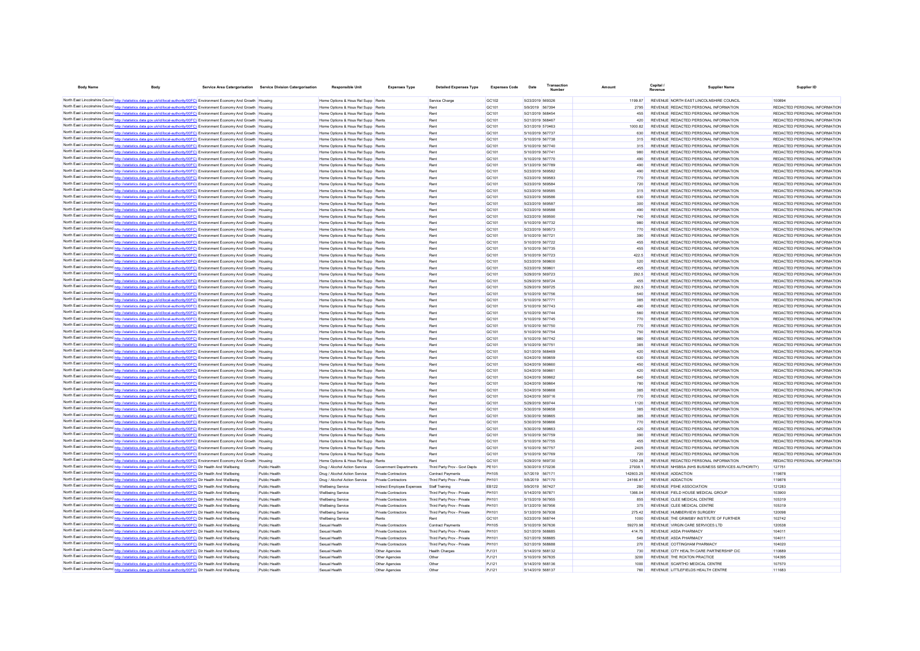| Body Name | Body | Service Area Catergorisation | Service Division Catergorisation | Responsible Unit | Expenses Type | Detailed Expenses Type | Expenses Code | Date | Transaction Number | Amount | Capital / Revenue | Supplier Name | Supplier ID |
|---|---|---|---|---|---|---|---|---|---|---|---|---|---|
| North East Lincolnshire Council | http://statistics.data.gov.uk/id/local-authority/00FC | Environment Economy And Growth | Housing | Home Options & Hous Rel Supp | Rents | Service Charge | GC102 | 5/23/2019 | 569326 | 1199.87 | REVENUE | NORTH EAST LINCOLNSHIRE COUNCIL | 100894 |
| North East Lincolnshire Council | http://statistics.data.gov.uk/id/local-authority/00FC | Environment Economy And Growth | Housing | Home Options & Hous Rel Supp | Rents | Rent | GC101 | 5/9/2019 | 567394 | 2795 | REVENUE | REDACTED PERSONAL INFORMATION | REDACTED PERSONAL INFORMATION |
| North East Lincolnshire Council | http://statistics.data.gov.uk/id/local-authority/00FC | Environment Economy And Growth | Housing | Home Options & Hous Rel Supp | Rents | Rent | GC101 | 5/21/2019 | 568454 | 455 | REVENUE | REDACTED PERSONAL INFORMATION | REDACTED PERSONAL INFORMATION |
| North East Lincolnshire Council | http://statistics.data.gov.uk/id/local-authority/00FC | Environment Economy And Growth | Housing | Home Options & Hous Rel Supp | Rents | Rent | GC101 | 5/21/2019 | 568467 | 420 | REVENUE | REDACTED PERSONAL INFORMATION | REDACTED PERSONAL INFORMATION |
| North East Lincolnshire Council | http://statistics.data.gov.uk/id/local-authority/00FC | Environment Economy And Growth | Housing | Home Options & Hous Rel Supp | Rents | Rent | GC101 | 5/31/2019 | 570463 | 1000.82 | REVENUE | REDACTED PERSONAL INFORMATION | REDACTED PERSONAL INFORMATION |
| North East Lincolnshire Council | http://statistics.data.gov.uk/id/local-authority/00FC | Environment Economy And Growth | Housing | Home Options & Hous Rel Supp | Rents | Rent | GC101 | 5/10/2019 | 567737 | 630 | REVENUE | REDACTED PERSONAL INFORMATION | REDACTED PERSONAL INFORMATION |
| North East Lincolnshire Council | http://statistics.data.gov.uk/id/local-authority/00FC | Environment Economy And Growth | Housing | Home Options & Hous Rel Supp | Rents | Rent | GC101 | 5/10/2019 | 567738 | 315 | REVENUE | REDACTED PERSONAL INFORMATION | REDACTED PERSONAL INFORMATION |
| North East Lincolnshire Council | http://statistics.data.gov.uk/id/local-authority/00FC | Environment Economy And Growth | Housing | Home Options & Hous Rel Supp | Rents | Rent | GC101 | 5/10/2019 | 567740 | 315 | REVENUE | REDACTED PERSONAL INFORMATION | REDACTED PERSONAL INFORMATION |
| North East Lincolnshire Council | http://statistics.data.gov.uk/id/local-authority/00FC | Environment Economy And Growth | Housing | Home Options & Hous Rel Supp | Rents | Rent | GC101 | 5/10/2019 | 567741 | 980 | REVENUE | REDACTED PERSONAL INFORMATION | REDACTED PERSONAL INFORMATION |
| North East Lincolnshire Council | http://statistics.data.gov.uk/id/local-authority/00FC | Environment Economy And Growth | Housing | Home Options & Hous Rel Supp | Rents | Rent | GC101 | 5/10/2019 | 567770 | 490 | REVENUE | REDACTED PERSONAL INFORMATION | REDACTED PERSONAL INFORMATION |
| North East Lincolnshire Council | http://statistics.data.gov.uk/id/local-authority/00FC | Environment Economy And Growth | Housing | Home Options & Hous Rel Supp | Rents | Rent | GC101 | 5/13/2019 | 567789 | 490 | REVENUE | REDACTED PERSONAL INFORMATION | REDACTED PERSONAL INFORMATION |
| North East Lincolnshire Council | http://statistics.data.gov.uk/id/local-authority/00FC | Environment Economy And Growth | Housing | Home Options & Hous Rel Supp | Rents | Rent | GC101 | 5/23/2019 | 569582 | 490 | REVENUE | REDACTED PERSONAL INFORMATION | REDACTED PERSONAL INFORMATION |
| North East Lincolnshire Council | http://statistics.data.gov.uk/id/local-authority/00FC | Environment Economy And Growth | Housing | Home Options & Hous Rel Supp | Rents | Rent | GC101 | 5/23/2019 | 569583 | 770 | REVENUE | REDACTED PERSONAL INFORMATION | REDACTED PERSONAL INFORMATION |
| North East Lincolnshire Council | http://statistics.data.gov.uk/id/local-authority/00FC | Environment Economy And Growth | Housing | Home Options & Hous Rel Supp | Rents | Rent | GC101 | 5/23/2019 | 569584 | 720 | REVENUE | REDACTED PERSONAL INFORMATION | REDACTED PERSONAL INFORMATION |
| North East Lincolnshire Council | http://statistics.data.gov.uk/id/local-authority/00FC | Environment Economy And Growth | Housing | Home Options & Hous Rel Supp | Rents | Rent | GC101 | 5/23/2019 | 569585 | 315 | REVENUE | REDACTED PERSONAL INFORMATION | REDACTED PERSONAL INFORMATION |
| North East Lincolnshire Council | http://statistics.data.gov.uk/id/local-authority/00FC | Environment Economy And Growth | Housing | Home Options & Hous Rel Supp | Rents | Rent | GC101 | 5/23/2019 | 569586 | 630 | REVENUE | REDACTED PERSONAL INFORMATION | REDACTED PERSONAL INFORMATION |
| North East Lincolnshire Council | http://statistics.data.gov.uk/id/local-authority/00FC | Environment Economy And Growth | Housing | Home Options & Hous Rel Supp | Rents | Rent | GC101 | 5/23/2019 | 569587 | 300 | REVENUE | REDACTED PERSONAL INFORMATION | REDACTED PERSONAL INFORMATION |
| North East Lincolnshire Council | http://statistics.data.gov.uk/id/local-authority/00FC | Environment Economy And Growth | Housing | Home Options & Hous Rel Supp | Rents | Rent | GC101 | 5/23/2019 | 569588 | 490 | REVENUE | REDACTED PERSONAL INFORMATION | REDACTED PERSONAL INFORMATION |
| North East Lincolnshire Council | http://statistics.data.gov.uk/id/local-authority/00FC | Environment Economy And Growth | Housing | Home Options & Hous Rel Supp | Rents | Rent | GC101 | 5/23/2019 | 569590 | 740 | REVENUE | REDACTED PERSONAL INFORMATION | REDACTED PERSONAL INFORMATION |
| North East Lincolnshire Council | http://statistics.data.gov.uk/id/local-authority/00FC | Environment Economy And Growth | Housing | Home Options & Hous Rel Supp | Rents | Rent | GC101 | 5/10/2019 | 567732 | 980 | REVENUE | REDACTED PERSONAL INFORMATION | REDACTED PERSONAL INFORMATION |
| North East Lincolnshire Council | http://statistics.data.gov.uk/id/local-authority/00FC | Environment Economy And Growth | Housing | Home Options & Hous Rel Supp | Rents | Rent | GC101 | 5/23/2019 | 569573 | 770 | REVENUE | REDACTED PERSONAL INFORMATION | REDACTED PERSONAL INFORMATION |
| North East Lincolnshire Council | http://statistics.data.gov.uk/id/local-authority/00FC | Environment Economy And Growth | Housing | Home Options & Hous Rel Supp | Rents | Rent | GC101 | 5/10/2019 | 567721 | 390 | REVENUE | REDACTED PERSONAL INFORMATION | REDACTED PERSONAL INFORMATION |
| North East Lincolnshire Council | http://statistics.data.gov.uk/id/local-authority/00FC | Environment Economy And Growth | Housing | Home Options & Hous Rel Supp | Rents | Rent | GC101 | 5/10/2019 | 567722 | 455 | REVENUE | REDACTED PERSONAL INFORMATION | REDACTED PERSONAL INFORMATION |
| North East Lincolnshire Council | http://statistics.data.gov.uk/id/local-authority/00FC | Environment Economy And Growth | Housing | Home Options & Hous Rel Supp | Rents | Rent | GC101 | 5/10/2019 | 567735 | 455 | REVENUE | REDACTED PERSONAL INFORMATION | REDACTED PERSONAL INFORMATION |
| North East Lincolnshire Council | http://statistics.data.gov.uk/id/local-authority/00FC | Environment Economy And Growth | Housing | Home Options & Hous Rel Supp | Rents | Rent | GC101 | 5/10/2019 | 567723 | 422.5 | REVENUE | REDACTED PERSONAL INFORMATION | REDACTED PERSONAL INFORMATION |
| North East Lincolnshire Council | http://statistics.data.gov.uk/id/local-authority/00FC | Environment Economy And Growth | Housing | Home Options & Hous Rel Supp | Rents | Rent | GC101 | 5/23/2019 | 569600 | 520 | REVENUE | REDACTED PERSONAL INFORMATION | REDACTED PERSONAL INFORMATION |
| North East Lincolnshire Council | http://statistics.data.gov.uk/id/local-authority/00FC | Environment Economy And Growth | Housing | Home Options & Hous Rel Supp | Rents | Rent | GC101 | 5/23/2019 | 569601 | 455 | REVENUE | REDACTED PERSONAL INFORMATION | REDACTED PERSONAL INFORMATION |
| North East Lincolnshire Council | http://statistics.data.gov.uk/id/local-authority/00FC | Environment Economy And Growth | Housing | Home Options & Hous Rel Supp | Rents | Rent | GC101 | 5/29/2019 | 569723 | 292.5 | REVENUE | REDACTED PERSONAL INFORMATION | REDACTED PERSONAL INFORMATION |
| North East Lincolnshire Council | http://statistics.data.gov.uk/id/local-authority/00FC | Environment Economy And Growth | Housing | Home Options & Hous Rel Supp | Rents | Rent | GC101 | 5/29/2019 | 569724 | 455 | REVENUE | REDACTED PERSONAL INFORMATION | REDACTED PERSONAL INFORMATION |
| North East Lincolnshire Council | http://statistics.data.gov.uk/id/local-authority/00FC | Environment Economy And Growth | Housing | Home Options & Hous Rel Supp | Rents | Rent | GC101 | 5/29/2019 | 569725 | 292.5 | REVENUE | REDACTED PERSONAL INFORMATION | REDACTED PERSONAL INFORMATION |
| North East Lincolnshire Council | http://statistics.data.gov.uk/id/local-authority/00FC | Environment Economy And Growth | Housing | Home Options & Hous Rel Supp | Rents | Rent | GC101 | 5/10/2019 | 567756 | 540 | REVENUE | REDACTED PERSONAL INFORMATION | REDACTED PERSONAL INFORMATION |
| North East Lincolnshire Council | http://statistics.data.gov.uk/id/local-authority/00FC | Environment Economy And Growth | Housing | Home Options & Hous Rel Supp | Rents | Rent | GC101 | 5/10/2019 | 567771 | 385 | REVENUE | REDACTED PERSONAL INFORMATION | REDACTED PERSONAL INFORMATION |
| North East Lincolnshire Council | http://statistics.data.gov.uk/id/local-authority/00FC | Environment Economy And Growth | Housing | Home Options & Hous Rel Supp | Rents | Rent | GC101 | 5/10/2019 | 567743 | 490 | REVENUE | REDACTED PERSONAL INFORMATION | REDACTED PERSONAL INFORMATION |
| North East Lincolnshire Council | http://statistics.data.gov.uk/id/local-authority/00FC | Environment Economy And Growth | Housing | Home Options & Hous Rel Supp | Rents | Rent | GC101 | 5/10/2019 | 567744 | 560 | REVENUE | REDACTED PERSONAL INFORMATION | REDACTED PERSONAL INFORMATION |
| North East Lincolnshire Council | http://statistics.data.gov.uk/id/local-authority/00FC | Environment Economy And Growth | Housing | Home Options & Hous Rel Supp | Rents | Rent | GC101 | 5/10/2019 | 567745 | 770 | REVENUE | REDACTED PERSONAL INFORMATION | REDACTED PERSONAL INFORMATION |
| North East Lincolnshire Council | http://statistics.data.gov.uk/id/local-authority/00FC | Environment Economy And Growth | Housing | Home Options & Hous Rel Supp | Rents | Rent | GC101 | 5/10/2019 | 567750 | 770 | REVENUE | REDACTED PERSONAL INFORMATION | REDACTED PERSONAL INFORMATION |
| North East Lincolnshire Council | http://statistics.data.gov.uk/id/local-authority/00FC | Environment Economy And Growth | Housing | Home Options & Hous Rel Supp | Rents | Rent | GC101 | 5/10/2019 | 567754 | 750 | REVENUE | REDACTED PERSONAL INFORMATION | REDACTED PERSONAL INFORMATION |
| North East Lincolnshire Council | http://statistics.data.gov.uk/id/local-authority/00FC | Environment Economy And Growth | Housing | Home Options & Hous Rel Supp | Rents | Rent | GC101 | 5/10/2019 | 567742 | 980 | REVENUE | REDACTED PERSONAL INFORMATION | REDACTED PERSONAL INFORMATION |
| North East Lincolnshire Council | http://statistics.data.gov.uk/id/local-authority/00FC | Environment Economy And Growth | Housing | Home Options & Hous Rel Supp | Rents | Rent | GC101 | 5/10/2019 | 567751 | 385 | REVENUE | REDACTED PERSONAL INFORMATION | REDACTED PERSONAL INFORMATION |
| North East Lincolnshire Council | http://statistics.data.gov.uk/id/local-authority/00FC | Environment Economy And Growth | Housing | Home Options & Hous Rel Supp | Rents | Rent | GC101 | 5/21/2019 | 568469 | 420 | REVENUE | REDACTED PERSONAL INFORMATION | REDACTED PERSONAL INFORMATION |
| North East Lincolnshire Council | http://statistics.data.gov.uk/id/local-authority/00FC | Environment Economy And Growth | Housing | Home Options & Hous Rel Supp | Rents | Rent | GC101 | 5/24/2019 | 569659 | 630 | REVENUE | REDACTED PERSONAL INFORMATION | REDACTED PERSONAL INFORMATION |
| North East Lincolnshire Council | http://statistics.data.gov.uk/id/local-authority/00FC | Environment Economy And Growth | Housing | Home Options & Hous Rel Supp | Rents | Rent | GC101 | 5/24/2019 | 569660 | 450 | REVENUE | REDACTED PERSONAL INFORMATION | REDACTED PERSONAL INFORMATION |
| North East Lincolnshire Council | http://statistics.data.gov.uk/id/local-authority/00FC | Environment Economy And Growth | Housing | Home Options & Hous Rel Supp | Rents | Rent | GC101 | 5/24/2019 | 569661 | 420 | REVENUE | REDACTED PERSONAL INFORMATION | REDACTED PERSONAL INFORMATION |
| North East Lincolnshire Council | http://statistics.data.gov.uk/id/local-authority/00FC | Environment Economy And Growth | Housing | Home Options & Hous Rel Supp | Rents | Rent | GC101 | 5/24/2019 | 569662 | 840 | REVENUE | REDACTED PERSONAL INFORMATION | REDACTED PERSONAL INFORMATION |
| North East Lincolnshire Council | http://statistics.data.gov.uk/id/local-authority/00FC | Environment Economy And Growth | Housing | Home Options & Hous Rel Supp | Rents | Rent | GC101 | 5/24/2019 | 569664 | 780 | REVENUE | REDACTED PERSONAL INFORMATION | REDACTED PERSONAL INFORMATION |
| North East Lincolnshire Council | http://statistics.data.gov.uk/id/local-authority/00FC | Environment Economy And Growth | Housing | Home Options & Hous Rel Supp | Rents | Rent | GC101 | 5/24/2019 | 569668 | 385 | REVENUE | REDACTED PERSONAL INFORMATION | REDACTED PERSONAL INFORMATION |
| North East Lincolnshire Council | http://statistics.data.gov.uk/id/local-authority/00FC | Environment Economy And Growth | Housing | Home Options & Hous Rel Supp | Rents | Rent | GC101 | 5/24/2019 | 569716 | 770 | REVENUE | REDACTED PERSONAL INFORMATION | REDACTED PERSONAL INFORMATION |
| North East Lincolnshire Council | http://statistics.data.gov.uk/id/local-authority/00FC | Environment Economy And Growth | Housing | Home Options & Hous Rel Supp | Rents | Rent | GC101 | 5/29/2019 | 569744 | 1120 | REVENUE | REDACTED PERSONAL INFORMATION | REDACTED PERSONAL INFORMATION |
| North East Lincolnshire Council | http://statistics.data.gov.uk/id/local-authority/00FC | Environment Economy And Growth | Housing | Home Options & Hous Rel Supp | Rents | Rent | GC101 | 5/30/2019 | 569658 | 385 | REVENUE | REDACTED PERSONAL INFORMATION | REDACTED PERSONAL INFORMATION |
| North East Lincolnshire Council | http://statistics.data.gov.uk/id/local-authority/00FC | Environment Economy And Growth | Housing | Home Options & Hous Rel Supp | Rents | Rent | GC101 | 5/30/2019 | 569665 | 385 | REVENUE | REDACTED PERSONAL INFORMATION | REDACTED PERSONAL INFORMATION |
| North East Lincolnshire Council | http://statistics.data.gov.uk/id/local-authority/00FC | Environment Economy And Growth | Housing | Home Options & Hous Rel Supp | Rents | Rent | GC101 | 5/30/2019 | 569666 | 770 | REVENUE | REDACTED PERSONAL INFORMATION | REDACTED PERSONAL INFORMATION |
| North East Lincolnshire Council | http://statistics.data.gov.uk/id/local-authority/00FC | Environment Economy And Growth | Housing | Home Options & Hous Rel Supp | Rents | Rent | GC101 | 5/30/2019 | 569663 | 420 | REVENUE | REDACTED PERSONAL INFORMATION | REDACTED PERSONAL INFORMATION |
| North East Lincolnshire Council | http://statistics.data.gov.uk/id/local-authority/00FC | Environment Economy And Growth | Housing | Home Options & Hous Rel Supp | Rents | Rent | GC101 | 5/10/2019 | 567759 | 390 | REVENUE | REDACTED PERSONAL INFORMATION | REDACTED PERSONAL INFORMATION |
| North East Lincolnshire Council | http://statistics.data.gov.uk/id/local-authority/00FC | Environment Economy And Growth | Housing | Home Options & Hous Rel Supp | Rents | Rent | GC101 | 5/10/2019 | 567755 | 455 | REVENUE | REDACTED PERSONAL INFORMATION | REDACTED PERSONAL INFORMATION |
| North East Lincolnshire Council | http://statistics.data.gov.uk/id/local-authority/00FC | Environment Economy And Growth | Housing | Home Options & Hous Rel Supp | Rents | Rent | GC101 | 5/10/2019 | 567757 | 2405 | REVENUE | REDACTED PERSONAL INFORMATION | REDACTED PERSONAL INFORMATION |
| North East Lincolnshire Council | http://statistics.data.gov.uk/id/local-authority/00FC | Environment Economy And Growth | Housing | Home Options & Hous Rel Supp | Rents | Rent | GC101 | 5/10/2019 | 567769 | 720 | REVENUE | REDACTED PERSONAL INFORMATION | REDACTED PERSONAL INFORMATION |
| North East Lincolnshire Council | http://statistics.data.gov.uk/id/local-authority/00FC | Environment Economy And Growth | Housing | Home Options & Hous Rel Supp | Rents | Rent | GC101 | 5/29/2019 | 569730 | 1250.28 | REVENUE | REDACTED PERSONAL INFORMATION | REDACTED PERSONAL INFORMATION |
| North East Lincolnshire Council | http://statistics.data.gov.uk/id/local-authority/00FC | Dir Health And Wellbeing | Public Health | Drug / Alcohol Action Service | Government Departments | Third Party Prov - Govt Depts | PE101 | 5/30/2019 | 570236 | 27938.1 | REVENUE | NHSBSA (NHS BUSINESS SERVICES AUTHORITY) | 127751 |
| North East Lincolnshire Council | http://statistics.data.gov.uk/id/local-authority/00FC | Dir Health And Wellbeing | Public Health | Drug / Alcohol Action Service | Private Contractors | Contract Payments | PH105 | 5/7/2019 | 567171 | 142603.25 | REVENUE | ADDACTION | 119878 |
| North East Lincolnshire Council | http://statistics.data.gov.uk/id/local-authority/00FC | Dir Health And Wellbeing | Public Health | Drug / Alcohol Action Service | Private Contractors | Third Party Prov - Private | PH101 | 5/8/2019 | 567170 | 24166.67 | REVENUE | ADDACTION | 119878 |
| North East Lincolnshire Council | http://statistics.data.gov.uk/id/local-authority/00FC | Dir Health And Wellbeing | Public Health | Wellbeing Service | Indirect Employee Expenses | Staff Training | EB122 | 5/9/2019 | 567427 | 280 | REVENUE | PSHE ASSOCIATION | 121283 |
| North East Lincolnshire Council | http://statistics.data.gov.uk/id/local-authority/00FC | Dir Health And Wellbeing | Public Health | Wellbeing Service | Private Contractors | Third Party Prov - Private | PH101 | 5/14/2019 | 567871 | 1366.04 | REVENUE | FIELD HOUSE MEDICAL GROUP | 103900 |
| North East Lincolnshire Council | http://statistics.data.gov.uk/id/local-authority/00FC | Dir Health And Wellbeing | Public Health | Wellbeing Service | Private Contractors | Third Party Prov - Private | PH101 | 5/15/2019 | 567955 | 855 | REVENUE | CLEE MEDICAL CENTRE | 105319 |
| North East Lincolnshire Council | http://statistics.data.gov.uk/id/local-authority/00FC | Dir Health And Wellbeing | Public Health | Wellbeing Service | Private Contractors | Third Party Prov - Private | PH101 | 5/13/2019 | 567956 | 375 | REVENUE | CLEE MEDICAL CENTRE | 105319 |
| North East Lincolnshire Council | http://statistics.data.gov.uk/id/local-authority/00FC | Dir Health And Wellbeing | Public Health | Wellbeing Service | Private Contractors | Third Party Prov - Private | PH101 | 5/13/2019 | 567938 | 275.42 | REVENUE | HUMBERVIEW SURGERY | 120098 |
| North East Lincolnshire Council | http://statistics.data.gov.uk/id/local-authority/00FC | Dir Health And Wellbeing | Public Health | Wellbeing Service | Rents | Rent | GC101 | 5/23/2019 | 568744 | 1000 | REVENUE | THE GRIMSBY INSTITUTE OF FURTHER | 102742 |
| North East Lincolnshire Council | http://statistics.data.gov.uk/id/local-authority/00FC | Dir Health And Wellbeing | Public Health | Sexual Health | Private Contractors | Contract Payments | PH105 | 5/10/2019 | 567636 | 59270.98 | REVENUE | VIRGIN CARE SERVICES LTD | 120538 |
| North East Lincolnshire Council | http://statistics.data.gov.uk/id/local-authority/00FC | Dir Health And Wellbeing | Public Health | Sexual Health | Private Contractors | Third Party Prov - Private | PH101 | 5/21/2019 | 568685 | 414.75 | REVENUE | ASDA PHARMACY | 104011 |
| North East Lincolnshire Council | http://statistics.data.gov.uk/id/local-authority/00FC | Dir Health And Wellbeing | Public Health | Sexual Health | Private Contractors | Third Party Prov - Private | PH101 | 5/21/2019 | 568685 | 540 | REVENUE | ASDA PHARMACY | 104011 |
| North East Lincolnshire Council | http://statistics.data.gov.uk/id/local-authority/00FC | Dir Health And Wellbeing | Public Health | Sexual Health | Private Contractors | Third Party Prov - Private | PH101 | 5/21/2019 | 568688 | 270 | REVENUE | COTTINGHAM PHARMACY | 104020 |
| North East Lincolnshire Council | http://statistics.data.gov.uk/id/local-authority/00FC | Dir Health And Wellbeing | Public Health | Sexual Health | Other Agencies | Health Charges | PJ131 | 5/14/2019 | 568132 | 730 | REVENUE | CITY HEALTH CARE PARTNERSHIP CIC | 110889 |
| North East Lincolnshire Council | http://statistics.data.gov.uk/id/local-authority/00FC | Dir Health And Wellbeing | Public Health | Sexual Health | Other Agencies | Other | PJ121 | 5/10/2019 | 567635 | 3200 | REVENUE | THE ROXTON PRACTICE | 104395 |
| North East Lincolnshire Council | http://statistics.data.gov.uk/id/local-authority/00FC | Dir Health And Wellbeing | Public Health | Sexual Health | Other Agencies | Other | PJ121 | 5/14/2019 | 568136 | 1000 | REVENUE | SCARTHO MEDICAL CENTRE | 107570 |
| North East Lincolnshire Council | http://statistics.data.gov.uk/id/local-authority/00FC | Dir Health And Wellbeing | Public Health | Sexual Health | Other Agencies | Other | PJ121 | 5/14/2019 | 568137 | 760 | REVENUE | LITTLEFIELDS HEALTH CENTRE | 111683 |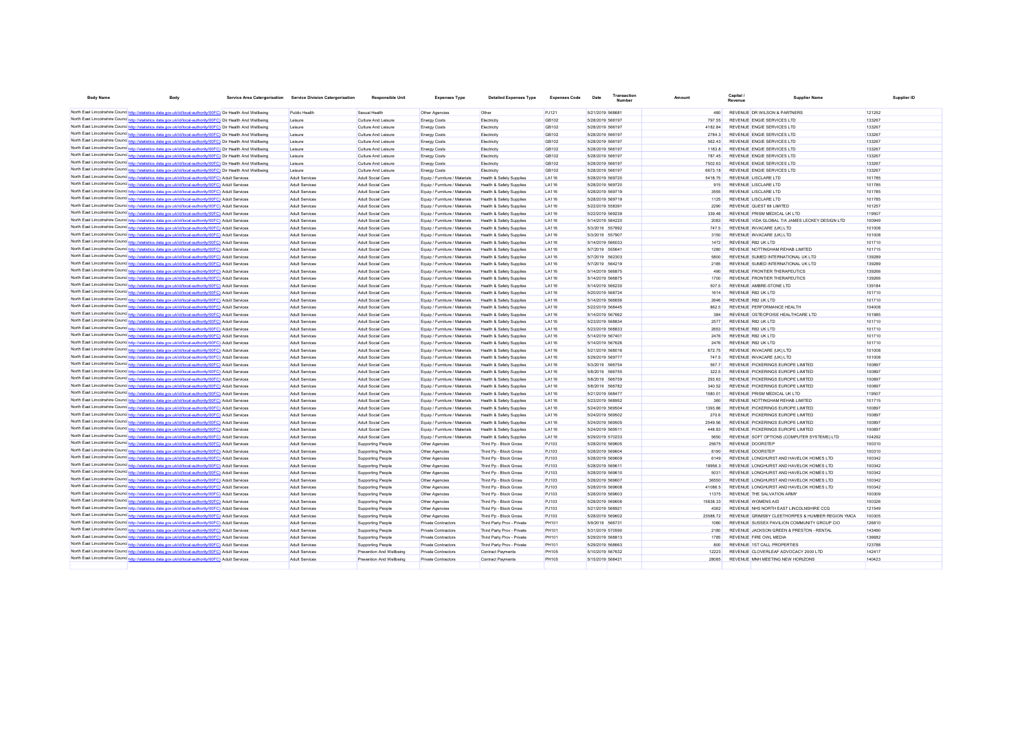| Body Name | Body | Service Area Catergorisation | Service Division Catergorisation | Responsible Unit | Expenses Type | Detailed Expenses Type | Expenses Code | Date | Transaction Number | Amount | Capital / Revenue | Supplier Name | Supplier ID |
|---|---|---|---|---|---|---|---|---|---|---|---|---|---|
| North East Lincolnshire Council | http://statistics.data.gov.uk/id/local-authority/00FC) | Dir Health And Wellbeing | Public Health | Sexual Health | Other Agencies | Other | PJ121 | 5/21/2019 | 568681 | 480 | REVENUE | DR WILSON & PARTNERS | 121252 |
| North East Lincolnshire Council | http://statistics.data.gov.uk/id/local-authority/00FC) | Dir Health And Wellbeing | Leisure | Culture And Leisure | Energy Costs | Electricity | GB102 | 5/28/2019 | 566197 | 797.55 | REVENUE | ENGIE SERVICES LTD | 133267 |
| North East Lincolnshire Council | http://statistics.data.gov.uk/id/local-authority/00FC) | Dir Health And Wellbeing | Leisure | Culture And Leisure | Energy Costs | Electricity | GB102 | 5/28/2019 | 566197 | 4182.84 | REVENUE | ENGIE SERVICES LTD | 133267 |
| North East Lincolnshire Council | http://statistics.data.gov.uk/id/local-authority/00FC) | Dir Health And Wellbeing | Leisure | Culture And Leisure | Energy Costs | Electricity | GB102 | 5/28/2019 | 566197 | 2764.3 | REVENUE | ENGIE SERVICES LTD | 133267 |
| North East Lincolnshire Council | http://statistics.data.gov.uk/id/local-authority/00FC) | Dir Health And Wellbeing | Leisure | Culture And Leisure | Energy Costs | Electricity | GB102 | 5/28/2019 | 566197 | 562.43 | REVENUE | ENGIE SERVICES LTD | 133267 |
| North East Lincolnshire Council | http://statistics.data.gov.uk/id/local-authority/00FC) | Dir Health And Wellbeing | Leisure | Culture And Leisure | Energy Costs | Electricity | GB102 | 5/28/2019 | 566197 | 1183.8 | REVENUE | ENGIE SERVICES LTD | 133267 |
| North East Lincolnshire Council | http://statistics.data.gov.uk/id/local-authority/00FC) | Dir Health And Wellbeing | Leisure | Culture And Leisure | Energy Costs | Electricity | GB102 | 5/28/2019 | 566197 | 787.45 | REVENUE | ENGIE SERVICES LTD | 133267 |
| North East Lincolnshire Council | http://statistics.data.gov.uk/id/local-authority/00FC) | Dir Health And Wellbeing | Leisure | Culture And Leisure | Energy Costs | Electricity | GB102 | 5/28/2019 | 566197 | 7502.63 | REVENUE | ENGIE SERVICES LTD | 133267 |
| North East Lincolnshire Council | http://statistics.data.gov.uk/id/local-authority/00FC) | Dir Health And Wellbeing | Leisure | Culture And Leisure | Energy Costs | Electricity | GB102 | 5/28/2019 | 566197 | 6673.18 | REVENUE | ENGIE SERVICES LTD | 133267 |
| North East Lincolnshire Council | http://statistics.data.gov.uk/id/local-authority/00FC) | Adult Services | Adult Services | Adult Social Care | Equip / Furniture / Materials | Health & Safety Supplies | LA116 | 5/28/2019 | 569720 | 5418.75 | REVENUE | LISCLARE LTD | 101785 |
| North East Lincolnshire Council | http://statistics.data.gov.uk/id/local-authority/00FC) | Adult Services | Adult Services | Adult Social Care | Equip / Furniture / Materials | Health & Safety Supplies | LA116 | 5/28/2019 | 569720 | 915 | REVENUE | LISCLARE LTD | 101785 |
| North East Lincolnshire Council | http://statistics.data.gov.uk/id/local-authority/00FC) | Adult Services | Adult Services | Adult Social Care | Equip / Furniture / Materials | Health & Safety Supplies | LA116 | 5/28/2019 | 569719 | 3555 | REVENUE | LISCLARE LTD | 101785 |
| North East Lincolnshire Council | http://statistics.data.gov.uk/id/local-authority/00FC) | Adult Services | Adult Services | Adult Social Care | Equip / Furniture / Materials | Health & Safety Supplies | LA116 | 5/28/2019 | 569719 | 1125 | REVENUE | LISCLARE LTD | 101785 |
| North East Lincolnshire Council | http://statistics.data.gov.uk/id/local-authority/00FC) | Adult Services | Adult Services | Adult Social Care | Equip / Furniture / Materials | Health & Safety Supplies | LA116 | 5/22/2019 | 558391 | 2290 | REVENUE | QUEST 88 LIMITED | 101257 |
| North East Lincolnshire Council | http://statistics.data.gov.uk/id/local-authority/00FC) | Adult Services | Adult Services | Adult Social Care | Equip / Furniture / Materials | Health & Safety Supplies | LA116 | 5/22/2019 | 569239 | 339.48 | REVENUE | PRISM MEDICAL UK LTD | 119507 |
| North East Lincolnshire Council | http://statistics.data.gov.uk/id/local-authority/00FC) | Adult Services | Adult Services | Adult Social Care | Equip / Furniture / Materials | Health & Safety Supplies | LA116 | 5/14/2019 | 564220 | 2083 | REVENUE | VIDA GLOBAL T/A JAMES LECKEY DESIGN LTD | 100949 |
| North East Lincolnshire Council | http://statistics.data.gov.uk/id/local-authority/00FC) | Adult Services | Adult Services | Adult Social Care | Equip / Furniture / Materials | Health & Safety Supplies | LA116 | 5/3/2019 | 557892 | 747.5 | REVENUE | INVACARE (UK) LTD | 101008 |
| North East Lincolnshire Council | http://statistics.data.gov.uk/id/local-authority/00FC) | Adult Services | Adult Services | Adult Social Care | Equip / Furniture / Materials | Health & Safety Supplies | LA116 | 5/3/2019 | 557907 | 3150 | REVENUE | INVACARE (UK) LTD | 101008 |
| North East Lincolnshire Council | http://statistics.data.gov.uk/id/local-authority/00FC) | Adult Services | Adult Services | Adult Social Care | Equip / Furniture / Materials | Health & Safety Supplies | LA116 | 5/14/2019 | 566033 | 1472 | REVENUE | R82 UK LTD | 101710 |
| North East Lincolnshire Council | http://statistics.data.gov.uk/id/local-authority/00FC) | Adult Services | Adult Services | Adult Social Care | Equip / Furniture / Materials | Health & Safety Supplies | LA116 | 5/7/2019 | 555641 | 1280 | REVENUE | NOTTINGHAM REHAB LIMITED | 101715 |
| North East Lincolnshire Council | http://statistics.data.gov.uk/id/local-authority/00FC) | Adult Services | Adult Services | Adult Social Care | Equip / Furniture / Materials | Health & Safety Supplies | LA116 | 5/7/2019 | 562303 | 5800 | REVENUE | SUMED INTERNATIONAL UK LTD | 139289 |
| North East Lincolnshire Council | http://statistics.data.gov.uk/id/local-authority/00FC) | Adult Services | Adult Services | Adult Social Care | Equip / Furniture / Materials | Health & Safety Supplies | LA116 | 5/7/2019 | 564219 | 2185 | REVENUE | SUMED INTERNATIONAL UK LTD | 139289 |
| North East Lincolnshire Council | http://statistics.data.gov.uk/id/local-authority/00FC) | Adult Services | Adult Services | Adult Social Care | Equip / Furniture / Materials | Health & Safety Supplies | LA116 | 5/14/2019 | 566875 | 490 | REVENUE | FRONTIER THERAPEUTICS | 139266 |
| North East Lincolnshire Council | http://statistics.data.gov.uk/id/local-authority/00FC) | Adult Services | Adult Services | Adult Social Care | Equip / Furniture / Materials | Health & Safety Supplies | LA116 | 5/14/2019 | 566875 | 1700 | REVENUE | FRONTIER THERAPEUTICS | 139266 |
| North East Lincolnshire Council | http://statistics.data.gov.uk/id/local-authority/00FC) | Adult Services | Adult Services | Adult Social Care | Equip / Furniture / Materials | Health & Safety Supplies | LA116 | 5/14/2019 | 566230 | 507.5 | REVENUE | AMBRE-STONE LTD | 139184 |
| North East Lincolnshire Council | http://statistics.data.gov.uk/id/local-authority/00FC) | Adult Services | Adult Services | Adult Social Care | Equip / Furniture / Materials | Health & Safety Supplies | LA116 | 5/20/2019 | 568724 | 1614 | REVENUE | R82 UK LTD | 101710 |
| North East Lincolnshire Council | http://statistics.data.gov.uk/id/local-authority/00FC) | Adult Services | Adult Services | Adult Social Care | Equip / Furniture / Materials | Health & Safety Supplies | LA116 | 5/14/2019 | 566656 | 2646 | REVENUE | R82 UK LTD | 101710 |
| North East Lincolnshire Council | http://statistics.data.gov.uk/id/local-authority/00FC) | Adult Services | Adult Services | Adult Social Care | Equip / Furniture / Materials | Health & Safety Supplies | LA116 | 5/22/2019 | 568445 | 862.5 | REVENUE | PERFORMANCE HEALTH | 104008 |
| North East Lincolnshire Council | http://statistics.data.gov.uk/id/local-authority/00FC) | Adult Services | Adult Services | Adult Social Care | Equip / Furniture / Materials | Health & Safety Supplies | LA116 | 5/14/2019 | 567662 | 384 | REVENUE | OSTEOPOISE HEALTHCARE LTD | 101985 |
| North East Lincolnshire Council | http://statistics.data.gov.uk/id/local-authority/00FC) | Adult Services | Adult Services | Adult Social Care | Equip / Furniture / Materials | Health & Safety Supplies | LA116 | 5/23/2019 | 568834 | 2577 | REVENUE | R82 UK LTD | 101710 |
| North East Lincolnshire Council | http://statistics.data.gov.uk/id/local-authority/00FC) | Adult Services | Adult Services | Adult Social Care | Equip / Furniture / Materials | Health & Safety Supplies | LA116 | 5/23/2019 | 568833 | 2653 | REVENUE | R82 UK LTD | 101710 |
| North East Lincolnshire Council | http://statistics.data.gov.uk/id/local-authority/00FC) | Adult Services | Adult Services | Adult Social Care | Equip / Furniture / Materials | Health & Safety Supplies | LA116 | 5/14/2019 | 567401 | 2476 | REVENUE | R82 UK LTD | 101710 |
| North East Lincolnshire Council | http://statistics.data.gov.uk/id/local-authority/00FC) | Adult Services | Adult Services | Adult Social Care | Equip / Furniture / Materials | Health & Safety Supplies | LA116 | 5/14/2019 | 567626 | 2476 | REVENUE | R82 UK LTD | 101710 |
| North East Lincolnshire Council | http://statistics.data.gov.uk/id/local-authority/00FC) | Adult Services | Adult Services | Adult Social Care | Equip / Furniture / Materials | Health & Safety Supplies | LA116 | 5/21/2019 | 568016 | 672.75 | REVENUE | INVACARE (UK) LTD | 101008 |
| North East Lincolnshire Council | http://statistics.data.gov.uk/id/local-authority/00FC) | Adult Services | Adult Services | Adult Social Care | Equip / Furniture / Materials | Health & Safety Supplies | LA116 | 5/29/2019 | 569777 | 747.5 | REVENUE | INVACARE (UK) LTD | 101008 |
| North East Lincolnshire Council | http://statistics.data.gov.uk/id/local-authority/00FC) | Adult Services | Adult Services | Adult Social Care | Equip / Furniture / Materials | Health & Safety Supplies | LA116 | 5/3/2019 | 566754 | 567.7 | REVENUE | PICKERINGS EUROPE LIMITED | 100897 |
| North East Lincolnshire Council | http://statistics.data.gov.uk/id/local-authority/00FC) | Adult Services | Adult Services | Adult Social Care | Equip / Furniture / Materials | Health & Safety Supplies | LA116 | 5/8/2019 | 566755 | 322.5 | REVENUE | PICKERINGS EUROPE LIMITED | 100897 |
| North East Lincolnshire Council | http://statistics.data.gov.uk/id/local-authority/00FC) | Adult Services | Adult Services | Adult Social Care | Equip / Furniture / Materials | Health & Safety Supplies | LA116 | 5/8/2019 | 566759 | 293.63 | REVENUE | PICKERINGS EUROPE LIMITED | 100897 |
| North East Lincolnshire Council | http://statistics.data.gov.uk/id/local-authority/00FC) | Adult Services | Adult Services | Adult Social Care | Equip / Furniture / Materials | Health & Safety Supplies | LA116 | 5/8/2019 | 566782 | 340.52 | REVENUE | PICKERINGS EUROPE LIMITED | 100897 |
| North East Lincolnshire Council | http://statistics.data.gov.uk/id/local-authority/00FC) | Adult Services | Adult Services | Adult Social Care | Equip / Furniture / Materials | Health & Safety Supplies | LA116 | 5/21/2019 | 568477 | 1580.01 | REVENUE | PRISM MEDICAL UK LTD | 119507 |
| North East Lincolnshire Council | http://statistics.data.gov.uk/id/local-authority/00FC) | Adult Services | Adult Services | Adult Social Care | Equip / Furniture / Materials | Health & Safety Supplies | LA116 | 5/23/2019 | 568952 | 360 | REVENUE | NOTTINGHAM REHAB LIMITED | 101715 |
| North East Lincolnshire Council | http://statistics.data.gov.uk/id/local-authority/00FC) | Adult Services | Adult Services | Adult Social Care | Equip / Furniture / Materials | Health & Safety Supplies | LA116 | 5/24/2019 | 569504 | 1393.86 | REVENUE | PICKERINGS EUROPE LIMITED | 100897 |
| North East Lincolnshire Council | http://statistics.data.gov.uk/id/local-authority/00FC) | Adult Services | Adult Services | Adult Social Care | Equip / Furniture / Materials | Health & Safety Supplies | LA116 | 5/24/2019 | 569502 | 270.6 | REVENUE | PICKERINGS EUROPE LIMITED | 100897 |
| North East Lincolnshire Council | http://statistics.data.gov.uk/id/local-authority/00FC) | Adult Services | Adult Services | Adult Social Care | Equip / Furniture / Materials | Health & Safety Supplies | LA116 | 5/24/2019 | 569505 | 2549.56 | REVENUE | PICKERINGS EUROPE LIMITED | 100897 |
| North East Lincolnshire Council | http://statistics.data.gov.uk/id/local-authority/00FC) | Adult Services | Adult Services | Adult Social Care | Equip / Furniture / Materials | Health & Safety Supplies | LA116 | 5/24/2019 | 569511 | 448.83 | REVENUE | PICKERINGS EUROPE LIMITED | 100897 |
| North East Lincolnshire Council | http://statistics.data.gov.uk/id/local-authority/00FC) | Adult Services | Adult Services | Adult Social Care | Equip / Furniture / Materials | Health & Safety Supplies | LA116 | 5/29/2019 | 570233 | 9650 | REVENUE | SOFT OPTIONS (COMPUTER SYSTEMS) LTD | 104292 |
| North East Lincolnshire Council | http://statistics.data.gov.uk/id/local-authority/00FC) | Adult Services | Adult Services | Supporting People | Other Agencies | Third Pp - Block Gross | PJ103 | 5/28/2019 | 569605 | 25675 | REVENUE | DOORSTEP | 100310 |
| North East Lincolnshire Council | http://statistics.data.gov.uk/id/local-authority/00FC) | Adult Services | Adult Services | Supporting People | Other Agencies | Third Pp - Block Gross | PJ103 | 5/28/2019 | 569604 | 8190 | REVENUE | DOORSTEP | 100310 |
| North East Lincolnshire Council | http://statistics.data.gov.uk/id/local-authority/00FC) | Adult Services | Adult Services | Supporting People | Other Agencies | Third Pp - Block Gross | PJ103 | 5/28/2019 | 569609 | 6149 | REVENUE | LONGHURST AND HAVELOK HOMES LTD | 100342 |
| North East Lincolnshire Council | http://statistics.data.gov.uk/id/local-authority/00FC) | Adult Services | Adult Services | Supporting People | Other Agencies | Third Pp - Block Gross | PJ103 | 5/28/2019 | 569611 | 19956.3 | REVENUE | LONGHURST AND HAVELOK HOMES LTD | 100342 |
| North East Lincolnshire Council | http://statistics.data.gov.uk/id/local-authority/00FC) | Adult Services | Adult Services | Supporting People | Other Agencies | Third Pp - Block Gross | PJ103 | 5/28/2019 | 569610 | 5031 | REVENUE | LONGHURST AND HAVELOK HOMES LTD | 100342 |
| North East Lincolnshire Council | http://statistics.data.gov.uk/id/local-authority/00FC) | Adult Services | Adult Services | Supporting People | Other Agencies | Third Pp - Block Gross | PJ103 | 5/28/2019 | 569607 | 36550 | REVENUE | LONGHURST AND HAVELOK HOMES LTD | 100342 |
| North East Lincolnshire Council | http://statistics.data.gov.uk/id/local-authority/00FC) | Adult Services | Adult Services | Supporting People | Other Agencies | Third Pp - Block Gross | PJ103 | 5/28/2019 | 569608 | 41086.5 | REVENUE | LONGHURST AND HAVELOK HOMES LTD | 100342 |
| North East Lincolnshire Council | http://statistics.data.gov.uk/id/local-authority/00FC) | Adult Services | Adult Services | Supporting People | Other Agencies | Third Pp - Block Gross | PJ103 | 5/28/2019 | 569603 | 11375 | REVENUE | THE SALVATION ARMY | 100309 |
| North East Lincolnshire Council | http://statistics.data.gov.uk/id/local-authority/00FC) | Adult Services | Adult Services | Supporting People | Other Agencies | Third Pp - Block Gross | PJ103 | 5/28/2019 | 569606 | 15838.33 | REVENUE | WOMENS AID | 100326 |
| North East Lincolnshire Council | http://statistics.data.gov.uk/id/local-authority/00FC) | Adult Services | Adult Services | Supporting People | Other Agencies | Third Pp - Block Gross | PJ103 | 5/21/2019 | 568921 | 4362 | REVENUE | NHS NORTH EAST LINCOLNSHIRE CCG | 121549 |
| North East Lincolnshire Council | http://statistics.data.gov.uk/id/local-authority/00FC) | Adult Services | Adult Services | Supporting People | Other Agencies | Third Pp - Block Gross | PJ103 | 5/28/2019 | 569602 | 23588.72 | REVENUE | GRIMSBY CLEETHORPES & HUMBER REGION YMCA | 100305 |
| North East Lincolnshire Council | http://statistics.data.gov.uk/id/local-authority/00FC) | Adult Services | Adult Services | Supporting People | Private Contractors | Third Party Prov - Private | PH101 | 5/9/2019 | 566731 | 1080 | REVENUE | SUSSEX PAVILION COMMUNITY GROUP CIO | 126810 |
| North East Lincolnshire Council | http://statistics.data.gov.uk/id/local-authority/00FC) | Adult Services | Adult Services | Supporting People | Private Contractors | Third Party Prov - Private | PH101 | 5/31/2019 | 570590 | 2180 | REVENUE | JACKSON GREEN & PRESTON - RENTAL | 143490 |
| North East Lincolnshire Council | http://statistics.data.gov.uk/id/local-authority/00FC) | Adult Services | Adult Services | Supporting People | Private Contractors | Third Party Prov - Private | PH101 | 5/29/2019 | 568813 | 1785 | REVENUE | FIRE OWL MEDIA | 136682 |
| North East Lincolnshire Council | http://statistics.data.gov.uk/id/local-authority/00FC) | Adult Services | Adult Services | Supporting People | Private Contractors | Third Party Prov - Private | PH101 | 5/29/2019 | 568663 | 800 | REVENUE | 1ST CALL PROPERTIES | 123788 |
| North East Lincolnshire Council | http://statistics.data.gov.uk/id/local-authority/00FC) | Adult Services | Adult Services | Prevention And Wellbeing | Private Contractors | Contract Payments | PH105 | 5/10/2019 | 567632 | 12223 | REVENUE | CLOVERLEAF ADVOCACY 2000 LTD | 142417 |
| North East Lincolnshire Council | http://statistics.data.gov.uk/id/local-authority/00FC) | Adult Services | Adult Services | Prevention And Wellbeing | Private Contractors | Contract Payments | PH105 | 5/15/2019 | 568421 | 28085 | REVENUE | MNH MEETING NEW HORIZONS | 140423 |